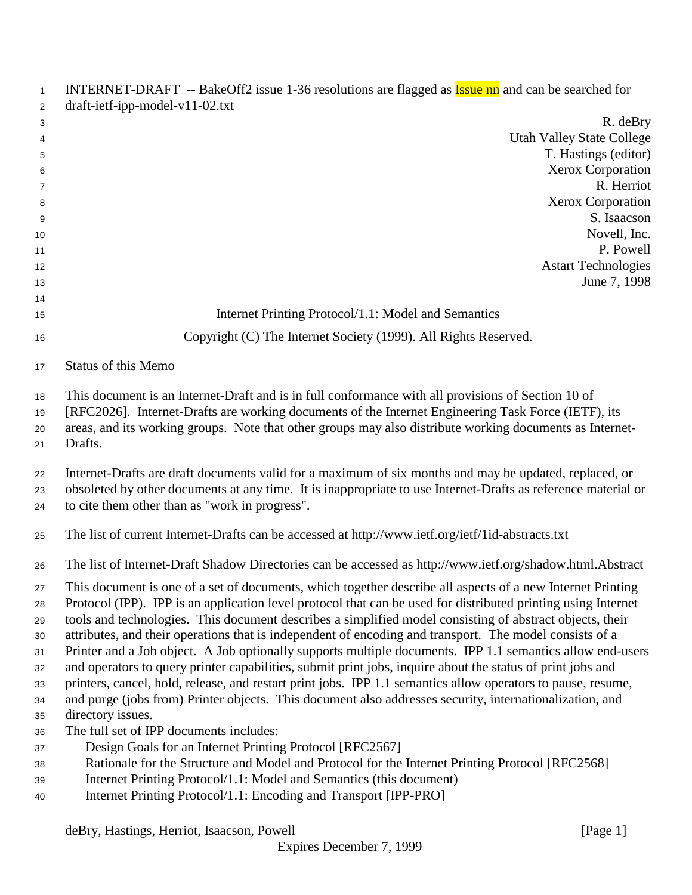INTERNET-DRAFT -- BakeOff2 issue 1-36 resolutions are flagged as Issue nn and can be searched for
draft-ietf-ipp-model-v11-02.txt

R. deBry
Utah Valley State College
T. Hastings (editor)
Xerox Corporation
R. Herriot
Xerox Corporation
S. Isaacson
Novell, Inc.
P. Powell
Astart Technologies
June 7, 1998

# Internet Printing Protocol/1.1: Model and Semantics

Copyright (C) The Internet Society (1999). All Rights Reserved.

## Status of this Memo

This document is an Internet-Draft and is in full conformance with all provisions of Section 10 of [RFC2026]. Internet-Drafts are working documents of the Internet Engineering Task Force (IETF), its areas, and its working groups. Note that other groups may also distribute working documents as Internet-Drafts.

Internet-Drafts are draft documents valid for a maximum of six months and may be updated, replaced, or obsoleted by other documents at any time. It is inappropriate to use Internet-Drafts as reference material or to cite them other than as "work in progress".

The list of current Internet-Drafts can be accessed at http://www.ietf.org/ietf/1id-abstracts.txt

The list of Internet-Draft Shadow Directories can be accessed as http://www.ietf.org/shadow.html.Abstract

This document is one of a set of documents, which together describe all aspects of a new Internet Printing Protocol (IPP). IPP is an application level protocol that can be used for distributed printing using Internet tools and technologies. This document describes a simplified model consisting of abstract objects, their attributes, and their operations that is independent of encoding and transport. The model consists of a Printer and a Job object. A Job optionally supports multiple documents. IPP 1.1 semantics allow end-users and operators to query printer capabilities, submit print jobs, inquire about the status of print jobs and printers, cancel, hold, release, and restart print jobs. IPP 1.1 semantics allow operators to pause, resume, and purge (jobs from) Printer objects. This document also addresses security, internationalization, and directory issues.

The full set of IPP documents includes:

- Design Goals for an Internet Printing Protocol [RFC2567]
- Rationale for the Structure and Model and Protocol for the Internet Printing Protocol [RFC2568]
- Internet Printing Protocol/1.1: Model and Semantics (this document)
- Internet Printing Protocol/1.1: Encoding and Transport [IPP-PRO]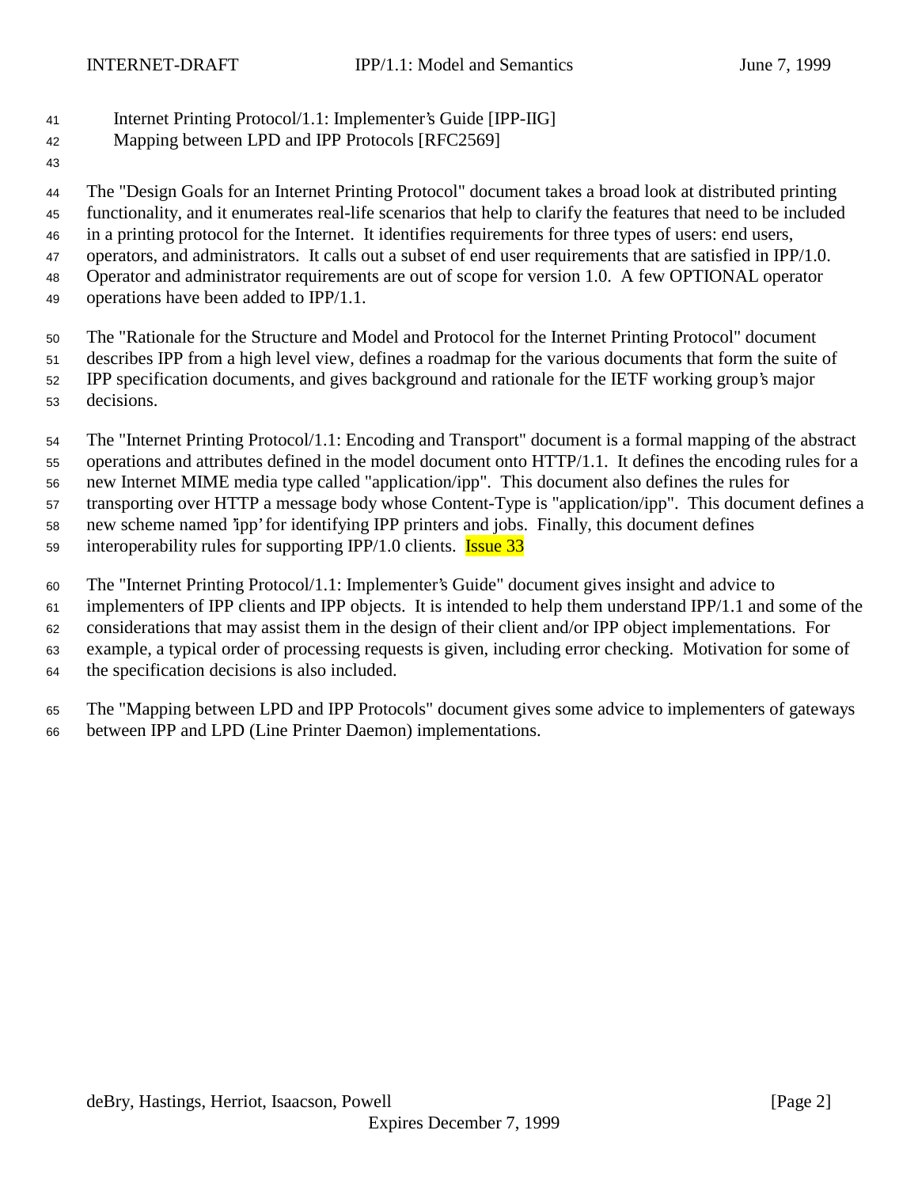Internet Printing Protocol/1.1: Implementer's Guide [IPP-IIG]
Mapping between LPD and IPP Protocols [RFC2569]

The "Design Goals for an Internet Printing Protocol" document takes a broad look at distributed printing functionality, and it enumerates real-life scenarios that help to clarify the features that need to be included in a printing protocol for the Internet. It identifies requirements for three types of users: end users, operators, and administrators. It calls out a subset of end user requirements that are satisfied in IPP/1.0. Operator and administrator requirements are out of scope for version 1.0. A few OPTIONAL operator operations have been added to IPP/1.1.

The "Rationale for the Structure and Model and Protocol for the Internet Printing Protocol" document describes IPP from a high level view, defines a roadmap for the various documents that form the suite of IPP specification documents, and gives background and rationale for the IETF working group's major decisions.

The "Internet Printing Protocol/1.1: Encoding and Transport" document is a formal mapping of the abstract operations and attributes defined in the model document onto HTTP/1.1. It defines the encoding rules for a new Internet MIME media type called "application/ipp". This document also defines the rules for transporting over HTTP a message body whose Content-Type is "application/ipp". This document defines a new scheme named 'ipp' for identifying IPP printers and jobs. Finally, this document defines interoperability rules for supporting IPP/1.0 clients. Issue 33

The "Internet Printing Protocol/1.1: Implementer's Guide" document gives insight and advice to implementers of IPP clients and IPP objects. It is intended to help them understand IPP/1.1 and some of the considerations that may assist them in the design of their client and/or IPP object implementations. For example, a typical order of processing requests is given, including error checking. Motivation for some of the specification decisions is also included.

The "Mapping between LPD and IPP Protocols" document gives some advice to implementers of gateways between IPP and LPD (Line Printer Daemon) implementations.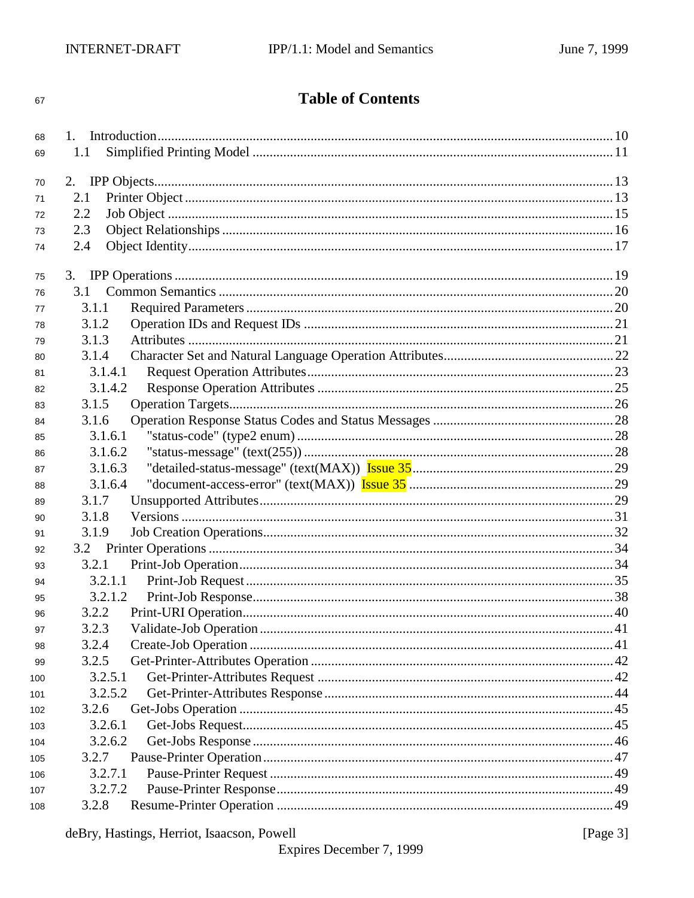# Table of Contents

1. Introduction ..... 10
   1.1 Simplified Printing Model ..... 11

2. IPP Objects ..... 13
   2.1 Printer Object ..... 13
   2.2 Job Object ..... 15
   2.3 Object Relationships ..... 16
   2.4 Object Identity ..... 17

3. IPP Operations ..... 19
   3.1 Common Semantics ..... 20
      3.1.1 Required Parameters ..... 20
      3.1.2 Operation IDs and Request IDs ..... 21
      3.1.3 Attributes ..... 21
      3.1.4 Character Set and Natural Language Operation Attributes ..... 22
         3.1.4.1 Request Operation Attributes ..... 23
         3.1.4.2 Response Operation Attributes ..... 25
      3.1.5 Operation Targets ..... 26
      3.1.6 Operation Response Status Codes and Status Messages ..... 28
         3.1.6.1 "status-code" (type2 enum) ..... 28
         3.1.6.2 "status-message" (text(255)) ..... 28
         3.1.6.3 "detailed-status-message" (text(MAX)) Issue 35 ..... 29
         3.1.6.4 "document-access-error" (text(MAX)) Issue 35 ..... 29
      3.1.7 Unsupported Attributes ..... 29
      3.1.8 Versions ..... 31
      3.1.9 Job Creation Operations ..... 32
   3.2 Printer Operations ..... 34
      3.2.1 Print-Job Operation ..... 34
         3.2.1.1 Print-Job Request ..... 35
         3.2.1.2 Print-Job Response ..... 38
      3.2.2 Print-URI Operation ..... 40
      3.2.3 Validate-Job Operation ..... 41
      3.2.4 Create-Job Operation ..... 41
      3.2.5 Get-Printer-Attributes Operation ..... 42
         3.2.5.1 Get-Printer-Attributes Request ..... 42
         3.2.5.2 Get-Printer-Attributes Response ..... 44
      3.2.6 Get-Jobs Operation ..... 45
         3.2.6.1 Get-Jobs Request ..... 45
         3.2.6.2 Get-Jobs Response ..... 46
      3.2.7 Pause-Printer Operation ..... 47
         3.2.7.1 Pause-Printer Request ..... 49
         3.2.7.2 Pause-Printer Response ..... 49
      3.2.8 Resume-Printer Operation ..... 49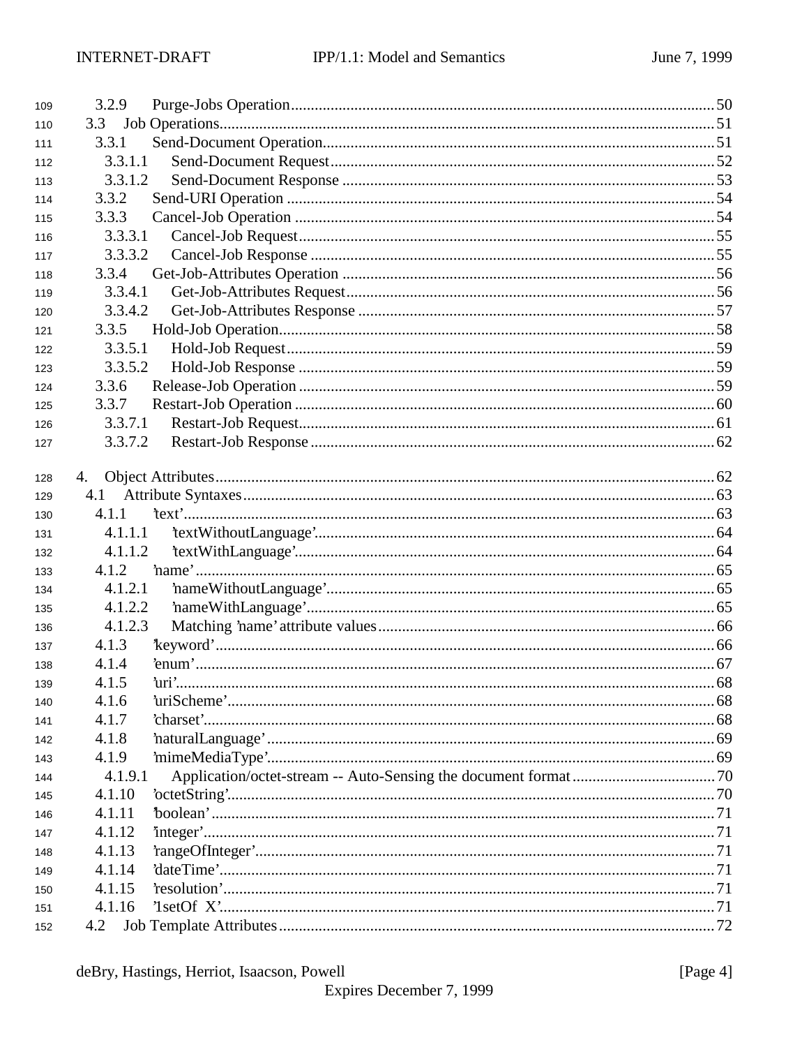3.2.9 Purge-Jobs Operation .......... 50
3.3 Job Operations .......... 51
3.3.1 Send-Document Operation .......... 51
3.3.1.1 Send-Document Request .......... 52
3.3.1.2 Send-Document Response .......... 53
3.3.2 Send-URI Operation .......... 54
3.3.3 Cancel-Job Operation .......... 54
3.3.3.1 Cancel-Job Request .......... 55
3.3.3.2 Cancel-Job Response .......... 55
3.3.4 Get-Job-Attributes Operation .......... 56
3.3.4.1 Get-Job-Attributes Request .......... 56
3.3.4.2 Get-Job-Attributes Response .......... 57
3.3.5 Hold-Job Operation .......... 58
3.3.5.1 Hold-Job Request .......... 59
3.3.5.2 Hold-Job Response .......... 59
3.3.6 Release-Job Operation .......... 59
3.3.7 Restart-Job Operation .......... 60
3.3.7.1 Restart-Job Request .......... 61
3.3.7.2 Restart-Job Response .......... 62

4. Object Attributes .......... 62
4.1 Attribute Syntaxes .......... 63
4.1.1 'text' .......... 63
4.1.1.1 'textWithoutLanguage' .......... 64
4.1.1.2 'textWithLanguage' .......... 64
4.1.2 'name' .......... 65
4.1.2.1 'nameWithoutLanguage' .......... 65
4.1.2.2 'nameWithLanguage' .......... 65
4.1.2.3 Matching 'name' attribute values .......... 66
4.1.3 'keyword' .......... 66
4.1.4 'enum' .......... 67
4.1.5 'uri' .......... 68
4.1.6 'uriScheme' .......... 68
4.1.7 'charset' .......... 68
4.1.8 'naturalLanguage' .......... 69
4.1.9 'mimeMediaType' .......... 69
4.1.9.1 Application/octet-stream -- Auto-Sensing the document format .......... 70
4.1.10 'octetString' .......... 70
4.1.11 'boolean' .......... 71
4.1.12 'integer' .......... 71
4.1.13 'rangeOfInteger' .......... 71
4.1.14 'dateTime' .......... 71
4.1.15 'resolution' .......... 71
4.1.16 '1setOf X' .......... 71
4.2 Job Template Attributes .......... 72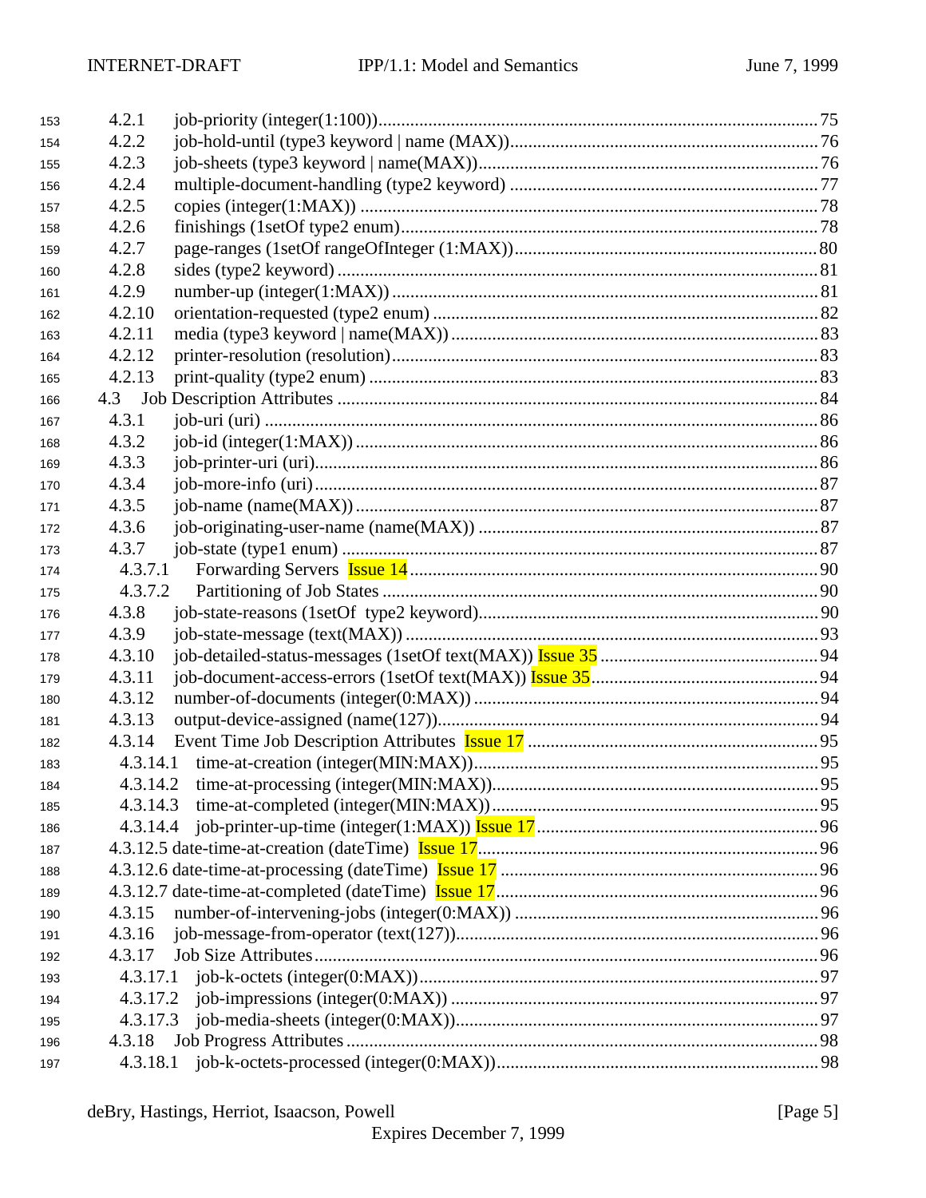4.2.1 job-priority (integer(1:100)) ........ 75
4.2.2 job-hold-until (type3 keyword | name (MAX)) ........ 76
4.2.3 job-sheets (type3 keyword | name(MAX)) ........ 76
4.2.4 multiple-document-handling (type2 keyword) ........ 77
4.2.5 copies (integer(1:MAX)) ........ 78
4.2.6 finishings (1setOf type2 enum) ........ 78
4.2.7 page-ranges (1setOf rangeOfInteger (1:MAX)) ........ 80
4.2.8 sides (type2 keyword) ........ 81
4.2.9 number-up (integer(1:MAX)) ........ 81
4.2.10 orientation-requested (type2 enum) ........ 82
4.2.11 media (type3 keyword | name(MAX)) ........ 83
4.2.12 printer-resolution (resolution) ........ 83
4.2.13 print-quality (type2 enum) ........ 83
4.3 Job Description Attributes ........ 84
4.3.1 job-uri (uri) ........ 86
4.3.2 job-id (integer(1:MAX)) ........ 86
4.3.3 job-printer-uri (uri) ........ 86
4.3.4 job-more-info (uri) ........ 87
4.3.5 job-name (name(MAX)) ........ 87
4.3.6 job-originating-user-name (name(MAX)) ........ 87
4.3.7 job-state (type1 enum) ........ 87
4.3.7.1 Forwarding Servers Issue 14 ........ 90
4.3.7.2 Partitioning of Job States ........ 90
4.3.8 job-state-reasons (1setOf type2 keyword) ........ 90
4.3.9 job-state-message (text(MAX)) ........ 93
4.3.10 job-detailed-status-messages (1setOf text(MAX)) Issue 35 ........ 94
4.3.11 job-document-access-errors (1setOf text(MAX)) Issue 35 ........ 94
4.3.12 number-of-documents (integer(0:MAX)) ........ 94
4.3.13 output-device-assigned (name(127)) ........ 94
4.3.14 Event Time Job Description Attributes Issue 17 ........ 95
4.3.14.1 time-at-creation (integer(MIN:MAX)) ........ 95
4.3.14.2 time-at-processing (integer(MIN:MAX)) ........ 95
4.3.14.3 time-at-completed (integer(MIN:MAX)) ........ 95
4.3.14.4 job-printer-up-time (integer(1:MAX)) Issue 17 ........ 96
4.3.12.5 date-time-at-creation (dateTime) Issue 17 ........ 96
4.3.12.6 date-time-at-processing (dateTime) Issue 17 ........ 96
4.3.12.7 date-time-at-completed (dateTime) Issue 17 ........ 96
4.3.15 number-of-intervening-jobs (integer(0:MAX)) ........ 96
4.3.16 job-message-from-operator (text(127)) ........ 96
4.3.17 Job Size Attributes ........ 96
4.3.17.1 job-k-octets (integer(0:MAX)) ........ 97
4.3.17.2 job-impressions (integer(0:MAX)) ........ 97
4.3.17.3 job-media-sheets (integer(0:MAX)) ........ 97
4.3.18 Job Progress Attributes ........ 98
4.3.18.1 job-k-octets-processed (integer(0:MAX)) ........ 98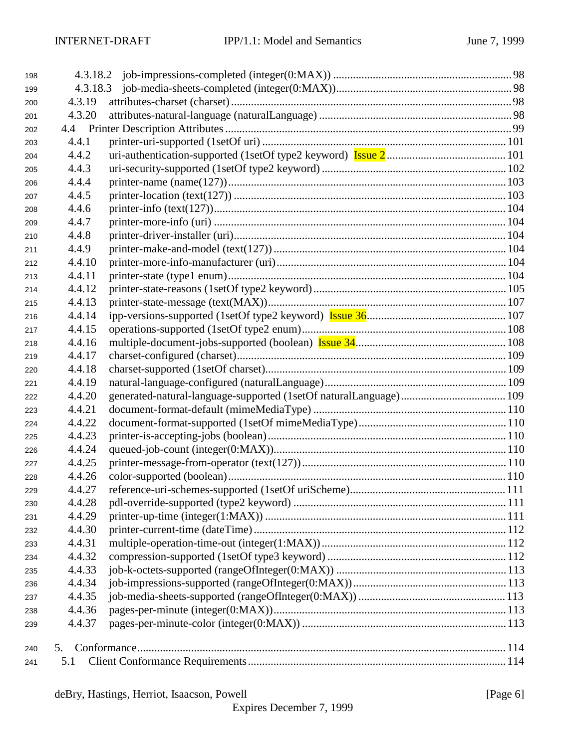4.3.18.2 job-impressions-completed (integer(0:MAX)) ....... 98
4.3.18.3 job-media-sheets-completed (integer(0:MAX)) ....... 98
4.3.19 attributes-charset (charset) ....... 98
4.3.20 attributes-natural-language (naturalLanguage) ....... 98
4.4 Printer Description Attributes ....... 99
4.4.1 printer-uri-supported (1setOf uri) ....... 101
4.4.2 uri-authentication-supported (1setOf type2 keyword) Issue 2 ....... 101
4.4.3 uri-security-supported (1setOf type2 keyword) ....... 102
4.4.4 printer-name (name(127)) ....... 103
4.4.5 printer-location (text(127)) ....... 103
4.4.6 printer-info (text(127)) ....... 104
4.4.7 printer-more-info (uri) ....... 104
4.4.8 printer-driver-installer (uri) ....... 104
4.4.9 printer-make-and-model (text(127)) ....... 104
4.4.10 printer-more-info-manufacturer (uri) ....... 104
4.4.11 printer-state (type1 enum) ....... 104
4.4.12 printer-state-reasons (1setOf type2 keyword) ....... 105
4.4.13 printer-state-message (text(MAX)) ....... 107
4.4.14 ipp-versions-supported (1setOf type2 keyword) Issue 36 ....... 107
4.4.15 operations-supported (1setOf type2 enum) ....... 108
4.4.16 multiple-document-jobs-supported (boolean) Issue 34 ....... 108
4.4.17 charset-configured (charset) ....... 109
4.4.18 charset-supported (1setOf charset) ....... 109
4.4.19 natural-language-configured (naturalLanguage) ....... 109
4.4.20 generated-natural-language-supported (1setOf naturalLanguage) ....... 109
4.4.21 document-format-default (mimeMediaType) ....... 110
4.4.22 document-format-supported (1setOf mimeMediaType) ....... 110
4.4.23 printer-is-accepting-jobs (boolean) ....... 110
4.4.24 queued-job-count (integer(0:MAX)) ....... 110
4.4.25 printer-message-from-operator (text(127)) ....... 110
4.4.26 color-supported (boolean) ....... 110
4.4.27 reference-uri-schemes-supported (1setOf uriScheme) ....... 111
4.4.28 pdl-override-supported (type2 keyword) ....... 111
4.4.29 printer-up-time (integer(1:MAX)) ....... 111
4.4.30 printer-current-time (dateTime) ....... 112
4.4.31 multiple-operation-time-out (integer(1:MAX)) ....... 112
4.4.32 compression-supported (1setOf type3 keyword) ....... 112
4.4.33 job-k-octets-supported (rangeOfInteger(0:MAX)) ....... 113
4.4.34 job-impressions-supported (rangeOfInteger(0:MAX)) ....... 113
4.4.35 job-media-sheets-supported (rangeOfInteger(0:MAX)) ....... 113
4.4.36 pages-per-minute (integer(0:MAX)) ....... 113
4.4.37 pages-per-minute-color (integer(0:MAX)) ....... 113

5. Conformance ....... 114
5.1 Client Conformance Requirements ....... 114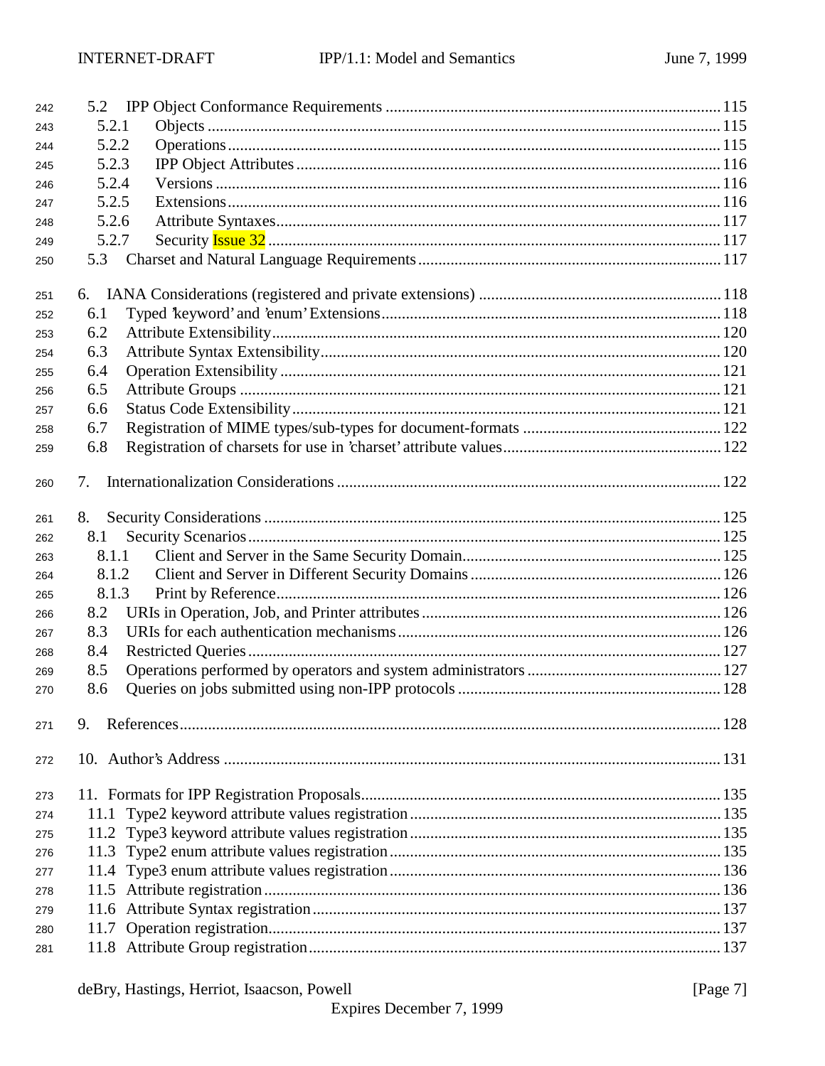5.2 IPP Object Conformance Requirements ..................................................................................115
  5.2.1 Objects ..............................................................................................................................115
  5.2.2 Operations..........................................................................................................................115
  5.2.3 IPP Object Attributes .........................................................................................................116
  5.2.4 Versions .............................................................................................................................116
  5.2.5 Extensions..........................................................................................................................116
  5.2.6 Attribute Syntaxes..............................................................................................................117
  5.2.7 Security Issue 32 ................................................................................................................117
5.3 Charset and Natural Language Requirements...........................................................................117

6. IANA Considerations (registered and private extensions) .............................................................118
  6.1 Typed 'keyword' and 'enum' Extensions....................................................................................118
  6.2 Attribute Extensibility...............................................................................................................120
  6.3 Attribute Syntax Extensibility...................................................................................................120
  6.4 Operation Extensibility .............................................................................................................121
  6.5 Attribute Groups .......................................................................................................................121
  6.6 Status Code Extensibility..........................................................................................................121
  6.7 Registration of MIME types/sub-types for document-formats .................................................122
  6.8 Registration of charsets for use in 'charset' attribute values......................................................122

7. Internationalization Considerations ...............................................................................................122

8. Security Considerations .................................................................................................................125
  8.1 Security Scenarios.....................................................................................................................125
    8.1.1 Client and Server in the Same Security Domain................................................................125
    8.1.2 Client and Server in Different Security Domains ..............................................................126
    8.1.3 Print by Reference..............................................................................................................126
  8.2 URIs in Operation, Job, and Printer attributes...........................................................................126
  8.3 URIs for each authentication mechanisms................................................................................126
  8.4 Restricted Queries.....................................................................................................................127
  8.5 Operations performed by operators and system administrators ................................................127
  8.6 Queries on jobs submitted using non-IPP protocols .................................................................128

9. References.....................................................................................................................................128

10. Author's Address ...........................................................................................................................131

11. Formats for IPP Registration Proposals.........................................................................................135
  11.1 Type2 keyword attribute values registration............................................................................135
  11.2 Type3 keyword attribute values registration............................................................................135
  11.3 Type2 enum attribute values registration.................................................................................135
  11.4 Type3 enum attribute values registration.................................................................................136
  11.5 Attribute registration................................................................................................................136
  11.6 Attribute Syntax registration.....................................................................................................137
  11.7 Operation registration...............................................................................................................137
  11.8 Attribute Group registration.....................................................................................................137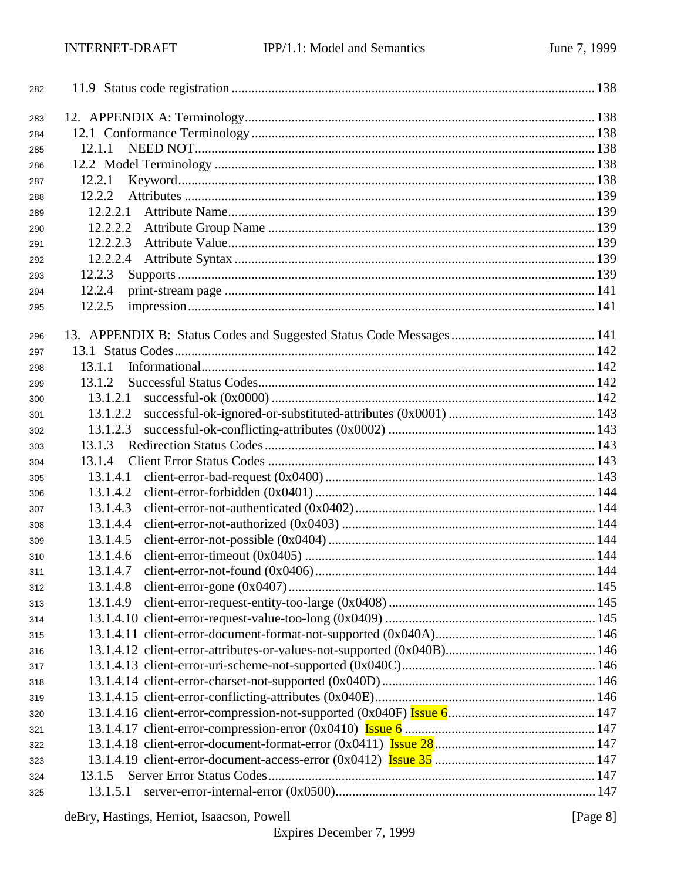11.9 Status code registration ........................................................................................................... 138

12. APPENDIX A: Terminology........................................................................................................ 138
- 12.1 Conformance Terminology ...................................................................................................... 138
  - 12.1.1 NEED NOT....................................................................................................................... 138
- 12.2 Model Terminology ................................................................................................................. 138
  - 12.2.1 Keyword............................................................................................................................ 138
  - 12.2.2 Attributes .......................................................................................................................... 139
    - 12.2.2.1 Attribute Name............................................................................................................. 139
    - 12.2.2.2 Attribute Group Name .................................................................................................. 139
    - 12.2.2.3 Attribute Value.............................................................................................................. 139
    - 12.2.2.4 Attribute Syntax ............................................................................................................ 139
  - 12.2.3 Supports ............................................................................................................................ 139
  - 12.2.4 print-stream page .............................................................................................................. 141
  - 12.2.5 impression......................................................................................................................... 141

13. APPENDIX B: Status Codes and Suggested Status Code Messages........................................... 141
- 13.1 Status Codes............................................................................................................................ 142
  - 13.1.1 Informational..................................................................................................................... 142
  - 13.1.2 Successful Status Codes..................................................................................................... 142
    - 13.1.2.1 successful-ok (0x0000) ................................................................................................. 142
    - 13.1.2.2 successful-ok-ignored-or-substituted-attributes (0x0001) ............................................ 143
    - 13.1.2.3 successful-ok-conflicting-attributes (0x0002) .............................................................. 143
  - 13.1.3 Redirection Status Codes................................................................................................... 143
  - 13.1.4 Client Error Status Codes .................................................................................................. 143
    - 13.1.4.1 client-error-bad-request (0x0400) ................................................................................. 143
    - 13.1.4.2 client-error-forbidden (0x0401) .................................................................................... 144
    - 13.1.4.3 client-error-not-authenticated (0x0402)........................................................................ 144
    - 13.1.4.4 client-error-not-authorized (0x0403) ............................................................................ 144
    - 13.1.4.5 client-error-not-possible (0x0404) ................................................................................ 144
    - 13.1.4.6 client-error-timeout (0x0405) ....................................................................................... 144
    - 13.1.4.7 client-error-not-found (0x0406).................................................................................... 144
    - 13.1.4.8 client-error-gone (0x0407)............................................................................................ 145
    - 13.1.4.9 client-error-request-entity-too-large (0x0408) .............................................................. 145
    - 13.1.4.10 client-error-request-value-too-long (0x0409) ............................................................... 145
    - 13.1.4.11 client-error-document-format-not-supported (0x040A)................................................ 146
    - 13.1.4.12 client-error-attributes-or-values-not-supported (0x040B)............................................. 146
    - 13.1.4.13 client-error-uri-scheme-not-supported (0x040C).......................................................... 146
    - 13.1.4.14 client-error-charset-not-supported (0x040D)................................................................ 146
    - 13.1.4.15 client-error-conflicting-attributes (0x040E).................................................................. 146
    - 13.1.4.16 client-error-compression-not-supported (0x040F) Issue 6............................................ 147
    - 13.1.4.17 client-error-compression-error (0x0410) Issue 6 ......................................................... 147
    - 13.1.4.18 client-error-document-format-error (0x0411) Issue 28................................................. 147
    - 13.1.4.19 client-error-document-access-error (0x0412) Issue 35 ................................................ 147
  - 13.1.5 Server Error Status Codes.................................................................................................. 147
    - 13.1.5.1 server-error-internal-error (0x0500).............................................................................. 147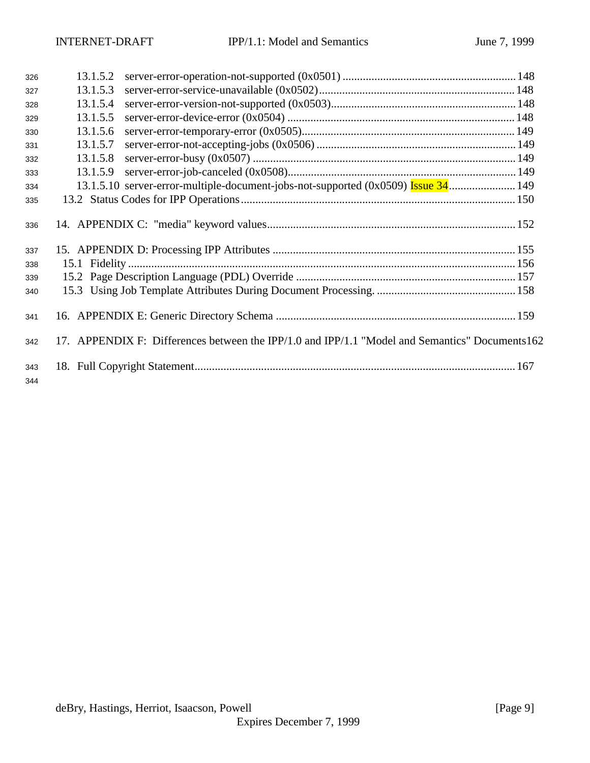13.1.5.2 server-error-operation-not-supported (0x0501) ........................................................... 148
13.1.5.3 server-error-service-unavailable (0x0502)................................................................... 148
13.1.5.4 server-error-version-not-supported (0x0503)................................................................ 148
13.1.5.5 server-error-device-error (0x0504) ............................................................................... 148
13.1.5.6 server-error-temporary-error (0x0505)........................................................................... 149
13.1.5.7 server-error-not-accepting-jobs (0x0506) ..................................................................... 149
13.1.5.8 server-error-busy (0x0507) ........................................................................................... 149
13.1.5.9 server-error-job-canceled (0x0508)............................................................................... 149
13.1.5.10 server-error-multiple-document-jobs-not-supported (0x0509) Issue 34....................... 149
13.2 Status Codes for IPP Operations............................................................................................... 150

14. APPENDIX C: "media" keyword values...................................................................................... 152

15. APPENDIX D: Processing IPP Attributes ................................................................................... 155
15.1 Fidelity ...................................................................................................................................... 156
15.2 Page Description Language (PDL) Override ............................................................................ 157
15.3 Using Job Template Attributes During Document Processing. ................................................ 158

16. APPENDIX E: Generic Directory Schema ................................................................................... 159

17. APPENDIX F: Differences between the IPP/1.0 and IPP/1.1 "Model and Semantics" Documents162

18. Full Copyright Statement............................................................................................................... 167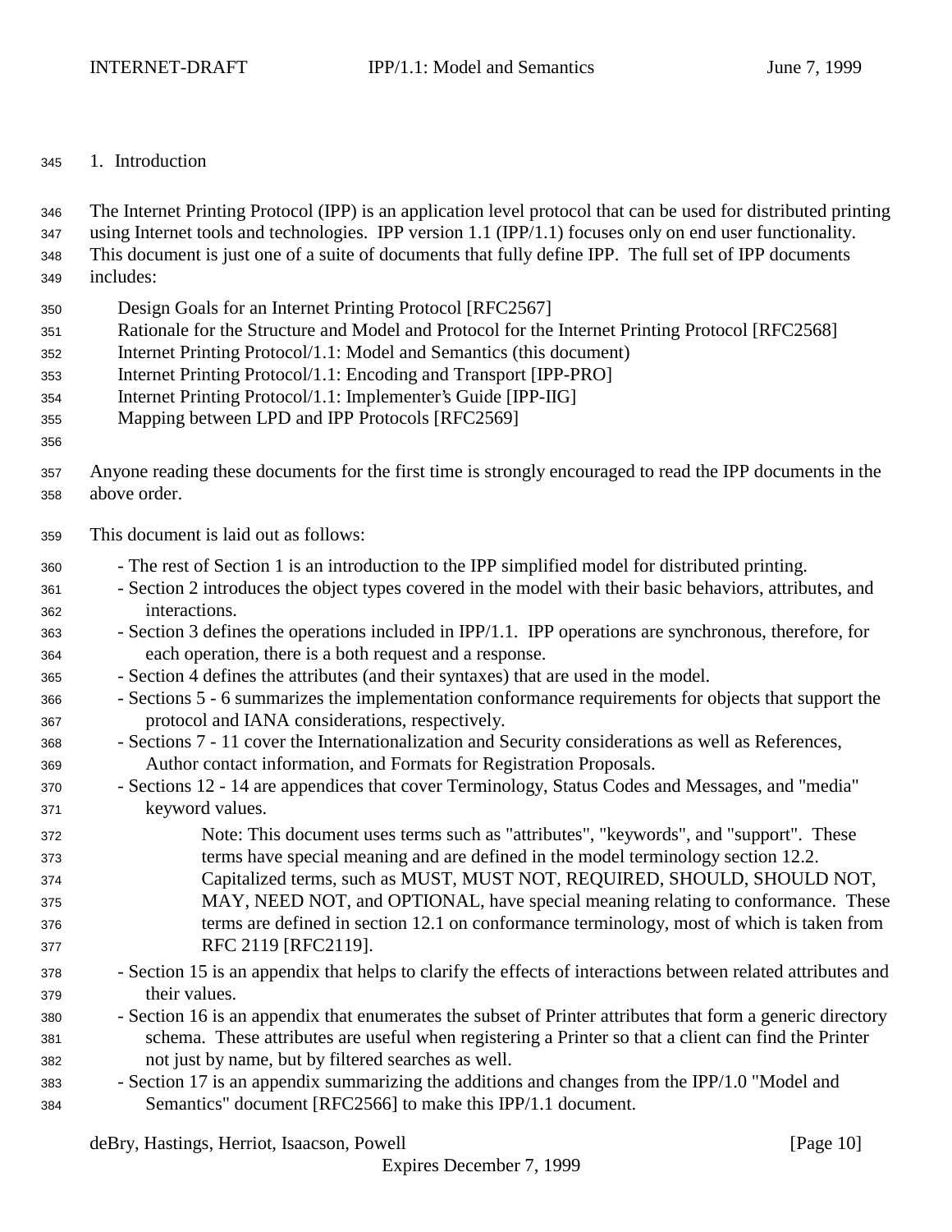# 1. Introduction

The Internet Printing Protocol (IPP) is an application level protocol that can be used for distributed printing using Internet tools and technologies. IPP version 1.1 (IPP/1.1) focuses only on end user functionality. This document is just one of a suite of documents that fully define IPP. The full set of IPP documents includes:

- Design Goals for an Internet Printing Protocol [RFC2567]
- Rationale for the Structure and Model and Protocol for the Internet Printing Protocol [RFC2568]
- Internet Printing Protocol/1.1: Model and Semantics (this document)
- Internet Printing Protocol/1.1: Encoding and Transport [IPP-PRO]
- Internet Printing Protocol/1.1: Implementer's Guide [IPP-IIG]
- Mapping between LPD and IPP Protocols [RFC2569]

Anyone reading these documents for the first time is strongly encouraged to read the IPP documents in the above order.

This document is laid out as follows:

- The rest of Section 1 is an introduction to the IPP simplified model for distributed printing.
- Section 2 introduces the object types covered in the model with their basic behaviors, attributes, and interactions.
- Section 3 defines the operations included in IPP/1.1. IPP operations are synchronous, therefore, for each operation, there is a both request and a response.
- Section 4 defines the attributes (and their syntaxes) that are used in the model.
- Sections 5 - 6 summarizes the implementation conformance requirements for objects that support the protocol and IANA considerations, respectively.
- Sections 7 - 11 cover the Internationalization and Security considerations as well as References, Author contact information, and Formats for Registration Proposals.
- Sections 12 - 14 are appendices that cover Terminology, Status Codes and Messages, and "media" keyword values.

  > Note: This document uses terms such as "attributes", "keywords", and "support". These terms have special meaning and are defined in the model terminology section 12.2. Capitalized terms, such as MUST, MUST NOT, REQUIRED, SHOULD, SHOULD NOT, MAY, NEED NOT, and OPTIONAL, have special meaning relating to conformance. These terms are defined in section 12.1 on conformance terminology, most of which is taken from RFC 2119 [RFC2119].

- Section 15 is an appendix that helps to clarify the effects of interactions between related attributes and their values.
- Section 16 is an appendix that enumerates the subset of Printer attributes that form a generic directory schema. These attributes are useful when registering a Printer so that a client can find the Printer not just by name, but by filtered searches as well.
- Section 17 is an appendix summarizing the additions and changes from the IPP/1.0 "Model and Semantics" document [RFC2566] to make this IPP/1.1 document.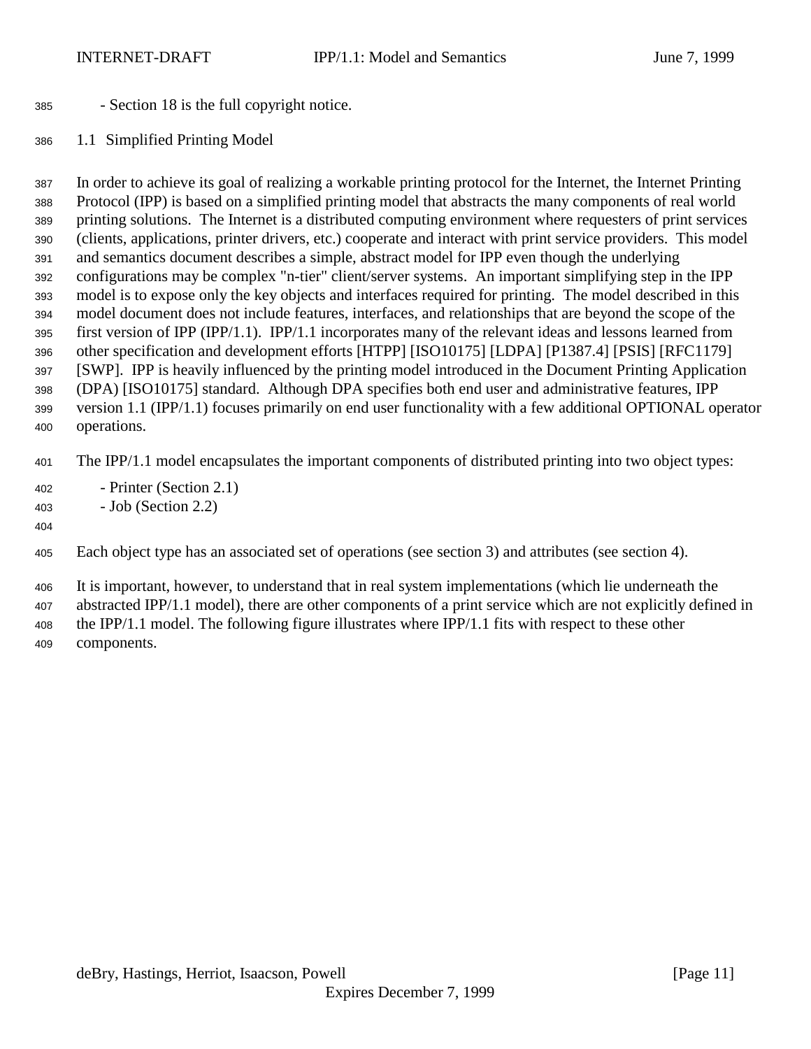- Section 18 is the full copyright notice.

## 1.1 Simplified Printing Model

In order to achieve its goal of realizing a workable printing protocol for the Internet, the Internet Printing Protocol (IPP) is based on a simplified printing model that abstracts the many components of real world printing solutions. The Internet is a distributed computing environment where requesters of print services (clients, applications, printer drivers, etc.) cooperate and interact with print service providers. This model and semantics document describes a simple, abstract model for IPP even though the underlying configurations may be complex "n-tier" client/server systems. An important simplifying step in the IPP model is to expose only the key objects and interfaces required for printing. The model described in this model document does not include features, interfaces, and relationships that are beyond the scope of the first version of IPP (IPP/1.1). IPP/1.1 incorporates many of the relevant ideas and lessons learned from other specification and development efforts [HTPP] [ISO10175] [LDPA] [P1387.4] [PSIS] [RFC1179] [SWP]. IPP is heavily influenced by the printing model introduced in the Document Printing Application (DPA) [ISO10175] standard. Although DPA specifies both end user and administrative features, IPP version 1.1 (IPP/1.1) focuses primarily on end user functionality with a few additional OPTIONAL operator operations.

The IPP/1.1 model encapsulates the important components of distributed printing into two object types:

- Printer (Section 2.1)
- Job (Section 2.2)

Each object type has an associated set of operations (see section 3) and attributes (see section 4).

It is important, however, to understand that in real system implementations (which lie underneath the abstracted IPP/1.1 model), there are other components of a print service which are not explicitly defined in the IPP/1.1 model. The following figure illustrates where IPP/1.1 fits with respect to these other components.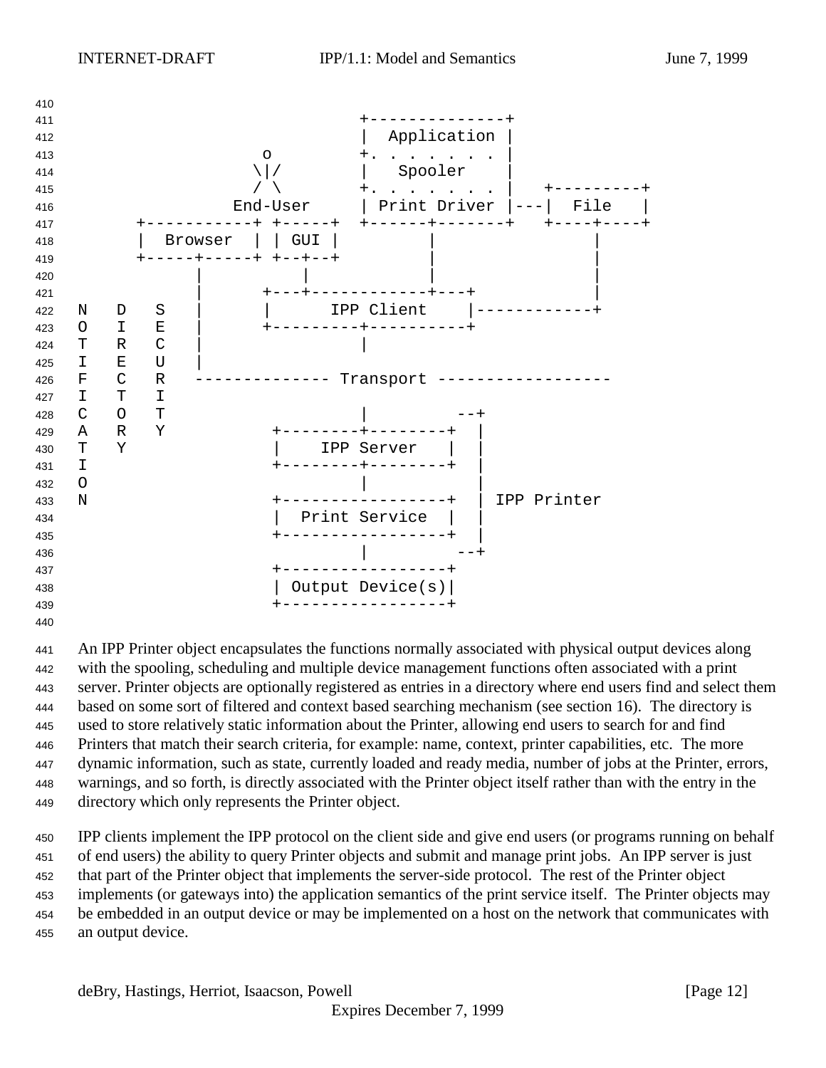```
                                      +--------------+
                                      |  Application |
                            o         +. . . . . . . |
                           \|/        |   Spooler    |
                           / \        +. . . . . . . |   +---------+
                         End-User     | Print Driver |---|  File   |
             +-----------+ +-----+    +------+-------+   +----+----+
             |  Browser  | | GUI |           |                |
             +-----+-----+ +--+--+           |                |
                   |          |              |                |
                   |       +---+------------+---+             |
      N   D   S    |       |      IPP Client    |------------+
      O   I   E    |       +---------+----------+
      T   R   C    |                 |
      I   E   U    |
      F   C   R   -------------- Transport ------------------
      I   T   I
      C   O   T                      |         --+
      A   R   Y            +--------+--------+   |
      T   Y                |    IPP Server   |   |
      I                    +--------+--------+   |
      O                             |            |
      N                    +-----------------+   | IPP Printer
                           |  Print Service  |   |
                           +-----------------+   |
                                    |          --+
                           +-----------------+
                           | Output Device(s)|
                           +-----------------+
```

An IPP Printer object encapsulates the functions normally associated with physical output devices along with the spooling, scheduling and multiple device management functions often associated with a print server. Printer objects are optionally registered as entries in a directory where end users find and select them based on some sort of filtered and context based searching mechanism (see section 16). The directory is used to store relatively static information about the Printer, allowing end users to search for and find Printers that match their search criteria, for example: name, context, printer capabilities, etc. The more dynamic information, such as state, currently loaded and ready media, number of jobs at the Printer, errors, warnings, and so forth, is directly associated with the Printer object itself rather than with the entry in the directory which only represents the Printer object.

IPP clients implement the IPP protocol on the client side and give end users (or programs running on behalf of end users) the ability to query Printer objects and submit and manage print jobs. An IPP server is just that part of the Printer object that implements the server-side protocol. The rest of the Printer object implements (or gateways into) the application semantics of the print service itself. The Printer objects may be embedded in an output device or may be implemented on a host on the network that communicates with an output device.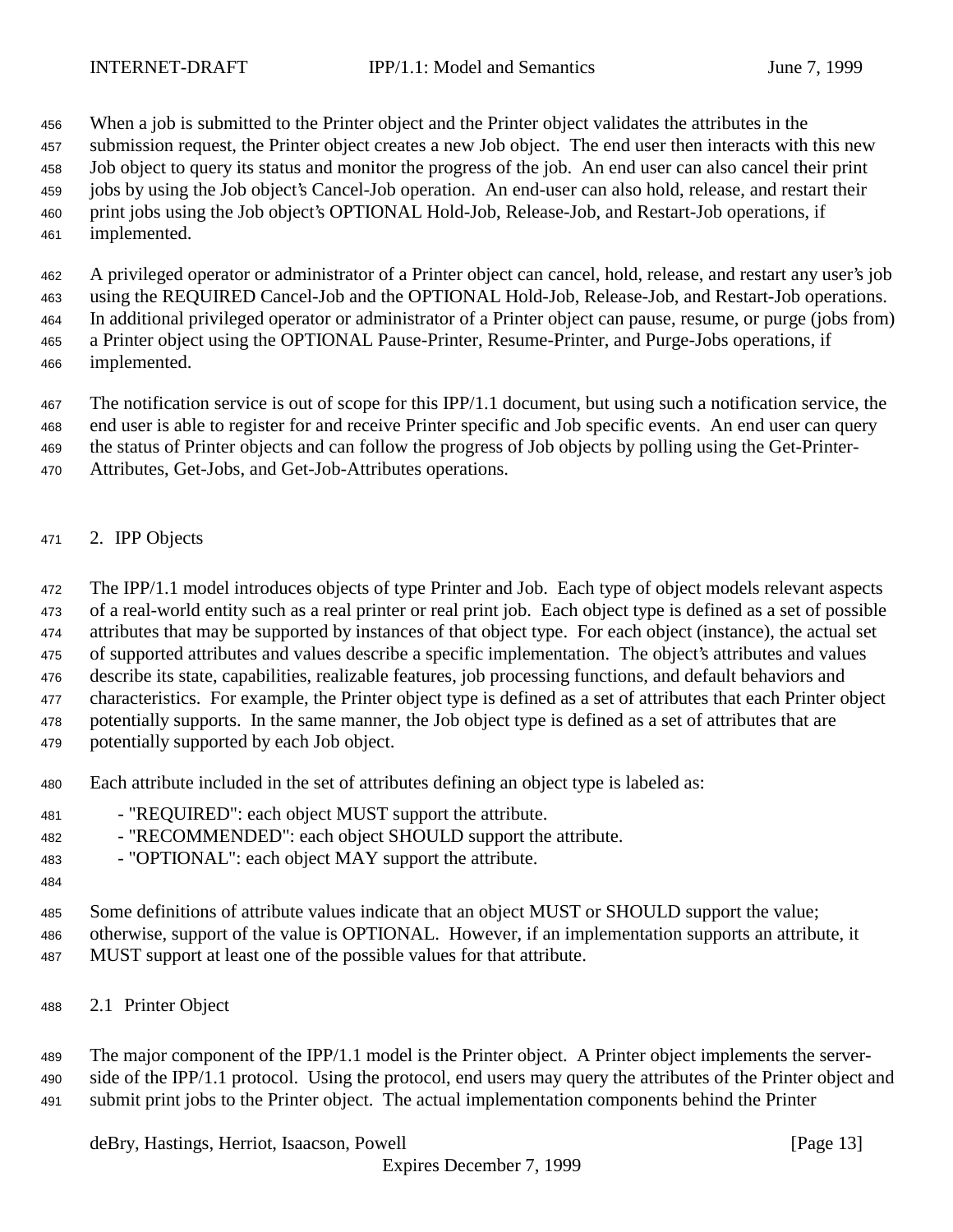When a job is submitted to the Printer object and the Printer object validates the attributes in the submission request, the Printer object creates a new Job object. The end user then interacts with this new Job object to query its status and monitor the progress of the job. An end user can also cancel their print jobs by using the Job object's Cancel-Job operation. An end-user can also hold, release, and restart their print jobs using the Job object's OPTIONAL Hold-Job, Release-Job, and Restart-Job operations, if implemented.

A privileged operator or administrator of a Printer object can cancel, hold, release, and restart any user's job using the REQUIRED Cancel-Job and the OPTIONAL Hold-Job, Release-Job, and Restart-Job operations. In additional privileged operator or administrator of a Printer object can pause, resume, or purge (jobs from) a Printer object using the OPTIONAL Pause-Printer, Resume-Printer, and Purge-Jobs operations, if implemented.

The notification service is out of scope for this IPP/1.1 document, but using such a notification service, the end user is able to register for and receive Printer specific and Job specific events. An end user can query the status of Printer objects and can follow the progress of Job objects by polling using the Get-Printer-Attributes, Get-Jobs, and Get-Job-Attributes operations.

## 2. IPP Objects

The IPP/1.1 model introduces objects of type Printer and Job. Each type of object models relevant aspects of a real-world entity such as a real printer or real print job. Each object type is defined as a set of possible attributes that may be supported by instances of that object type. For each object (instance), the actual set of supported attributes and values describe a specific implementation. The object's attributes and values describe its state, capabilities, realizable features, job processing functions, and default behaviors and characteristics. For example, the Printer object type is defined as a set of attributes that each Printer object potentially supports. In the same manner, the Job object type is defined as a set of attributes that are potentially supported by each Job object.

Each attribute included in the set of attributes defining an object type is labeled as:

- "REQUIRED": each object MUST support the attribute.
- "RECOMMENDED": each object SHOULD support the attribute.
- "OPTIONAL": each object MAY support the attribute.

Some definitions of attribute values indicate that an object MUST or SHOULD support the value; otherwise, support of the value is OPTIONAL. However, if an implementation supports an attribute, it MUST support at least one of the possible values for that attribute.

### 2.1 Printer Object

The major component of the IPP/1.1 model is the Printer object. A Printer object implements the server-side of the IPP/1.1 protocol. Using the protocol, end users may query the attributes of the Printer object and submit print jobs to the Printer object. The actual implementation components behind the Printer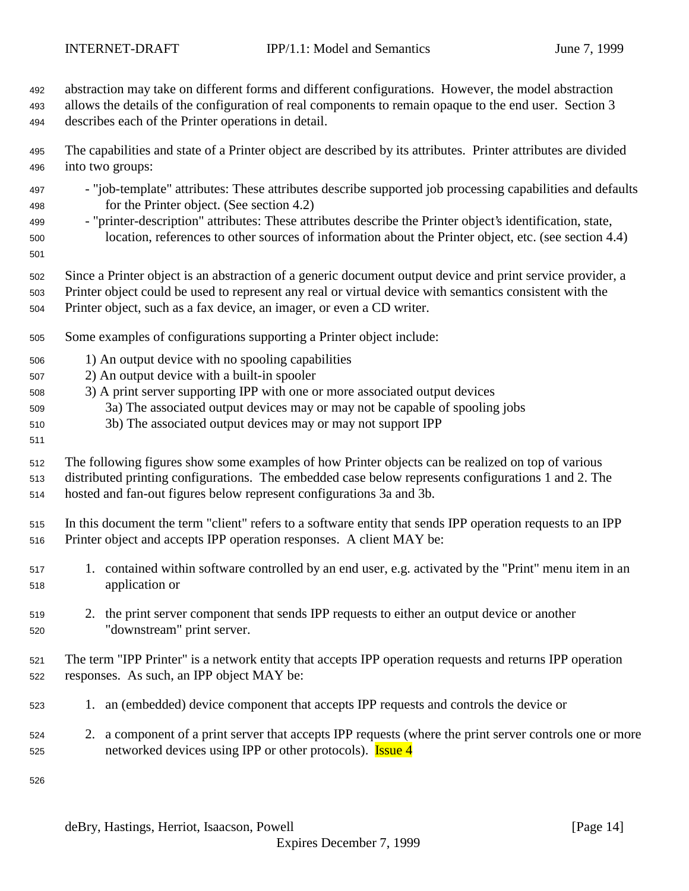abstraction may take on different forms and different configurations. However, the model abstraction allows the details of the configuration of real components to remain opaque to the end user. Section 3 describes each of the Printer operations in detail.

The capabilities and state of a Printer object are described by its attributes. Printer attributes are divided into two groups:

- "job-template" attributes: These attributes describe supported job processing capabilities and defaults for the Printer object. (See section 4.2)
- "printer-description" attributes: These attributes describe the Printer object's identification, state, location, references to other sources of information about the Printer object, etc. (see section 4.4)

Since a Printer object is an abstraction of a generic document output device and print service provider, a Printer object could be used to represent any real or virtual device with semantics consistent with the Printer object, such as a fax device, an imager, or even a CD writer.

Some examples of configurations supporting a Printer object include:

1) An output device with no spooling capabilities
2) An output device with a built-in spooler
3) A print server supporting IPP with one or more associated output devices
   3a) The associated output devices may or may not be capable of spooling jobs
   3b) The associated output devices may or may not support IPP

The following figures show some examples of how Printer objects can be realized on top of various distributed printing configurations. The embedded case below represents configurations 1 and 2. The hosted and fan-out figures below represent configurations 3a and 3b.

In this document the term "client" refers to a software entity that sends IPP operation requests to an IPP Printer object and accepts IPP operation responses. A client MAY be:

1. contained within software controlled by an end user, e.g. activated by the "Print" menu item in an application or

2. the print server component that sends IPP requests to either an output device or another "downstream" print server.

The term "IPP Printer" is a network entity that accepts IPP operation requests and returns IPP operation responses. As such, an IPP object MAY be:

1. an (embedded) device component that accepts IPP requests and controls the device or

2. a component of a print server that accepts IPP requests (where the print server controls one or more networked devices using IPP or other protocols). Issue 4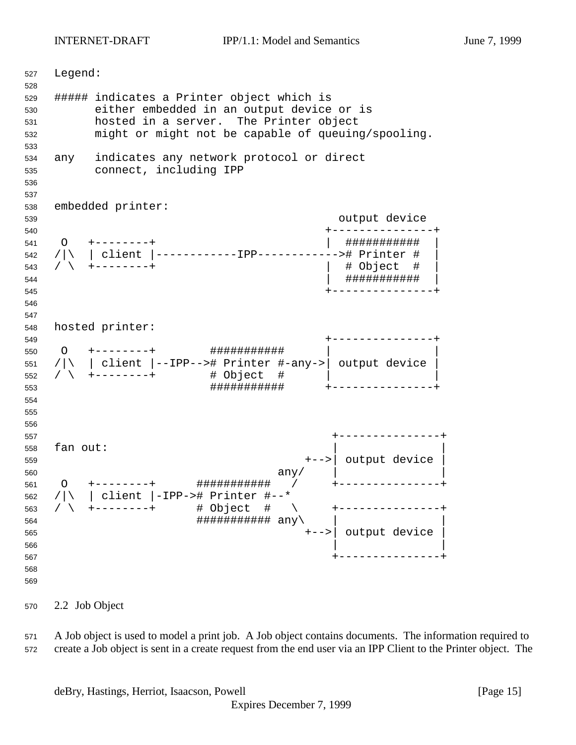```
Legend:

##### indicates a Printer object which is
      either embedded in an output device or is
      hosted in a server.  The Printer object
      might or might not be capable of queuing/spooling.

any   indicates any network protocol or direct
      connect, including IPP


embedded printer:
                                          output device
                                        +---------------+
 O   +--------+                         |  ###########  |
/|\  | client |------------IPP------------># Printer #  |
/ \  +--------+                         |  # Object  #  |
                                        |  ###########  |
                                        +---------------+


hosted printer:
                                        +---------------+
 O   +--------+        ###########      |               |
/|\  | client |--IPP--># Printer #-any->| output device |
/ \  +--------+        # Object  #      |               |
                       ###########      +---------------+



                                         +---------------+
fan out:                                 |               |
                                     +-->| output device |
                                 any/    |               |
 O   +--------+      ###########   /     +---------------+
/|\  | client |-IPP-># Printer #--*
/ \  +--------+      # Object  #   \     +---------------+
                     ########### any\    |               |
                                     +-->| output device |
                                         |               |
                                         +---------------+
```

## 2.2 Job Object

A Job object is used to model a print job. A Job object contains documents. The information required to create a Job object is sent in a create request from the end user via an IPP Client to the Printer object. The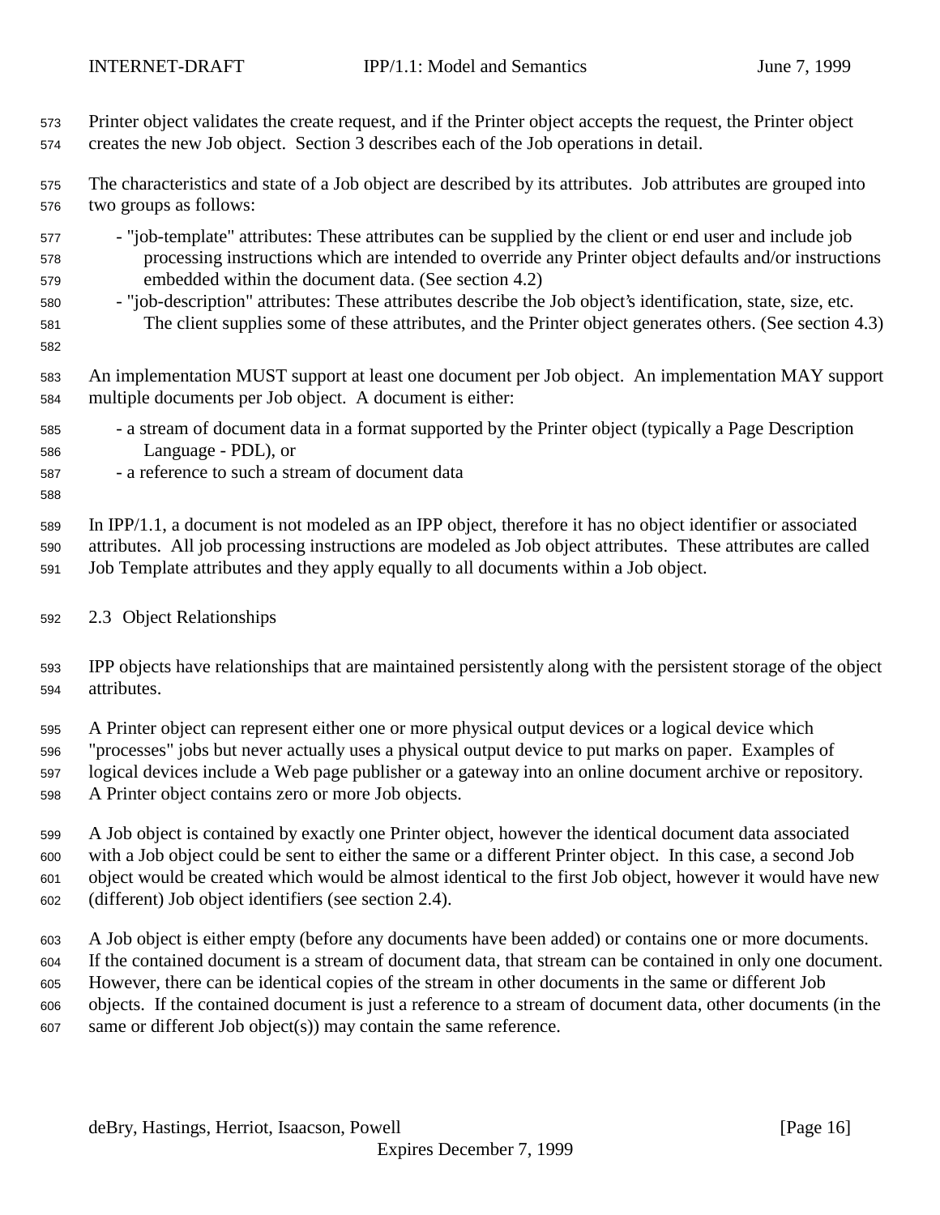Printer object validates the create request, and if the Printer object accepts the request, the Printer object creates the new Job object. Section 3 describes each of the Job operations in detail.

The characteristics and state of a Job object are described by its attributes. Job attributes are grouped into two groups as follows:

- "job-template" attributes: These attributes can be supplied by the client or end user and include job processing instructions which are intended to override any Printer object defaults and/or instructions embedded within the document data. (See section 4.2)
- "job-description" attributes: These attributes describe the Job object's identification, state, size, etc. The client supplies some of these attributes, and the Printer object generates others. (See section 4.3)

An implementation MUST support at least one document per Job object. An implementation MAY support multiple documents per Job object. A document is either:

- a stream of document data in a format supported by the Printer object (typically a Page Description Language - PDL), or
- a reference to such a stream of document data

In IPP/1.1, a document is not modeled as an IPP object, therefore it has no object identifier or associated attributes. All job processing instructions are modeled as Job object attributes. These attributes are called Job Template attributes and they apply equally to all documents within a Job object.

## 2.3 Object Relationships

IPP objects have relationships that are maintained persistently along with the persistent storage of the object attributes.

A Printer object can represent either one or more physical output devices or a logical device which "processes" jobs but never actually uses a physical output device to put marks on paper. Examples of logical devices include a Web page publisher or a gateway into an online document archive or repository. A Printer object contains zero or more Job objects.

A Job object is contained by exactly one Printer object, however the identical document data associated with a Job object could be sent to either the same or a different Printer object. In this case, a second Job object would be created which would be almost identical to the first Job object, however it would have new (different) Job object identifiers (see section 2.4).

A Job object is either empty (before any documents have been added) or contains one or more documents. If the contained document is a stream of document data, that stream can be contained in only one document. However, there can be identical copies of the stream in other documents in the same or different Job objects. If the contained document is just a reference to a stream of document data, other documents (in the same or different Job object(s)) may contain the same reference.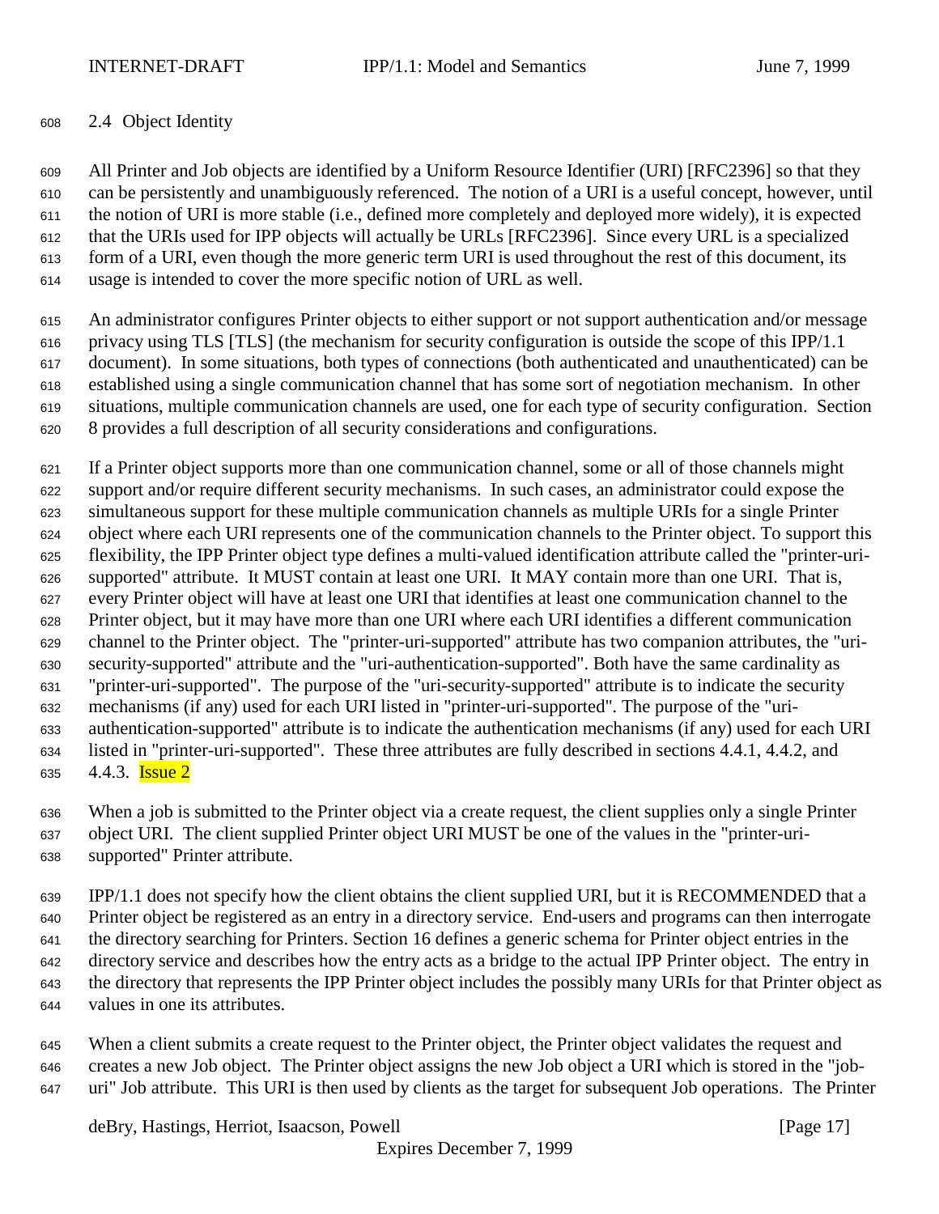## 2.4 Object Identity

All Printer and Job objects are identified by a Uniform Resource Identifier (URI) [RFC2396] so that they can be persistently and unambiguously referenced. The notion of a URI is a useful concept, however, until the notion of URI is more stable (i.e., defined more completely and deployed more widely), it is expected that the URIs used for IPP objects will actually be URLs [RFC2396]. Since every URL is a specialized form of a URI, even though the more generic term URI is used throughout the rest of this document, its usage is intended to cover the more specific notion of URL as well.

An administrator configures Printer objects to either support or not support authentication and/or message privacy using TLS [TLS] (the mechanism for security configuration is outside the scope of this IPP/1.1 document). In some situations, both types of connections (both authenticated and unauthenticated) can be established using a single communication channel that has some sort of negotiation mechanism. In other situations, multiple communication channels are used, one for each type of security configuration. Section 8 provides a full description of all security considerations and configurations.

If a Printer object supports more than one communication channel, some or all of those channels might support and/or require different security mechanisms. In such cases, an administrator could expose the simultaneous support for these multiple communication channels as multiple URIs for a single Printer object where each URI represents one of the communication channels to the Printer object. To support this flexibility, the IPP Printer object type defines a multi-valued identification attribute called the "printer-uri-supported" attribute. It MUST contain at least one URI. It MAY contain more than one URI. That is, every Printer object will have at least one URI that identifies at least one communication channel to the Printer object, but it may have more than one URI where each URI identifies a different communication channel to the Printer object. The "printer-uri-supported" attribute has two companion attributes, the "uri-security-supported" attribute and the "uri-authentication-supported". Both have the same cardinality as "printer-uri-supported". The purpose of the "uri-security-supported" attribute is to indicate the security mechanisms (if any) used for each URI listed in "printer-uri-supported". The purpose of the "uri-authentication-supported" attribute is to indicate the authentication mechanisms (if any) used for each URI listed in "printer-uri-supported". These three attributes are fully described in sections 4.4.1, 4.4.2, and 4.4.3. Issue 2

When a job is submitted to the Printer object via a create request, the client supplies only a single Printer object URI. The client supplied Printer object URI MUST be one of the values in the "printer-uri-supported" Printer attribute.

IPP/1.1 does not specify how the client obtains the client supplied URI, but it is RECOMMENDED that a Printer object be registered as an entry in a directory service. End-users and programs can then interrogate the directory searching for Printers. Section 16 defines a generic schema for Printer object entries in the directory service and describes how the entry acts as a bridge to the actual IPP Printer object. The entry in the directory that represents the IPP Printer object includes the possibly many URIs for that Printer object as values in one its attributes.

When a client submits a create request to the Printer object, the Printer object validates the request and creates a new Job object. The Printer object assigns the new Job object a URI which is stored in the "job-uri" Job attribute. This URI is then used by clients as the target for subsequent Job operations. The Printer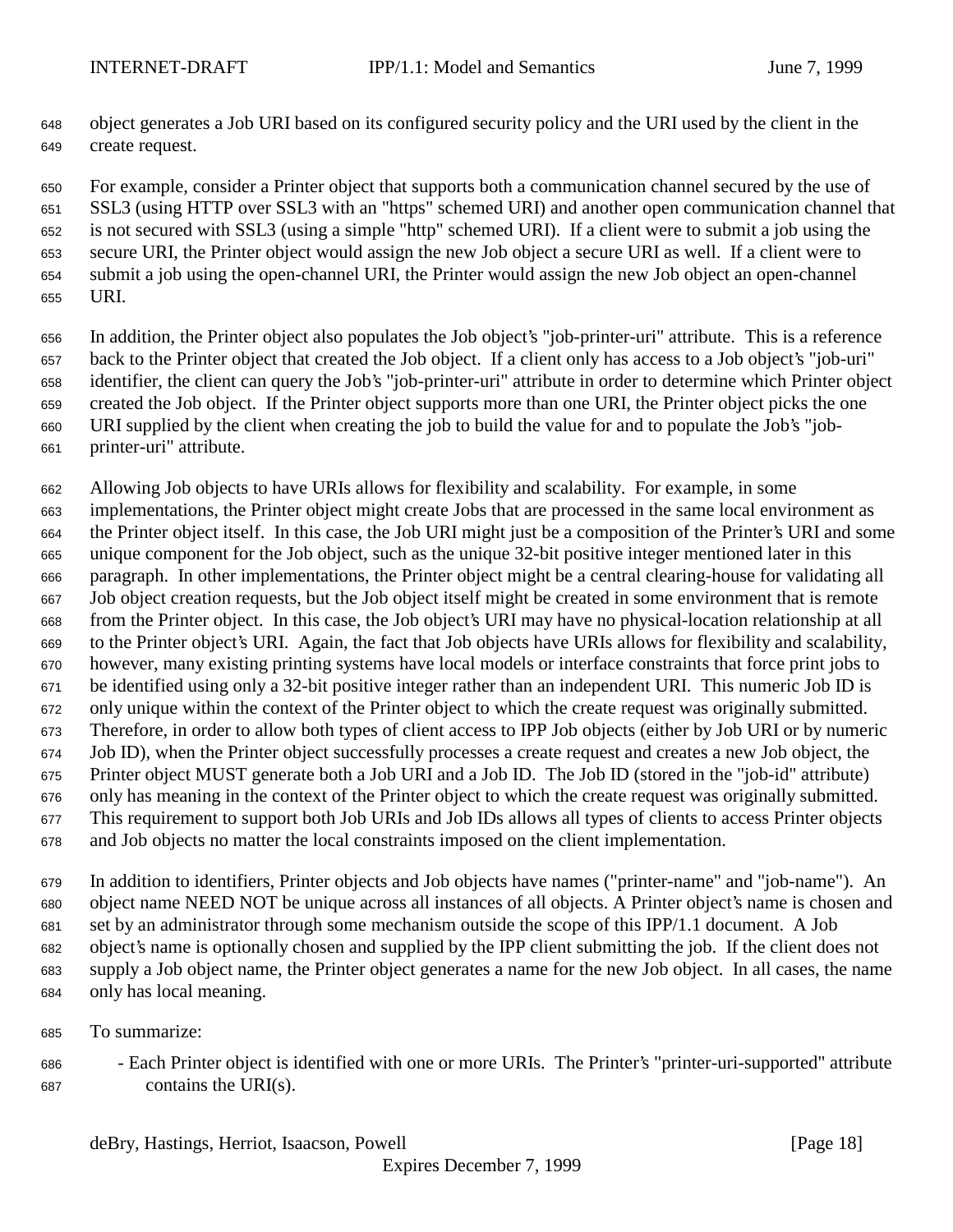object generates a Job URI based on its configured security policy and the URI used by the client in the create request.

For example, consider a Printer object that supports both a communication channel secured by the use of SSL3 (using HTTP over SSL3 with an "https" schemed URI) and another open communication channel that is not secured with SSL3 (using a simple "http" schemed URI). If a client were to submit a job using the secure URI, the Printer object would assign the new Job object a secure URI as well. If a client were to submit a job using the open-channel URI, the Printer would assign the new Job object an open-channel URI.

In addition, the Printer object also populates the Job object's "job-printer-uri" attribute. This is a reference back to the Printer object that created the Job object. If a client only has access to a Job object's "job-uri" identifier, the client can query the Job's "job-printer-uri" attribute in order to determine which Printer object created the Job object. If the Printer object supports more than one URI, the Printer object picks the one URI supplied by the client when creating the job to build the value for and to populate the Job's "job-printer-uri" attribute.

Allowing Job objects to have URIs allows for flexibility and scalability. For example, in some implementations, the Printer object might create Jobs that are processed in the same local environment as the Printer object itself. In this case, the Job URI might just be a composition of the Printer's URI and some unique component for the Job object, such as the unique 32-bit positive integer mentioned later in this paragraph. In other implementations, the Printer object might be a central clearing-house for validating all Job object creation requests, but the Job object itself might be created in some environment that is remote from the Printer object. In this case, the Job object's URI may have no physical-location relationship at all to the Printer object's URI. Again, the fact that Job objects have URIs allows for flexibility and scalability, however, many existing printing systems have local models or interface constraints that force print jobs to be identified using only a 32-bit positive integer rather than an independent URI. This numeric Job ID is only unique within the context of the Printer object to which the create request was originally submitted. Therefore, in order to allow both types of client access to IPP Job objects (either by Job URI or by numeric Job ID), when the Printer object successfully processes a create request and creates a new Job object, the Printer object MUST generate both a Job URI and a Job ID. The Job ID (stored in the "job-id" attribute) only has meaning in the context of the Printer object to which the create request was originally submitted. This requirement to support both Job URIs and Job IDs allows all types of clients to access Printer objects and Job objects no matter the local constraints imposed on the client implementation.

In addition to identifiers, Printer objects and Job objects have names ("printer-name" and "job-name"). An object name NEED NOT be unique across all instances of all objects. A Printer object's name is chosen and set by an administrator through some mechanism outside the scope of this IPP/1.1 document. A Job object's name is optionally chosen and supplied by the IPP client submitting the job. If the client does not supply a Job object name, the Printer object generates a name for the new Job object. In all cases, the name only has local meaning.

To summarize:

- Each Printer object is identified with one or more URIs. The Printer's "printer-uri-supported" attribute contains the URI(s).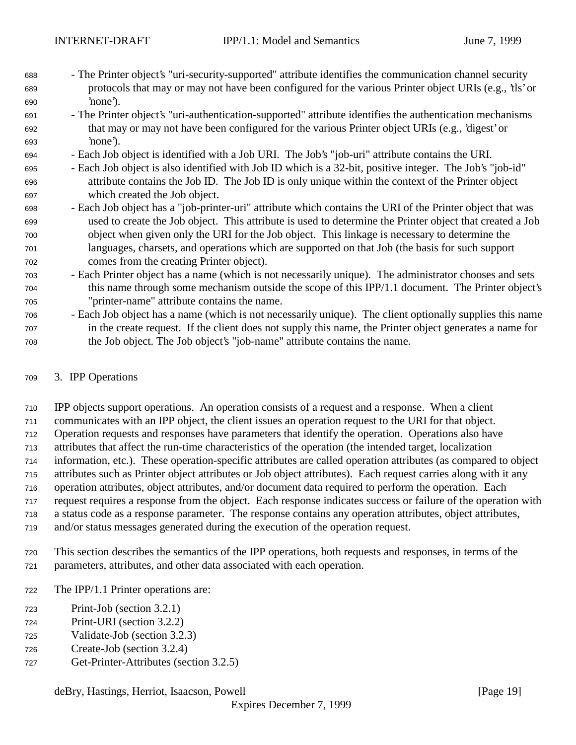- The Printer object's "uri-security-supported" attribute identifies the communication channel security protocols that may or may not have been configured for the various Printer object URIs (e.g., 'tls' or 'none').
- The Printer object's "uri-authentication-supported" attribute identifies the authentication mechanisms that may or may not have been configured for the various Printer object URIs (e.g., 'digest' or 'none').
- Each Job object is identified with a Job URI. The Job's "job-uri" attribute contains the URI.
- Each Job object is also identified with Job ID which is a 32-bit, positive integer. The Job's "job-id" attribute contains the Job ID. The Job ID is only unique within the context of the Printer object which created the Job object.
- Each Job object has a "job-printer-uri" attribute which contains the URI of the Printer object that was used to create the Job object. This attribute is used to determine the Printer object that created a Job object when given only the URI for the Job object. This linkage is necessary to determine the languages, charsets, and operations which are supported on that Job (the basis for such support comes from the creating Printer object).
- Each Printer object has a name (which is not necessarily unique). The administrator chooses and sets this name through some mechanism outside the scope of this IPP/1.1 document. The Printer object's "printer-name" attribute contains the name.
- Each Job object has a name (which is not necessarily unique). The client optionally supplies this name in the create request. If the client does not supply this name, the Printer object generates a name for the Job object. The Job object's "job-name" attribute contains the name.

# 3. IPP Operations

IPP objects support operations. An operation consists of a request and a response. When a client communicates with an IPP object, the client issues an operation request to the URI for that object. Operation requests and responses have parameters that identify the operation. Operations also have attributes that affect the run-time characteristics of the operation (the intended target, localization information, etc.). These operation-specific attributes are called operation attributes (as compared to object attributes such as Printer object attributes or Job object attributes). Each request carries along with it any operation attributes, object attributes, and/or document data required to perform the operation. Each request requires a response from the object. Each response indicates success or failure of the operation with a status code as a response parameter. The response contains any operation attributes, object attributes, and/or status messages generated during the execution of the operation request.

This section describes the semantics of the IPP operations, both requests and responses, in terms of the parameters, attributes, and other data associated with each operation.

The IPP/1.1 Printer operations are:

- Print-Job (section 3.2.1)
- Print-URI (section 3.2.2)
- Validate-Job (section 3.2.3)
- Create-Job (section 3.2.4)
- Get-Printer-Attributes (section 3.2.5)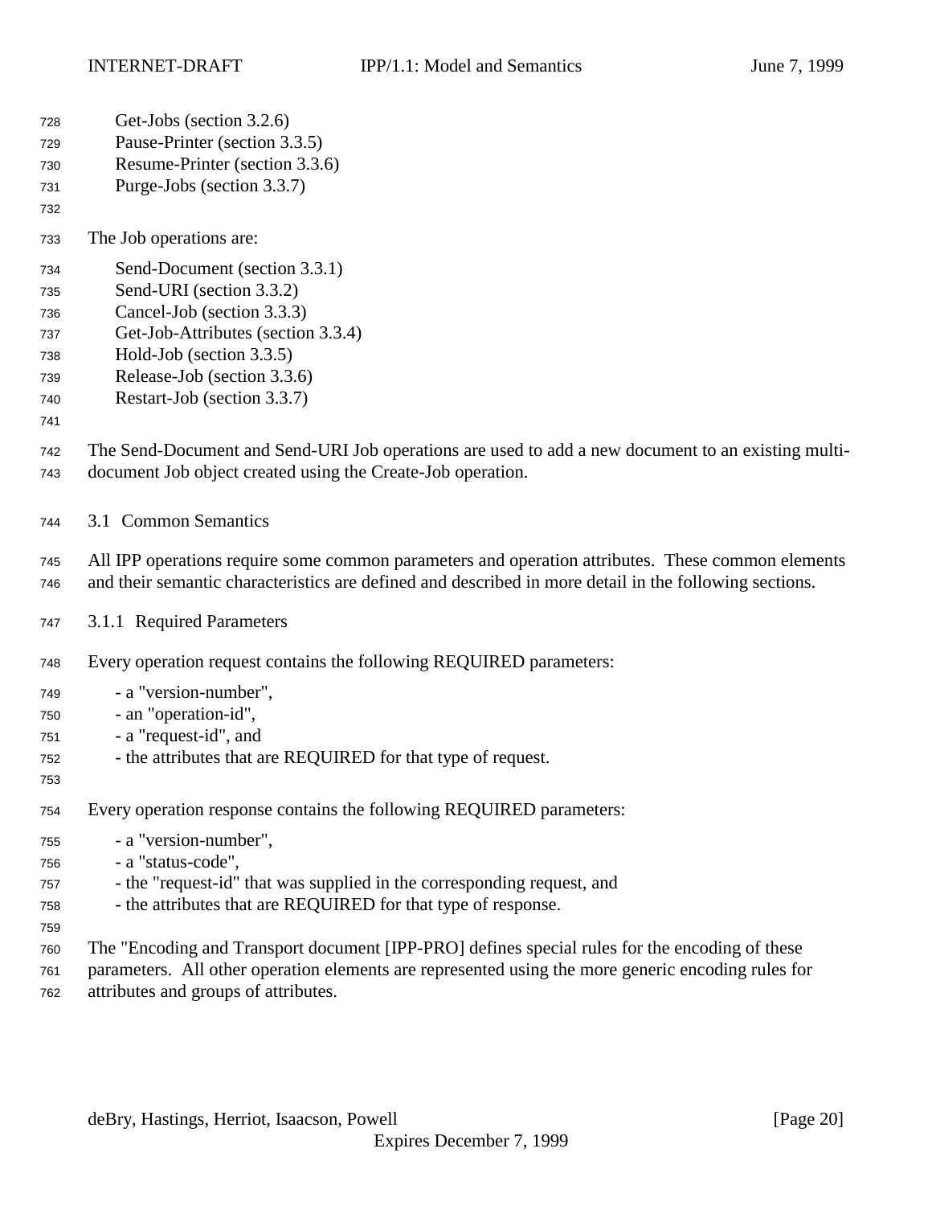Get-Jobs (section 3.2.6)
Pause-Printer (section 3.3.5)
Resume-Printer (section 3.3.6)
Purge-Jobs (section 3.3.7)

The Job operations are:

Send-Document (section 3.3.1)
Send-URI (section 3.3.2)
Cancel-Job (section 3.3.3)
Get-Job-Attributes (section 3.3.4)
Hold-Job (section 3.3.5)
Release-Job (section 3.3.6)
Restart-Job (section 3.3.7)

The Send-Document and Send-URI Job operations are used to add a new document to an existing multi-document Job object created using the Create-Job operation.

## 3.1 Common Semantics

All IPP operations require some common parameters and operation attributes. These common elements and their semantic characteristics are defined and described in more detail in the following sections.

### 3.1.1 Required Parameters

Every operation request contains the following REQUIRED parameters:

- a "version-number",
- an "operation-id",
- a "request-id", and
- the attributes that are REQUIRED for that type of request.

Every operation response contains the following REQUIRED parameters:

- a "version-number",
- a "status-code",
- the "request-id" that was supplied in the corresponding request, and
- the attributes that are REQUIRED for that type of response.

The "Encoding and Transport document [IPP-PRO] defines special rules for the encoding of these parameters. All other operation elements are represented using the more generic encoding rules for attributes and groups of attributes.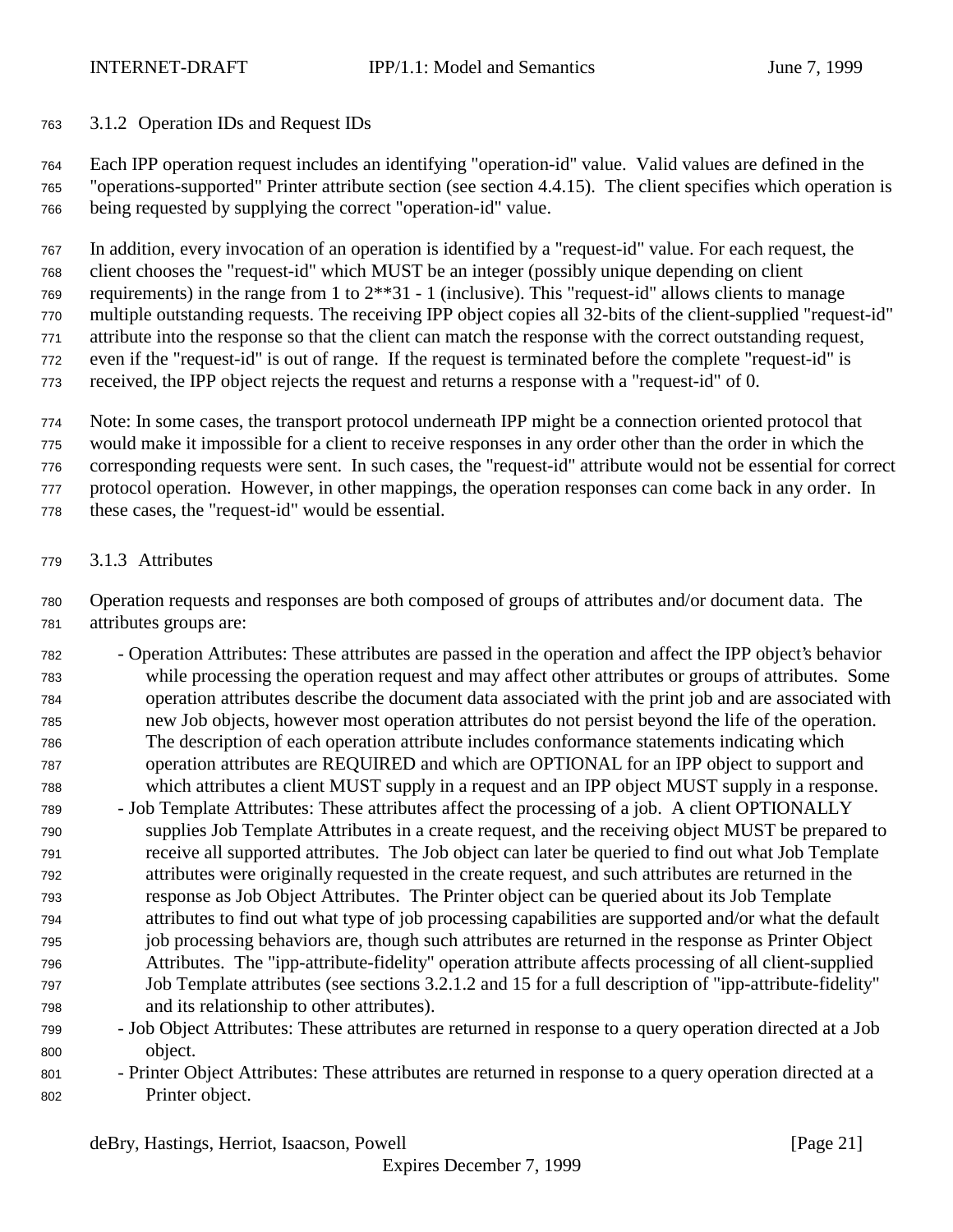### 3.1.2 Operation IDs and Request IDs

Each IPP operation request includes an identifying "operation-id" value. Valid values are defined in the "operations-supported" Printer attribute section (see section 4.4.15). The client specifies which operation is being requested by supplying the correct "operation-id" value.

In addition, every invocation of an operation is identified by a "request-id" value. For each request, the client chooses the "request-id" which MUST be an integer (possibly unique depending on client requirements) in the range from 1 to 2**31 - 1 (inclusive). This "request-id" allows clients to manage multiple outstanding requests. The receiving IPP object copies all 32-bits of the client-supplied "request-id" attribute into the response so that the client can match the response with the correct outstanding request, even if the "request-id" is out of range. If the request is terminated before the complete "request-id" is received, the IPP object rejects the request and returns a response with a "request-id" of 0.

Note: In some cases, the transport protocol underneath IPP might be a connection oriented protocol that would make it impossible for a client to receive responses in any order other than the order in which the corresponding requests were sent. In such cases, the "request-id" attribute would not be essential for correct protocol operation. However, in other mappings, the operation responses can come back in any order. In these cases, the "request-id" would be essential.

### 3.1.3 Attributes

Operation requests and responses are both composed of groups of attributes and/or document data. The attributes groups are:

- Operation Attributes: These attributes are passed in the operation and affect the IPP object's behavior while processing the operation request and may affect other attributes or groups of attributes. Some operation attributes describe the document data associated with the print job and are associated with new Job objects, however most operation attributes do not persist beyond the life of the operation. The description of each operation attribute includes conformance statements indicating which operation attributes are REQUIRED and which are OPTIONAL for an IPP object to support and which attributes a client MUST supply in a request and an IPP object MUST supply in a response.
- Job Template Attributes: These attributes affect the processing of a job. A client OPTIONALLY supplies Job Template Attributes in a create request, and the receiving object MUST be prepared to receive all supported attributes. The Job object can later be queried to find out what Job Template attributes were originally requested in the create request, and such attributes are returned in the response as Job Object Attributes. The Printer object can be queried about its Job Template attributes to find out what type of job processing capabilities are supported and/or what the default job processing behaviors are, though such attributes are returned in the response as Printer Object Attributes. The "ipp-attribute-fidelity" operation attribute affects processing of all client-supplied Job Template attributes (see sections 3.2.1.2 and 15 for a full description of "ipp-attribute-fidelity" and its relationship to other attributes).
- Job Object Attributes: These attributes are returned in response to a query operation directed at a Job object.
- Printer Object Attributes: These attributes are returned in response to a query operation directed at a Printer object.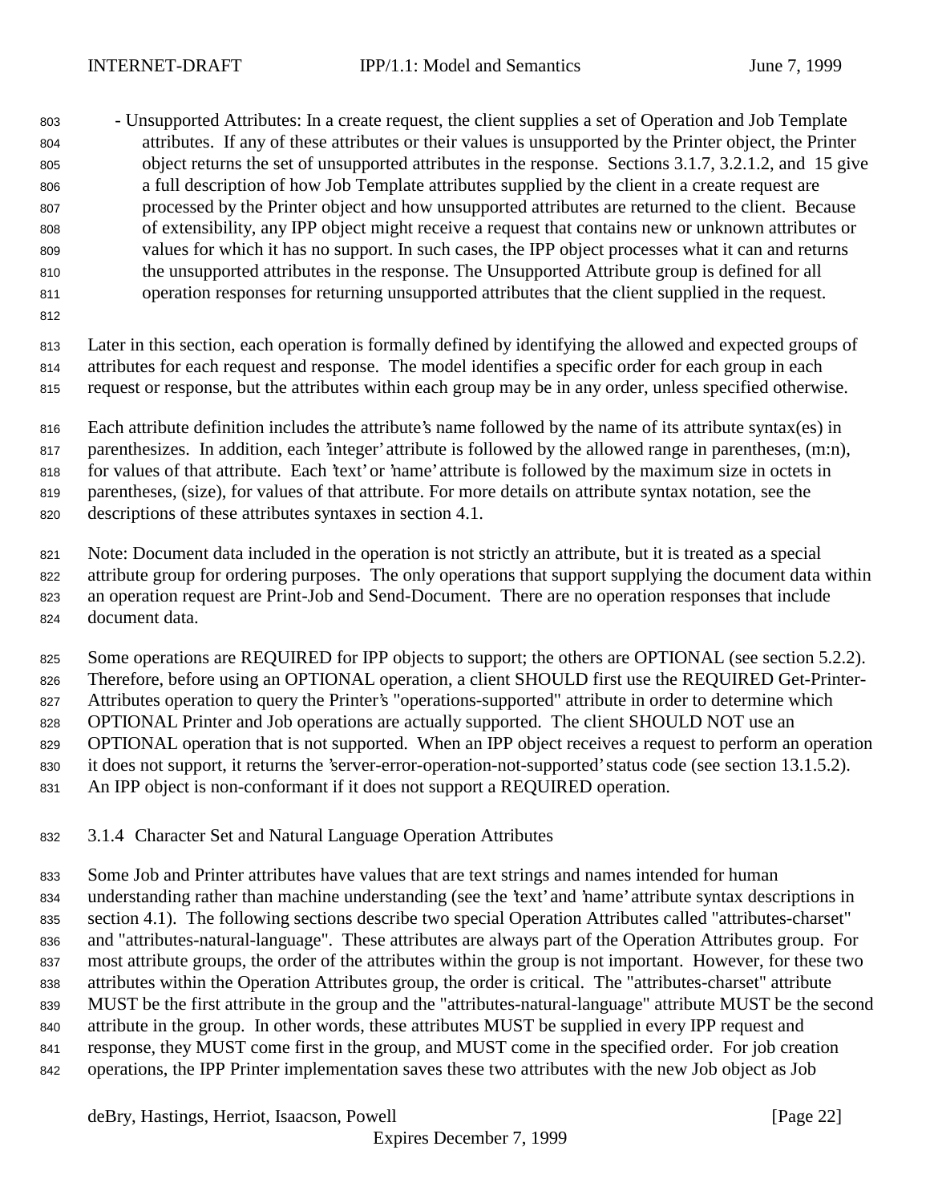- Unsupported Attributes: In a create request, the client supplies a set of Operation and Job Template attributes. If any of these attributes or their values is unsupported by the Printer object, the Printer object returns the set of unsupported attributes in the response. Sections 3.1.7, 3.2.1.2, and 15 give a full description of how Job Template attributes supplied by the client in a create request are processed by the Printer object and how unsupported attributes are returned to the client. Because of extensibility, any IPP object might receive a request that contains new or unknown attributes or values for which it has no support. In such cases, the IPP object processes what it can and returns the unsupported attributes in the response. The Unsupported Attribute group is defined for all operation responses for returning unsupported attributes that the client supplied in the request.

Later in this section, each operation is formally defined by identifying the allowed and expected groups of attributes for each request and response. The model identifies a specific order for each group in each request or response, but the attributes within each group may be in any order, unless specified otherwise.

Each attribute definition includes the attribute's name followed by the name of its attribute syntax(es) in parenthesizes. In addition, each 'integer' attribute is followed by the allowed range in parentheses, (m:n), for values of that attribute. Each 'text' or 'name' attribute is followed by the maximum size in octets in parentheses, (size), for values of that attribute. For more details on attribute syntax notation, see the descriptions of these attributes syntaxes in section 4.1.

Note: Document data included in the operation is not strictly an attribute, but it is treated as a special attribute group for ordering purposes. The only operations that support supplying the document data within an operation request are Print-Job and Send-Document. There are no operation responses that include document data.

Some operations are REQUIRED for IPP objects to support; the others are OPTIONAL (see section 5.2.2). Therefore, before using an OPTIONAL operation, a client SHOULD first use the REQUIRED Get-Printer-Attributes operation to query the Printer's "operations-supported" attribute in order to determine which OPTIONAL Printer and Job operations are actually supported. The client SHOULD NOT use an OPTIONAL operation that is not supported. When an IPP object receives a request to perform an operation it does not support, it returns the 'server-error-operation-not-supported' status code (see section 13.1.5.2). An IPP object is non-conformant if it does not support a REQUIRED operation.

### 3.1.4 Character Set and Natural Language Operation Attributes

Some Job and Printer attributes have values that are text strings and names intended for human understanding rather than machine understanding (see the 'text' and 'name' attribute syntax descriptions in section 4.1). The following sections describe two special Operation Attributes called "attributes-charset" and "attributes-natural-language". These attributes are always part of the Operation Attributes group. For most attribute groups, the order of the attributes within the group is not important. However, for these two attributes within the Operation Attributes group, the order is critical. The "attributes-charset" attribute MUST be the first attribute in the group and the "attributes-natural-language" attribute MUST be the second attribute in the group. In other words, these attributes MUST be supplied in every IPP request and response, they MUST come first in the group, and MUST come in the specified order. For job creation operations, the IPP Printer implementation saves these two attributes with the new Job object as Job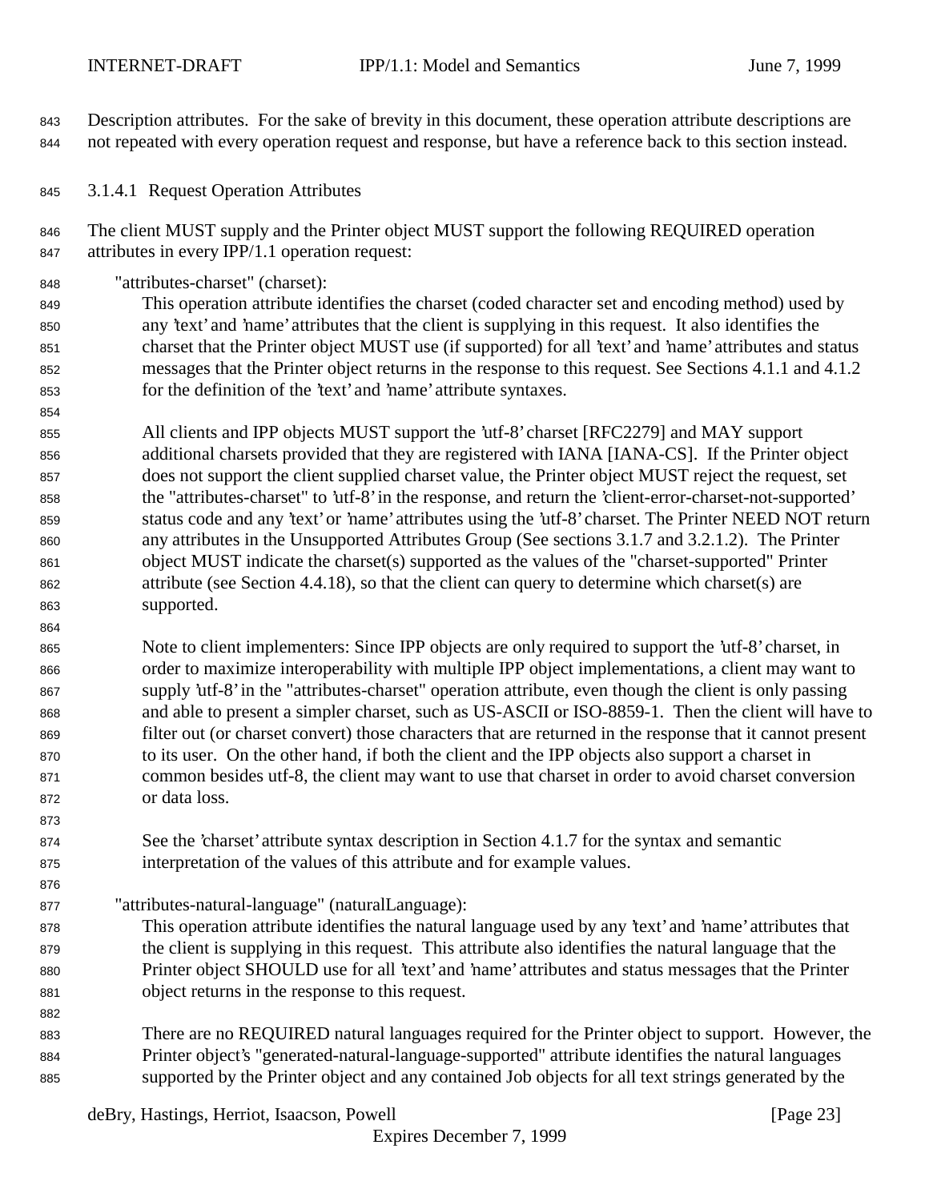Description attributes. For the sake of brevity in this document, these operation attribute descriptions are not repeated with every operation request and response, but have a reference back to this section instead.

#### 3.1.4.1 Request Operation Attributes

The client MUST supply and the Printer object MUST support the following REQUIRED operation attributes in every IPP/1.1 operation request:

"attributes-charset" (charset):

This operation attribute identifies the charset (coded character set and encoding method) used by any 'text' and 'name' attributes that the client is supplying in this request. It also identifies the charset that the Printer object MUST use (if supported) for all 'text' and 'name' attributes and status messages that the Printer object returns in the response to this request. See Sections 4.1.1 and 4.1.2 for the definition of the 'text' and 'name' attribute syntaxes.

All clients and IPP objects MUST support the 'utf-8' charset [RFC2279] and MAY support additional charsets provided that they are registered with IANA [IANA-CS]. If the Printer object does not support the client supplied charset value, the Printer object MUST reject the request, set the "attributes-charset" to 'utf-8' in the response, and return the 'client-error-charset-not-supported' status code and any 'text' or 'name' attributes using the 'utf-8' charset. The Printer NEED NOT return any attributes in the Unsupported Attributes Group (See sections 3.1.7 and 3.2.1.2). The Printer object MUST indicate the charset(s) supported as the values of the "charset-supported" Printer attribute (see Section 4.4.18), so that the client can query to determine which charset(s) are supported.

Note to client implementers: Since IPP objects are only required to support the 'utf-8' charset, in order to maximize interoperability with multiple IPP object implementations, a client may want to supply 'utf-8' in the "attributes-charset" operation attribute, even though the client is only passing and able to present a simpler charset, such as US-ASCII or ISO-8859-1. Then the client will have to filter out (or charset convert) those characters that are returned in the response that it cannot present to its user. On the other hand, if both the client and the IPP objects also support a charset in common besides utf-8, the client may want to use that charset in order to avoid charset conversion or data loss.

See the 'charset' attribute syntax description in Section 4.1.7 for the syntax and semantic interpretation of the values of this attribute and for example values.

"attributes-natural-language" (naturalLanguage):

This operation attribute identifies the natural language used by any 'text' and 'name' attributes that the client is supplying in this request. This attribute also identifies the natural language that the Printer object SHOULD use for all 'text' and 'name' attributes and status messages that the Printer object returns in the response to this request.

There are no REQUIRED natural languages required for the Printer object to support. However, the Printer object's "generated-natural-language-supported" attribute identifies the natural languages supported by the Printer object and any contained Job objects for all text strings generated by the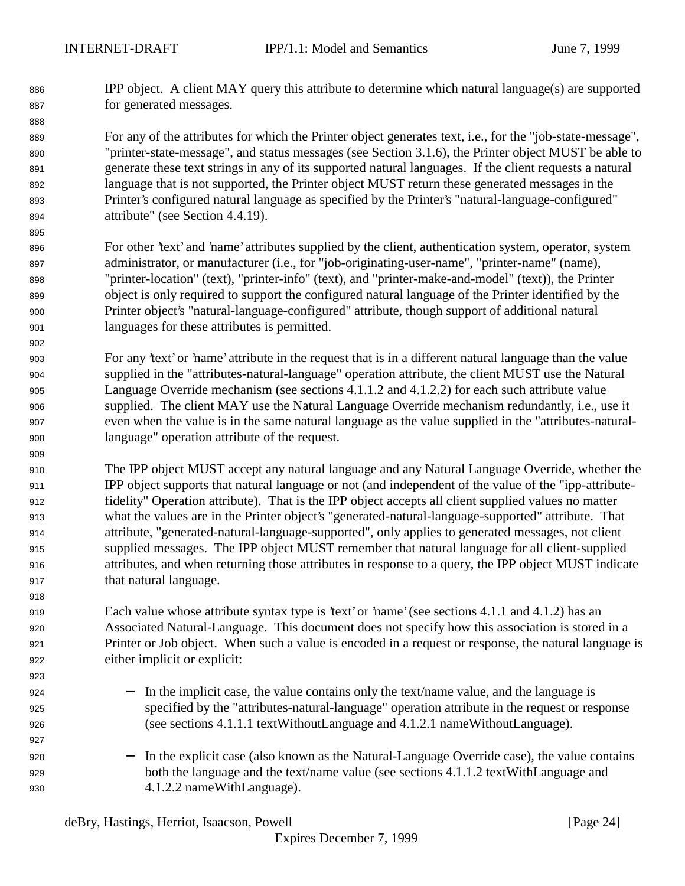IPP object. A client MAY query this attribute to determine which natural language(s) are supported for generated messages.

For any of the attributes for which the Printer object generates text, i.e., for the "job-state-message", "printer-state-message", and status messages (see Section 3.1.6), the Printer object MUST be able to generate these text strings in any of its supported natural languages. If the client requests a natural language that is not supported, the Printer object MUST return these generated messages in the Printer's configured natural language as specified by the Printer's "natural-language-configured" attribute" (see Section 4.4.19).

For other 'text' and 'name' attributes supplied by the client, authentication system, operator, system administrator, or manufacturer (i.e., for "job-originating-user-name", "printer-name" (name), "printer-location" (text), "printer-info" (text), and "printer-make-and-model" (text)), the Printer object is only required to support the configured natural language of the Printer identified by the Printer object's "natural-language-configured" attribute, though support of additional natural languages for these attributes is permitted.

For any 'text' or 'name' attribute in the request that is in a different natural language than the value supplied in the "attributes-natural-language" operation attribute, the client MUST use the Natural Language Override mechanism (see sections 4.1.1.2 and 4.1.2.2) for each such attribute value supplied. The client MAY use the Natural Language Override mechanism redundantly, i.e., use it even when the value is in the same natural language as the value supplied in the "attributes-natural-language" operation attribute of the request.

The IPP object MUST accept any natural language and any Natural Language Override, whether the IPP object supports that natural language or not (and independent of the value of the "ipp-attribute-fidelity" Operation attribute). That is the IPP object accepts all client supplied values no matter what the values are in the Printer object's "generated-natural-language-supported" attribute. That attribute, "generated-natural-language-supported", only applies to generated messages, not client supplied messages. The IPP object MUST remember that natural language for all client-supplied attributes, and when returning those attributes in response to a query, the IPP object MUST indicate that natural language.

Each value whose attribute syntax type is 'text' or 'name' (see sections 4.1.1 and 4.1.2) has an Associated Natural-Language. This document does not specify how this association is stored in a Printer or Job object. When such a value is encoded in a request or response, the natural language is either implicit or explicit:

- In the implicit case, the value contains only the text/name value, and the language is specified by the "attributes-natural-language" operation attribute in the request or response (see sections 4.1.1.1 textWithoutLanguage and 4.1.2.1 nameWithoutLanguage).

- In the explicit case (also known as the Natural-Language Override case), the value contains both the language and the text/name value (see sections 4.1.1.2 textWithLanguage and 4.1.2.2 nameWithLanguage).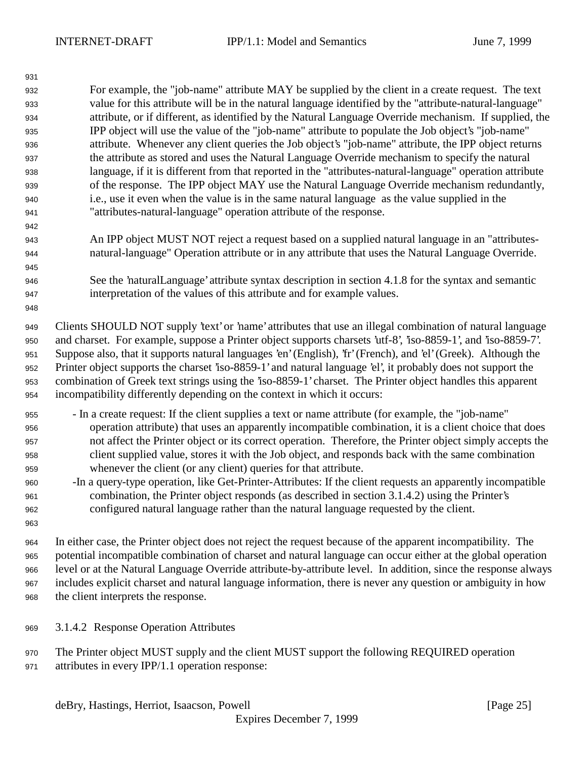For example, the "job-name" attribute MAY be supplied by the client in a create request. The text value for this attribute will be in the natural language identified by the "attribute-natural-language" attribute, or if different, as identified by the Natural Language Override mechanism. If supplied, the IPP object will use the value of the "job-name" attribute to populate the Job object's "job-name" attribute. Whenever any client queries the Job object's "job-name" attribute, the IPP object returns the attribute as stored and uses the Natural Language Override mechanism to specify the natural language, if it is different from that reported in the "attributes-natural-language" operation attribute of the response. The IPP object MAY use the Natural Language Override mechanism redundantly, i.e., use it even when the value is in the same natural language as the value supplied in the "attributes-natural-language" operation attribute of the response.

An IPP object MUST NOT reject a request based on a supplied natural language in an "attributes-natural-language" Operation attribute or in any attribute that uses the Natural Language Override.

See the 'naturalLanguage' attribute syntax description in section 4.1.8 for the syntax and semantic interpretation of the values of this attribute and for example values.

Clients SHOULD NOT supply 'text' or 'name' attributes that use an illegal combination of natural language and charset. For example, suppose a Printer object supports charsets 'utf-8', 'iso-8859-1', and 'iso-8859-7'. Suppose also, that it supports natural languages 'en' (English), 'fr' (French), and 'el' (Greek). Although the Printer object supports the charset 'iso-8859-1' and natural language 'el', it probably does not support the combination of Greek text strings using the 'iso-8859-1' charset. The Printer object handles this apparent incompatibility differently depending on the context in which it occurs:

- In a create request: If the client supplies a text or name attribute (for example, the "job-name" operation attribute) that uses an apparently incompatible combination, it is a client choice that does not affect the Printer object or its correct operation. Therefore, the Printer object simply accepts the client supplied value, stores it with the Job object, and responds back with the same combination whenever the client (or any client) queries for that attribute.
- In a query-type operation, like Get-Printer-Attributes: If the client requests an apparently incompatible combination, the Printer object responds (as described in section 3.1.4.2) using the Printer's configured natural language rather than the natural language requested by the client.

In either case, the Printer object does not reject the request because of the apparent incompatibility. The potential incompatible combination of charset and natural language can occur either at the global operation level or at the Natural Language Override attribute-by-attribute level. In addition, since the response always includes explicit charset and natural language information, there is never any question or ambiguity in how the client interprets the response.

#### 3.1.4.2 Response Operation Attributes

The Printer object MUST supply and the client MUST support the following REQUIRED operation attributes in every IPP/1.1 operation response: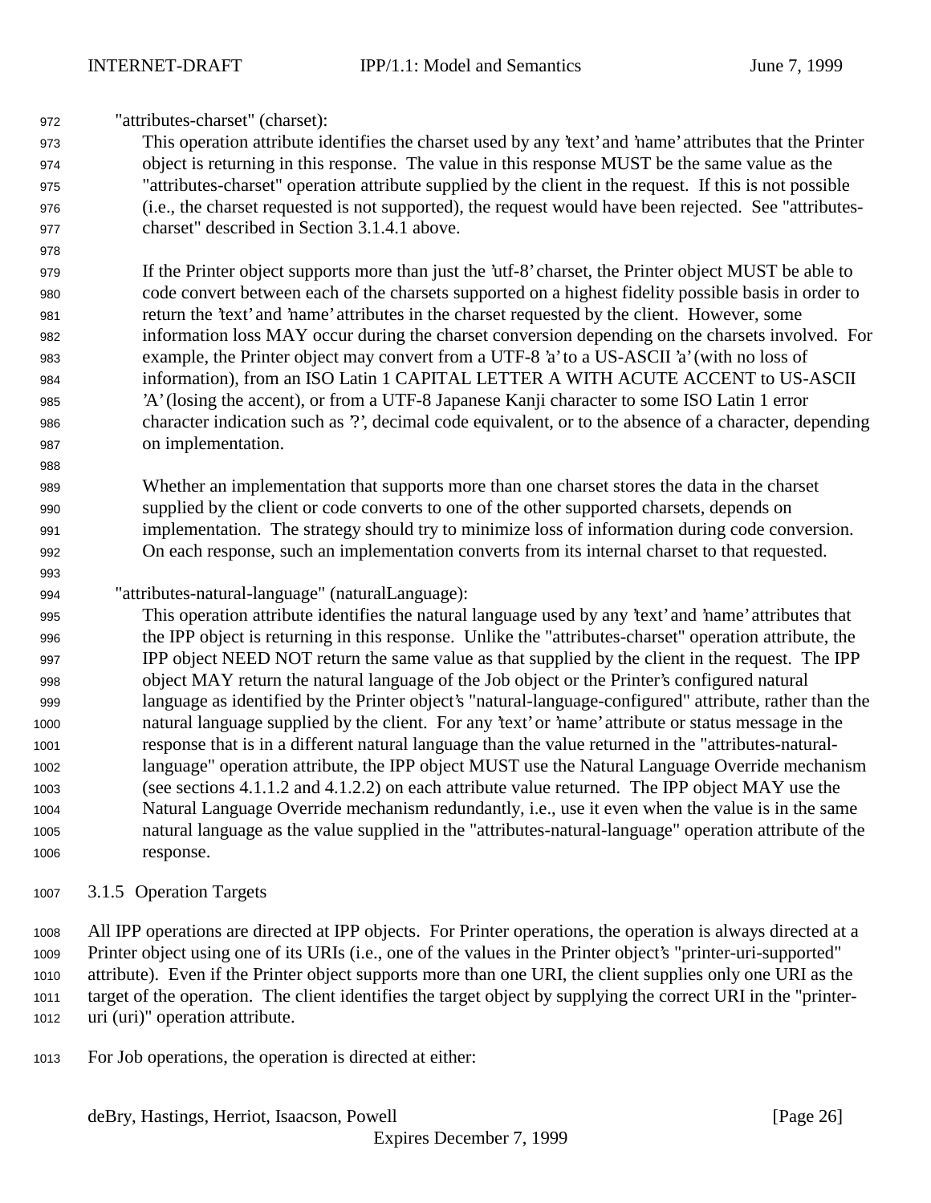"attributes-charset" (charset):

This operation attribute identifies the charset used by any 'text' and 'name' attributes that the Printer object is returning in this response. The value in this response MUST be the same value as the "attributes-charset" operation attribute supplied by the client in the request. If this is not possible (i.e., the charset requested is not supported), the request would have been rejected. See "attributes-charset" described in Section 3.1.4.1 above.

If the Printer object supports more than just the 'utf-8' charset, the Printer object MUST be able to code convert between each of the charsets supported on a highest fidelity possible basis in order to return the 'text' and 'name' attributes in the charset requested by the client. However, some information loss MAY occur during the charset conversion depending on the charsets involved. For example, the Printer object may convert from a UTF-8 'a' to a US-ASCII 'a' (with no loss of information), from an ISO Latin 1 CAPITAL LETTER A WITH ACUTE ACCENT to US-ASCII 'A' (losing the accent), or from a UTF-8 Japanese Kanji character to some ISO Latin 1 error character indication such as '?', decimal code equivalent, or to the absence of a character, depending on implementation.

Whether an implementation that supports more than one charset stores the data in the charset supplied by the client or code converts to one of the other supported charsets, depends on implementation. The strategy should try to minimize loss of information during code conversion. On each response, such an implementation converts from its internal charset to that requested.

"attributes-natural-language" (naturalLanguage):

This operation attribute identifies the natural language used by any 'text' and 'name' attributes that the IPP object is returning in this response. Unlike the "attributes-charset" operation attribute, the IPP object NEED NOT return the same value as that supplied by the client in the request. The IPP object MAY return the natural language of the Job object or the Printer's configured natural language as identified by the Printer object's "natural-language-configured" attribute, rather than the natural language supplied by the client. For any 'text' or 'name' attribute or status message in the response that is in a different natural language than the value returned in the "attributes-natural-language" operation attribute, the IPP object MUST use the Natural Language Override mechanism (see sections 4.1.1.2 and 4.1.2.2) on each attribute value returned. The IPP object MAY use the Natural Language Override mechanism redundantly, i.e., use it even when the value is in the same natural language as the value supplied in the "attributes-natural-language" operation attribute of the response.

### 3.1.5 Operation Targets

All IPP operations are directed at IPP objects. For Printer operations, the operation is always directed at a Printer object using one of its URIs (i.e., one of the values in the Printer object's "printer-uri-supported" attribute). Even if the Printer object supports more than one URI, the client supplies only one URI as the target of the operation. The client identifies the target object by supplying the correct URI in the "printer-uri (uri)" operation attribute.

For Job operations, the operation is directed at either: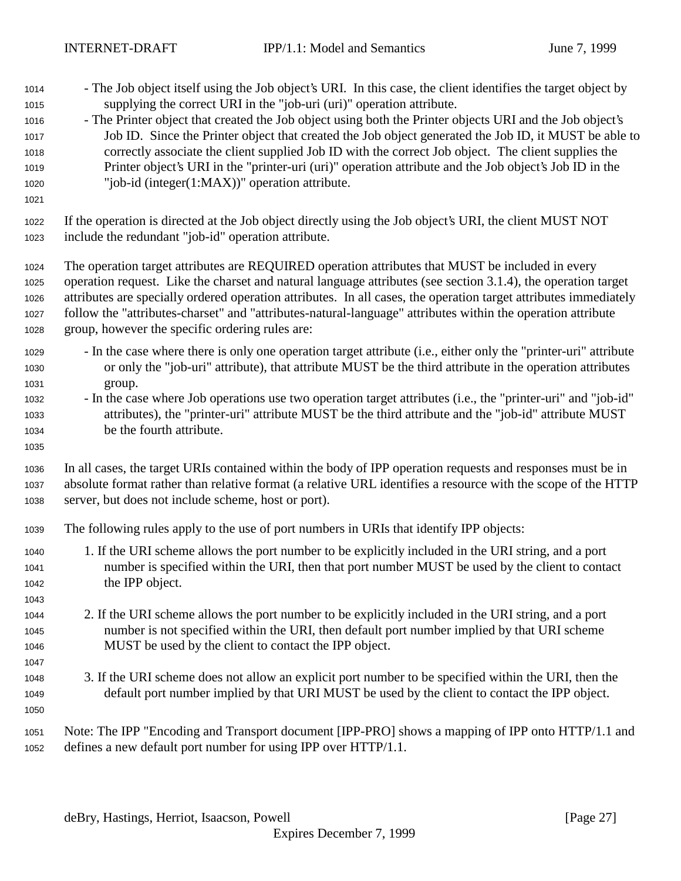- The Job object itself using the Job object's URI. In this case, the client identifies the target object by supplying the correct URI in the "job-uri (uri)" operation attribute.
- The Printer object that created the Job object using both the Printer objects URI and the Job object's Job ID. Since the Printer object that created the Job object generated the Job ID, it MUST be able to correctly associate the client supplied Job ID with the correct Job object. The client supplies the Printer object's URI in the "printer-uri (uri)" operation attribute and the Job object's Job ID in the "job-id (integer(1:MAX))" operation attribute.

If the operation is directed at the Job object directly using the Job object's URI, the client MUST NOT include the redundant "job-id" operation attribute.

The operation target attributes are REQUIRED operation attributes that MUST be included in every operation request. Like the charset and natural language attributes (see section 3.1.4), the operation target attributes are specially ordered operation attributes. In all cases, the operation target attributes immediately follow the "attributes-charset" and "attributes-natural-language" attributes within the operation attribute group, however the specific ordering rules are:

- In the case where there is only one operation target attribute (i.e., either only the "printer-uri" attribute or only the "job-uri" attribute), that attribute MUST be the third attribute in the operation attributes group.
- In the case where Job operations use two operation target attributes (i.e., the "printer-uri" and "job-id" attributes), the "printer-uri" attribute MUST be the third attribute and the "job-id" attribute MUST be the fourth attribute.

In all cases, the target URIs contained within the body of IPP operation requests and responses must be in absolute format rather than relative format (a relative URL identifies a resource with the scope of the HTTP server, but does not include scheme, host or port).

The following rules apply to the use of port numbers in URIs that identify IPP objects:

1. If the URI scheme allows the port number to be explicitly included in the URI string, and a port number is specified within the URI, then that port number MUST be used by the client to contact the IPP object.

2. If the URI scheme allows the port number to be explicitly included in the URI string, and a port number is not specified within the URI, then default port number implied by that URI scheme MUST be used by the client to contact the IPP object.

3. If the URI scheme does not allow an explicit port number to be specified within the URI, then the default port number implied by that URI MUST be used by the client to contact the IPP object.

Note: The IPP "Encoding and Transport document [IPP-PRO] shows a mapping of IPP onto HTTP/1.1 and defines a new default port number for using IPP over HTTP/1.1.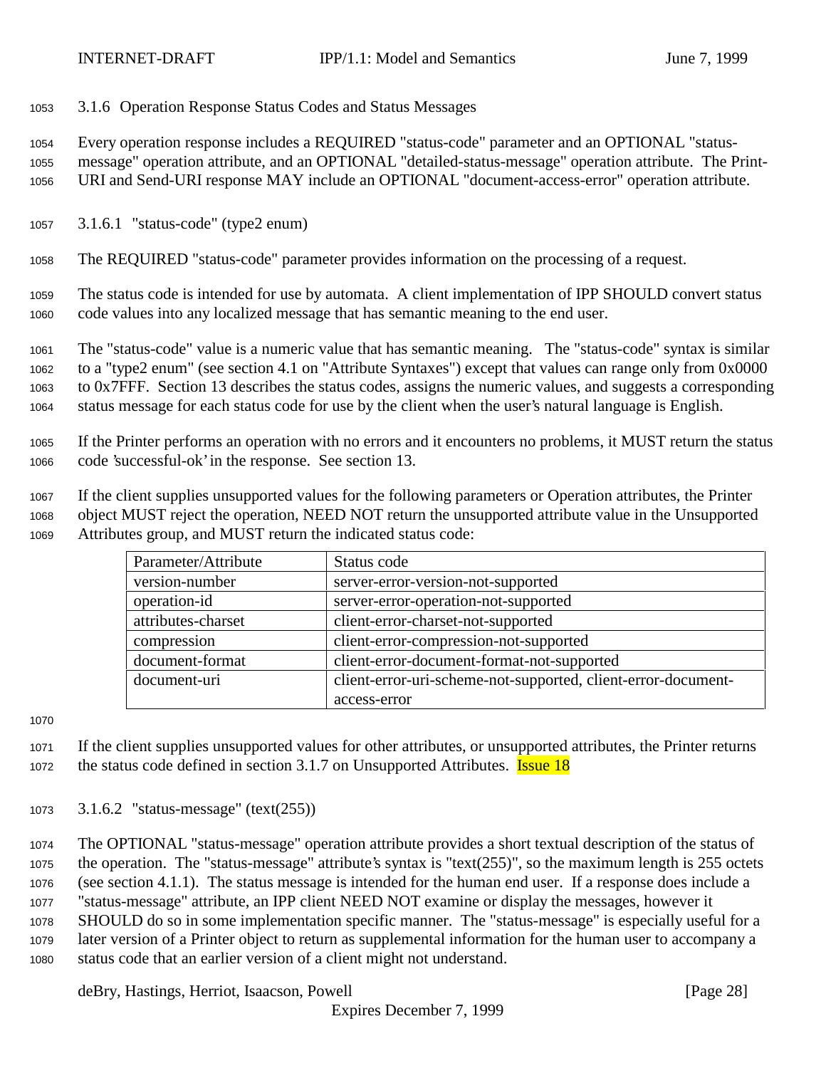### 3.1.6 Operation Response Status Codes and Status Messages

Every operation response includes a REQUIRED "status-code" parameter and an OPTIONAL "status-message" operation attribute, and an OPTIONAL "detailed-status-message" operation attribute. The Print-URI and Send-URI response MAY include an OPTIONAL "document-access-error" operation attribute.

#### 3.1.6.1 "status-code" (type2 enum)

The REQUIRED "status-code" parameter provides information on the processing of a request.

The status code is intended for use by automata. A client implementation of IPP SHOULD convert status code values into any localized message that has semantic meaning to the end user.

The "status-code" value is a numeric value that has semantic meaning. The "status-code" syntax is similar to a "type2 enum" (see section 4.1 on "Attribute Syntaxes") except that values can range only from 0x0000 to 0x7FFF. Section 13 describes the status codes, assigns the numeric values, and suggests a corresponding status message for each status code for use by the client when the user's natural language is English.

If the Printer performs an operation with no errors and it encounters no problems, it MUST return the status code 'successful-ok' in the response. See section 13.

If the client supplies unsupported values for the following parameters or Operation attributes, the Printer object MUST reject the operation, NEED NOT return the unsupported attribute value in the Unsupported Attributes group, and MUST return the indicated status code:

| Parameter/Attribute | Status code |
|---|---|
| version-number | server-error-version-not-supported |
| operation-id | server-error-operation-not-supported |
| attributes-charset | client-error-charset-not-supported |
| compression | client-error-compression-not-supported |
| document-format | client-error-document-format-not-supported |
| document-uri | client-error-uri-scheme-not-supported, client-error-document-access-error |

If the client supplies unsupported values for other attributes, or unsupported attributes, the Printer returns the status code defined in section 3.1.7 on Unsupported Attributes. Issue 18

#### 3.1.6.2 "status-message" (text(255))

The OPTIONAL "status-message" operation attribute provides a short textual description of the status of the operation. The "status-message" attribute's syntax is "text(255)", so the maximum length is 255 octets (see section 4.1.1). The status message is intended for the human end user. If a response does include a "status-message" attribute, an IPP client NEED NOT examine or display the messages, however it SHOULD do so in some implementation specific manner. The "status-message" is especially useful for a later version of a Printer object to return as supplemental information for the human user to accompany a status code that an earlier version of a client might not understand.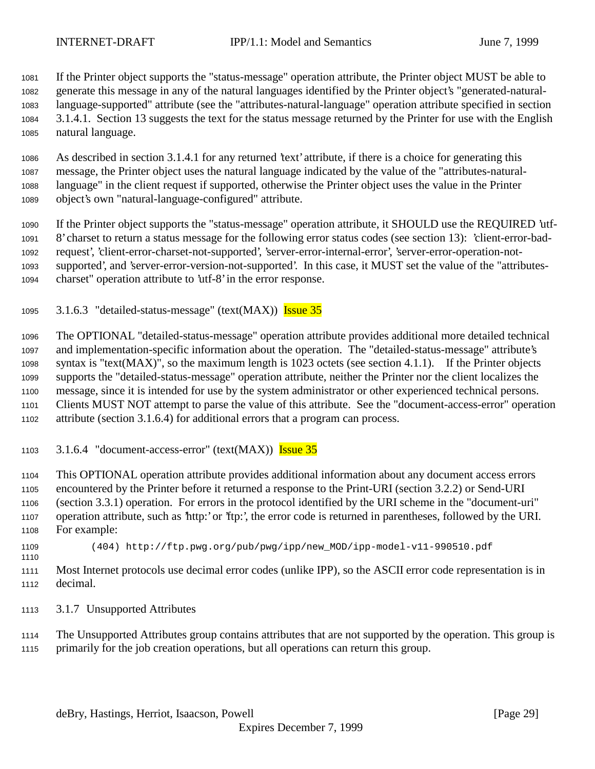If the Printer object supports the "status-message" operation attribute, the Printer object MUST be able to generate this message in any of the natural languages identified by the Printer object's "generated-natural-language-supported" attribute (see the "attributes-natural-language" operation attribute specified in section 3.1.4.1. Section 13 suggests the text for the status message returned by the Printer for use with the English natural language.

As described in section 3.1.4.1 for any returned 'text' attribute, if there is a choice for generating this message, the Printer object uses the natural language indicated by the value of the "attributes-natural-language" in the client request if supported, otherwise the Printer object uses the value in the Printer object's own "natural-language-configured" attribute.

If the Printer object supports the "status-message" operation attribute, it SHOULD use the REQUIRED 'utf-8' charset to return a status message for the following error status codes (see section 13): 'client-error-bad-request', 'client-error-charset-not-supported', 'server-error-internal-error', 'server-error-operation-not-supported', and 'server-error-version-not-supported'. In this case, it MUST set the value of the "attributes-charset" operation attribute to 'utf-8' in the error response.

#### 3.1.6.3 "detailed-status-message" (text(MAX)) Issue 35

The OPTIONAL "detailed-status-message" operation attribute provides additional more detailed technical and implementation-specific information about the operation. The "detailed-status-message" attribute's syntax is "text(MAX)", so the maximum length is 1023 octets (see section 4.1.1). If the Printer objects supports the "detailed-status-message" operation attribute, neither the Printer nor the client localizes the message, since it is intended for use by the system administrator or other experienced technical persons. Clients MUST NOT attempt to parse the value of this attribute. See the "document-access-error" operation attribute (section 3.1.6.4) for additional errors that a program can process.

#### 3.1.6.4 "document-access-error" (text(MAX)) Issue 35

This OPTIONAL operation attribute provides additional information about any document access errors encountered by the Printer before it returned a response to the Print-URI (section 3.2.2) or Send-URI (section 3.3.1) operation. For errors in the protocol identified by the URI scheme in the "document-uri" operation attribute, such as 'http:' or 'ftp:', the error code is returned in parentheses, followed by the URI. For example:

```
(404) http://ftp.pwg.org/pub/pwg/ipp/new_MOD/ipp-model-v11-990510.pdf
```

Most Internet protocols use decimal error codes (unlike IPP), so the ASCII error code representation is in decimal.

### 3.1.7 Unsupported Attributes

The Unsupported Attributes group contains attributes that are not supported by the operation. This group is primarily for the job creation operations, but all operations can return this group.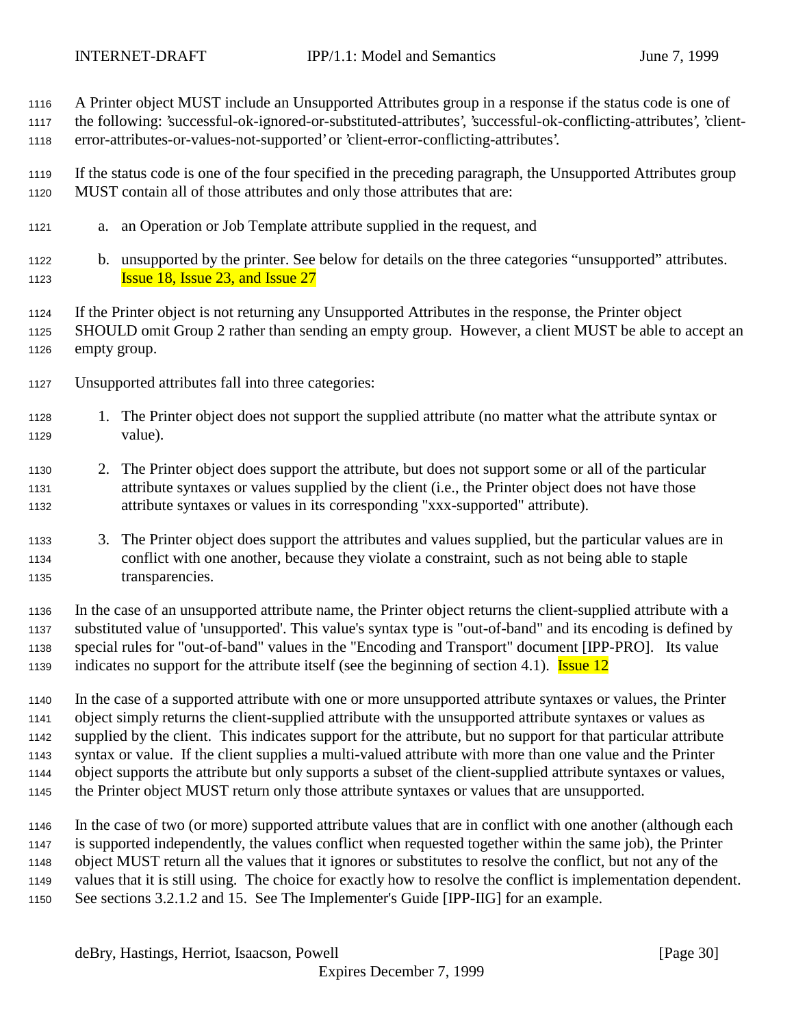A Printer object MUST include an Unsupported Attributes group in a response if the status code is one of the following: 'successful-ok-ignored-or-substituted-attributes', 'successful-ok-conflicting-attributes', 'client-error-attributes-or-values-not-supported' or 'client-error-conflicting-attributes'.

If the status code is one of the four specified in the preceding paragraph, the Unsupported Attributes group MUST contain all of those attributes and only those attributes that are:

a. an Operation or Job Template attribute supplied in the request, and

b. unsupported by the printer. See below for details on the three categories "unsupported" attributes. Issue 18, Issue 23, and Issue 27

If the Printer object is not returning any Unsupported Attributes in the response, the Printer object SHOULD omit Group 2 rather than sending an empty group. However, a client MUST be able to accept an empty group.

Unsupported attributes fall into three categories:

1. The Printer object does not support the supplied attribute (no matter what the attribute syntax or value).

2. The Printer object does support the attribute, but does not support some or all of the particular attribute syntaxes or values supplied by the client (i.e., the Printer object does not have those attribute syntaxes or values in its corresponding "xxx-supported" attribute).

3. The Printer object does support the attributes and values supplied, but the particular values are in conflict with one another, because they violate a constraint, such as not being able to staple transparencies.

In the case of an unsupported attribute name, the Printer object returns the client-supplied attribute with a substituted value of 'unsupported'. This value's syntax type is "out-of-band" and its encoding is defined by special rules for "out-of-band" values in the "Encoding and Transport" document [IPP-PRO]. Its value indicates no support for the attribute itself (see the beginning of section 4.1). Issue 12

In the case of a supported attribute with one or more unsupported attribute syntaxes or values, the Printer object simply returns the client-supplied attribute with the unsupported attribute syntaxes or values as supplied by the client. This indicates support for the attribute, but no support for that particular attribute syntax or value. If the client supplies a multi-valued attribute with more than one value and the Printer object supports the attribute but only supports a subset of the client-supplied attribute syntaxes or values, the Printer object MUST return only those attribute syntaxes or values that are unsupported.

In the case of two (or more) supported attribute values that are in conflict with one another (although each is supported independently, the values conflict when requested together within the same job), the Printer object MUST return all the values that it ignores or substitutes to resolve the conflict, but not any of the values that it is still using. The choice for exactly how to resolve the conflict is implementation dependent. See sections 3.2.1.2 and 15. See The Implementer's Guide [IPP-IIG] for an example.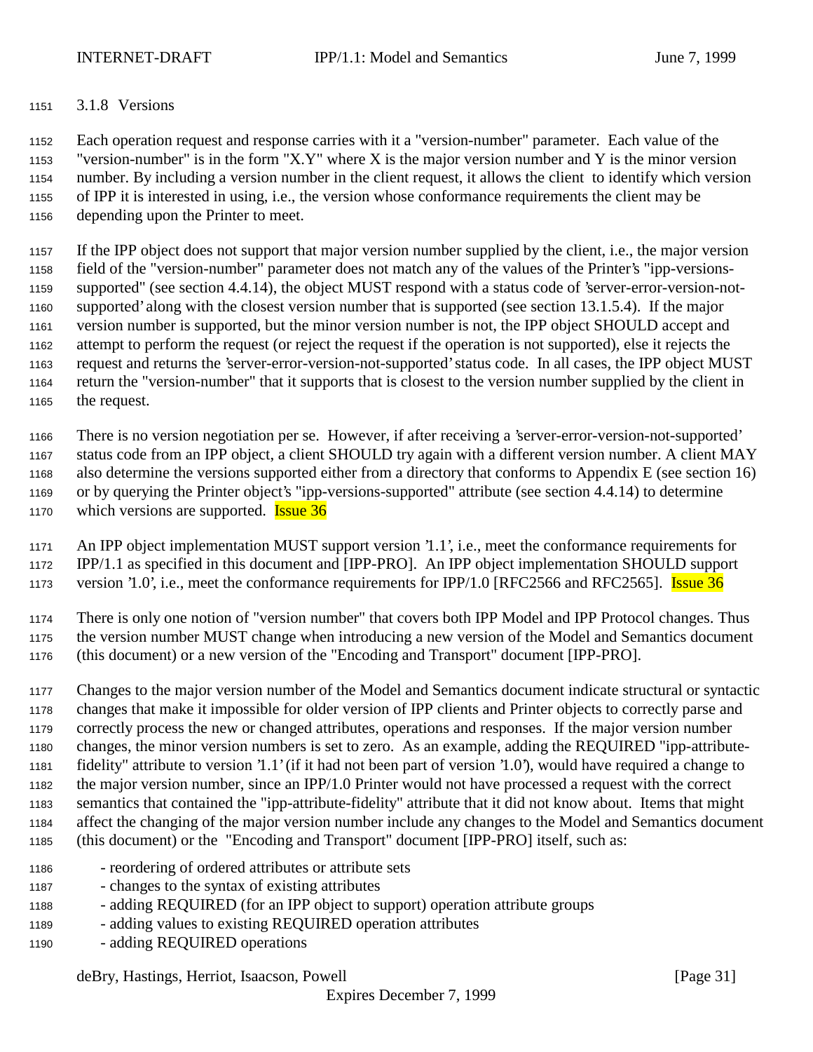### 3.1.8 Versions

Each operation request and response carries with it a "version-number" parameter. Each value of the "version-number" is in the form "X.Y" where X is the major version number and Y is the minor version number. By including a version number in the client request, it allows the client to identify which version of IPP it is interested in using, i.e., the version whose conformance requirements the client may be depending upon the Printer to meet.

If the IPP object does not support that major version number supplied by the client, i.e., the major version field of the "version-number" parameter does not match any of the values of the Printer's "ipp-versions-supported" (see section 4.4.14), the object MUST respond with a status code of 'server-error-version-not-supported' along with the closest version number that is supported (see section 13.1.5.4). If the major version number is supported, but the minor version number is not, the IPP object SHOULD accept and attempt to perform the request (or reject the request if the operation is not supported), else it rejects the request and returns the 'server-error-version-not-supported' status code. In all cases, the IPP object MUST return the "version-number" that it supports that is closest to the version number supplied by the client in the request.

There is no version negotiation per se. However, if after receiving a 'server-error-version-not-supported' status code from an IPP object, a client SHOULD try again with a different version number. A client MAY also determine the versions supported either from a directory that conforms to Appendix E (see section 16) or by querying the Printer object's "ipp-versions-supported" attribute (see section 4.4.14) to determine which versions are supported. Issue 36

An IPP object implementation MUST support version '1.1', i.e., meet the conformance requirements for IPP/1.1 as specified in this document and [IPP-PRO]. An IPP object implementation SHOULD support version '1.0', i.e., meet the conformance requirements for IPP/1.0 [RFC2566 and RFC2565]. Issue 36

There is only one notion of "version number" that covers both IPP Model and IPP Protocol changes. Thus the version number MUST change when introducing a new version of the Model and Semantics document (this document) or a new version of the "Encoding and Transport" document [IPP-PRO].

Changes to the major version number of the Model and Semantics document indicate structural or syntactic changes that make it impossible for older version of IPP clients and Printer objects to correctly parse and correctly process the new or changed attributes, operations and responses. If the major version number changes, the minor version numbers is set to zero. As an example, adding the REQUIRED "ipp-attribute-fidelity" attribute to version '1.1' (if it had not been part of version '1.0'), would have required a change to the major version number, since an IPP/1.0 Printer would not have processed a request with the correct semantics that contained the "ipp-attribute-fidelity" attribute that it did not know about. Items that might affect the changing of the major version number include any changes to the Model and Semantics document (this document) or the "Encoding and Transport" document [IPP-PRO] itself, such as:

- reordering of ordered attributes or attribute sets
- changes to the syntax of existing attributes
- adding REQUIRED (for an IPP object to support) operation attribute groups
- adding values to existing REQUIRED operation attributes
- adding REQUIRED operations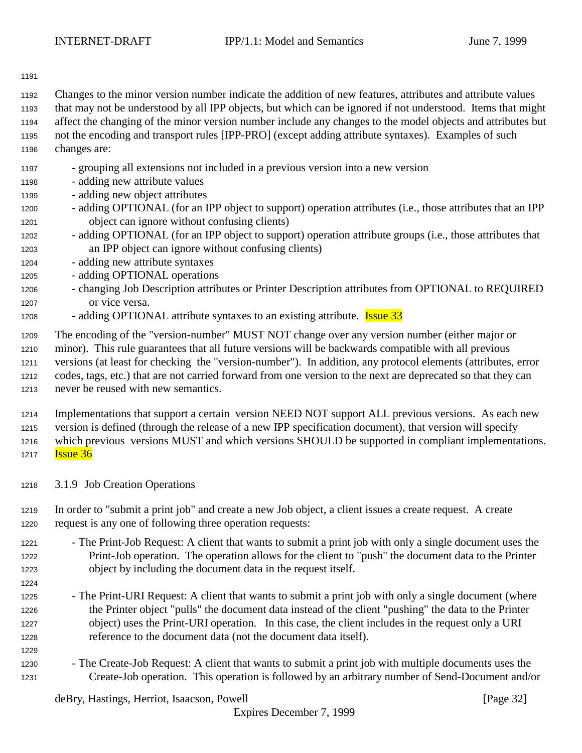Changes to the minor version number indicate the addition of new features, attributes and attribute values that may not be understood by all IPP objects, but which can be ignored if not understood. Items that might affect the changing of the minor version number include any changes to the model objects and attributes but not the encoding and transport rules [IPP-PRO] (except adding attribute syntaxes). Examples of such changes are:

- grouping all extensions not included in a previous version into a new version
- adding new attribute values
- adding new object attributes
- adding OPTIONAL (for an IPP object to support) operation attributes (i.e., those attributes that an IPP object can ignore without confusing clients)
- adding OPTIONAL (for an IPP object to support) operation attribute groups (i.e., those attributes that an IPP object can ignore without confusing clients)
- adding new attribute syntaxes
- adding OPTIONAL operations
- changing Job Description attributes or Printer Description attributes from OPTIONAL to REQUIRED or vice versa.
- adding OPTIONAL attribute syntaxes to an existing attribute. Issue 33

The encoding of the "version-number" MUST NOT change over any version number (either major or minor). This rule guarantees that all future versions will be backwards compatible with all previous versions (at least for checking the "version-number"). In addition, any protocol elements (attributes, error codes, tags, etc.) that are not carried forward from one version to the next are deprecated so that they can never be reused with new semantics.

Implementations that support a certain version NEED NOT support ALL previous versions. As each new version is defined (through the release of a new IPP specification document), that version will specify which previous versions MUST and which versions SHOULD be supported in compliant implementations. Issue 36

### 3.1.9 Job Creation Operations

In order to "submit a print job" and create a new Job object, a client issues a create request. A create request is any one of following three operation requests:

- The Print-Job Request: A client that wants to submit a print job with only a single document uses the Print-Job operation. The operation allows for the client to "push" the document data to the Printer object by including the document data in the request itself.

- The Print-URI Request: A client that wants to submit a print job with only a single document (where the Printer object "pulls" the document data instead of the client "pushing" the data to the Printer object) uses the Print-URI operation. In this case, the client includes in the request only a URI reference to the document data (not the document data itself).

- The Create-Job Request: A client that wants to submit a print job with multiple documents uses the Create-Job operation. This operation is followed by an arbitrary number of Send-Document and/or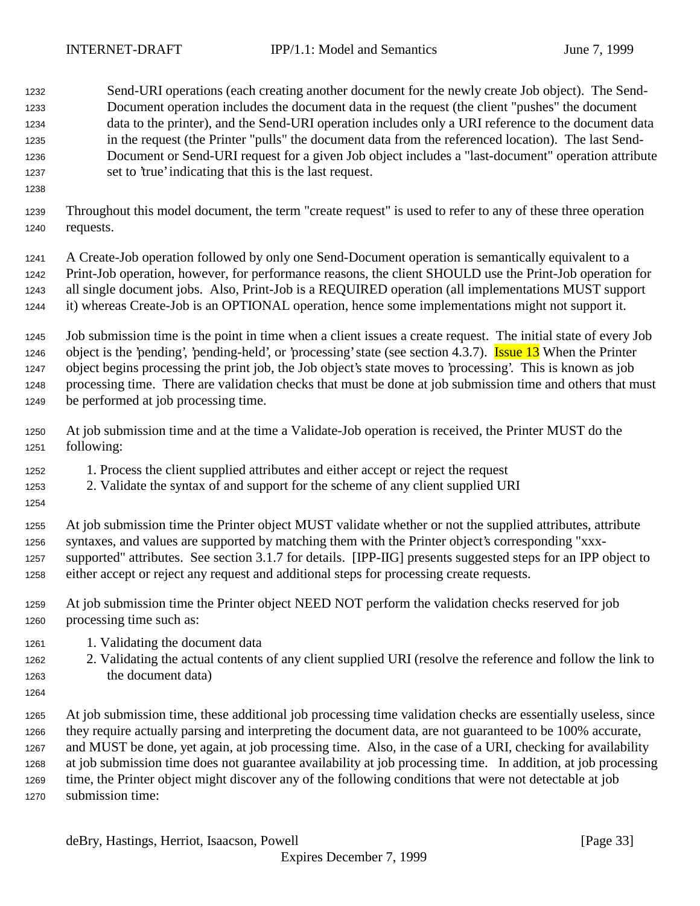Send-URI operations (each creating another document for the newly create Job object). The Send-Document operation includes the document data in the request (the client "pushes" the document data to the printer), and the Send-URI operation includes only a URI reference to the document data in the request (the Printer "pulls" the document data from the referenced location). The last Send-Document or Send-URI request for a given Job object includes a "last-document" operation attribute set to 'true' indicating that this is the last request.

Throughout this model document, the term "create request" is used to refer to any of these three operation requests.

A Create-Job operation followed by only one Send-Document operation is semantically equivalent to a Print-Job operation, however, for performance reasons, the client SHOULD use the Print-Job operation for all single document jobs. Also, Print-Job is a REQUIRED operation (all implementations MUST support it) whereas Create-Job is an OPTIONAL operation, hence some implementations might not support it.

Job submission time is the point in time when a client issues a create request. The initial state of every Job object is the 'pending', 'pending-held', or 'processing' state (see section 4.3.7). Issue 13 When the Printer object begins processing the print job, the Job object's state moves to 'processing'. This is known as job processing time. There are validation checks that must be done at job submission time and others that must be performed at job processing time.

At job submission time and at the time a Validate-Job operation is received, the Printer MUST do the following:

1. Process the client supplied attributes and either accept or reject the request
2. Validate the syntax of and support for the scheme of any client supplied URI

At job submission time the Printer object MUST validate whether or not the supplied attributes, attribute syntaxes, and values are supported by matching them with the Printer object's corresponding "xxx-supported" attributes. See section 3.1.7 for details. [IPP-IIG] presents suggested steps for an IPP object to either accept or reject any request and additional steps for processing create requests.

At job submission time the Printer object NEED NOT perform the validation checks reserved for job processing time such as:

1. Validating the document data
2. Validating the actual contents of any client supplied URI (resolve the reference and follow the link to the document data)

At job submission time, these additional job processing time validation checks are essentially useless, since they require actually parsing and interpreting the document data, are not guaranteed to be 100% accurate, and MUST be done, yet again, at job processing time. Also, in the case of a URI, checking for availability at job submission time does not guarantee availability at job processing time. In addition, at job processing time, the Printer object might discover any of the following conditions that were not detectable at job submission time: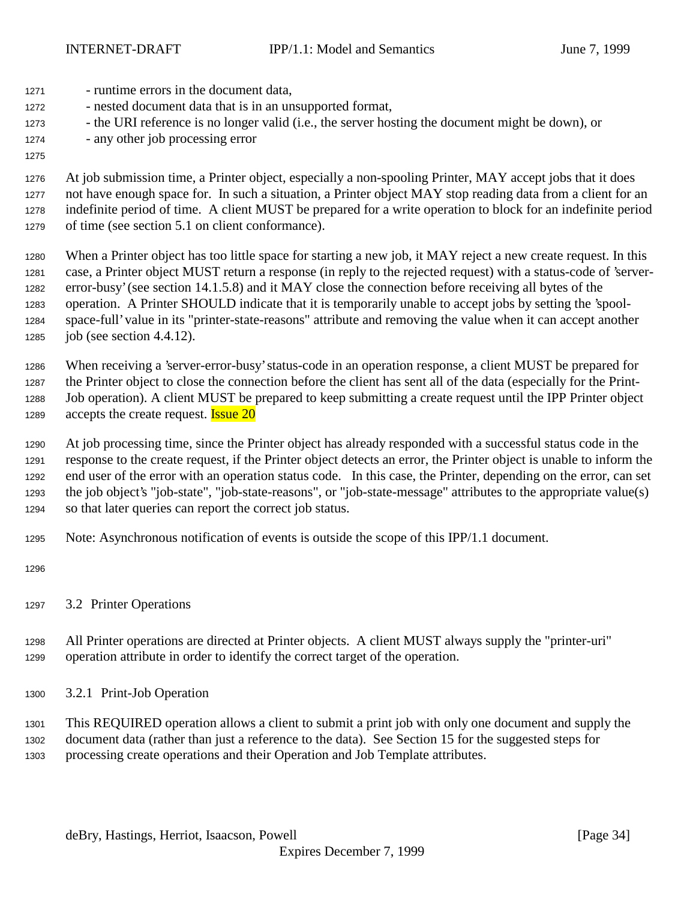- runtime errors in the document data,
- nested document data that is in an unsupported format,
- the URI reference is no longer valid (i.e., the server hosting the document might be down), or
- any other job processing error

At job submission time, a Printer object, especially a non-spooling Printer, MAY accept jobs that it does not have enough space for. In such a situation, a Printer object MAY stop reading data from a client for an indefinite period of time. A client MUST be prepared for a write operation to block for an indefinite period of time (see section 5.1 on client conformance).

When a Printer object has too little space for starting a new job, it MAY reject a new create request. In this case, a Printer object MUST return a response (in reply to the rejected request) with a status-code of 'server-error-busy' (see section 14.1.5.8) and it MAY close the connection before receiving all bytes of the operation. A Printer SHOULD indicate that it is temporarily unable to accept jobs by setting the 'spool-space-full' value in its "printer-state-reasons" attribute and removing the value when it can accept another job (see section 4.4.12).

When receiving a 'server-error-busy' status-code in an operation response, a client MUST be prepared for the Printer object to close the connection before the client has sent all of the data (especially for the Print-Job operation). A client MUST be prepared to keep submitting a create request until the IPP Printer object accepts the create request. Issue 20

At job processing time, since the Printer object has already responded with a successful status code in the response to the create request, if the Printer object detects an error, the Printer object is unable to inform the end user of the error with an operation status code. In this case, the Printer, depending on the error, can set the job object's "job-state", "job-state-reasons", or "job-state-message" attributes to the appropriate value(s) so that later queries can report the correct job status.

Note: Asynchronous notification of events is outside the scope of this IPP/1.1 document.

## 3.2 Printer Operations

All Printer operations are directed at Printer objects. A client MUST always supply the "printer-uri" operation attribute in order to identify the correct target of the operation.

### 3.2.1 Print-Job Operation

This REQUIRED operation allows a client to submit a print job with only one document and supply the document data (rather than just a reference to the data). See Section 15 for the suggested steps for processing create operations and their Operation and Job Template attributes.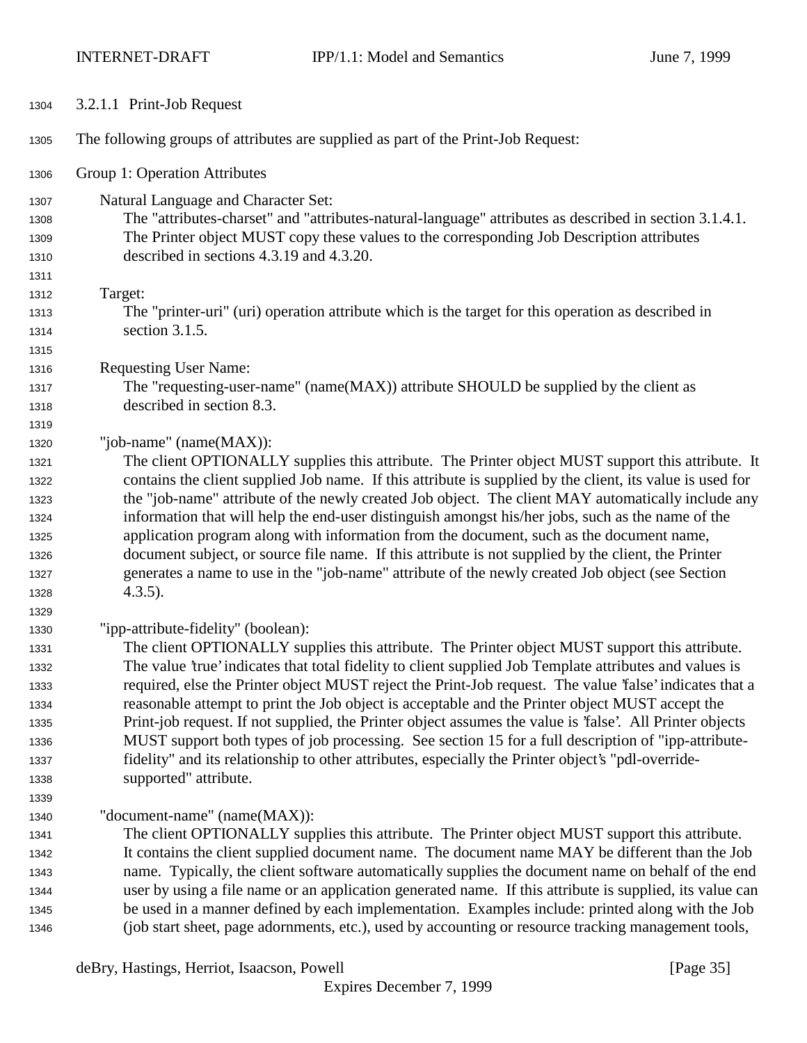#### 3.2.1.1 Print-Job Request

The following groups of attributes are supplied as part of the Print-Job Request:

Group 1: Operation Attributes

Natural Language and Character Set:
The "attributes-charset" and "attributes-natural-language" attributes as described in section 3.1.4.1. The Printer object MUST copy these values to the corresponding Job Description attributes described in sections 4.3.19 and 4.3.20.

Target:
The "printer-uri" (uri) operation attribute which is the target for this operation as described in section 3.1.5.

Requesting User Name:
The "requesting-user-name" (name(MAX)) attribute SHOULD be supplied by the client as described in section 8.3.

"job-name" (name(MAX)):
The client OPTIONALLY supplies this attribute. The Printer object MUST support this attribute. It contains the client supplied Job name. If this attribute is supplied by the client, its value is used for the "job-name" attribute of the newly created Job object. The client MAY automatically include any information that will help the end-user distinguish amongst his/her jobs, such as the name of the application program along with information from the document, such as the document name, document subject, or source file name. If this attribute is not supplied by the client, the Printer generates a name to use in the "job-name" attribute of the newly created Job object (see Section 4.3.5).

"ipp-attribute-fidelity" (boolean):
The client OPTIONALLY supplies this attribute. The Printer object MUST support this attribute. The value 'true' indicates that total fidelity to client supplied Job Template attributes and values is required, else the Printer object MUST reject the Print-Job request. The value 'false' indicates that a reasonable attempt to print the Job object is acceptable and the Printer object MUST accept the Print-job request. If not supplied, the Printer object assumes the value is 'false'. All Printer objects MUST support both types of job processing. See section 15 for a full description of "ipp-attribute-fidelity" and its relationship to other attributes, especially the Printer object's "pdl-override-supported" attribute.

"document-name" (name(MAX)):
The client OPTIONALLY supplies this attribute. The Printer object MUST support this attribute. It contains the client supplied document name. The document name MAY be different than the Job name. Typically, the client software automatically supplies the document name on behalf of the end user by using a file name or an application generated name. If this attribute is supplied, its value can be used in a manner defined by each implementation. Examples include: printed along with the Job (job start sheet, page adornments, etc.), used by accounting or resource tracking management tools,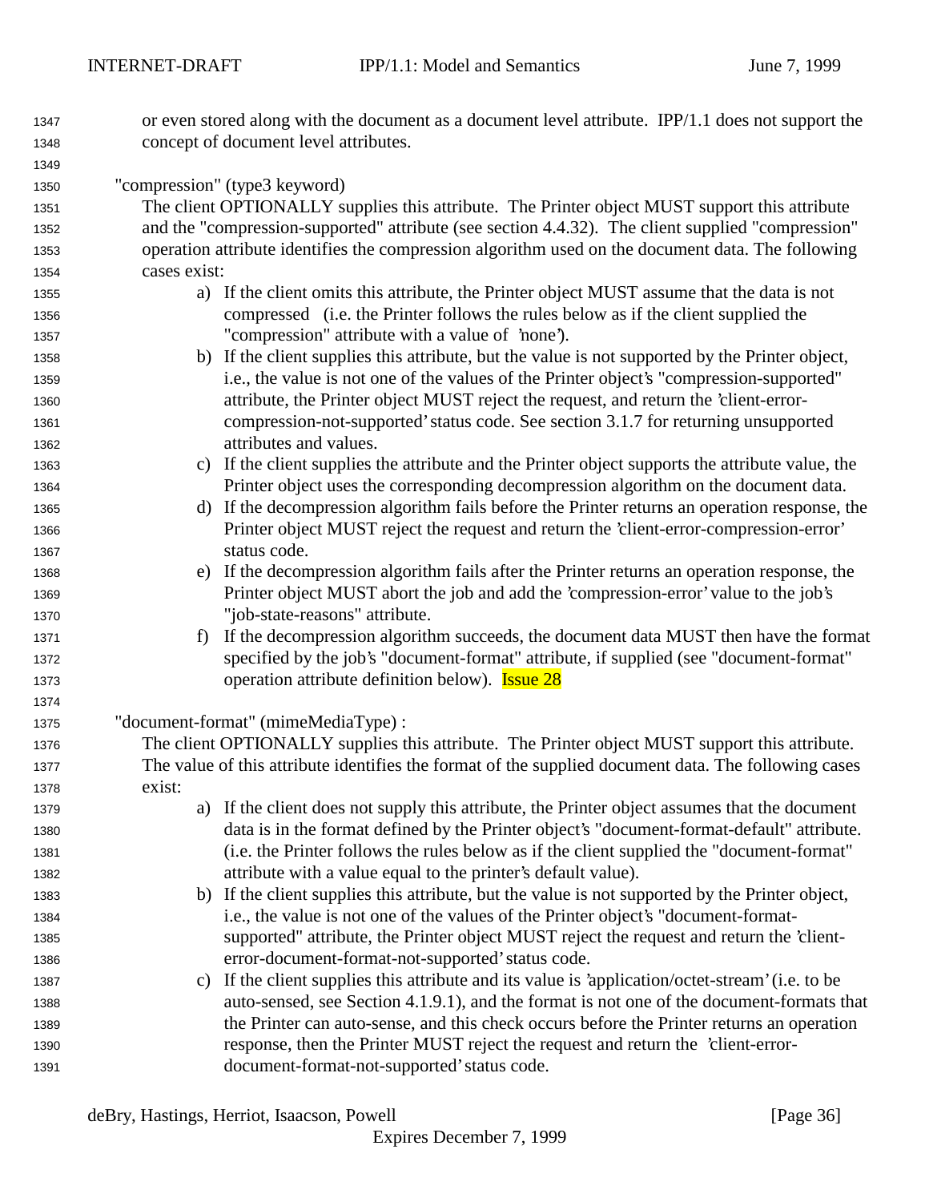or even stored along with the document as a document level attribute. IPP/1.1 does not support the concept of document level attributes.

"compression" (type3 keyword)

The client OPTIONALLY supplies this attribute. The Printer object MUST support this attribute and the "compression-supported" attribute (see section 4.4.32). The client supplied "compression" operation attribute identifies the compression algorithm used on the document data. The following cases exist:

a) If the client omits this attribute, the Printer object MUST assume that the data is not compressed (i.e. the Printer follows the rules below as if the client supplied the "compression" attribute with a value of 'none').
b) If the client supplies this attribute, but the value is not supported by the Printer object, i.e., the value is not one of the values of the Printer object's "compression-supported" attribute, the Printer object MUST reject the request, and return the 'client-error-compression-not-supported' status code. See section 3.1.7 for returning unsupported attributes and values.
c) If the client supplies the attribute and the Printer object supports the attribute value, the Printer object uses the corresponding decompression algorithm on the document data.
d) If the decompression algorithm fails before the Printer returns an operation response, the Printer object MUST reject the request and return the 'client-error-compression-error' status code.
e) If the decompression algorithm fails after the Printer returns an operation response, the Printer object MUST abort the job and add the 'compression-error' value to the job's "job-state-reasons" attribute.
f) If the decompression algorithm succeeds, the document data MUST then have the format specified by the job's "document-format" attribute, if supplied (see "document-format" operation attribute definition below). Issue 28

"document-format" (mimeMediaType) :

The client OPTIONALLY supplies this attribute. The Printer object MUST support this attribute. The value of this attribute identifies the format of the supplied document data. The following cases exist:

a) If the client does not supply this attribute, the Printer object assumes that the document data is in the format defined by the Printer object's "document-format-default" attribute. (i.e. the Printer follows the rules below as if the client supplied the "document-format" attribute with a value equal to the printer's default value).
b) If the client supplies this attribute, but the value is not supported by the Printer object, i.e., the value is not one of the values of the Printer object's "document-format-supported" attribute, the Printer object MUST reject the request and return the 'client-error-document-format-not-supported' status code.
c) If the client supplies this attribute and its value is 'application/octet-stream' (i.e. to be auto-sensed, see Section 4.1.9.1), and the format is not one of the document-formats that the Printer can auto-sense, and this check occurs before the Printer returns an operation response, then the Printer MUST reject the request and return the 'client-error-document-format-not-supported' status code.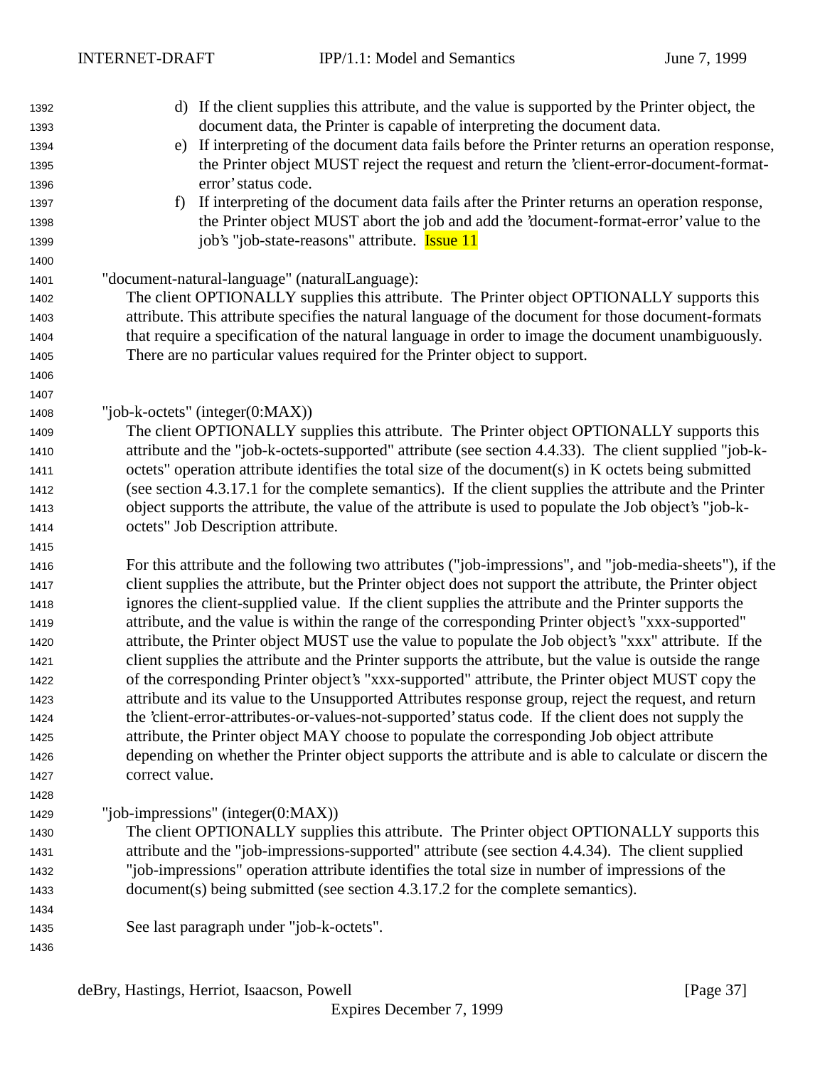d) If the client supplies this attribute, and the value is supported by the Printer object, the document data, the Printer is capable of interpreting the document data.
e) If interpreting of the document data fails before the Printer returns an operation response, the Printer object MUST reject the request and return the 'client-error-document-format-error' status code.
f) If interpreting of the document data fails after the Printer returns an operation response, the Printer object MUST abort the job and add the 'document-format-error' value to the job's "job-state-reasons" attribute. Issue 11

"document-natural-language" (naturalLanguage):
The client OPTIONALLY supplies this attribute. The Printer object OPTIONALLY supports this attribute. This attribute specifies the natural language of the document for those document-formats that require a specification of the natural language in order to image the document unambiguously. There are no particular values required for the Printer object to support.

"job-k-octets" (integer(0:MAX))
The client OPTIONALLY supplies this attribute. The Printer object OPTIONALLY supports this attribute and the "job-k-octets-supported" attribute (see section 4.4.33). The client supplied "job-k-octets" operation attribute identifies the total size of the document(s) in K octets being submitted (see section 4.3.17.1 for the complete semantics). If the client supplies the attribute and the Printer object supports the attribute, the value of the attribute is used to populate the Job object's "job-k-octets" Job Description attribute.

For this attribute and the following two attributes ("job-impressions", and "job-media-sheets"), if the client supplies the attribute, but the Printer object does not support the attribute, the Printer object ignores the client-supplied value. If the client supplies the attribute and the Printer supports the attribute, and the value is within the range of the corresponding Printer object's "xxx-supported" attribute, the Printer object MUST use the value to populate the Job object's "xxx" attribute. If the client supplies the attribute and the Printer supports the attribute, but the value is outside the range of the corresponding Printer object's "xxx-supported" attribute, the Printer object MUST copy the attribute and its value to the Unsupported Attributes response group, reject the request, and return the 'client-error-attributes-or-values-not-supported' status code. If the client does not supply the attribute, the Printer object MAY choose to populate the corresponding Job object attribute depending on whether the Printer object supports the attribute and is able to calculate or discern the correct value.

"job-impressions" (integer(0:MAX))
The client OPTIONALLY supplies this attribute. The Printer object OPTIONALLY supports this attribute and the "job-impressions-supported" attribute (see section 4.4.34). The client supplied "job-impressions" operation attribute identifies the total size in number of impressions of the document(s) being submitted (see section 4.3.17.2 for the complete semantics).

See last paragraph under "job-k-octets".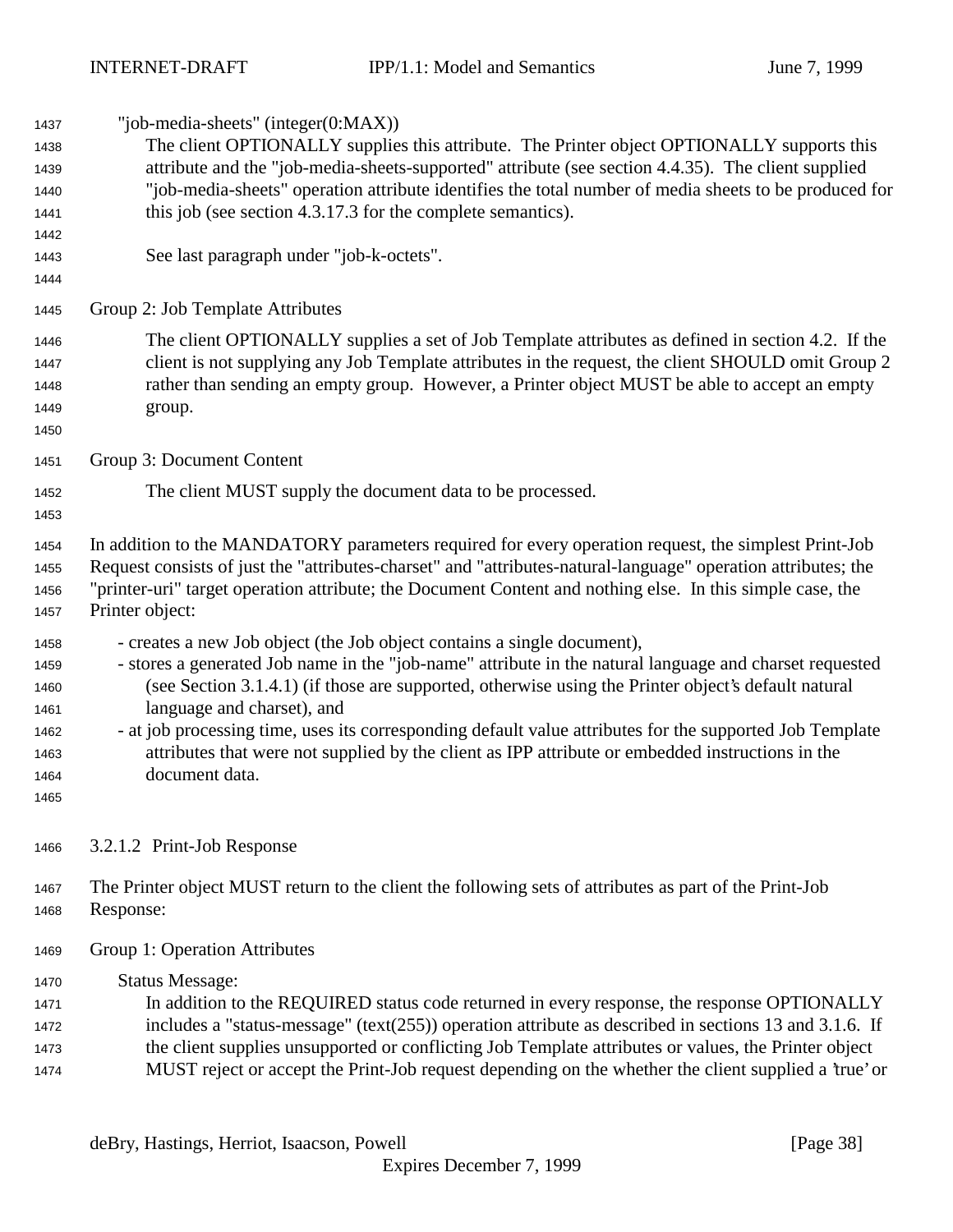"job-media-sheets" (integer(0:MAX))

The client OPTIONALLY supplies this attribute. The Printer object OPTIONALLY supports this attribute and the "job-media-sheets-supported" attribute (see section 4.4.35). The client supplied "job-media-sheets" operation attribute identifies the total number of media sheets to be produced for this job (see section 4.3.17.3 for the complete semantics).

See last paragraph under "job-k-octets".

Group 2: Job Template Attributes

The client OPTIONALLY supplies a set of Job Template attributes as defined in section 4.2. If the client is not supplying any Job Template attributes in the request, the client SHOULD omit Group 2 rather than sending an empty group. However, a Printer object MUST be able to accept an empty group.

Group 3: Document Content

The client MUST supply the document data to be processed.

In addition to the MANDATORY parameters required for every operation request, the simplest Print-Job Request consists of just the "attributes-charset" and "attributes-natural-language" operation attributes; the "printer-uri" target operation attribute; the Document Content and nothing else. In this simple case, the Printer object:

- creates a new Job object (the Job object contains a single document),
- stores a generated Job name in the "job-name" attribute in the natural language and charset requested (see Section 3.1.4.1) (if those are supported, otherwise using the Printer object's default natural language and charset), and
- at job processing time, uses its corresponding default value attributes for the supported Job Template attributes that were not supplied by the client as IPP attribute or embedded instructions in the document data.

### 3.2.1.2 Print-Job Response

The Printer object MUST return to the client the following sets of attributes as part of the Print-Job Response:

Group 1: Operation Attributes

Status Message:

In addition to the REQUIRED status code returned in every response, the response OPTIONALLY includes a "status-message" (text(255)) operation attribute as described in sections 13 and 3.1.6. If the client supplies unsupported or conflicting Job Template attributes or values, the Printer object MUST reject or accept the Print-Job request depending on the whether the client supplied a 'true' or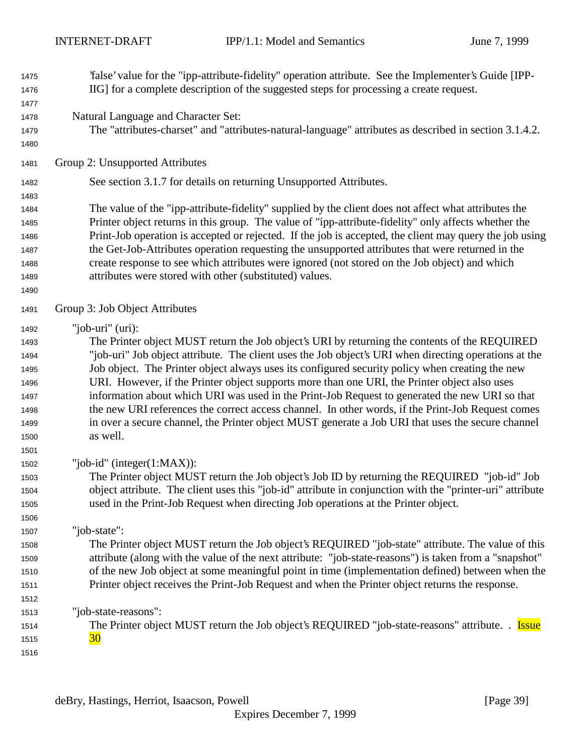'false' value for the "ipp-attribute-fidelity" operation attribute. See the Implementer's Guide [IPP-IIG] for a complete description of the suggested steps for processing a create request.

Natural Language and Character Set:
The "attributes-charset" and "attributes-natural-language" attributes as described in section 3.1.4.2.

Group 2: Unsupported Attributes

See section 3.1.7 for details on returning Unsupported Attributes.

The value of the "ipp-attribute-fidelity" supplied by the client does not affect what attributes the Printer object returns in this group. The value of "ipp-attribute-fidelity" only affects whether the Print-Job operation is accepted or rejected. If the job is accepted, the client may query the job using the Get-Job-Attributes operation requesting the unsupported attributes that were returned in the create response to see which attributes were ignored (not stored on the Job object) and which attributes were stored with other (substituted) values.

Group 3: Job Object Attributes

"job-uri" (uri):
The Printer object MUST return the Job object's URI by returning the contents of the REQUIRED "job-uri" Job object attribute. The client uses the Job object's URI when directing operations at the Job object. The Printer object always uses its configured security policy when creating the new URI. However, if the Printer object supports more than one URI, the Printer object also uses information about which URI was used in the Print-Job Request to generated the new URI so that the new URI references the correct access channel. In other words, if the Print-Job Request comes in over a secure channel, the Printer object MUST generate a Job URI that uses the secure channel as well.

"job-id" (integer(1:MAX)):
The Printer object MUST return the Job object's Job ID by returning the REQUIRED "job-id" Job object attribute. The client uses this "job-id" attribute in conjunction with the "printer-uri" attribute used in the Print-Job Request when directing Job operations at the Printer object.

"job-state":
The Printer object MUST return the Job object's REQUIRED "job-state" attribute. The value of this attribute (along with the value of the next attribute: "job-state-reasons") is taken from a "snapshot" of the new Job object at some meaningful point in time (implementation defined) between when the Printer object receives the Print-Job Request and when the Printer object returns the response.

"job-state-reasons":
The Printer object MUST return the Job object's REQUIRED "job-state-reasons" attribute. . Issue 30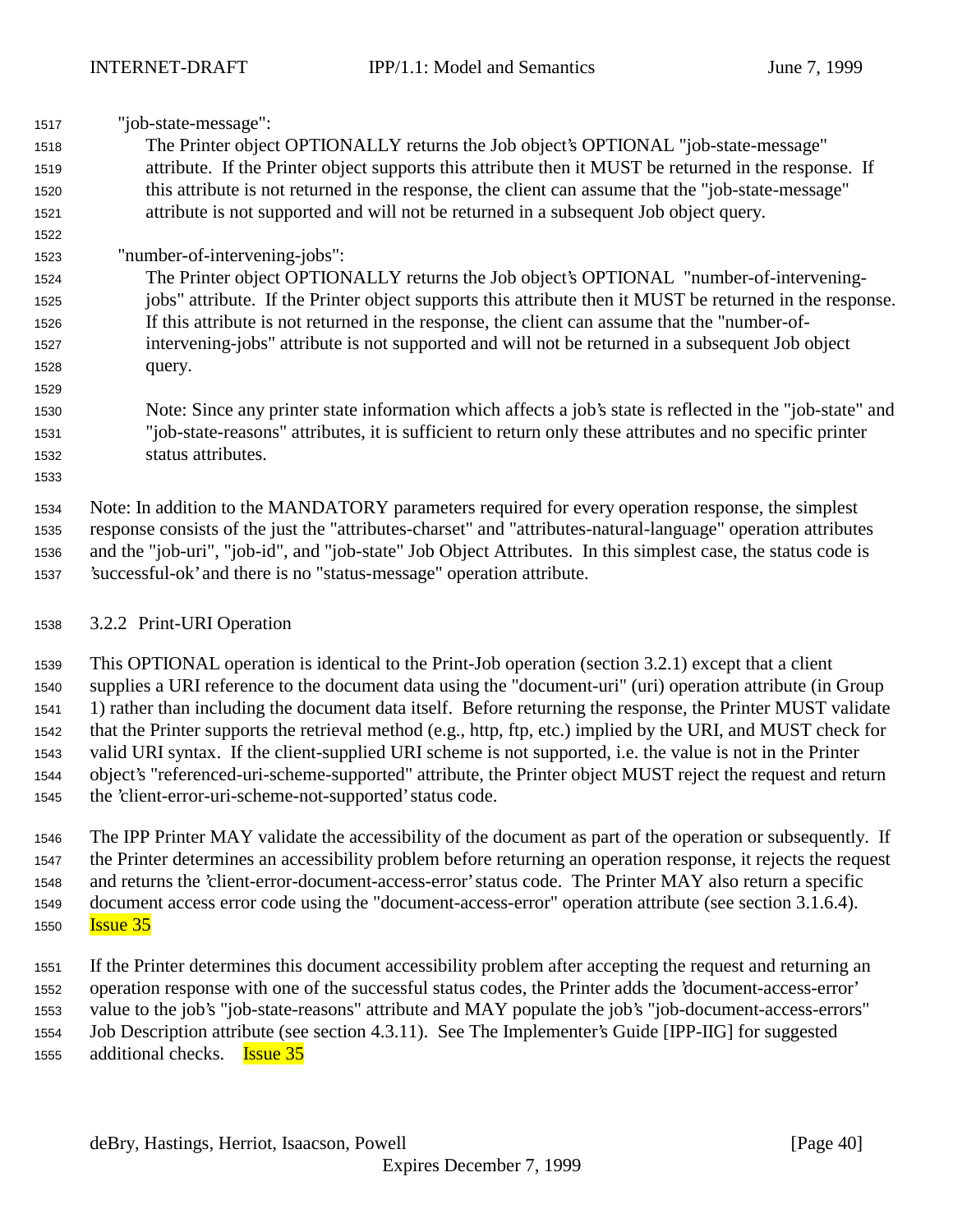"job-state-message":

The Printer object OPTIONALLY returns the Job object's OPTIONAL "job-state-message" attribute. If the Printer object supports this attribute then it MUST be returned in the response. If this attribute is not returned in the response, the client can assume that the "job-state-message" attribute is not supported and will not be returned in a subsequent Job object query.

"number-of-intervening-jobs":

The Printer object OPTIONALLY returns the Job object's OPTIONAL "number-of-intervening-jobs" attribute. If the Printer object supports this attribute then it MUST be returned in the response. If this attribute is not returned in the response, the client can assume that the "number-of-intervening-jobs" attribute is not supported and will not be returned in a subsequent Job object query.

Note: Since any printer state information which affects a job's state is reflected in the "job-state" and "job-state-reasons" attributes, it is sufficient to return only these attributes and no specific printer status attributes.

Note: In addition to the MANDATORY parameters required for every operation response, the simplest response consists of the just the "attributes-charset" and "attributes-natural-language" operation attributes and the "job-uri", "job-id", and "job-state" Job Object Attributes. In this simplest case, the status code is 'successful-ok' and there is no "status-message" operation attribute.

### 3.2.2 Print-URI Operation

This OPTIONAL operation is identical to the Print-Job operation (section 3.2.1) except that a client supplies a URI reference to the document data using the "document-uri" (uri) operation attribute (in Group 1) rather than including the document data itself. Before returning the response, the Printer MUST validate that the Printer supports the retrieval method (e.g., http, ftp, etc.) implied by the URI, and MUST check for valid URI syntax. If the client-supplied URI scheme is not supported, i.e. the value is not in the Printer object's "referenced-uri-scheme-supported" attribute, the Printer object MUST reject the request and return the 'client-error-uri-scheme-not-supported' status code.

The IPP Printer MAY validate the accessibility of the document as part of the operation or subsequently. If the Printer determines an accessibility problem before returning an operation response, it rejects the request and returns the 'client-error-document-access-error' status code. The Printer MAY also return a specific document access error code using the "document-access-error" operation attribute (see section 3.1.6.4). Issue 35

If the Printer determines this document accessibility problem after accepting the request and returning an operation response with one of the successful status codes, the Printer adds the 'document-access-error' value to the job's "job-state-reasons" attribute and MAY populate the job's "job-document-access-errors" Job Description attribute (see section 4.3.11). See The Implementer's Guide [IPP-IIG] for suggested additional checks. Issue 35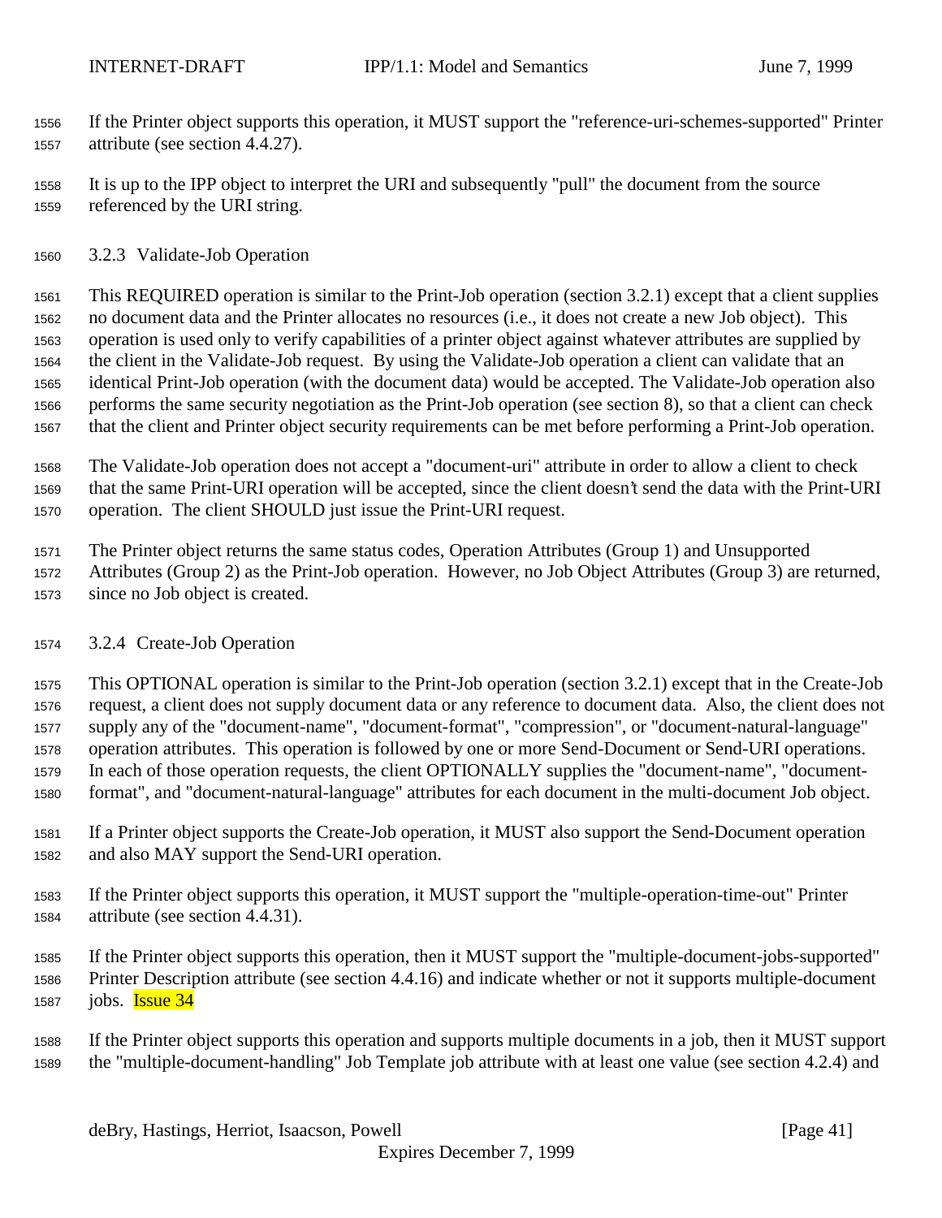If the Printer object supports this operation, it MUST support the "reference-uri-schemes-supported" Printer attribute (see section 4.4.27).

It is up to the IPP object to interpret the URI and subsequently "pull" the document from the source referenced by the URI string.

### 3.2.3 Validate-Job Operation

This REQUIRED operation is similar to the Print-Job operation (section 3.2.1) except that a client supplies no document data and the Printer allocates no resources (i.e., it does not create a new Job object). This operation is used only to verify capabilities of a printer object against whatever attributes are supplied by the client in the Validate-Job request. By using the Validate-Job operation a client can validate that an identical Print-Job operation (with the document data) would be accepted. The Validate-Job operation also performs the same security negotiation as the Print-Job operation (see section 8), so that a client can check that the client and Printer object security requirements can be met before performing a Print-Job operation.

The Validate-Job operation does not accept a "document-uri" attribute in order to allow a client to check that the same Print-URI operation will be accepted, since the client doesn't send the data with the Print-URI operation. The client SHOULD just issue the Print-URI request.

The Printer object returns the same status codes, Operation Attributes (Group 1) and Unsupported Attributes (Group 2) as the Print-Job operation. However, no Job Object Attributes (Group 3) are returned, since no Job object is created.

### 3.2.4 Create-Job Operation

This OPTIONAL operation is similar to the Print-Job operation (section 3.2.1) except that in the Create-Job request, a client does not supply document data or any reference to document data. Also, the client does not supply any of the "document-name", "document-format", "compression", or "document-natural-language" operation attributes. This operation is followed by one or more Send-Document or Send-URI operations. In each of those operation requests, the client OPTIONALLY supplies the "document-name", "document-format", and "document-natural-language" attributes for each document in the multi-document Job object.

If a Printer object supports the Create-Job operation, it MUST also support the Send-Document operation and also MAY support the Send-URI operation.

If the Printer object supports this operation, it MUST support the "multiple-operation-time-out" Printer attribute (see section 4.4.31).

If the Printer object supports this operation, then it MUST support the "multiple-document-jobs-supported" Printer Description attribute (see section 4.4.16) and indicate whether or not it supports multiple-document jobs. Issue 34

If the Printer object supports this operation and supports multiple documents in a job, then it MUST support the "multiple-document-handling" Job Template job attribute with at least one value (see section 4.2.4) and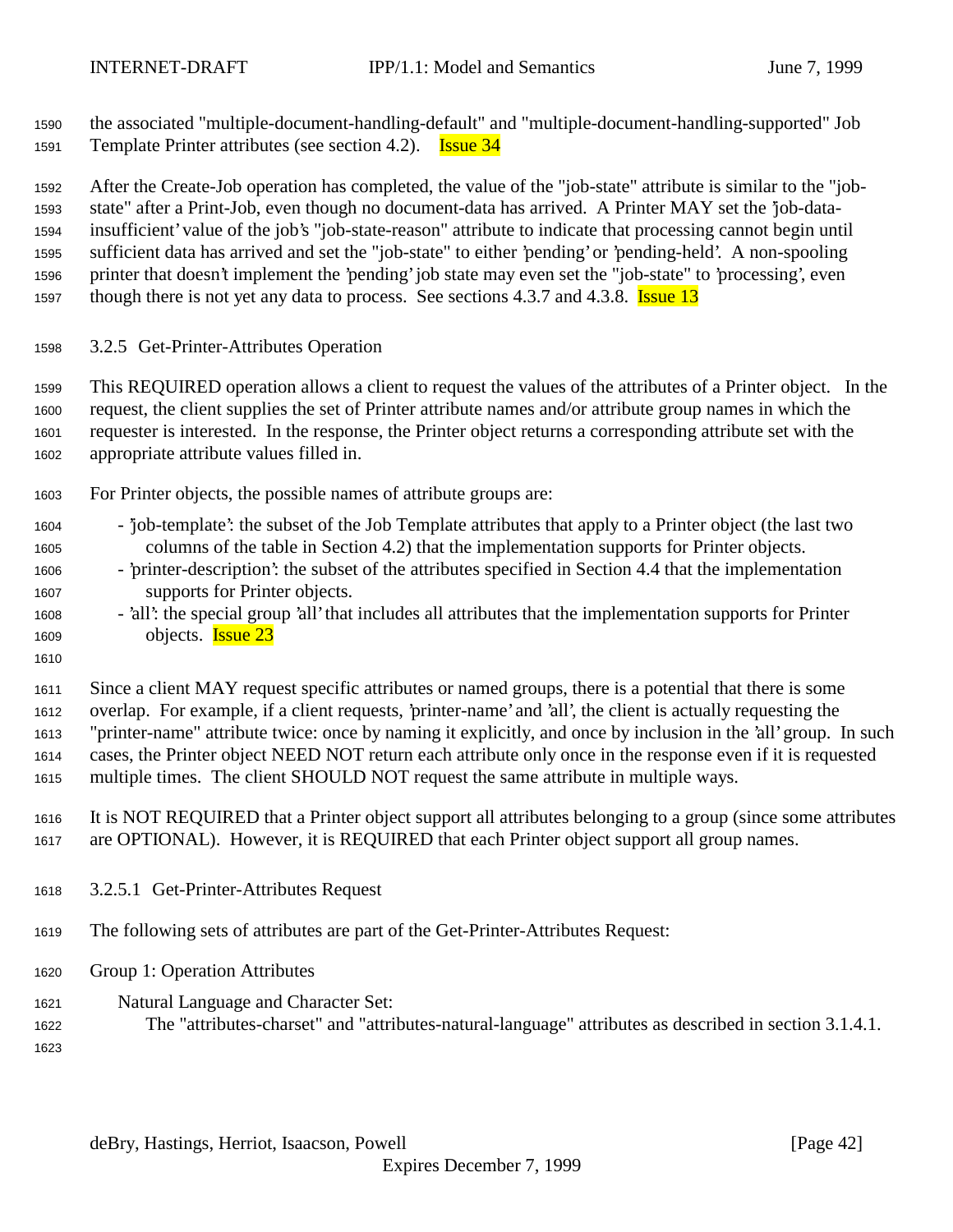the associated "multiple-document-handling-default" and "multiple-document-handling-supported" Job Template Printer attributes (see section 4.2). Issue 34

After the Create-Job operation has completed, the value of the "job-state" attribute is similar to the "job-state" after a Print-Job, even though no document-data has arrived. A Printer MAY set the 'job-data-insufficient' value of the job's "job-state-reason" attribute to indicate that processing cannot begin until sufficient data has arrived and set the "job-state" to either 'pending' or 'pending-held'. A non-spooling printer that doesn't implement the 'pending' job state may even set the "job-state" to 'processing', even though there is not yet any data to process. See sections 4.3.7 and 4.3.8. Issue 13

### 3.2.5 Get-Printer-Attributes Operation

This REQUIRED operation allows a client to request the values of the attributes of a Printer object. In the request, the client supplies the set of Printer attribute names and/or attribute group names in which the requester is interested. In the response, the Printer object returns a corresponding attribute set with the appropriate attribute values filled in.

For Printer objects, the possible names of attribute groups are:

- 'job-template': the subset of the Job Template attributes that apply to a Printer object (the last two columns of the table in Section 4.2) that the implementation supports for Printer objects.
- 'printer-description': the subset of the attributes specified in Section 4.4 that the implementation supports for Printer objects.
- 'all': the special group 'all' that includes all attributes that the implementation supports for Printer objects. Issue 23

Since a client MAY request specific attributes or named groups, there is a potential that there is some overlap. For example, if a client requests, 'printer-name' and 'all', the client is actually requesting the "printer-name" attribute twice: once by naming it explicitly, and once by inclusion in the 'all' group. In such cases, the Printer object NEED NOT return each attribute only once in the response even if it is requested multiple times. The client SHOULD NOT request the same attribute in multiple ways.

It is NOT REQUIRED that a Printer object support all attributes belonging to a group (since some attributes are OPTIONAL). However, it is REQUIRED that each Printer object support all group names.

#### 3.2.5.1 Get-Printer-Attributes Request

The following sets of attributes are part of the Get-Printer-Attributes Request:

Group 1: Operation Attributes

Natural Language and Character Set:
The "attributes-charset" and "attributes-natural-language" attributes as described in section 3.1.4.1.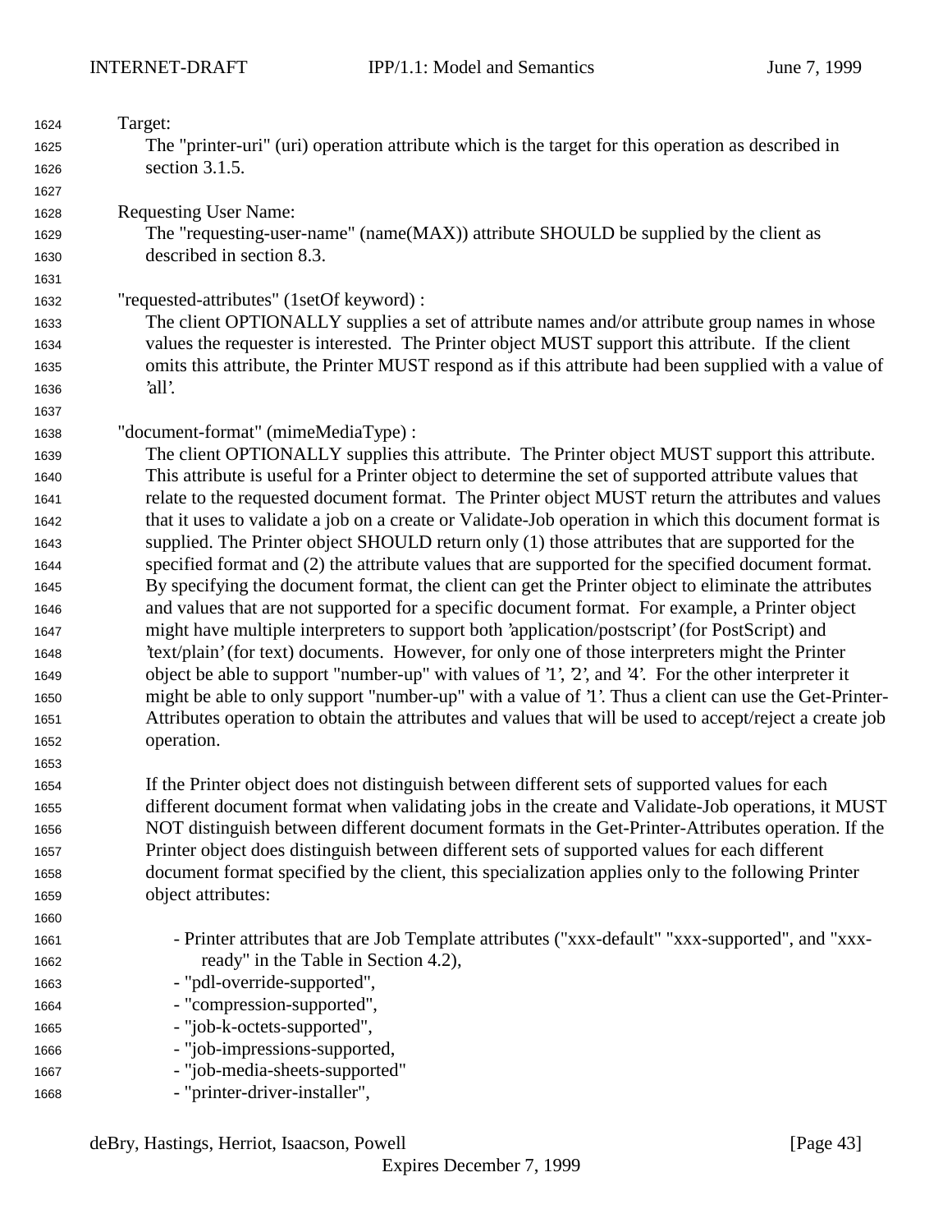Target:
The "printer-uri" (uri) operation attribute which is the target for this operation as described in section 3.1.5.

Requesting User Name:
The "requesting-user-name" (name(MAX)) attribute SHOULD be supplied by the client as described in section 8.3.

"requested-attributes" (1setOf keyword) :
The client OPTIONALLY supplies a set of attribute names and/or attribute group names in whose values the requester is interested. The Printer object MUST support this attribute. If the client omits this attribute, the Printer MUST respond as if this attribute had been supplied with a value of 'all'.

"document-format" (mimeMediaType) :
The client OPTIONALLY supplies this attribute. The Printer object MUST support this attribute. This attribute is useful for a Printer object to determine the set of supported attribute values that relate to the requested document format. The Printer object MUST return the attributes and values that it uses to validate a job on a create or Validate-Job operation in which this document format is supplied. The Printer object SHOULD return only (1) those attributes that are supported for the specified format and (2) the attribute values that are supported for the specified document format. By specifying the document format, the client can get the Printer object to eliminate the attributes and values that are not supported for a specific document format. For example, a Printer object might have multiple interpreters to support both 'application/postscript' (for PostScript) and 'text/plain' (for text) documents. However, for only one of those interpreters might the Printer object be able to support "number-up" with values of '1', '2', and '4'. For the other interpreter it might be able to only support "number-up" with a value of '1'. Thus a client can use the Get-Printer-Attributes operation to obtain the attributes and values that will be used to accept/reject a create job operation.

If the Printer object does not distinguish between different sets of supported values for each different document format when validating jobs in the create and Validate-Job operations, it MUST NOT distinguish between different document formats in the Get-Printer-Attributes operation. If the Printer object does distinguish between different sets of supported values for each different document format specified by the client, this specialization applies only to the following Printer object attributes:

- Printer attributes that are Job Template attributes ("xxx-default" "xxx-supported", and "xxx-ready" in the Table in Section 4.2),
- "pdl-override-supported",
- "compression-supported",
- "job-k-octets-supported",
- "job-impressions-supported,
- "job-media-sheets-supported"
- "printer-driver-installer",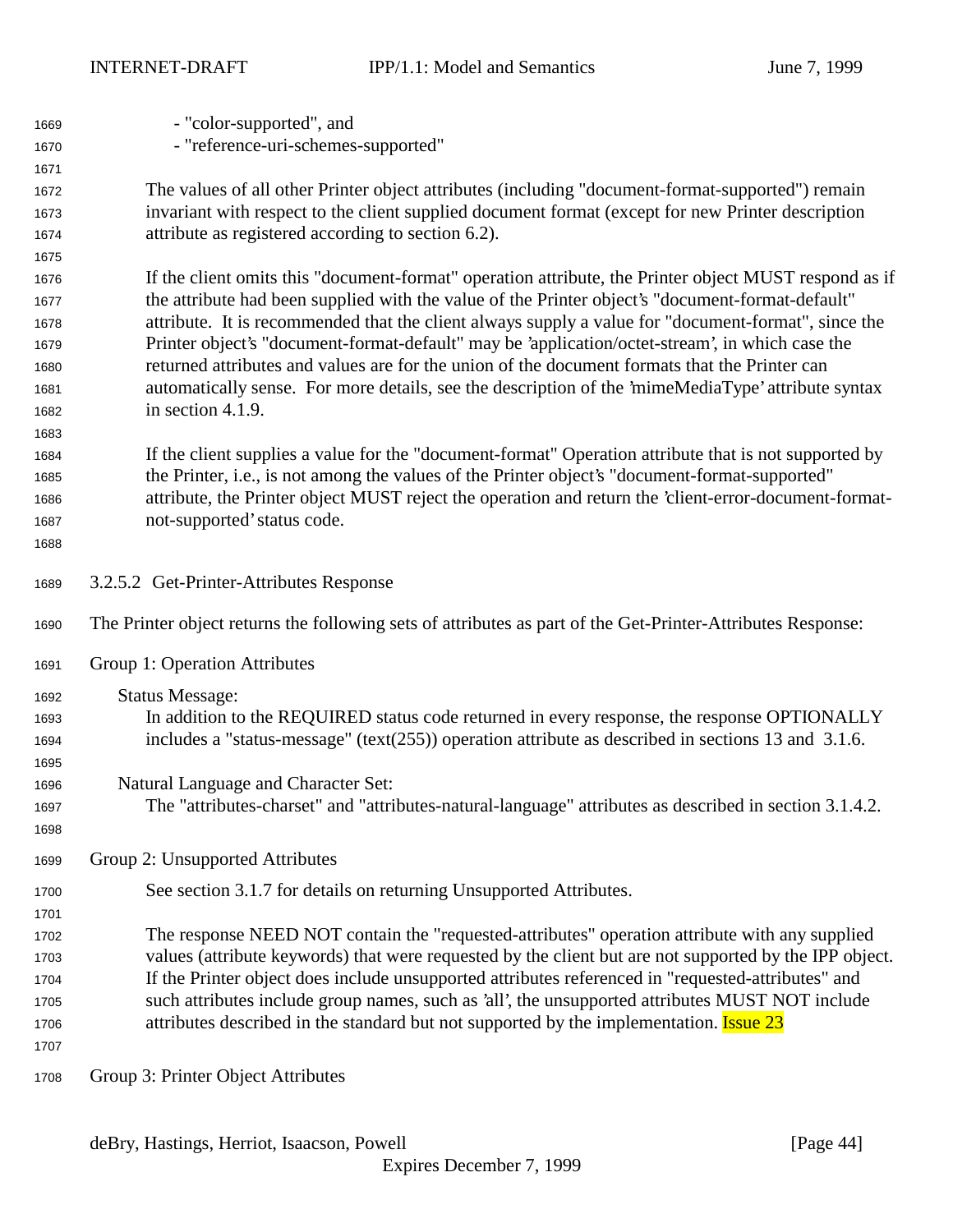- "color-supported", and
- "reference-uri-schemes-supported"

The values of all other Printer object attributes (including "document-format-supported") remain invariant with respect to the client supplied document format (except for new Printer description attribute as registered according to section 6.2).

If the client omits this "document-format" operation attribute, the Printer object MUST respond as if the attribute had been supplied with the value of the Printer object's "document-format-default" attribute. It is recommended that the client always supply a value for "document-format", since the Printer object's "document-format-default" may be 'application/octet-stream', in which case the returned attributes and values are for the union of the document formats that the Printer can automatically sense. For more details, see the description of the 'mimeMediaType' attribute syntax in section 4.1.9.

If the client supplies a value for the "document-format" Operation attribute that is not supported by the Printer, i.e., is not among the values of the Printer object's "document-format-supported" attribute, the Printer object MUST reject the operation and return the 'client-error-document-format-not-supported' status code.

### 3.2.5.2 Get-Printer-Attributes Response

The Printer object returns the following sets of attributes as part of the Get-Printer-Attributes Response:

Group 1: Operation Attributes

Status Message:
In addition to the REQUIRED status code returned in every response, the response OPTIONALLY includes a "status-message" (text(255)) operation attribute as described in sections 13 and 3.1.6.

Natural Language and Character Set:
The "attributes-charset" and "attributes-natural-language" attributes as described in section 3.1.4.2.

Group 2: Unsupported Attributes

See section 3.1.7 for details on returning Unsupported Attributes.

The response NEED NOT contain the "requested-attributes" operation attribute with any supplied values (attribute keywords) that were requested by the client but are not supported by the IPP object. If the Printer object does include unsupported attributes referenced in "requested-attributes" and such attributes include group names, such as 'all', the unsupported attributes MUST NOT include attributes described in the standard but not supported by the implementation. Issue 23

Group 3: Printer Object Attributes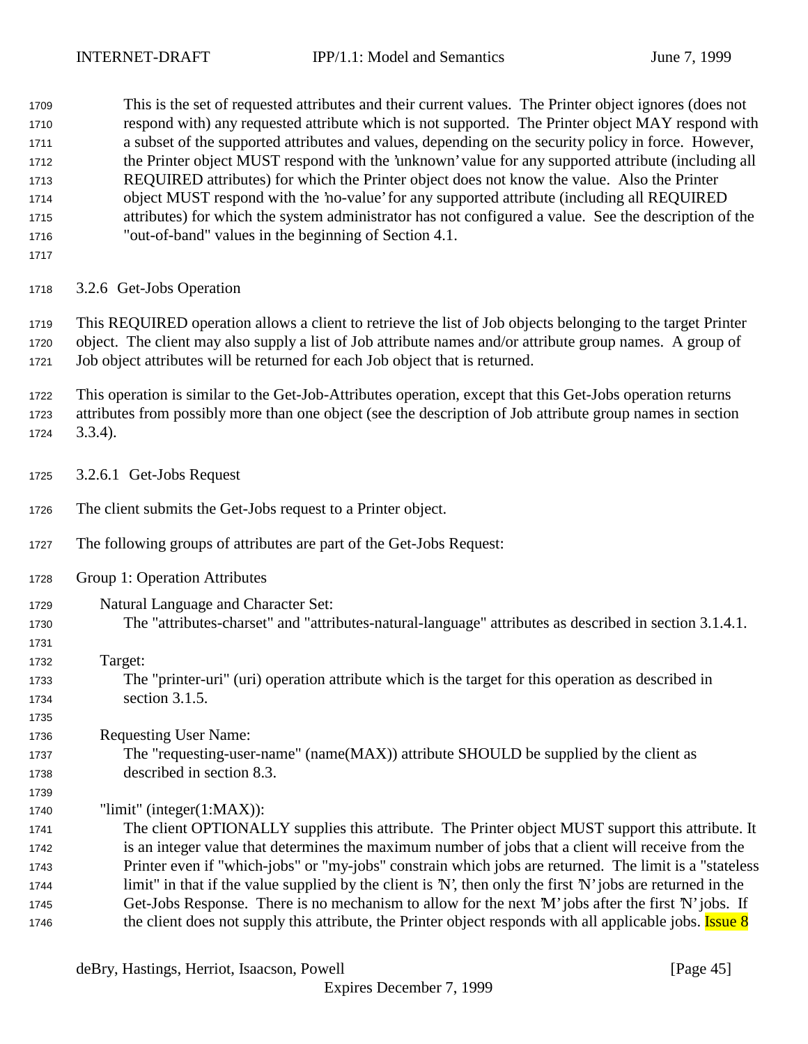This is the set of requested attributes and their current values. The Printer object ignores (does not respond with) any requested attribute which is not supported. The Printer object MAY respond with a subset of the supported attributes and values, depending on the security policy in force. However, the Printer object MUST respond with the 'unknown' value for any supported attribute (including all REQUIRED attributes) for which the Printer object does not know the value. Also the Printer object MUST respond with the 'no-value' for any supported attribute (including all REQUIRED attributes) for which the system administrator has not configured a value. See the description of the "out-of-band" values in the beginning of Section 4.1.

### 3.2.6 Get-Jobs Operation

This REQUIRED operation allows a client to retrieve the list of Job objects belonging to the target Printer object. The client may also supply a list of Job attribute names and/or attribute group names. A group of Job object attributes will be returned for each Job object that is returned.

This operation is similar to the Get-Job-Attributes operation, except that this Get-Jobs operation returns attributes from possibly more than one object (see the description of Job attribute group names in section 3.3.4).

#### 3.2.6.1 Get-Jobs Request

The client submits the Get-Jobs request to a Printer object.

The following groups of attributes are part of the Get-Jobs Request:

Group 1: Operation Attributes

Natural Language and Character Set:
The "attributes-charset" and "attributes-natural-language" attributes as described in section 3.1.4.1.

Target:
The "printer-uri" (uri) operation attribute which is the target for this operation as described in section 3.1.5.

Requesting User Name:
The "requesting-user-name" (name(MAX)) attribute SHOULD be supplied by the client as described in section 8.3.

"limit" (integer(1:MAX)):
The client OPTIONALLY supplies this attribute. The Printer object MUST support this attribute. It is an integer value that determines the maximum number of jobs that a client will receive from the Printer even if "which-jobs" or "my-jobs" constrain which jobs are returned. The limit is a "stateless limit" in that if the value supplied by the client is 'N', then only the first 'N' jobs are returned in the Get-Jobs Response. There is no mechanism to allow for the next 'M' jobs after the first 'N' jobs. If the client does not supply this attribute, the Printer object responds with all applicable jobs. Issue 8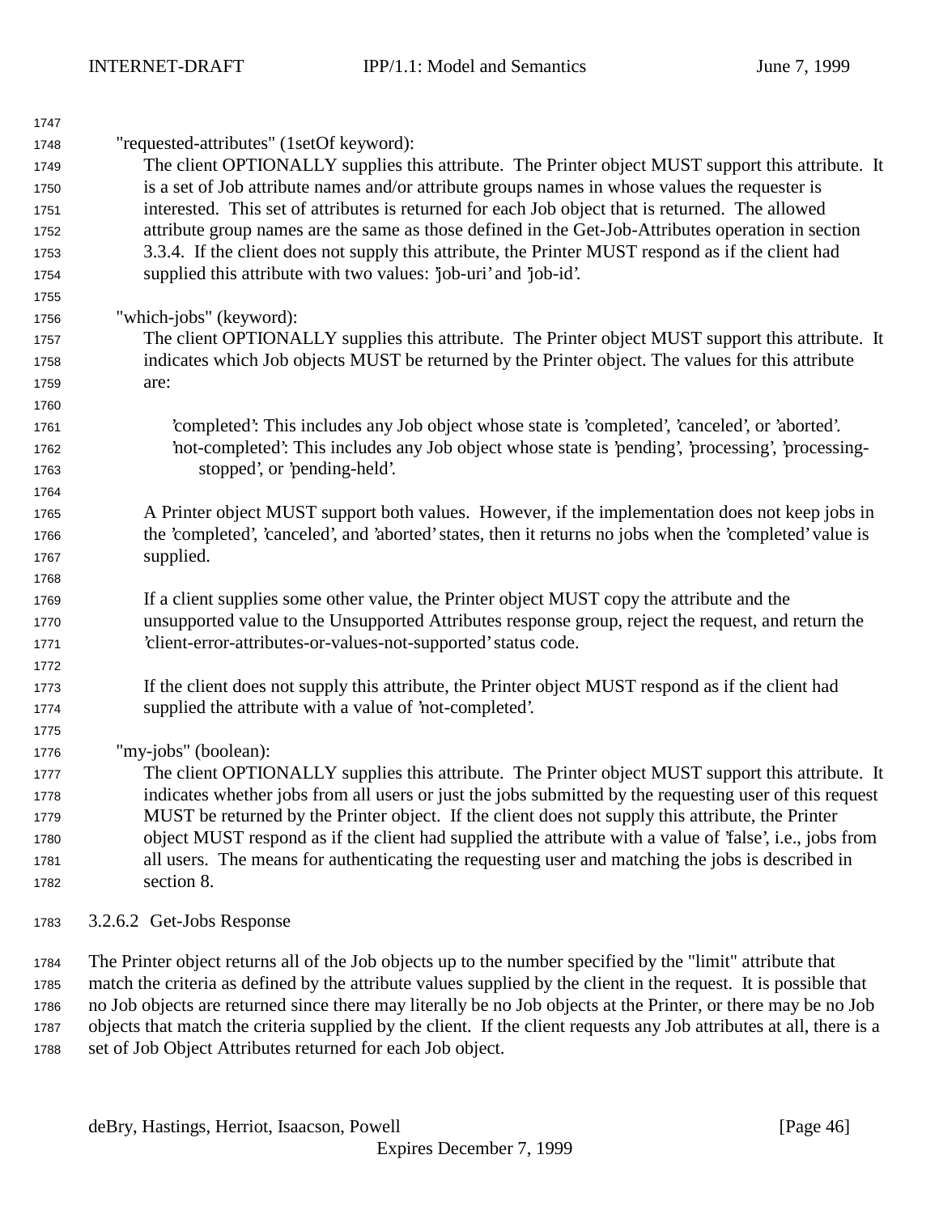"requested-attributes" (1setOf keyword):

The client OPTIONALLY supplies this attribute. The Printer object MUST support this attribute. It is a set of Job attribute names and/or attribute groups names in whose values the requester is interested. This set of attributes is returned for each Job object that is returned. The allowed attribute group names are the same as those defined in the Get-Job-Attributes operation in section 3.3.4. If the client does not supply this attribute, the Printer MUST respond as if the client had supplied this attribute with two values: 'job-uri' and 'job-id'.

"which-jobs" (keyword):

The client OPTIONALLY supplies this attribute. The Printer object MUST support this attribute. It indicates which Job objects MUST be returned by the Printer object. The values for this attribute are:

'completed': This includes any Job object whose state is 'completed', 'canceled', or 'aborted'.
'not-completed': This includes any Job object whose state is 'pending', 'processing', 'processing-stopped', or 'pending-held'.

A Printer object MUST support both values. However, if the implementation does not keep jobs in the 'completed', 'canceled', and 'aborted' states, then it returns no jobs when the 'completed' value is supplied.

If a client supplies some other value, the Printer object MUST copy the attribute and the unsupported value to the Unsupported Attributes response group, reject the request, and return the 'client-error-attributes-or-values-not-supported' status code.

If the client does not supply this attribute, the Printer object MUST respond as if the client had supplied the attribute with a value of 'not-completed'.

"my-jobs" (boolean):

The client OPTIONALLY supplies this attribute. The Printer object MUST support this attribute. It indicates whether jobs from all users or just the jobs submitted by the requesting user of this request MUST be returned by the Printer object. If the client does not supply this attribute, the Printer object MUST respond as if the client had supplied the attribute with a value of 'false', i.e., jobs from all users. The means for authenticating the requesting user and matching the jobs is described in section 8.

#### 3.2.6.2 Get-Jobs Response

The Printer object returns all of the Job objects up to the number specified by the "limit" attribute that match the criteria as defined by the attribute values supplied by the client in the request. It is possible that no Job objects are returned since there may literally be no Job objects at the Printer, or there may be no Job objects that match the criteria supplied by the client. If the client requests any Job attributes at all, there is a set of Job Object Attributes returned for each Job object.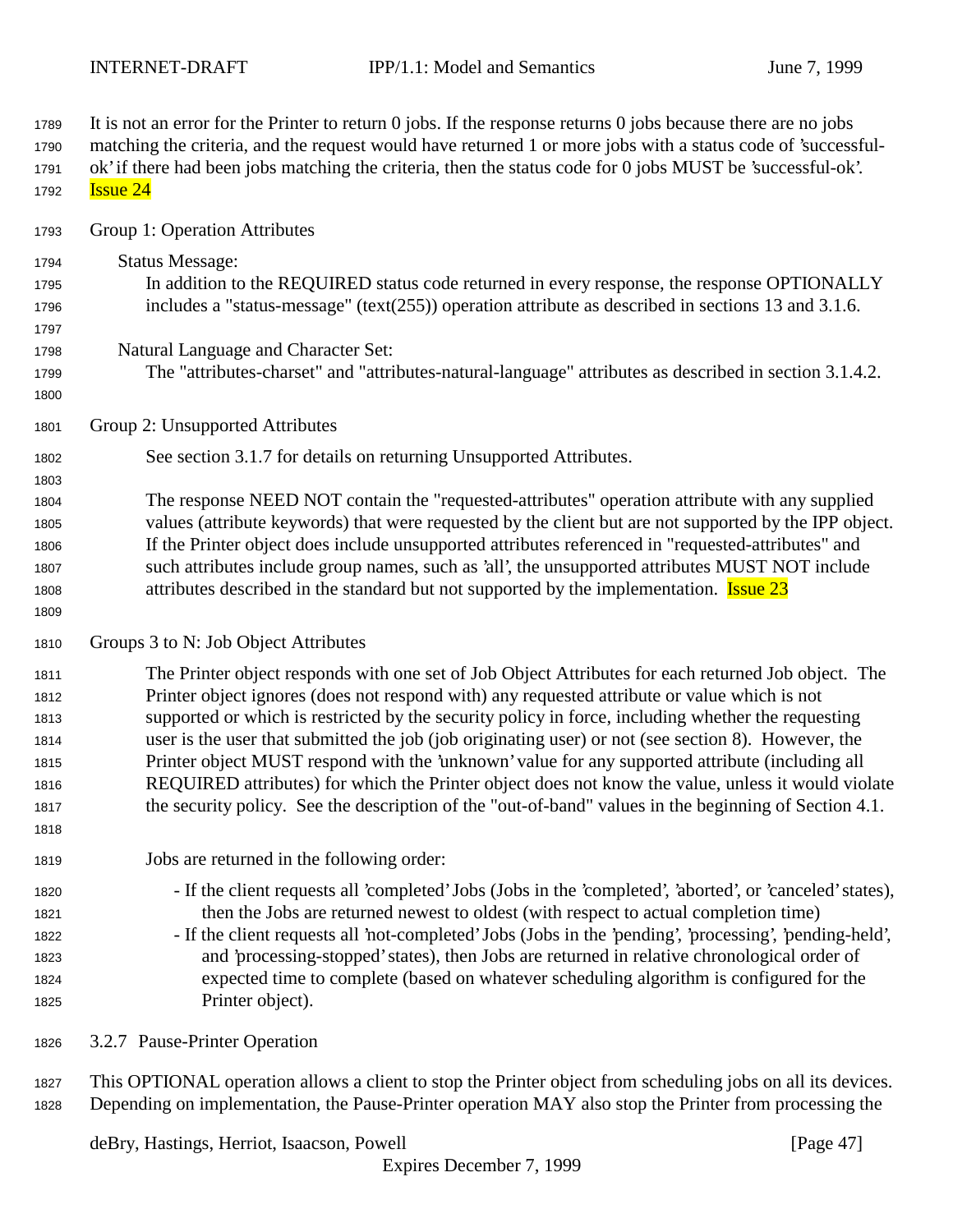It is not an error for the Printer to return 0 jobs. If the response returns 0 jobs because there are no jobs matching the criteria, and the request would have returned 1 or more jobs with a status code of 'successful-ok' if there had been jobs matching the criteria, then the status code for 0 jobs MUST be 'successful-ok'. Issue 24

Group 1: Operation Attributes

Status Message:
In addition to the REQUIRED status code returned in every response, the response OPTIONALLY includes a "status-message" (text(255)) operation attribute as described in sections 13 and 3.1.6.

Natural Language and Character Set:
The "attributes-charset" and "attributes-natural-language" attributes as described in section 3.1.4.2.

Group 2: Unsupported Attributes

See section 3.1.7 for details on returning Unsupported Attributes.

The response NEED NOT contain the "requested-attributes" operation attribute with any supplied values (attribute keywords) that were requested by the client but are not supported by the IPP object. If the Printer object does include unsupported attributes referenced in "requested-attributes" and such attributes include group names, such as 'all', the unsupported attributes MUST NOT include attributes described in the standard but not supported by the implementation. Issue 23

Groups 3 to N: Job Object Attributes

The Printer object responds with one set of Job Object Attributes for each returned Job object. The Printer object ignores (does not respond with) any requested attribute or value which is not supported or which is restricted by the security policy in force, including whether the requesting user is the user that submitted the job (job originating user) or not (see section 8). However, the Printer object MUST respond with the 'unknown' value for any supported attribute (including all REQUIRED attributes) for which the Printer object does not know the value, unless it would violate the security policy. See the description of the "out-of-band" values in the beginning of Section 4.1.

Jobs are returned in the following order:

- If the client requests all 'completed' Jobs (Jobs in the 'completed', 'aborted', or 'canceled' states), then the Jobs are returned newest to oldest (with respect to actual completion time)
- If the client requests all 'not-completed' Jobs (Jobs in the 'pending', 'processing', 'pending-held', and 'processing-stopped' states), then Jobs are returned in relative chronological order of expected time to complete (based on whatever scheduling algorithm is configured for the Printer object).

### 3.2.7 Pause-Printer Operation

This OPTIONAL operation allows a client to stop the Printer object from scheduling jobs on all its devices. Depending on implementation, the Pause-Printer operation MAY also stop the Printer from processing the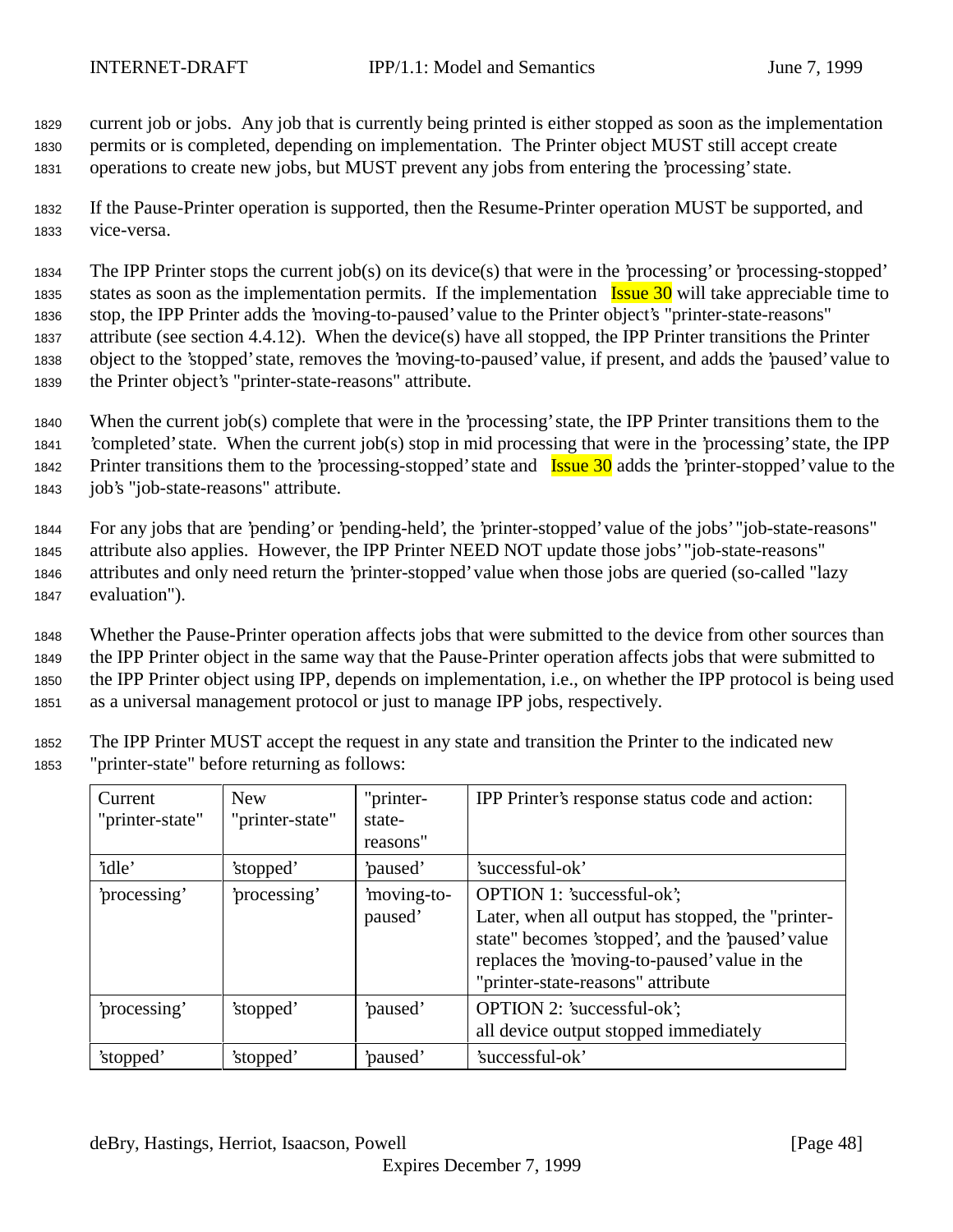current job or jobs. Any job that is currently being printed is either stopped as soon as the implementation permits or is completed, depending on implementation. The Printer object MUST still accept create operations to create new jobs, but MUST prevent any jobs from entering the 'processing' state.

If the Pause-Printer operation is supported, then the Resume-Printer operation MUST be supported, and vice-versa.

The IPP Printer stops the current job(s) on its device(s) that were in the 'processing' or 'processing-stopped' states as soon as the implementation permits. If the implementation Issue 30 will take appreciable time to stop, the IPP Printer adds the 'moving-to-paused' value to the Printer object's "printer-state-reasons" attribute (see section 4.4.12). When the device(s) have all stopped, the IPP Printer transitions the Printer object to the 'stopped' state, removes the 'moving-to-paused' value, if present, and adds the 'paused' value to the Printer object's "printer-state-reasons" attribute.

When the current job(s) complete that were in the 'processing' state, the IPP Printer transitions them to the 'completed' state. When the current job(s) stop in mid processing that were in the 'processing' state, the IPP Printer transitions them to the 'processing-stopped' state and Issue 30 adds the 'printer-stopped' value to the job's "job-state-reasons" attribute.

For any jobs that are 'pending' or 'pending-held', the 'printer-stopped' value of the jobs' "job-state-reasons" attribute also applies. However, the IPP Printer NEED NOT update those jobs' "job-state-reasons" attributes and only need return the 'printer-stopped' value when those jobs are queried (so-called "lazy evaluation").

Whether the Pause-Printer operation affects jobs that were submitted to the device from other sources than the IPP Printer object in the same way that the Pause-Printer operation affects jobs that were submitted to the IPP Printer object using IPP, depends on implementation, i.e., on whether the IPP protocol is being used as a universal management protocol or just to manage IPP jobs, respectively.

The IPP Printer MUST accept the request in any state and transition the Printer to the indicated new "printer-state" before returning as follows:

| Current "printer-state" | New "printer-state" | "printer-state-reasons" | IPP Printer's response status code and action: |
|---|---|---|---|
| 'idle' | 'stopped' | 'paused' | 'successful-ok' |
| 'processing' | 'processing' | 'moving-to-paused' | OPTION 1: 'successful-ok'; Later, when all output has stopped, the "printer-state" becomes 'stopped', and the 'paused' value replaces the 'moving-to-paused' value in the "printer-state-reasons" attribute |
| 'processing' | 'stopped' | 'paused' | OPTION 2: 'successful-ok'; all device output stopped immediately |
| 'stopped' | 'stopped' | 'paused' | 'successful-ok' |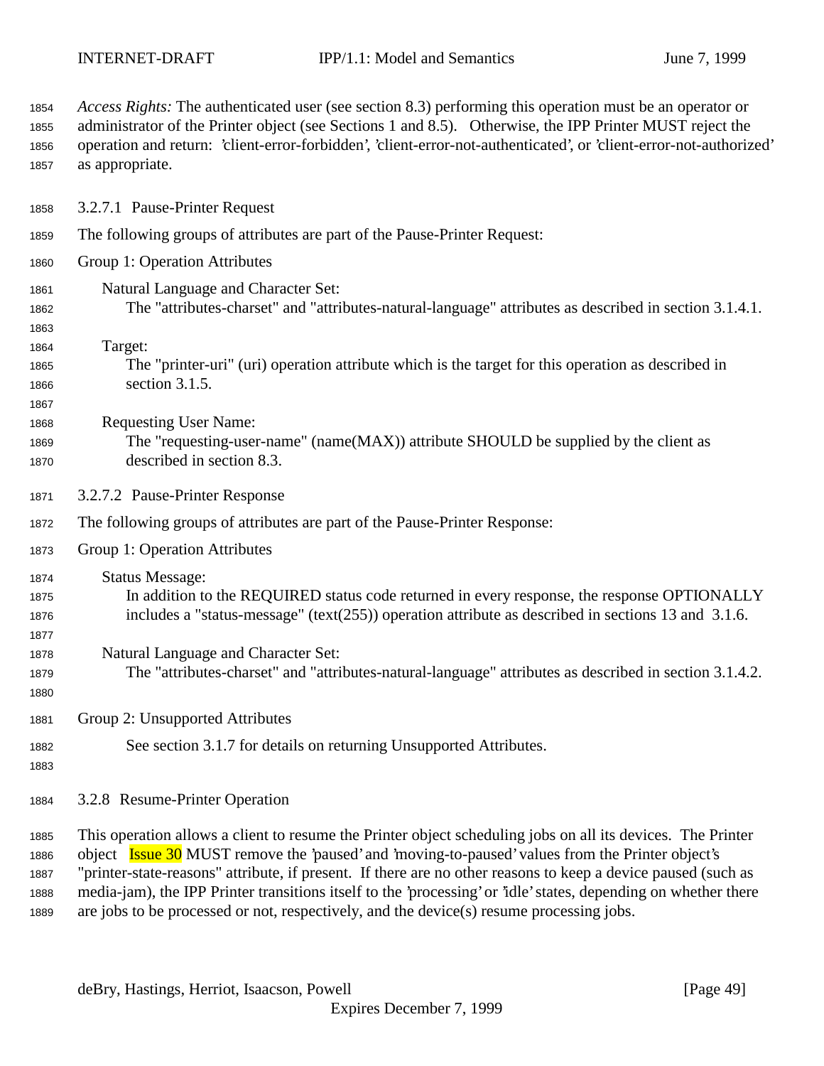*Access Rights:* The authenticated user (see section 8.3) performing this operation must be an operator or administrator of the Printer object (see Sections 1 and 8.5). Otherwise, the IPP Printer MUST reject the operation and return: 'client-error-forbidden', 'client-error-not-authenticated', or 'client-error-not-authorized' as appropriate.

### 3.2.7.1 Pause-Printer Request

The following groups of attributes are part of the Pause-Printer Request:

Group 1: Operation Attributes

Natural Language and Character Set:
The "attributes-charset" and "attributes-natural-language" attributes as described in section 3.1.4.1.

Target:
The "printer-uri" (uri) operation attribute which is the target for this operation as described in section 3.1.5.

Requesting User Name:
The "requesting-user-name" (name(MAX)) attribute SHOULD be supplied by the client as described in section 8.3.

### 3.2.7.2 Pause-Printer Response

The following groups of attributes are part of the Pause-Printer Response:

Group 1: Operation Attributes

Status Message:
In addition to the REQUIRED status code returned in every response, the response OPTIONALLY includes a "status-message" (text(255)) operation attribute as described in sections 13 and 3.1.6.

Natural Language and Character Set:
The "attributes-charset" and "attributes-natural-language" attributes as described in section 3.1.4.2.

Group 2: Unsupported Attributes

See section 3.1.7 for details on returning Unsupported Attributes.

## 3.2.8 Resume-Printer Operation

This operation allows a client to resume the Printer object scheduling jobs on all its devices. The Printer object Issue 30 MUST remove the 'paused' and 'moving-to-paused' values from the Printer object's "printer-state-reasons" attribute, if present. If there are no other reasons to keep a device paused (such as media-jam), the IPP Printer transitions itself to the 'processing' or 'idle' states, depending on whether there are jobs to be processed or not, respectively, and the device(s) resume processing jobs.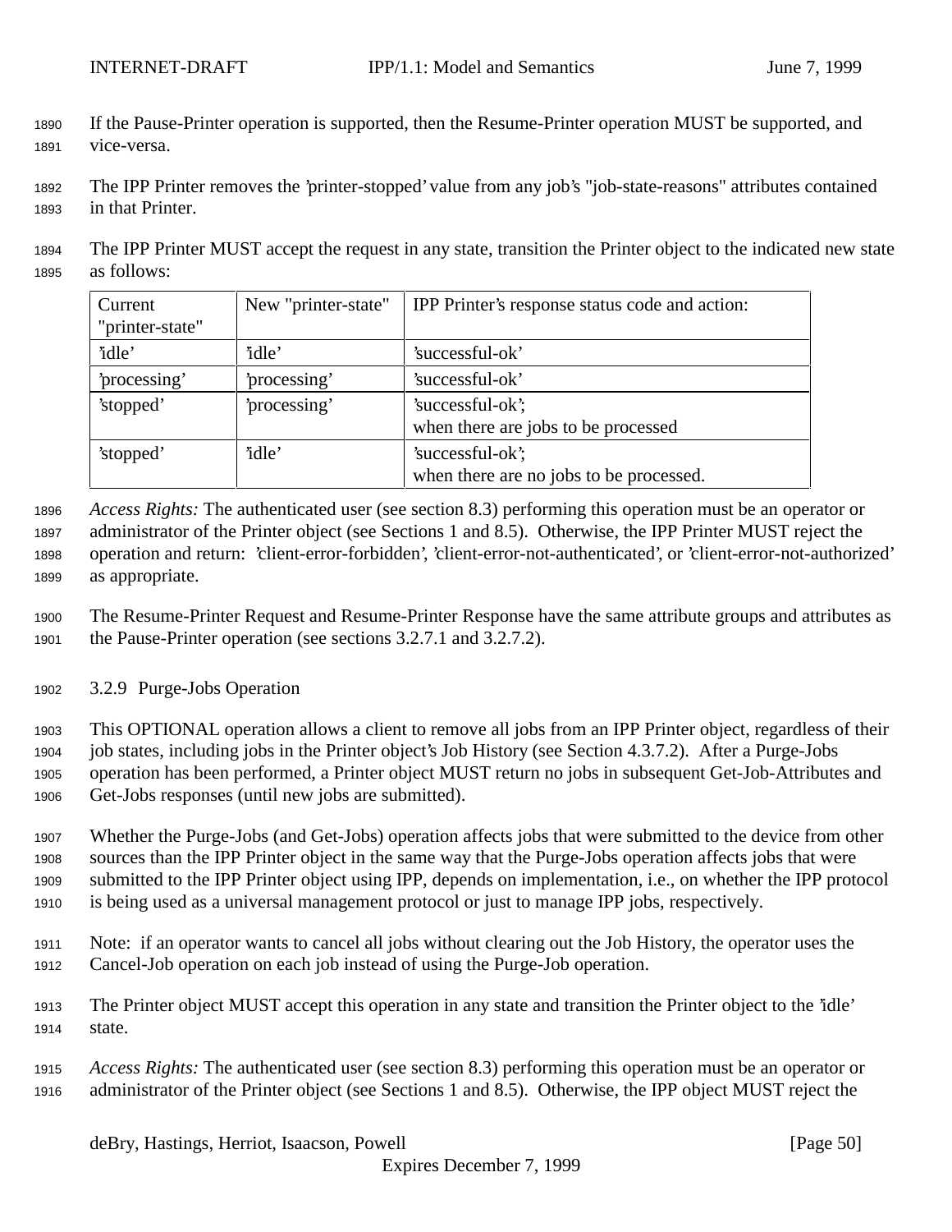If the Pause-Printer operation is supported, then the Resume-Printer operation MUST be supported, and vice-versa.

The IPP Printer removes the 'printer-stopped' value from any job's "job-state-reasons" attributes contained in that Printer.

The IPP Printer MUST accept the request in any state, transition the Printer object to the indicated new state as follows:

| Current "printer-state" | New "printer-state" | IPP Printer's response status code and action: |
|---|---|---|
| 'idle' | 'idle' | 'successful-ok' |
| 'processing' | 'processing' | 'successful-ok' |
| 'stopped' | 'processing' | 'successful-ok'; when there are jobs to be processed |
| 'stopped' | 'idle' | 'successful-ok'; when there are no jobs to be processed. |

*Access Rights:* The authenticated user (see section 8.3) performing this operation must be an operator or administrator of the Printer object (see Sections 1 and 8.5). Otherwise, the IPP Printer MUST reject the operation and return: 'client-error-forbidden', 'client-error-not-authenticated', or 'client-error-not-authorized' as appropriate.

The Resume-Printer Request and Resume-Printer Response have the same attribute groups and attributes as the Pause-Printer operation (see sections 3.2.7.1 and 3.2.7.2).

### 3.2.9 Purge-Jobs Operation

This OPTIONAL operation allows a client to remove all jobs from an IPP Printer object, regardless of their job states, including jobs in the Printer object's Job History (see Section 4.3.7.2). After a Purge-Jobs operation has been performed, a Printer object MUST return no jobs in subsequent Get-Job-Attributes and Get-Jobs responses (until new jobs are submitted).

Whether the Purge-Jobs (and Get-Jobs) operation affects jobs that were submitted to the device from other sources than the IPP Printer object in the same way that the Purge-Jobs operation affects jobs that were submitted to the IPP Printer object using IPP, depends on implementation, i.e., on whether the IPP protocol is being used as a universal management protocol or just to manage IPP jobs, respectively.

Note: if an operator wants to cancel all jobs without clearing out the Job History, the operator uses the Cancel-Job operation on each job instead of using the Purge-Job operation.

The Printer object MUST accept this operation in any state and transition the Printer object to the 'idle' state.

*Access Rights:* The authenticated user (see section 8.3) performing this operation must be an operator or administrator of the Printer object (see Sections 1 and 8.5). Otherwise, the IPP object MUST reject the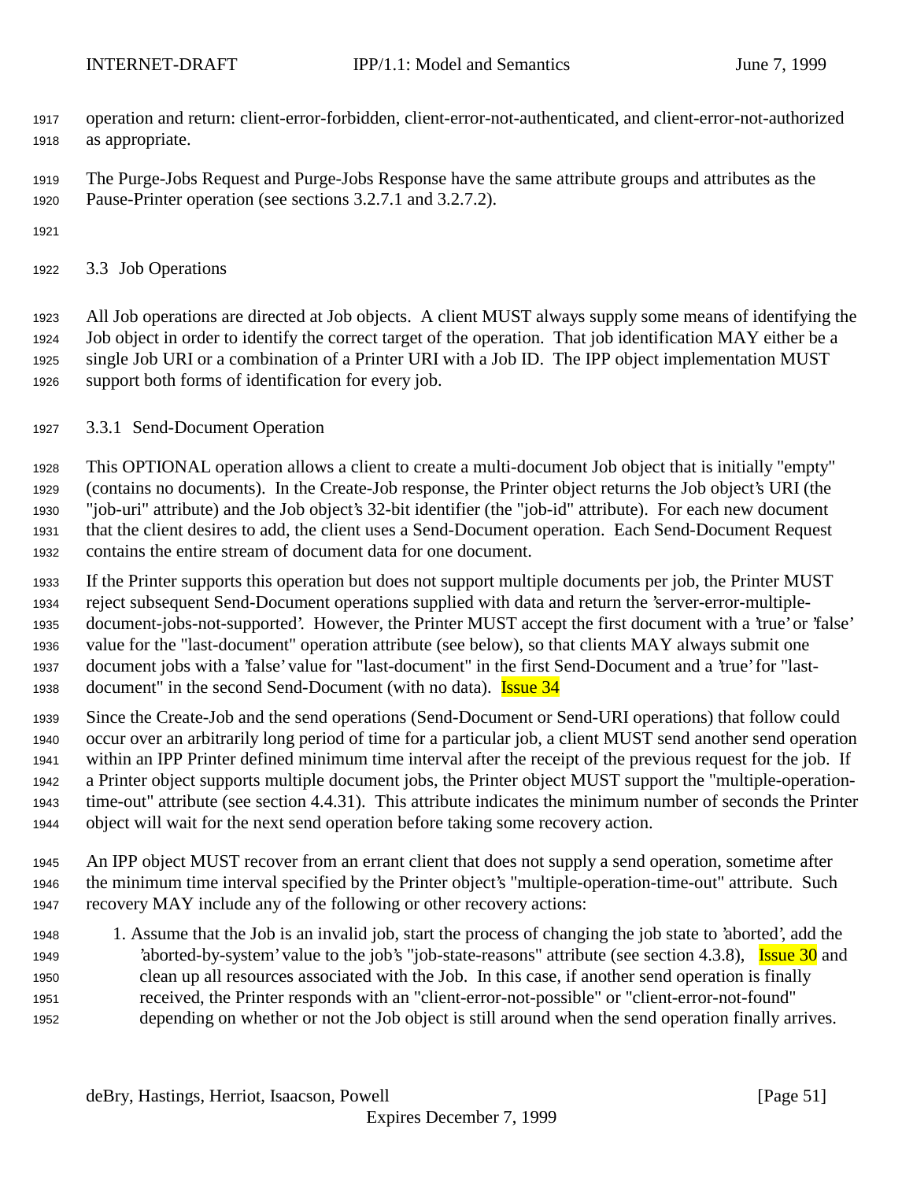operation and return: client-error-forbidden, client-error-not-authenticated, and client-error-not-authorized as appropriate.

The Purge-Jobs Request and Purge-Jobs Response have the same attribute groups and attributes as the Pause-Printer operation (see sections 3.2.7.1 and 3.2.7.2).

## 3.3 Job Operations

All Job operations are directed at Job objects. A client MUST always supply some means of identifying the Job object in order to identify the correct target of the operation. That job identification MAY either be a single Job URI or a combination of a Printer URI with a Job ID. The IPP object implementation MUST support both forms of identification for every job.

### 3.3.1 Send-Document Operation

This OPTIONAL operation allows a client to create a multi-document Job object that is initially "empty" (contains no documents). In the Create-Job response, the Printer object returns the Job object's URI (the "job-uri" attribute) and the Job object's 32-bit identifier (the "job-id" attribute). For each new document that the client desires to add, the client uses a Send-Document operation. Each Send-Document Request contains the entire stream of document data for one document.

If the Printer supports this operation but does not support multiple documents per job, the Printer MUST reject subsequent Send-Document operations supplied with data and return the 'server-error-multiple-document-jobs-not-supported'. However, the Printer MUST accept the first document with a 'true' or 'false' value for the "last-document" operation attribute (see below), so that clients MAY always submit one document jobs with a 'false' value for "last-document" in the first Send-Document and a 'true' for "last-document" in the second Send-Document (with no data). Issue 34

Since the Create-Job and the send operations (Send-Document or Send-URI operations) that follow could occur over an arbitrarily long period of time for a particular job, a client MUST send another send operation within an IPP Printer defined minimum time interval after the receipt of the previous request for the job. If a Printer object supports multiple document jobs, the Printer object MUST support the "multiple-operation-time-out" attribute (see section 4.4.31). This attribute indicates the minimum number of seconds the Printer object will wait for the next send operation before taking some recovery action.

An IPP object MUST recover from an errant client that does not supply a send operation, sometime after the minimum time interval specified by the Printer object's "multiple-operation-time-out" attribute. Such recovery MAY include any of the following or other recovery actions:

1. Assume that the Job is an invalid job, start the process of changing the job state to 'aborted', add the 'aborted-by-system' value to the job's "job-state-reasons" attribute (see section 4.3.8), Issue 30 and clean up all resources associated with the Job. In this case, if another send operation is finally received, the Printer responds with an "client-error-not-possible" or "client-error-not-found" depending on whether or not the Job object is still around when the send operation finally arrives.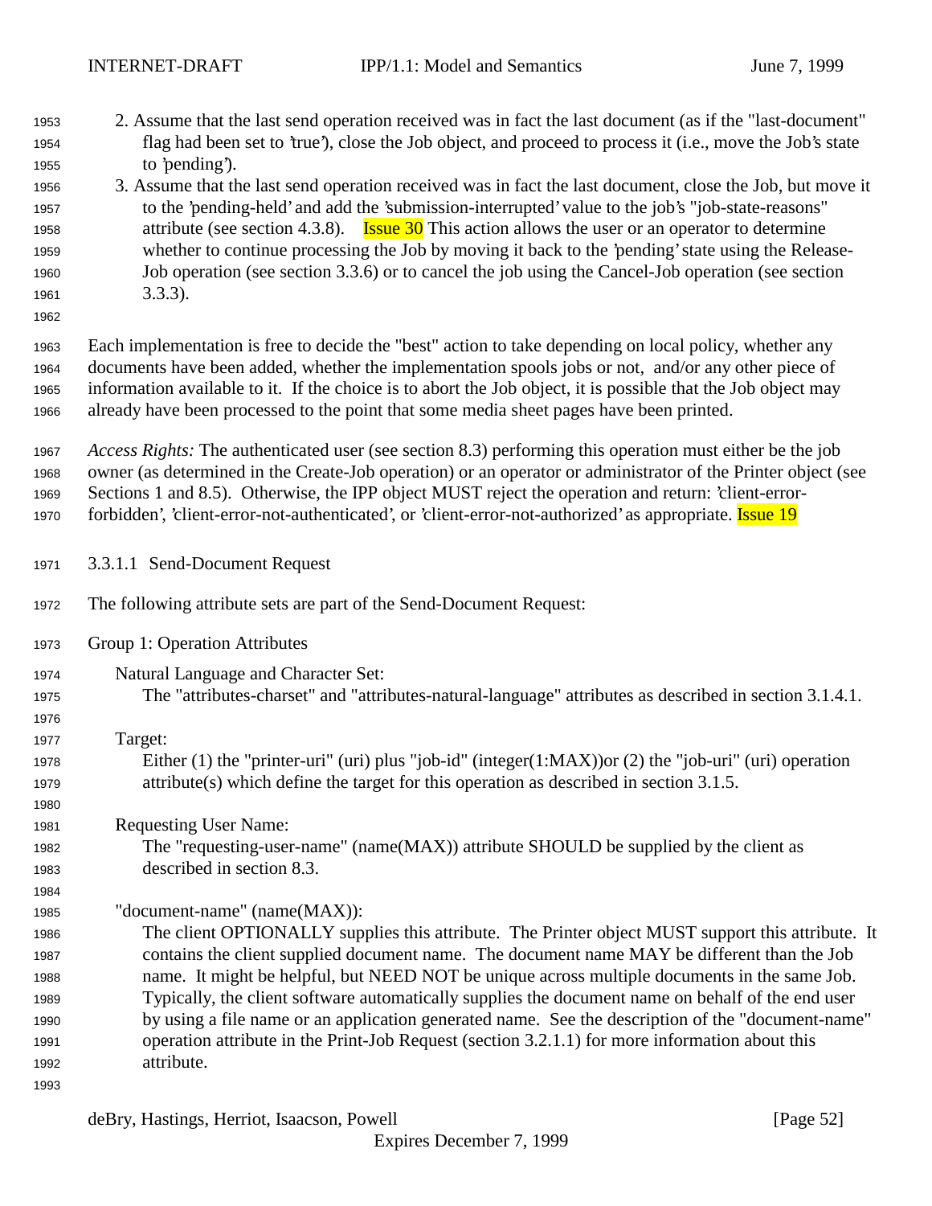2. Assume that the last send operation received was in fact the last document (as if the "last-document" flag had been set to 'true'), close the Job object, and proceed to process it (i.e., move the Job's state to 'pending').
3. Assume that the last send operation received was in fact the last document, close the Job, but move it to the 'pending-held' and add the 'submission-interrupted' value to the job's "job-state-reasons" attribute (see section 4.3.8). Issue 30 This action allows the user or an operator to determine whether to continue processing the Job by moving it back to the 'pending' state using the Release-Job operation (see section 3.3.6) or to cancel the job using the Cancel-Job operation (see section 3.3.3).

Each implementation is free to decide the "best" action to take depending on local policy, whether any documents have been added, whether the implementation spools jobs or not, and/or any other piece of information available to it. If the choice is to abort the Job object, it is possible that the Job object may already have been processed to the point that some media sheet pages have been printed.

*Access Rights:* The authenticated user (see section 8.3) performing this operation must either be the job owner (as determined in the Create-Job operation) or an operator or administrator of the Printer object (see Sections 1 and 8.5). Otherwise, the IPP object MUST reject the operation and return: 'client-error-forbidden', 'client-error-not-authenticated', or 'client-error-not-authorized' as appropriate. Issue 19

### 3.3.1.1 Send-Document Request

The following attribute sets are part of the Send-Document Request:

Group 1: Operation Attributes

Natural Language and Character Set:
The "attributes-charset" and "attributes-natural-language" attributes as described in section 3.1.4.1.

Target:
Either (1) the "printer-uri" (uri) plus "job-id" (integer(1:MAX))or (2) the "job-uri" (uri) operation attribute(s) which define the target for this operation as described in section 3.1.5.

Requesting User Name:
The "requesting-user-name" (name(MAX)) attribute SHOULD be supplied by the client as described in section 8.3.

"document-name" (name(MAX)):
The client OPTIONALLY supplies this attribute. The Printer object MUST support this attribute. It contains the client supplied document name. The document name MAY be different than the Job name. It might be helpful, but NEED NOT be unique across multiple documents in the same Job. Typically, the client software automatically supplies the document name on behalf of the end user by using a file name or an application generated name. See the description of the "document-name" operation attribute in the Print-Job Request (section 3.2.1.1) for more information about this attribute.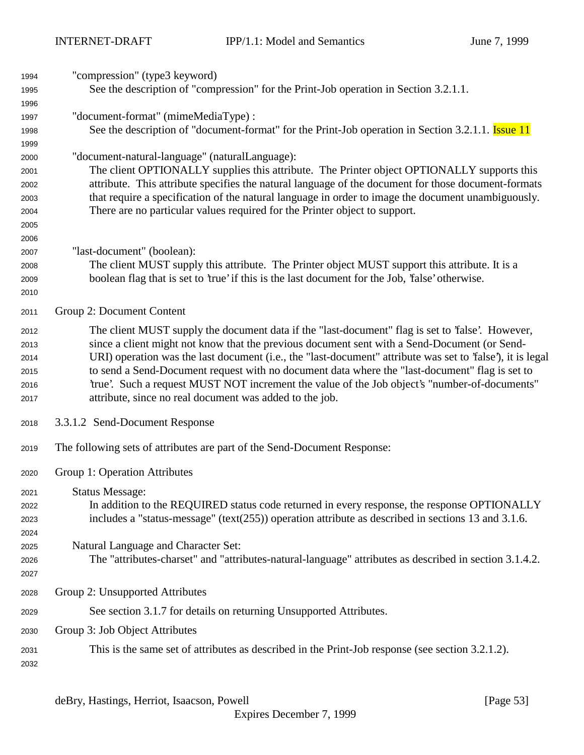"compression" (type3 keyword)
See the description of "compression" for the Print-Job operation in Section 3.2.1.1.

"document-format" (mimeMediaType) :
See the description of "document-format" for the Print-Job operation in Section 3.2.1.1. Issue 11

"document-natural-language" (naturalLanguage):
The client OPTIONALLY supplies this attribute. The Printer object OPTIONALLY supports this attribute. This attribute specifies the natural language of the document for those document-formats that require a specification of the natural language in order to image the document unambiguously. There are no particular values required for the Printer object to support.

"last-document" (boolean):
The client MUST supply this attribute. The Printer object MUST support this attribute. It is a boolean flag that is set to 'true' if this is the last document for the Job, 'false' otherwise.

Group 2: Document Content

The client MUST supply the document data if the "last-document" flag is set to 'false'. However, since a client might not know that the previous document sent with a Send-Document (or Send-URI) operation was the last document (i.e., the "last-document" attribute was set to 'false'), it is legal to send a Send-Document request with no document data where the "last-document" flag is set to 'true'. Such a request MUST NOT increment the value of the Job object's "number-of-documents" attribute, since no real document was added to the job.

### 3.3.1.2 Send-Document Response

The following sets of attributes are part of the Send-Document Response:

Group 1: Operation Attributes

Status Message:
In addition to the REQUIRED status code returned in every response, the response OPTIONALLY includes a "status-message" (text(255)) operation attribute as described in sections 13 and 3.1.6.

Natural Language and Character Set:
The "attributes-charset" and "attributes-natural-language" attributes as described in section 3.1.4.2.

Group 2: Unsupported Attributes

See section 3.1.7 for details on returning Unsupported Attributes.

Group 3: Job Object Attributes

This is the same set of attributes as described in the Print-Job response (see section 3.2.1.2).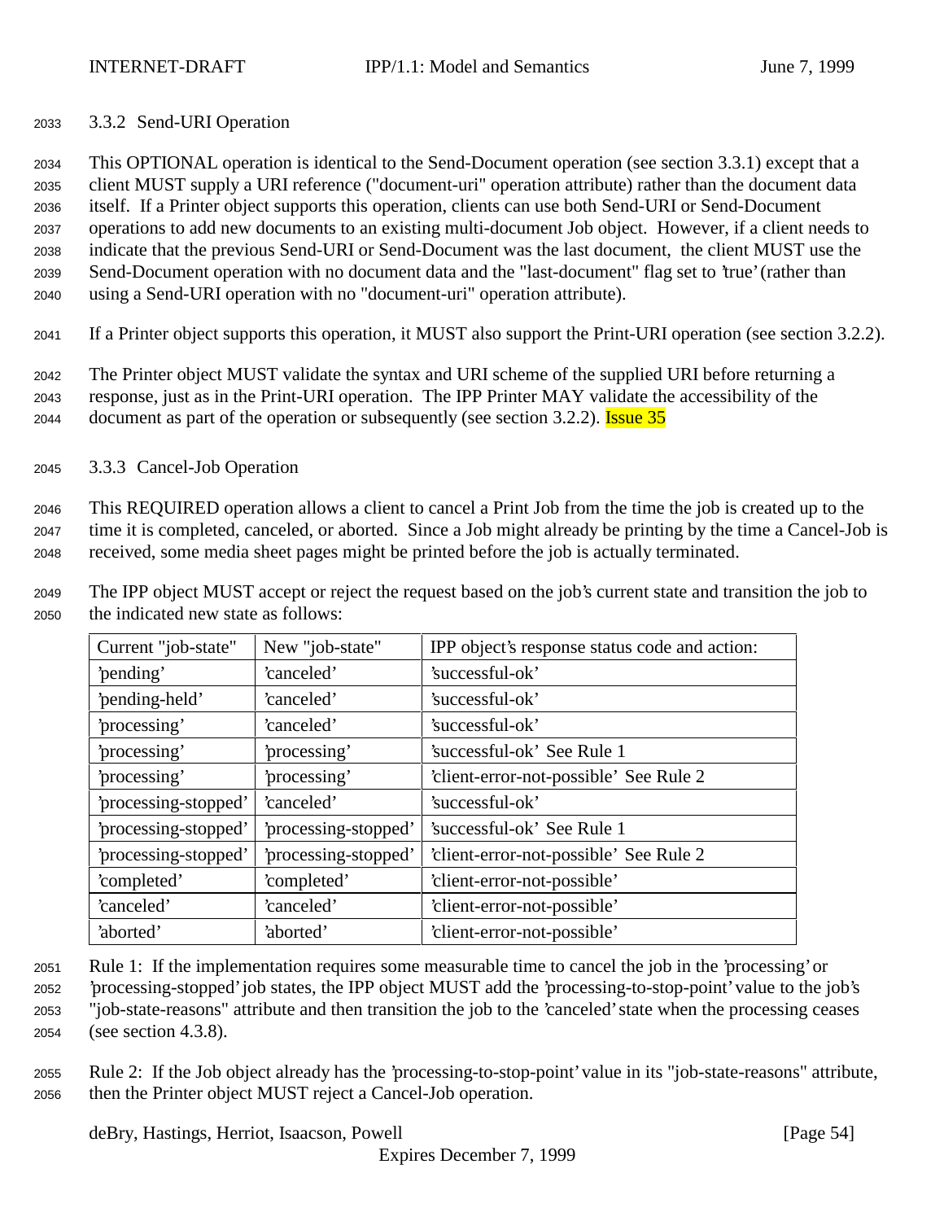### 3.3.2 Send-URI Operation

This OPTIONAL operation is identical to the Send-Document operation (see section 3.3.1) except that a client MUST supply a URI reference ("document-uri" operation attribute) rather than the document data itself. If a Printer object supports this operation, clients can use both Send-URI or Send-Document operations to add new documents to an existing multi-document Job object. However, if a client needs to indicate that the previous Send-URI or Send-Document was the last document, the client MUST use the Send-Document operation with no document data and the "last-document" flag set to 'true' (rather than using a Send-URI operation with no "document-uri" operation attribute).

If a Printer object supports this operation, it MUST also support the Print-URI operation (see section 3.2.2).

The Printer object MUST validate the syntax and URI scheme of the supplied URI before returning a response, just as in the Print-URI operation. The IPP Printer MAY validate the accessibility of the document as part of the operation or subsequently (see section 3.2.2). Issue 35

### 3.3.3 Cancel-Job Operation

This REQUIRED operation allows a client to cancel a Print Job from the time the job is created up to the time it is completed, canceled, or aborted. Since a Job might already be printing by the time a Cancel-Job is received, some media sheet pages might be printed before the job is actually terminated.

The IPP object MUST accept or reject the request based on the job's current state and transition the job to the indicated new state as follows:

| Current "job-state" | New "job-state" | IPP object's response status code and action: |
|---|---|---|
| 'pending' | 'canceled' | 'successful-ok' |
| 'pending-held' | 'canceled' | 'successful-ok' |
| 'processing' | 'canceled' | 'successful-ok' |
| 'processing' | 'processing' | 'successful-ok' See Rule 1 |
| 'processing' | 'processing' | 'client-error-not-possible' See Rule 2 |
| 'processing-stopped' | 'canceled' | 'successful-ok' |
| 'processing-stopped' | 'processing-stopped' | 'successful-ok' See Rule 1 |
| 'processing-stopped' | 'processing-stopped' | 'client-error-not-possible' See Rule 2 |
| 'completed' | 'completed' | 'client-error-not-possible' |
| 'canceled' | 'canceled' | 'client-error-not-possible' |
| 'aborted' | 'aborted' | 'client-error-not-possible' |

Rule 1: If the implementation requires some measurable time to cancel the job in the 'processing' or 'processing-stopped' job states, the IPP object MUST add the 'processing-to-stop-point' value to the job's "job-state-reasons" attribute and then transition the job to the 'canceled' state when the processing ceases (see section 4.3.8).

Rule 2: If the Job object already has the 'processing-to-stop-point' value in its "job-state-reasons" attribute, then the Printer object MUST reject a Cancel-Job operation.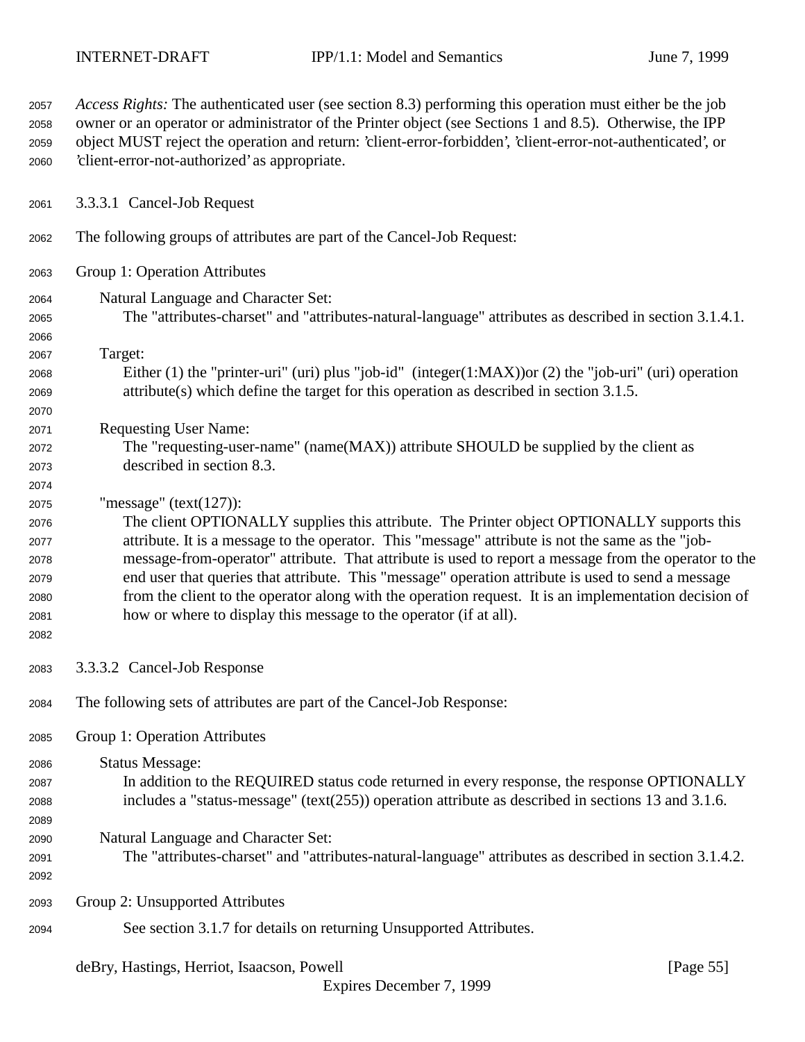*Access Rights:* The authenticated user (see section 8.3) performing this operation must either be the job owner or an operator or administrator of the Printer object (see Sections 1 and 8.5). Otherwise, the IPP object MUST reject the operation and return: 'client-error-forbidden', 'client-error-not-authenticated', or 'client-error-not-authorized' as appropriate.

### 3.3.3.1 Cancel-Job Request

The following groups of attributes are part of the Cancel-Job Request:

Group 1: Operation Attributes

Natural Language and Character Set:
The "attributes-charset" and "attributes-natural-language" attributes as described in section 3.1.4.1.

Target:
Either (1) the "printer-uri" (uri) plus "job-id" (integer(1:MAX))or (2) the "job-uri" (uri) operation attribute(s) which define the target for this operation as described in section 3.1.5.

Requesting User Name:
The "requesting-user-name" (name(MAX)) attribute SHOULD be supplied by the client as described in section 8.3.

"message" (text(127)):
The client OPTIONALLY supplies this attribute. The Printer object OPTIONALLY supports this attribute. It is a message to the operator. This "message" attribute is not the same as the "job-message-from-operator" attribute. That attribute is used to report a message from the operator to the end user that queries that attribute. This "message" operation attribute is used to send a message from the client to the operator along with the operation request. It is an implementation decision of how or where to display this message to the operator (if at all).

### 3.3.3.2 Cancel-Job Response

The following sets of attributes are part of the Cancel-Job Response:

Group 1: Operation Attributes

Status Message:
In addition to the REQUIRED status code returned in every response, the response OPTIONALLY includes a "status-message" (text(255)) operation attribute as described in sections 13 and 3.1.6.

Natural Language and Character Set:
The "attributes-charset" and "attributes-natural-language" attributes as described in section 3.1.4.2.

Group 2: Unsupported Attributes

See section 3.1.7 for details on returning Unsupported Attributes.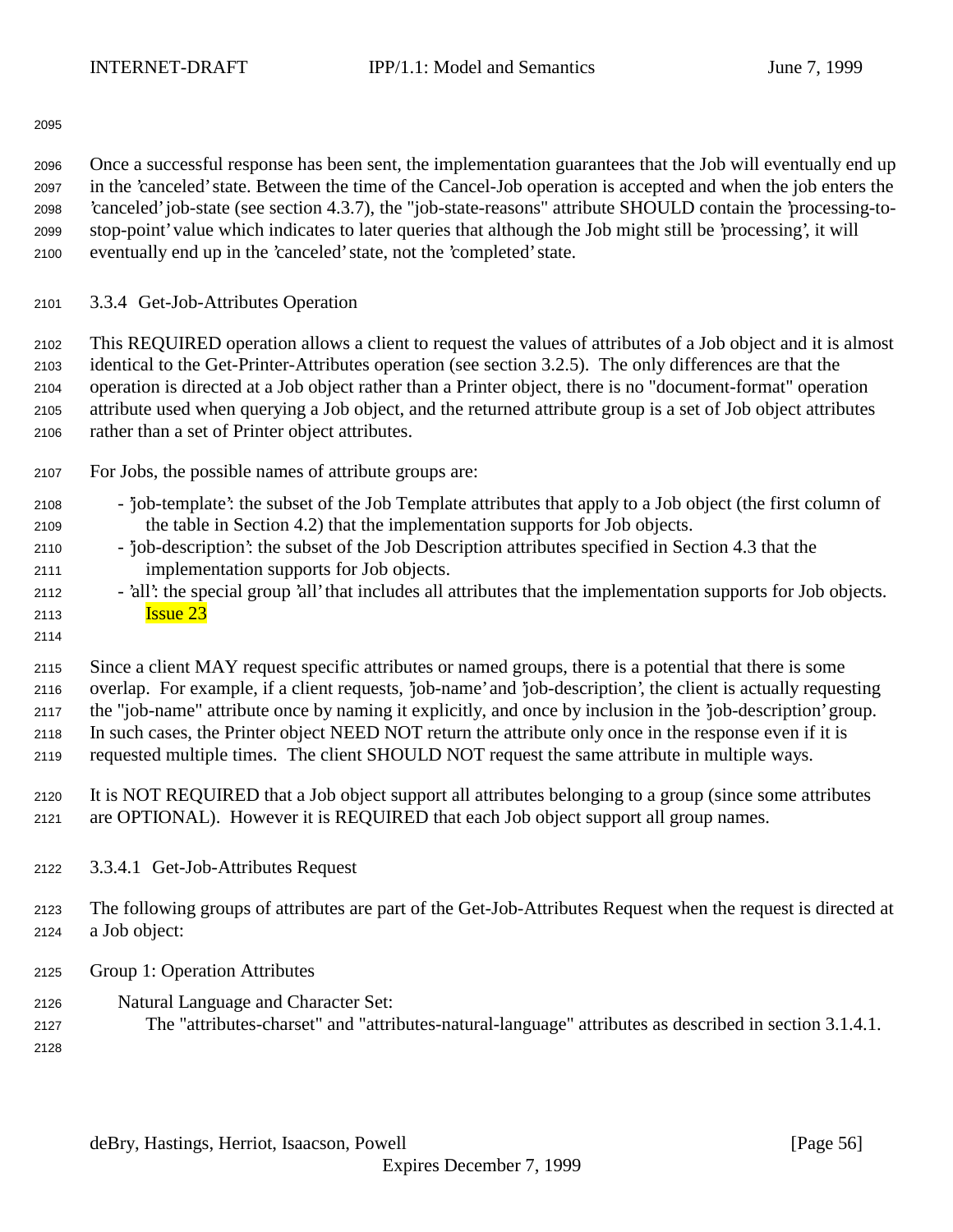Once a successful response has been sent, the implementation guarantees that the Job will eventually end up in the 'canceled' state. Between the time of the Cancel-Job operation is accepted and when the job enters the 'canceled' job-state (see section 4.3.7), the "job-state-reasons" attribute SHOULD contain the 'processing-to-stop-point' value which indicates to later queries that although the Job might still be 'processing', it will eventually end up in the 'canceled' state, not the 'completed' state.

### 3.3.4 Get-Job-Attributes Operation

This REQUIRED operation allows a client to request the values of attributes of a Job object and it is almost identical to the Get-Printer-Attributes operation (see section 3.2.5). The only differences are that the operation is directed at a Job object rather than a Printer object, there is no "document-format" operation attribute used when querying a Job object, and the returned attribute group is a set of Job object attributes rather than a set of Printer object attributes.

For Jobs, the possible names of attribute groups are:

- 'job-template': the subset of the Job Template attributes that apply to a Job object (the first column of the table in Section 4.2) that the implementation supports for Job objects.
- 'job-description': the subset of the Job Description attributes specified in Section 4.3 that the implementation supports for Job objects.
- 'all': the special group 'all' that includes all attributes that the implementation supports for Job objects. Issue 23

Since a client MAY request specific attributes or named groups, there is a potential that there is some overlap. For example, if a client requests, 'job-name' and 'job-description', the client is actually requesting the "job-name" attribute once by naming it explicitly, and once by inclusion in the 'job-description' group. In such cases, the Printer object NEED NOT return the attribute only once in the response even if it is requested multiple times. The client SHOULD NOT request the same attribute in multiple ways.

It is NOT REQUIRED that a Job object support all attributes belonging to a group (since some attributes are OPTIONAL). However it is REQUIRED that each Job object support all group names.

#### 3.3.4.1 Get-Job-Attributes Request

The following groups of attributes are part of the Get-Job-Attributes Request when the request is directed at a Job object:

Group 1: Operation Attributes

Natural Language and Character Set:
The "attributes-charset" and "attributes-natural-language" attributes as described in section 3.1.4.1.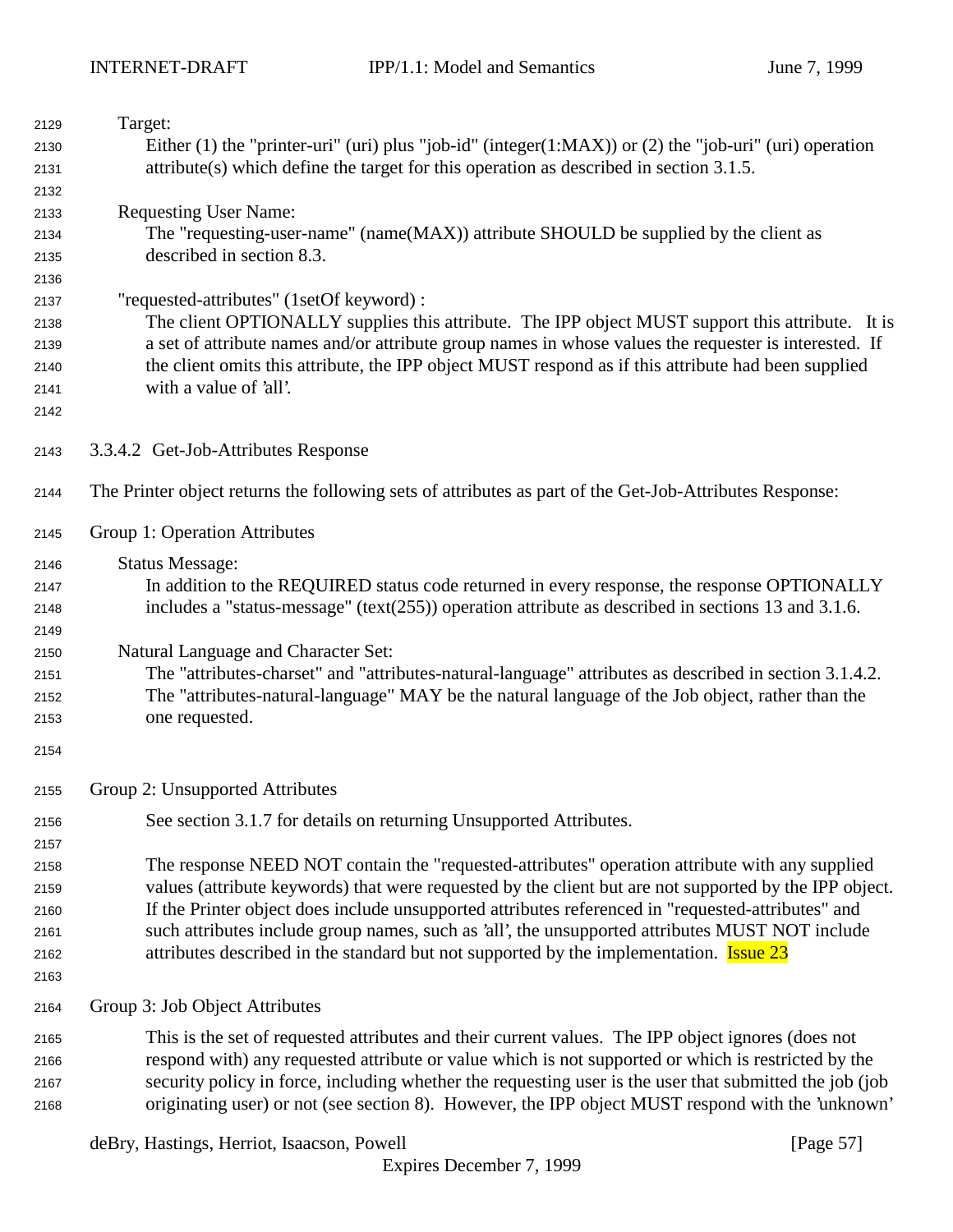Target:

Either (1) the "printer-uri" (uri) plus "job-id" (integer(1:MAX)) or (2) the "job-uri" (uri) operation attribute(s) which define the target for this operation as described in section 3.1.5.

Requesting User Name:

The "requesting-user-name" (name(MAX)) attribute SHOULD be supplied by the client as described in section 8.3.

"requested-attributes" (1setOf keyword) :

The client OPTIONALLY supplies this attribute. The IPP object MUST support this attribute. It is a set of attribute names and/or attribute group names in whose values the requester is interested. If the client omits this attribute, the IPP object MUST respond as if this attribute had been supplied with a value of 'all'.

#### 3.3.4.2 Get-Job-Attributes Response

The Printer object returns the following sets of attributes as part of the Get-Job-Attributes Response:

Group 1: Operation Attributes

Status Message:

In addition to the REQUIRED status code returned in every response, the response OPTIONALLY includes a "status-message" (text(255)) operation attribute as described in sections 13 and 3.1.6.

Natural Language and Character Set:

The "attributes-charset" and "attributes-natural-language" attributes as described in section 3.1.4.2. The "attributes-natural-language" MAY be the natural language of the Job object, rather than the one requested.

Group 2: Unsupported Attributes

See section 3.1.7 for details on returning Unsupported Attributes.

The response NEED NOT contain the "requested-attributes" operation attribute with any supplied values (attribute keywords) that were requested by the client but are not supported by the IPP object. If the Printer object does include unsupported attributes referenced in "requested-attributes" and such attributes include group names, such as 'all', the unsupported attributes MUST NOT include attributes described in the standard but not supported by the implementation. Issue 23

Group 3: Job Object Attributes

This is the set of requested attributes and their current values. The IPP object ignores (does not respond with) any requested attribute or value which is not supported or which is restricted by the security policy in force, including whether the requesting user is the user that submitted the job (job originating user) or not (see section 8). However, the IPP object MUST respond with the 'unknown'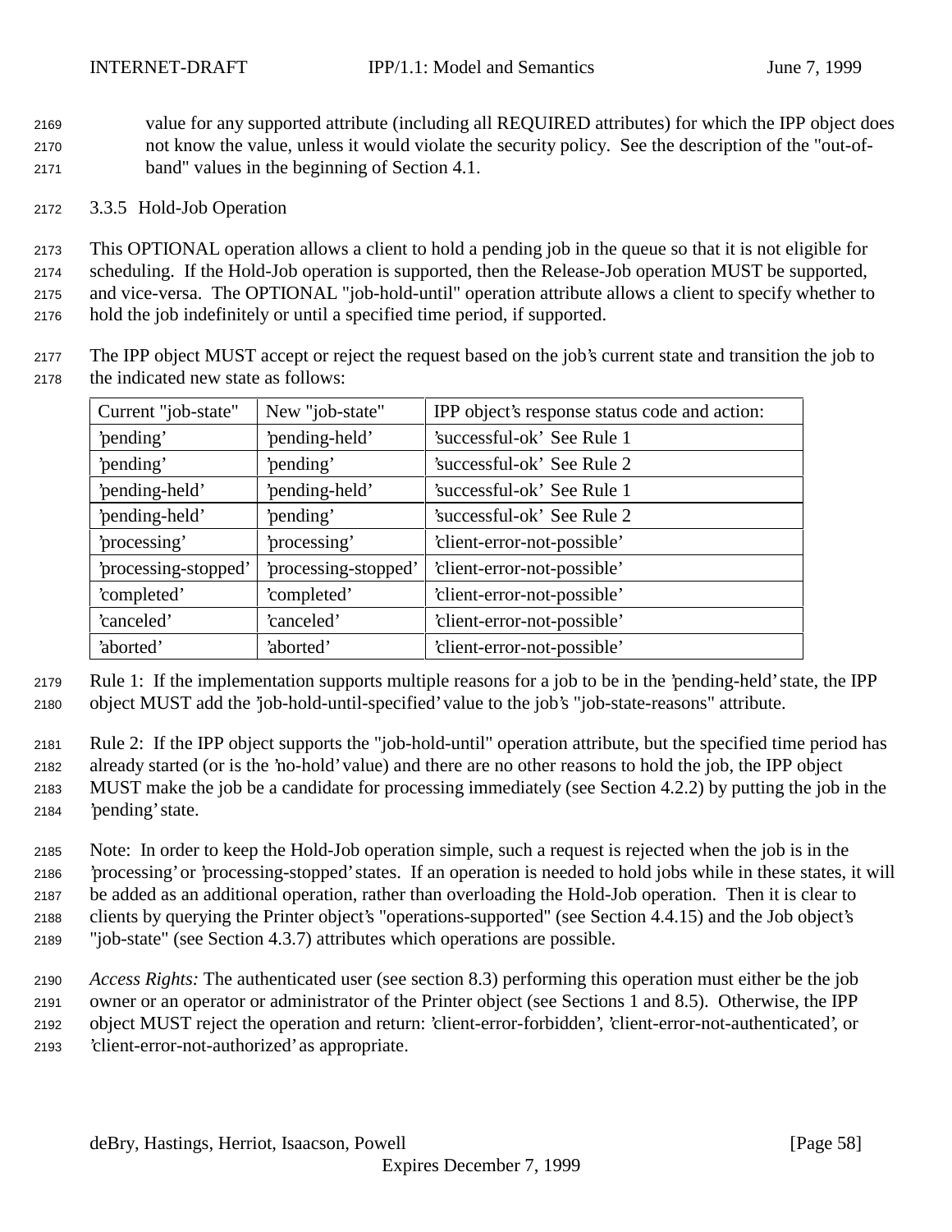value for any supported attribute (including all REQUIRED attributes) for which the IPP object does not know the value, unless it would violate the security policy. See the description of the "out-of-band" values in the beginning of Section 4.1.

### 3.3.5 Hold-Job Operation

This OPTIONAL operation allows a client to hold a pending job in the queue so that it is not eligible for scheduling. If the Hold-Job operation is supported, then the Release-Job operation MUST be supported, and vice-versa. The OPTIONAL "job-hold-until" operation attribute allows a client to specify whether to hold the job indefinitely or until a specified time period, if supported.

The IPP object MUST accept or reject the request based on the job's current state and transition the job to the indicated new state as follows:

| Current "job-state" | New "job-state" | IPP object's response status code and action: |
|---|---|---|
| 'pending' | 'pending-held' | 'successful-ok' See Rule 1 |
| 'pending' | 'pending' | 'successful-ok' See Rule 2 |
| 'pending-held' | 'pending-held' | 'successful-ok' See Rule 1 |
| 'pending-held' | 'pending' | 'successful-ok' See Rule 2 |
| 'processing' | 'processing' | 'client-error-not-possible' |
| 'processing-stopped' | 'processing-stopped' | 'client-error-not-possible' |
| 'completed' | 'completed' | 'client-error-not-possible' |
| 'canceled' | 'canceled' | 'client-error-not-possible' |
| 'aborted' | 'aborted' | 'client-error-not-possible' |

Rule 1: If the implementation supports multiple reasons for a job to be in the 'pending-held' state, the IPP object MUST add the 'job-hold-until-specified' value to the job's "job-state-reasons" attribute.

Rule 2: If the IPP object supports the "job-hold-until" operation attribute, but the specified time period has already started (or is the 'no-hold' value) and there are no other reasons to hold the job, the IPP object MUST make the job be a candidate for processing immediately (see Section 4.2.2) by putting the job in the 'pending' state.

Note: In order to keep the Hold-Job operation simple, such a request is rejected when the job is in the 'processing' or 'processing-stopped' states. If an operation is needed to hold jobs while in these states, it will be added as an additional operation, rather than overloading the Hold-Job operation. Then it is clear to clients by querying the Printer object's "operations-supported" (see Section 4.4.15) and the Job object's "job-state" (see Section 4.3.7) attributes which operations are possible.

*Access Rights:* The authenticated user (see section 8.3) performing this operation must either be the job owner or an operator or administrator of the Printer object (see Sections 1 and 8.5). Otherwise, the IPP object MUST reject the operation and return: 'client-error-forbidden', 'client-error-not-authenticated', or 'client-error-not-authorized' as appropriate.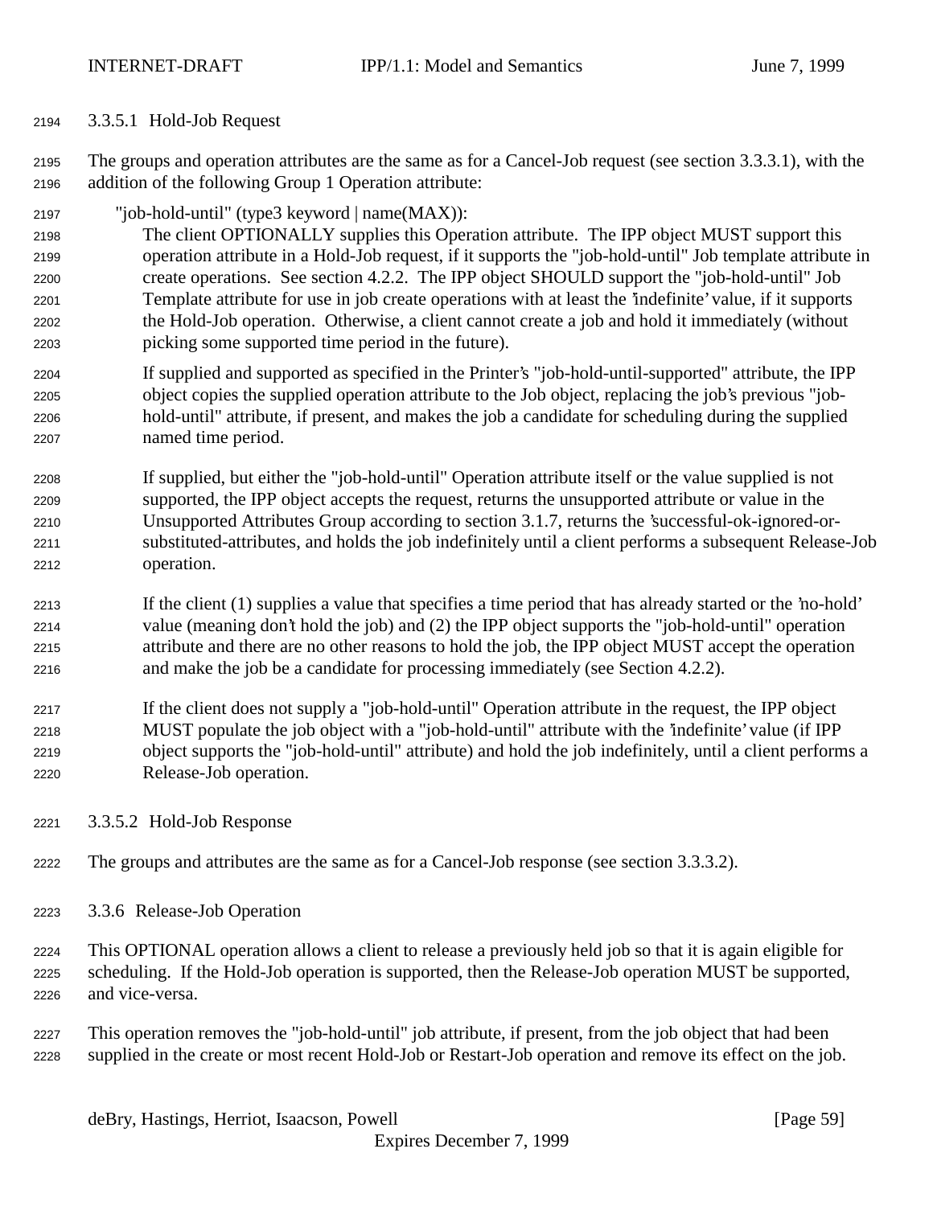#### 3.3.5.1 Hold-Job Request

The groups and operation attributes are the same as for a Cancel-Job request (see section 3.3.3.1), with the addition of the following Group 1 Operation attribute:

"job-hold-until" (type3 keyword | name(MAX)):

The client OPTIONALLY supplies this Operation attribute. The IPP object MUST support this operation attribute in a Hold-Job request, if it supports the "job-hold-until" Job template attribute in create operations. See section 4.2.2. The IPP object SHOULD support the "job-hold-until" Job Template attribute for use in job create operations with at least the 'indefinite' value, if it supports the Hold-Job operation. Otherwise, a client cannot create a job and hold it immediately (without picking some supported time period in the future).

If supplied and supported as specified in the Printer's "job-hold-until-supported" attribute, the IPP object copies the supplied operation attribute to the Job object, replacing the job's previous "job-hold-until" attribute, if present, and makes the job a candidate for scheduling during the supplied named time period.

If supplied, but either the "job-hold-until" Operation attribute itself or the value supplied is not supported, the IPP object accepts the request, returns the unsupported attribute or value in the Unsupported Attributes Group according to section 3.1.7, returns the 'successful-ok-ignored-or-substituted-attributes, and holds the job indefinitely until a client performs a subsequent Release-Job operation.

If the client (1) supplies a value that specifies a time period that has already started or the 'no-hold' value (meaning don't hold the job) and (2) the IPP object supports the "job-hold-until" operation attribute and there are no other reasons to hold the job, the IPP object MUST accept the operation and make the job be a candidate for processing immediately (see Section 4.2.2).

If the client does not supply a "job-hold-until" Operation attribute in the request, the IPP object MUST populate the job object with a "job-hold-until" attribute with the 'indefinite' value (if IPP object supports the "job-hold-until" attribute) and hold the job indefinitely, until a client performs a Release-Job operation.

#### 3.3.5.2 Hold-Job Response

The groups and attributes are the same as for a Cancel-Job response (see section 3.3.3.2).

### 3.3.6 Release-Job Operation

This OPTIONAL operation allows a client to release a previously held job so that it is again eligible for scheduling. If the Hold-Job operation is supported, then the Release-Job operation MUST be supported, and vice-versa.

This operation removes the "job-hold-until" job attribute, if present, from the job object that had been supplied in the create or most recent Hold-Job or Restart-Job operation and remove its effect on the job.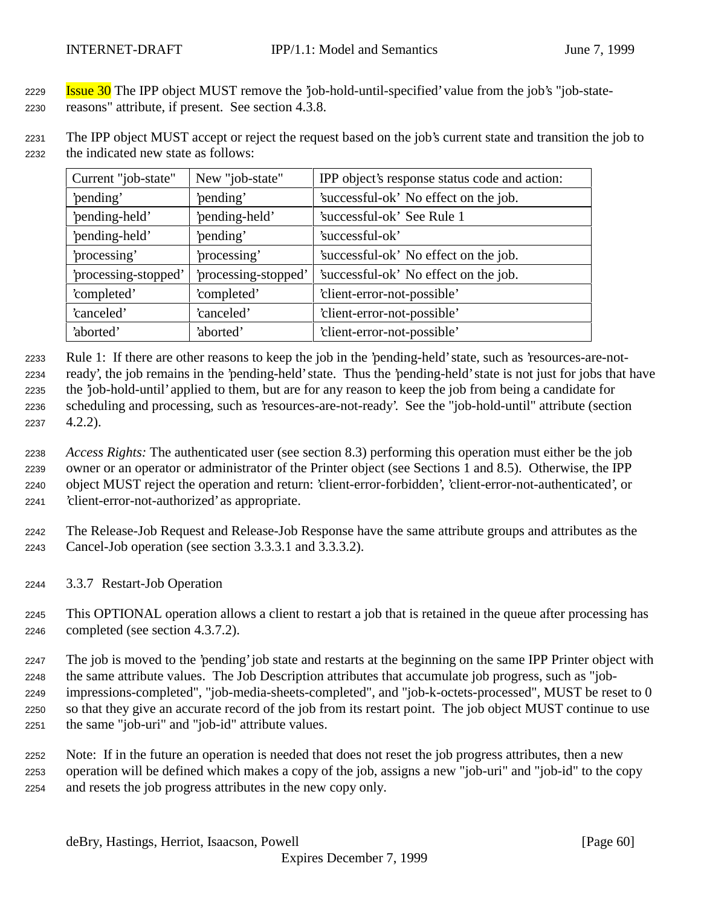Issue 30 The IPP object MUST remove the 'job-hold-until-specified' value from the job's "job-state-reasons" attribute, if present. See section 4.3.8.

The IPP object MUST accept or reject the request based on the job's current state and transition the job to the indicated new state as follows:

| Current "job-state" | New "job-state" | IPP object's response status code and action: |
|---|---|---|
| 'pending' | 'pending' | 'successful-ok' No effect on the job. |
| 'pending-held' | 'pending-held' | 'successful-ok' See Rule 1 |
| 'pending-held' | 'pending' | 'successful-ok' |
| 'processing' | 'processing' | 'successful-ok' No effect on the job. |
| 'processing-stopped' | 'processing-stopped' | 'successful-ok' No effect on the job. |
| 'completed' | 'completed' | 'client-error-not-possible' |
| 'canceled' | 'canceled' | 'client-error-not-possible' |
| 'aborted' | 'aborted' | 'client-error-not-possible' |

Rule 1: If there are other reasons to keep the job in the 'pending-held' state, such as 'resources-are-not-ready', the job remains in the 'pending-held' state. Thus the 'pending-held' state is not just for jobs that have the 'job-hold-until' applied to them, but are for any reason to keep the job from being a candidate for scheduling and processing, such as 'resources-are-not-ready'. See the "job-hold-until" attribute (section 4.2.2).

*Access Rights:* The authenticated user (see section 8.3) performing this operation must either be the job owner or an operator or administrator of the Printer object (see Sections 1 and 8.5). Otherwise, the IPP object MUST reject the operation and return: 'client-error-forbidden', 'client-error-not-authenticated', or 'client-error-not-authorized' as appropriate.

The Release-Job Request and Release-Job Response have the same attribute groups and attributes as the Cancel-Job operation (see section 3.3.3.1 and 3.3.3.2).

### 3.3.7 Restart-Job Operation

This OPTIONAL operation allows a client to restart a job that is retained in the queue after processing has completed (see section 4.3.7.2).

The job is moved to the 'pending' job state and restarts at the beginning on the same IPP Printer object with the same attribute values. The Job Description attributes that accumulate job progress, such as "job-impressions-completed", "job-media-sheets-completed", and "job-k-octets-processed", MUST be reset to 0 so that they give an accurate record of the job from its restart point. The job object MUST continue to use the same "job-uri" and "job-id" attribute values.

Note: If in the future an operation is needed that does not reset the job progress attributes, then a new operation will be defined which makes a copy of the job, assigns a new "job-uri" and "job-id" to the copy and resets the job progress attributes in the new copy only.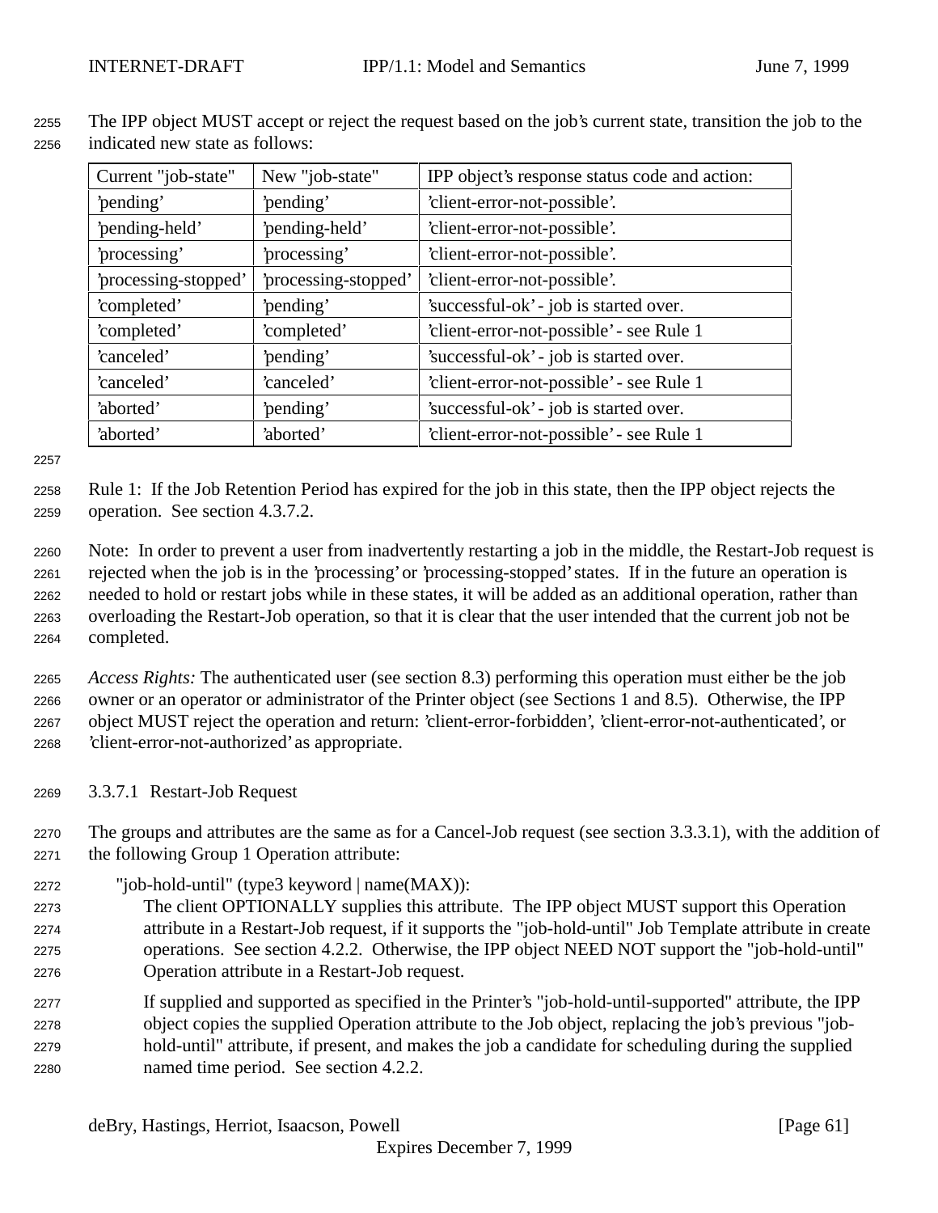The IPP object MUST accept or reject the request based on the job's current state, transition the job to the indicated new state as follows:

| Current "job-state" | New "job-state" | IPP object's response status code and action: |
|---|---|---|
| 'pending' | 'pending' | 'client-error-not-possible'. |
| 'pending-held' | 'pending-held' | 'client-error-not-possible'. |
| 'processing' | 'processing' | 'client-error-not-possible'. |
| 'processing-stopped' | 'processing-stopped' | 'client-error-not-possible'. |
| 'completed' | 'pending' | 'successful-ok' - job is started over. |
| 'completed' | 'completed' | 'client-error-not-possible' - see Rule 1 |
| 'canceled' | 'pending' | 'successful-ok' - job is started over. |
| 'canceled' | 'canceled' | 'client-error-not-possible' - see Rule 1 |
| 'aborted' | 'pending' | 'successful-ok' - job is started over. |
| 'aborted' | 'aborted' | 'client-error-not-possible' - see Rule 1 |

Rule 1: If the Job Retention Period has expired for the job in this state, then the IPP object rejects the operation. See section 4.3.7.2.

Note: In order to prevent a user from inadvertently restarting a job in the middle, the Restart-Job request is rejected when the job is in the 'processing' or 'processing-stopped' states. If in the future an operation is needed to hold or restart jobs while in these states, it will be added as an additional operation, rather than overloading the Restart-Job operation, so that it is clear that the user intended that the current job not be completed.

*Access Rights:* The authenticated user (see section 8.3) performing this operation must either be the job owner or an operator or administrator of the Printer object (see Sections 1 and 8.5). Otherwise, the IPP object MUST reject the operation and return: 'client-error-forbidden', 'client-error-not-authenticated', or 'client-error-not-authorized' as appropriate.

#### 3.3.7.1 Restart-Job Request

The groups and attributes are the same as for a Cancel-Job request (see section 3.3.3.1), with the addition of the following Group 1 Operation attribute:

"job-hold-until" (type3 keyword | name(MAX)):

The client OPTIONALLY supplies this attribute. The IPP object MUST support this Operation attribute in a Restart-Job request, if it supports the "job-hold-until" Job Template attribute in create operations. See section 4.2.2. Otherwise, the IPP object NEED NOT support the "job-hold-until" Operation attribute in a Restart-Job request.

If supplied and supported as specified in the Printer's "job-hold-until-supported" attribute, the IPP object copies the supplied Operation attribute to the Job object, replacing the job's previous "job-hold-until" attribute, if present, and makes the job a candidate for scheduling during the supplied named time period. See section 4.2.2.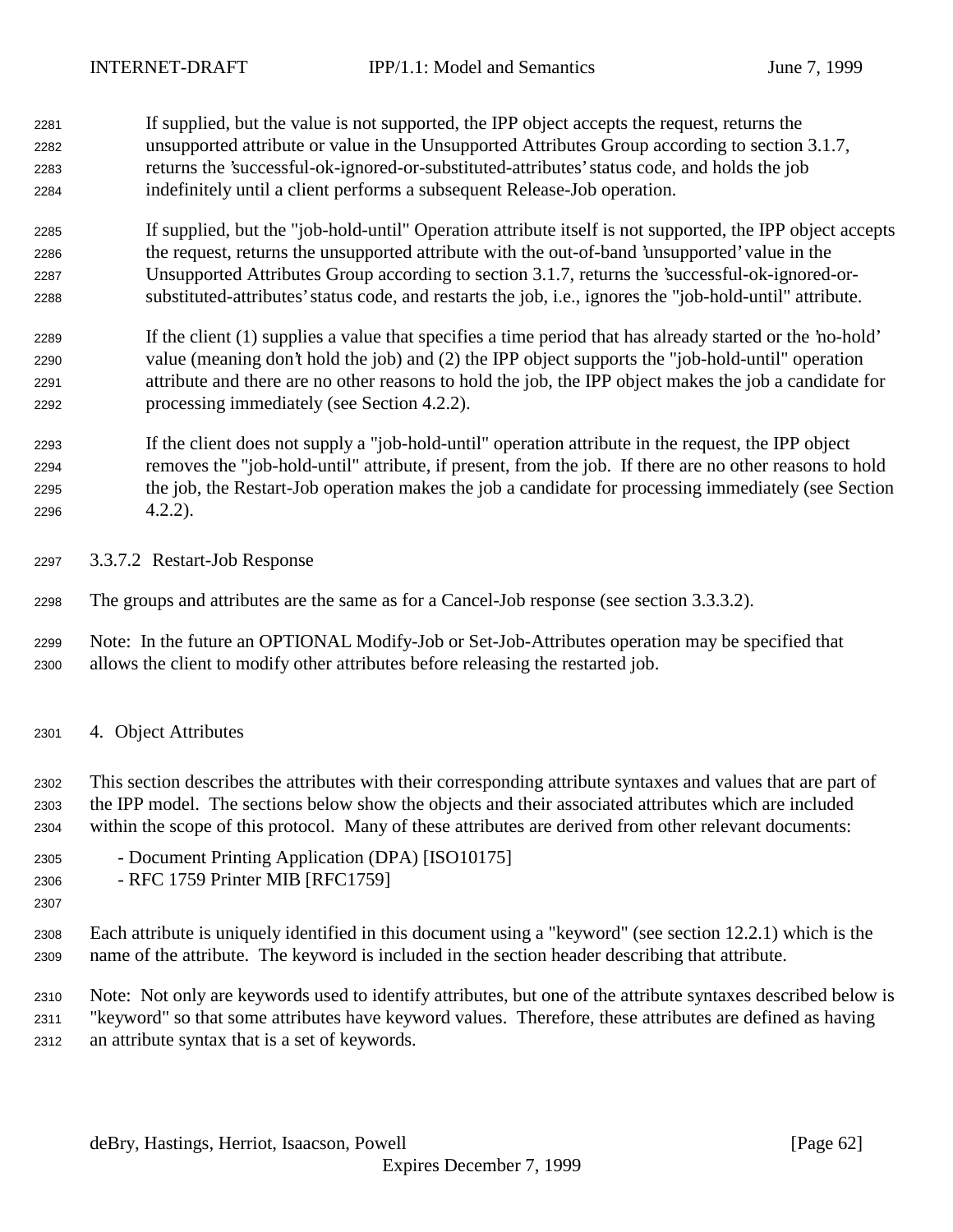If supplied, but the value is not supported, the IPP object accepts the request, returns the unsupported attribute or value in the Unsupported Attributes Group according to section 3.1.7, returns the 'successful-ok-ignored-or-substituted-attributes' status code, and holds the job indefinitely until a client performs a subsequent Release-Job operation.

If supplied, but the "job-hold-until" Operation attribute itself is not supported, the IPP object accepts the request, returns the unsupported attribute with the out-of-band 'unsupported' value in the Unsupported Attributes Group according to section 3.1.7, returns the 'successful-ok-ignored-or-substituted-attributes' status code, and restarts the job, i.e., ignores the "job-hold-until" attribute.

If the client (1) supplies a value that specifies a time period that has already started or the 'no-hold' value (meaning don't hold the job) and (2) the IPP object supports the "job-hold-until" operation attribute and there are no other reasons to hold the job, the IPP object makes the job a candidate for processing immediately (see Section 4.2.2).

If the client does not supply a "job-hold-until" operation attribute in the request, the IPP object removes the "job-hold-until" attribute, if present, from the job. If there are no other reasons to hold the job, the Restart-Job operation makes the job a candidate for processing immediately (see Section 4.2.2).

#### 3.3.7.2 Restart-Job Response

The groups and attributes are the same as for a Cancel-Job response (see section 3.3.3.2).

Note: In the future an OPTIONAL Modify-Job or Set-Job-Attributes operation may be specified that allows the client to modify other attributes before releasing the restarted job.

# 4. Object Attributes

This section describes the attributes with their corresponding attribute syntaxes and values that are part of the IPP model. The sections below show the objects and their associated attributes which are included within the scope of this protocol. Many of these attributes are derived from other relevant documents:

- Document Printing Application (DPA) [ISO10175]
- RFC 1759 Printer MIB [RFC1759]

Each attribute is uniquely identified in this document using a "keyword" (see section 12.2.1) which is the name of the attribute. The keyword is included in the section header describing that attribute.

Note: Not only are keywords used to identify attributes, but one of the attribute syntaxes described below is "keyword" so that some attributes have keyword values. Therefore, these attributes are defined as having an attribute syntax that is a set of keywords.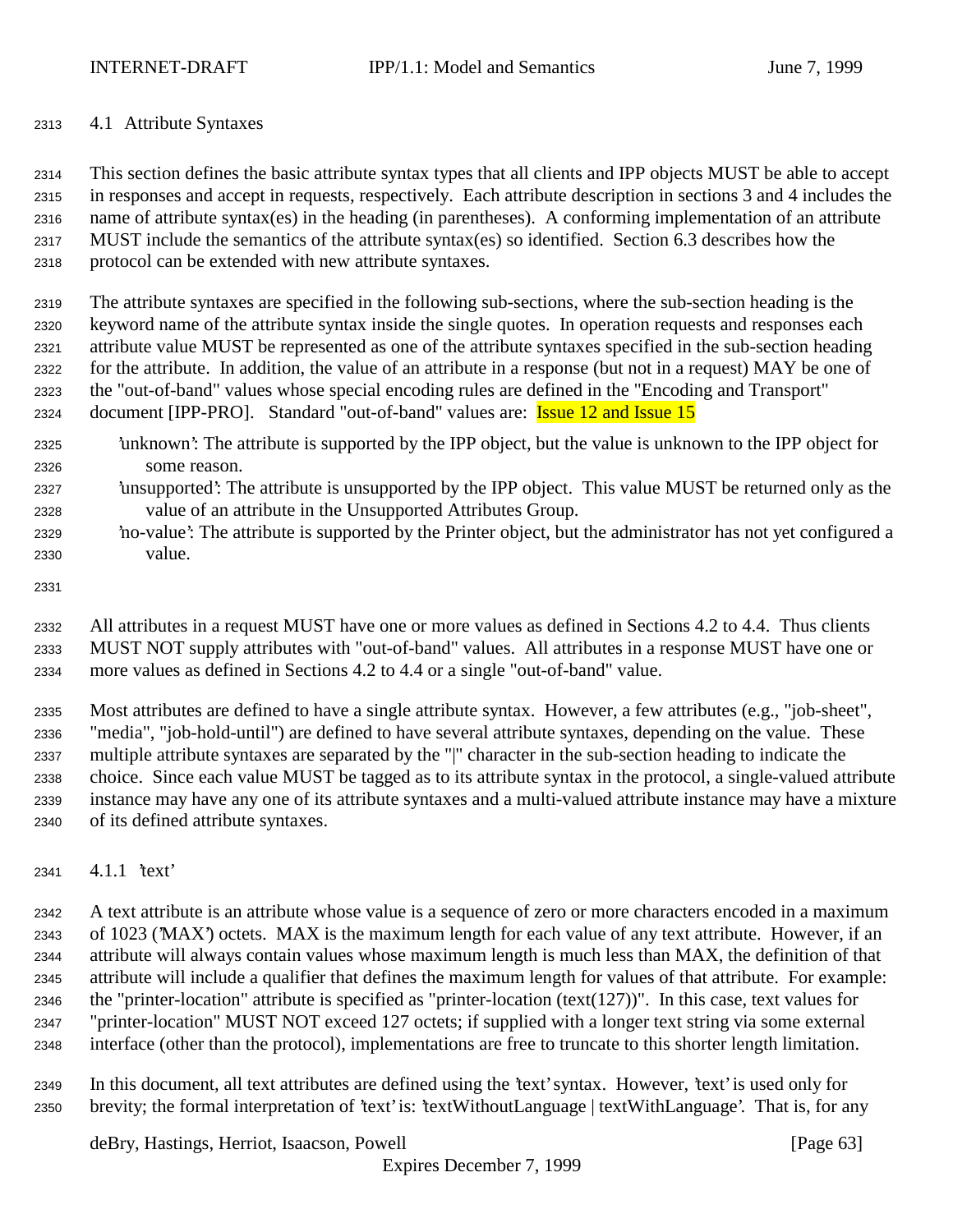## 4.1 Attribute Syntaxes

This section defines the basic attribute syntax types that all clients and IPP objects MUST be able to accept in responses and accept in requests, respectively. Each attribute description in sections 3 and 4 includes the name of attribute syntax(es) in the heading (in parentheses). A conforming implementation of an attribute MUST include the semantics of the attribute syntax(es) so identified. Section 6.3 describes how the protocol can be extended with new attribute syntaxes.

The attribute syntaxes are specified in the following sub-sections, where the sub-section heading is the keyword name of the attribute syntax inside the single quotes. In operation requests and responses each attribute value MUST be represented as one of the attribute syntaxes specified in the sub-section heading for the attribute. In addition, the value of an attribute in a response (but not in a request) MAY be one of the "out-of-band" values whose special encoding rules are defined in the "Encoding and Transport" document [IPP-PRO]. Standard "out-of-band" values are: Issue 12 and Issue 15

- 'unknown': The attribute is supported by the IPP object, but the value is unknown to the IPP object for some reason.
- 'unsupported': The attribute is unsupported by the IPP object. This value MUST be returned only as the value of an attribute in the Unsupported Attributes Group.
- 'no-value': The attribute is supported by the Printer object, but the administrator has not yet configured a value.

All attributes in a request MUST have one or more values as defined in Sections 4.2 to 4.4. Thus clients MUST NOT supply attributes with "out-of-band" values. All attributes in a response MUST have one or more values as defined in Sections 4.2 to 4.4 or a single "out-of-band" value.

Most attributes are defined to have a single attribute syntax. However, a few attributes (e.g., "job-sheet", "media", "job-hold-until") are defined to have several attribute syntaxes, depending on the value. These multiple attribute syntaxes are separated by the "|" character in the sub-section heading to indicate the choice. Since each value MUST be tagged as to its attribute syntax in the protocol, a single-valued attribute instance may have any one of its attribute syntaxes and a multi-valued attribute instance may have a mixture of its defined attribute syntaxes.

### 4.1.1 'text'

A text attribute is an attribute whose value is a sequence of zero or more characters encoded in a maximum of 1023 ('MAX') octets. MAX is the maximum length for each value of any text attribute. However, if an attribute will always contain values whose maximum length is much less than MAX, the definition of that attribute will include a qualifier that defines the maximum length for values of that attribute. For example: the "printer-location" attribute is specified as "printer-location (text(127))". In this case, text values for "printer-location" MUST NOT exceed 127 octets; if supplied with a longer text string via some external interface (other than the protocol), implementations are free to truncate to this shorter length limitation.

In this document, all text attributes are defined using the 'text' syntax. However, 'text' is used only for brevity; the formal interpretation of 'text' is: 'textWithoutLanguage | textWithLanguage'. That is, for any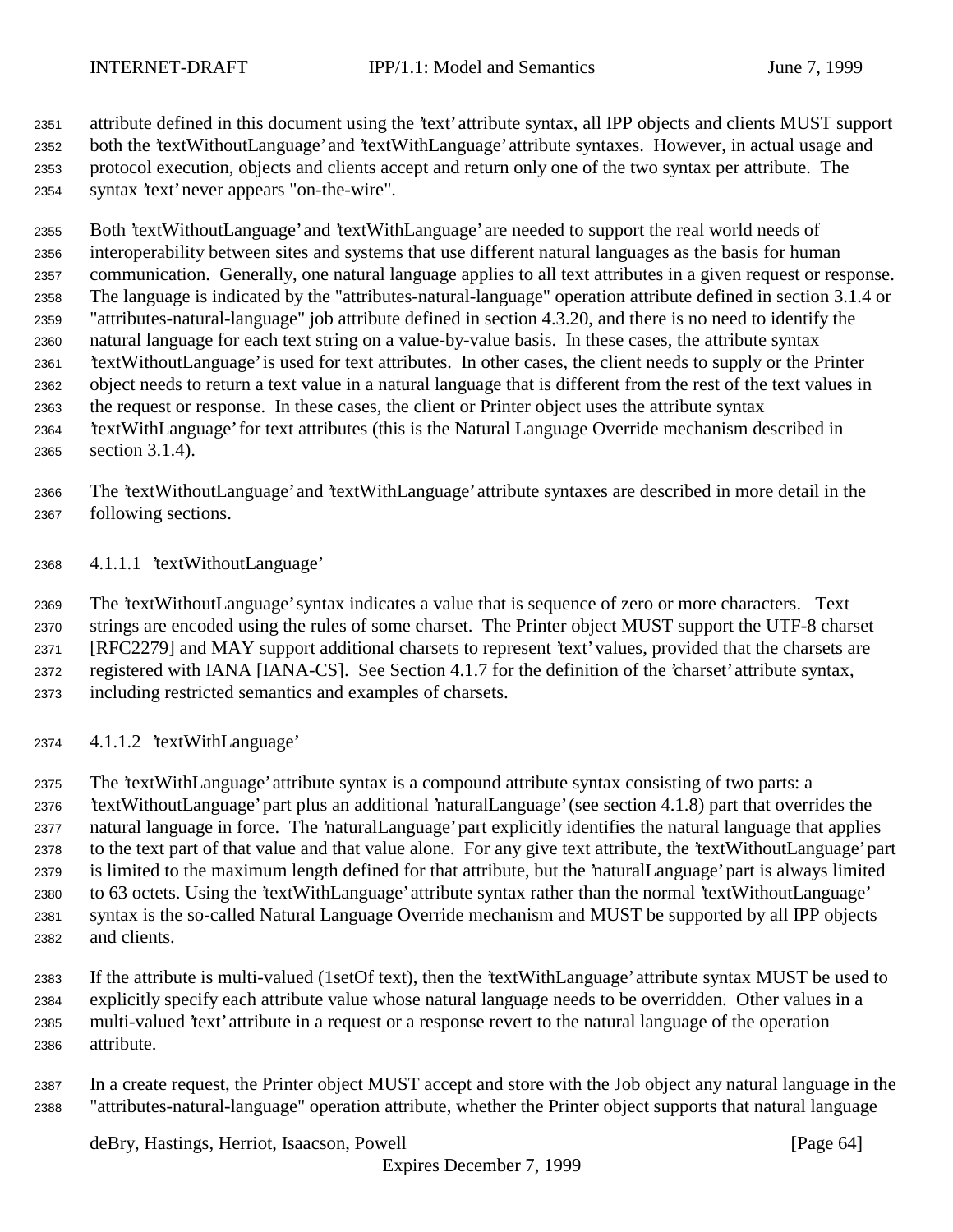attribute defined in this document using the 'text' attribute syntax, all IPP objects and clients MUST support both the 'textWithoutLanguage' and 'textWithLanguage' attribute syntaxes. However, in actual usage and protocol execution, objects and clients accept and return only one of the two syntax per attribute. The syntax 'text' never appears "on-the-wire".

Both 'textWithoutLanguage' and 'textWithLanguage' are needed to support the real world needs of interoperability between sites and systems that use different natural languages as the basis for human communication. Generally, one natural language applies to all text attributes in a given request or response. The language is indicated by the "attributes-natural-language" operation attribute defined in section 3.1.4 or "attributes-natural-language" job attribute defined in section 4.3.20, and there is no need to identify the natural language for each text string on a value-by-value basis. In these cases, the attribute syntax 'textWithoutLanguage' is used for text attributes. In other cases, the client needs to supply or the Printer object needs to return a text value in a natural language that is different from the rest of the text values in the request or response. In these cases, the client or Printer object uses the attribute syntax 'textWithLanguage' for text attributes (this is the Natural Language Override mechanism described in section 3.1.4).

The 'textWithoutLanguage' and 'textWithLanguage' attribute syntaxes are described in more detail in the following sections.

#### 4.1.1.1 'textWithoutLanguage'

The 'textWithoutLanguage' syntax indicates a value that is sequence of zero or more characters. Text strings are encoded using the rules of some charset. The Printer object MUST support the UTF-8 charset [RFC2279] and MAY support additional charsets to represent 'text' values, provided that the charsets are registered with IANA [IANA-CS]. See Section 4.1.7 for the definition of the 'charset' attribute syntax, including restricted semantics and examples of charsets.

#### 4.1.1.2 'textWithLanguage'

The 'textWithLanguage' attribute syntax is a compound attribute syntax consisting of two parts: a 'textWithoutLanguage' part plus an additional 'naturalLanguage' (see section 4.1.8) part that overrides the natural language in force. The 'naturalLanguage' part explicitly identifies the natural language that applies to the text part of that value and that value alone. For any give text attribute, the 'textWithoutLanguage' part is limited to the maximum length defined for that attribute, but the 'naturalLanguage' part is always limited to 63 octets. Using the 'textWithLanguage' attribute syntax rather than the normal 'textWithoutLanguage' syntax is the so-called Natural Language Override mechanism and MUST be supported by all IPP objects and clients.

If the attribute is multi-valued (1setOf text), then the 'textWithLanguage' attribute syntax MUST be used to explicitly specify each attribute value whose natural language needs to be overridden. Other values in a multi-valued 'text' attribute in a request or a response revert to the natural language of the operation attribute.

In a create request, the Printer object MUST accept and store with the Job object any natural language in the "attributes-natural-language" operation attribute, whether the Printer object supports that natural language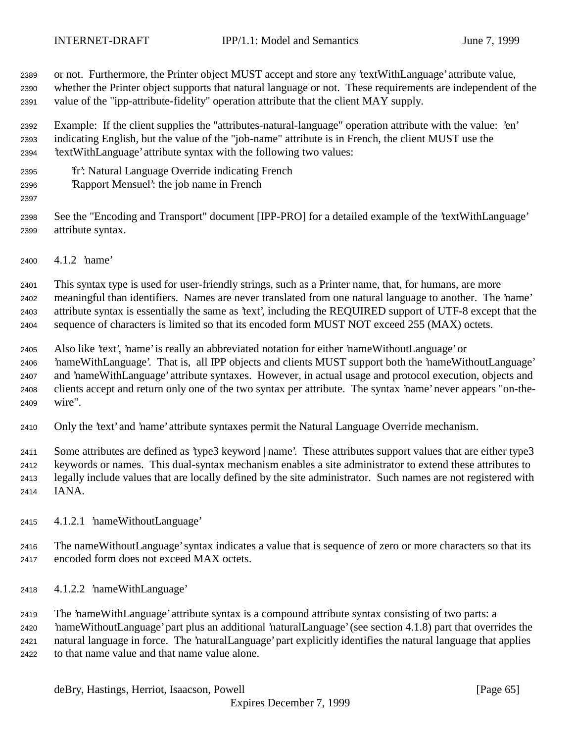or not. Furthermore, the Printer object MUST accept and store any 'textWithLanguage' attribute value, whether the Printer object supports that natural language or not. These requirements are independent of the value of the "ipp-attribute-fidelity" operation attribute that the client MAY supply.

Example: If the client supplies the "attributes-natural-language" operation attribute with the value: 'en' indicating English, but the value of the "job-name" attribute is in French, the client MUST use the 'textWithLanguage' attribute syntax with the following two values:

'fr': Natural Language Override indicating French
'Rapport Mensuel': the job name in French

See the "Encoding and Transport" document [IPP-PRO] for a detailed example of the 'textWithLanguage' attribute syntax.

### 4.1.2 'name'

This syntax type is used for user-friendly strings, such as a Printer name, that, for humans, are more meaningful than identifiers. Names are never translated from one natural language to another. The 'name' attribute syntax is essentially the same as 'text', including the REQUIRED support of UTF-8 except that the sequence of characters is limited so that its encoded form MUST NOT exceed 255 (MAX) octets.

Also like 'text', 'name' is really an abbreviated notation for either 'nameWithoutLanguage' or 'nameWithLanguage'. That is, all IPP objects and clients MUST support both the 'nameWithoutLanguage' and 'nameWithLanguage' attribute syntaxes. However, in actual usage and protocol execution, objects and clients accept and return only one of the two syntax per attribute. The syntax 'name' never appears "on-the-wire".

Only the 'text' and 'name' attribute syntaxes permit the Natural Language Override mechanism.

Some attributes are defined as 'type3 keyword | name'. These attributes support values that are either type3 keywords or names. This dual-syntax mechanism enables a site administrator to extend these attributes to legally include values that are locally defined by the site administrator. Such names are not registered with IANA.

#### 4.1.2.1 'nameWithoutLanguage'

The nameWithoutLanguage' syntax indicates a value that is sequence of zero or more characters so that its encoded form does not exceed MAX octets.

#### 4.1.2.2 'nameWithLanguage'

The 'nameWithLanguage' attribute syntax is a compound attribute syntax consisting of two parts: a 'nameWithoutLanguage' part plus an additional 'naturalLanguage' (see section 4.1.8) part that overrides the natural language in force. The 'naturalLanguage' part explicitly identifies the natural language that applies to that name value and that name value alone.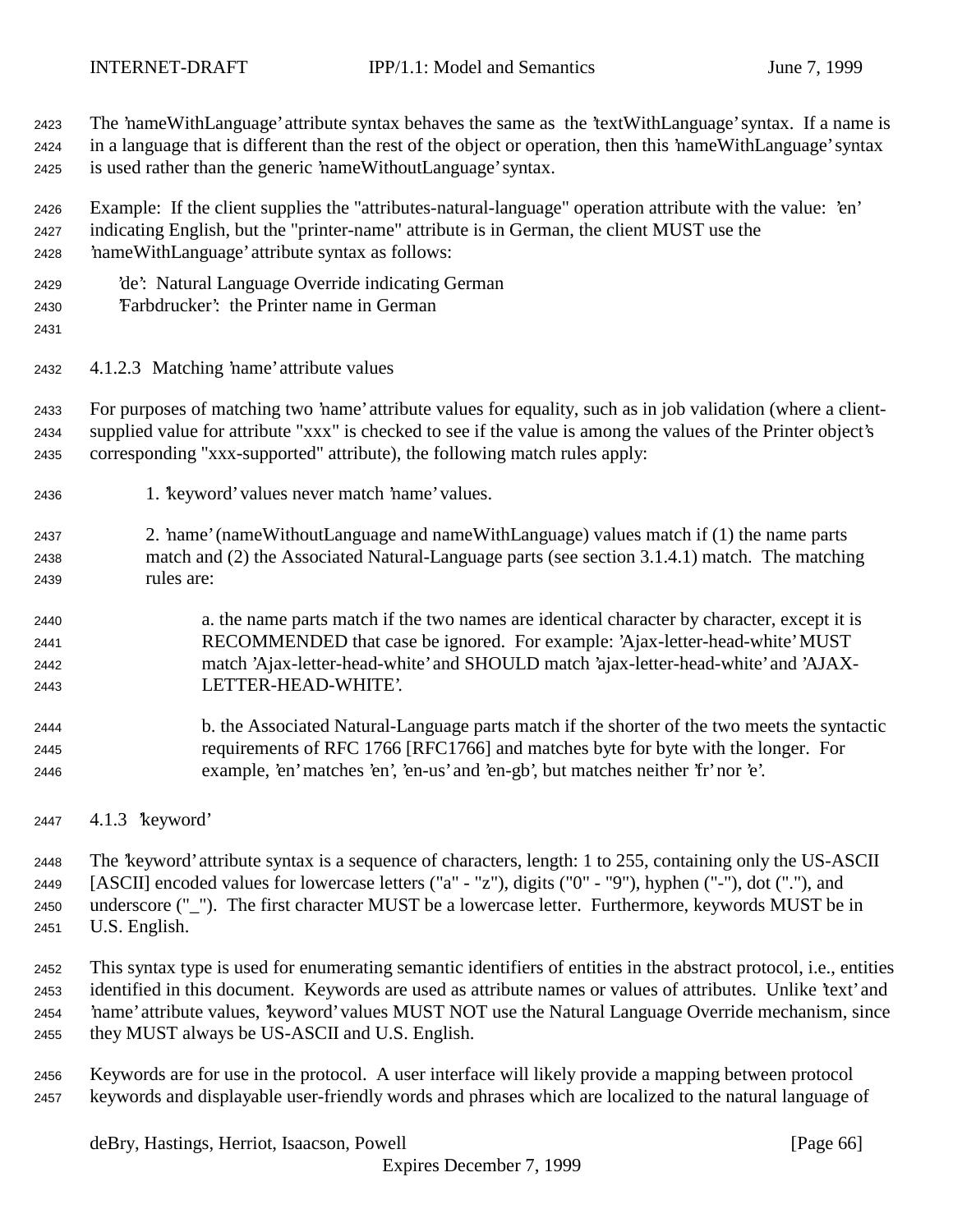The 'nameWithLanguage' attribute syntax behaves the same as the 'textWithLanguage' syntax. If a name is in a language that is different than the rest of the object or operation, then this 'nameWithLanguage' syntax is used rather than the generic 'nameWithoutLanguage' syntax.

Example: If the client supplies the "attributes-natural-language" operation attribute with the value: 'en' indicating English, but the "printer-name" attribute is in German, the client MUST use the 'nameWithLanguage' attribute syntax as follows:

'de': Natural Language Override indicating German
'Farbdrucker': the Printer name in German

#### 4.1.2.3 Matching 'name' attribute values

For purposes of matching two 'name' attribute values for equality, such as in job validation (where a client-supplied value for attribute "xxx" is checked to see if the value is among the values of the Printer object's corresponding "xxx-supported" attribute), the following match rules apply:

1. 'keyword' values never match 'name' values.

2. 'name' (nameWithoutLanguage and nameWithLanguage) values match if (1) the name parts match and (2) the Associated Natural-Language parts (see section 3.1.4.1) match. The matching rules are:

   a. the name parts match if the two names are identical character by character, except it is RECOMMENDED that case be ignored. For example: 'Ajax-letter-head-white' MUST match 'Ajax-letter-head-white' and SHOULD match 'ajax-letter-head-white' and 'AJAX-LETTER-HEAD-WHITE'.

   b. the Associated Natural-Language parts match if the shorter of the two meets the syntactic requirements of RFC 1766 [RFC1766] and matches byte for byte with the longer. For example, 'en' matches 'en', 'en-us' and 'en-gb', but matches neither 'fr' nor 'e'.

### 4.1.3 'keyword'

The 'keyword' attribute syntax is a sequence of characters, length: 1 to 255, containing only the US-ASCII [ASCII] encoded values for lowercase letters ("a" - "z"), digits ("0" - "9"), hyphen ("-"), dot ("."), and underscore ("_"). The first character MUST be a lowercase letter. Furthermore, keywords MUST be in U.S. English.

This syntax type is used for enumerating semantic identifiers of entities in the abstract protocol, i.e., entities identified in this document. Keywords are used as attribute names or values of attributes. Unlike 'text' and 'name' attribute values, 'keyword' values MUST NOT use the Natural Language Override mechanism, since they MUST always be US-ASCII and U.S. English.

Keywords are for use in the protocol. A user interface will likely provide a mapping between protocol keywords and displayable user-friendly words and phrases which are localized to the natural language of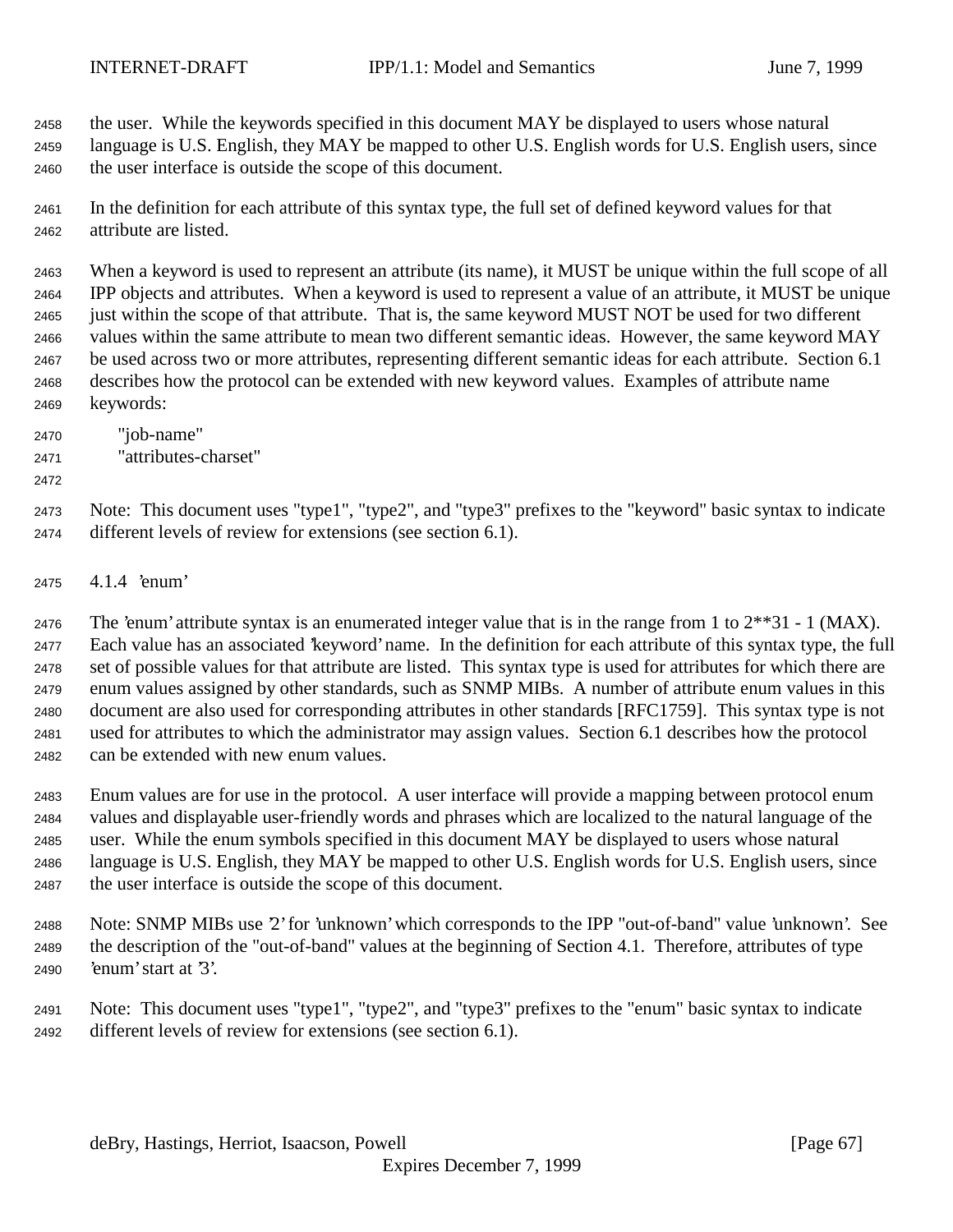the user. While the keywords specified in this document MAY be displayed to users whose natural language is U.S. English, they MAY be mapped to other U.S. English words for U.S. English users, since the user interface is outside the scope of this document.

In the definition for each attribute of this syntax type, the full set of defined keyword values for that attribute are listed.

When a keyword is used to represent an attribute (its name), it MUST be unique within the full scope of all IPP objects and attributes. When a keyword is used to represent a value of an attribute, it MUST be unique just within the scope of that attribute. That is, the same keyword MUST NOT be used for two different values within the same attribute to mean two different semantic ideas. However, the same keyword MAY be used across two or more attributes, representing different semantic ideas for each attribute. Section 6.1 describes how the protocol can be extended with new keyword values. Examples of attribute name keywords:

"job-name"
"attributes-charset"

Note: This document uses "type1", "type2", and "type3" prefixes to the "keyword" basic syntax to indicate different levels of review for extensions (see section 6.1).

### 4.1.4 'enum'

The 'enum' attribute syntax is an enumerated integer value that is in the range from 1 to 2**31 - 1 (MAX). Each value has an associated 'keyword' name. In the definition for each attribute of this syntax type, the full set of possible values for that attribute are listed. This syntax type is used for attributes for which there are enum values assigned by other standards, such as SNMP MIBs. A number of attribute enum values in this document are also used for corresponding attributes in other standards [RFC1759]. This syntax type is not used for attributes to which the administrator may assign values. Section 6.1 describes how the protocol can be extended with new enum values.

Enum values are for use in the protocol. A user interface will provide a mapping between protocol enum values and displayable user-friendly words and phrases which are localized to the natural language of the user. While the enum symbols specified in this document MAY be displayed to users whose natural language is U.S. English, they MAY be mapped to other U.S. English words for U.S. English users, since the user interface is outside the scope of this document.

Note: SNMP MIBs use '2' for 'unknown' which corresponds to the IPP "out-of-band" value 'unknown'. See the description of the "out-of-band" values at the beginning of Section 4.1. Therefore, attributes of type 'enum' start at '3'.

Note: This document uses "type1", "type2", and "type3" prefixes to the "enum" basic syntax to indicate different levels of review for extensions (see section 6.1).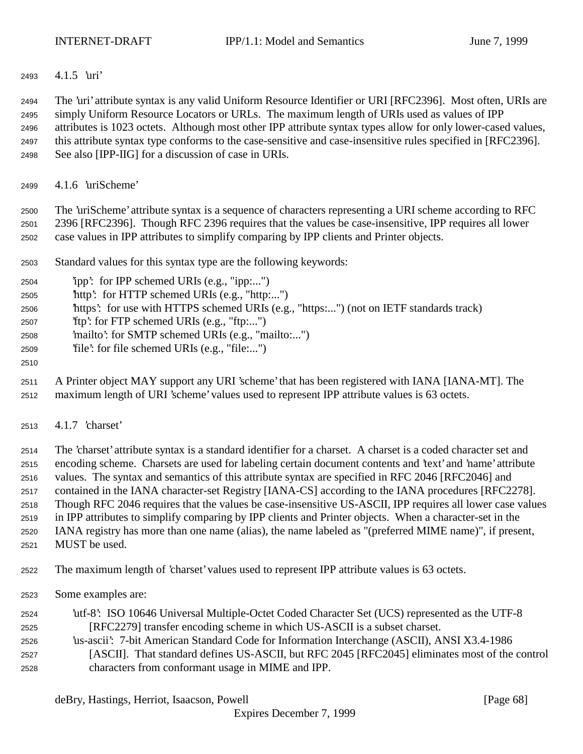### 4.1.5 'uri'

The 'uri' attribute syntax is any valid Uniform Resource Identifier or URI [RFC2396]. Most often, URIs are simply Uniform Resource Locators or URLs. The maximum length of URIs used as values of IPP attributes is 1023 octets. Although most other IPP attribute syntax types allow for only lower-cased values, this attribute syntax type conforms to the case-sensitive and case-insensitive rules specified in [RFC2396]. See also [IPP-IIG] for a discussion of case in URIs.

### 4.1.6 'uriScheme'

The 'uriScheme' attribute syntax is a sequence of characters representing a URI scheme according to RFC 2396 [RFC2396]. Though RFC 2396 requires that the values be case-insensitive, IPP requires all lower case values in IPP attributes to simplify comparing by IPP clients and Printer objects.

Standard values for this syntax type are the following keywords:

- 'ipp': for IPP schemed URIs (e.g., "ipp:...")
- 'http': for HTTP schemed URIs (e.g., "http:...")
- 'https': for use with HTTPS schemed URIs (e.g., "https:...") (not on IETF standards track)
- 'ftp': for FTP schemed URIs (e.g., "ftp:...")
- 'mailto': for SMTP schemed URIs (e.g., "mailto:...")
- 'file': for file schemed URIs (e.g., "file:...")

A Printer object MAY support any URI 'scheme' that has been registered with IANA [IANA-MT]. The maximum length of URI 'scheme' values used to represent IPP attribute values is 63 octets.

### 4.1.7 'charset'

The 'charset' attribute syntax is a standard identifier for a charset. A charset is a coded character set and encoding scheme. Charsets are used for labeling certain document contents and 'text' and 'name' attribute values. The syntax and semantics of this attribute syntax are specified in RFC 2046 [RFC2046] and contained in the IANA character-set Registry [IANA-CS] according to the IANA procedures [RFC2278]. Though RFC 2046 requires that the values be case-insensitive US-ASCII, IPP requires all lower case values in IPP attributes to simplify comparing by IPP clients and Printer objects. When a character-set in the IANA registry has more than one name (alias), the name labeled as "(preferred MIME name)", if present, MUST be used.

The maximum length of 'charset' values used to represent IPP attribute values is 63 octets.

Some examples are:

- 'utf-8': ISO 10646 Universal Multiple-Octet Coded Character Set (UCS) represented as the UTF-8 [RFC2279] transfer encoding scheme in which US-ASCII is a subset charset.
- 'us-ascii': 7-bit American Standard Code for Information Interchange (ASCII), ANSI X3.4-1986 [ASCII]. That standard defines US-ASCII, but RFC 2045 [RFC2045] eliminates most of the control characters from conformant usage in MIME and IPP.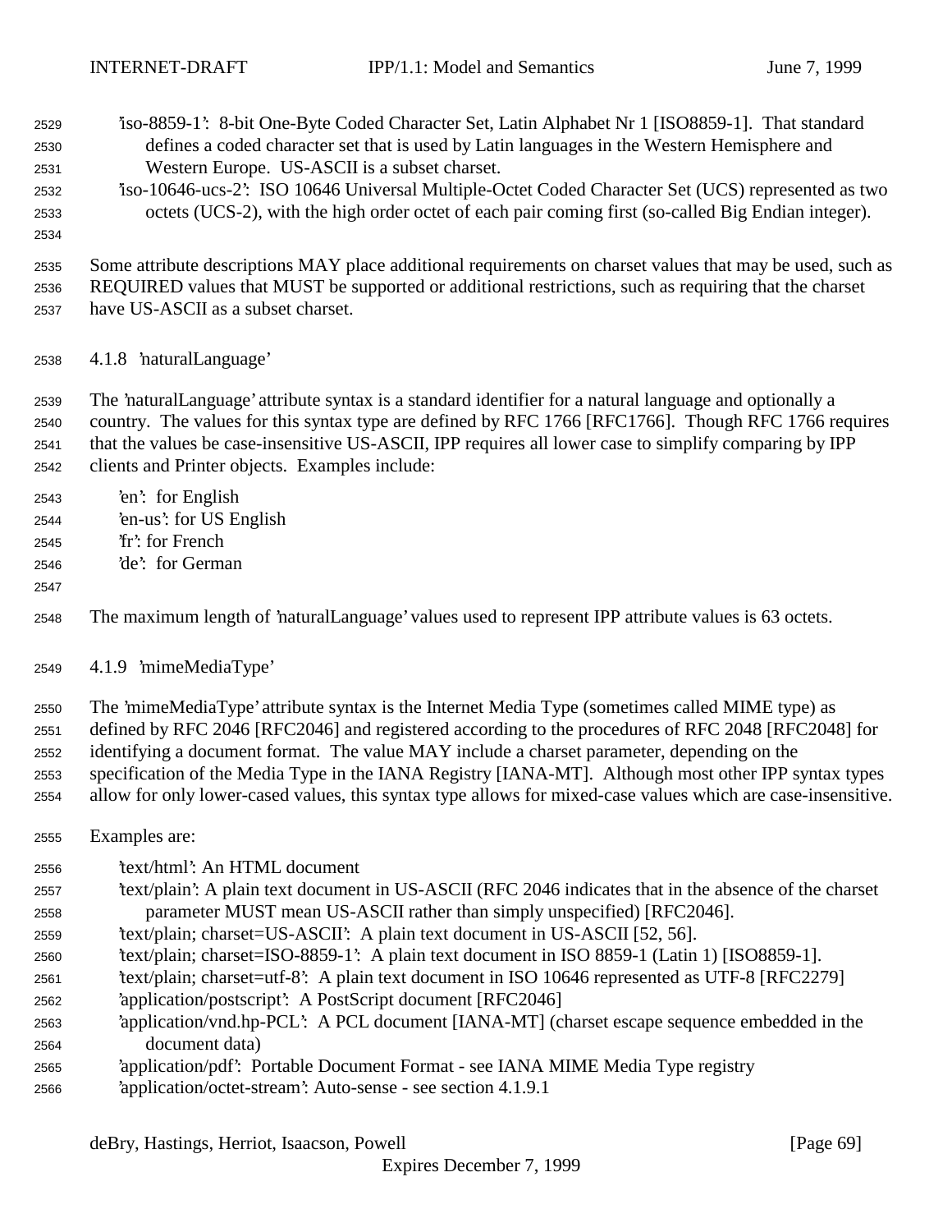'iso-8859-1': 8-bit One-Byte Coded Character Set, Latin Alphabet Nr 1 [ISO8859-1]. That standard defines a coded character set that is used by Latin languages in the Western Hemisphere and Western Europe. US-ASCII is a subset charset.

'iso-10646-ucs-2': ISO 10646 Universal Multiple-Octet Coded Character Set (UCS) represented as two octets (UCS-2), with the high order octet of each pair coming first (so-called Big Endian integer).

Some attribute descriptions MAY place additional requirements on charset values that may be used, such as REQUIRED values that MUST be supported or additional restrictions, such as requiring that the charset have US-ASCII as a subset charset.

#### 4.1.8 'naturalLanguage'

The 'naturalLanguage' attribute syntax is a standard identifier for a natural language and optionally a country. The values for this syntax type are defined by RFC 1766 [RFC1766]. Though RFC 1766 requires that the values be case-insensitive US-ASCII, IPP requires all lower case to simplify comparing by IPP clients and Printer objects. Examples include:

'en': for English
'en-us': for US English
'fr': for French
'de': for German

The maximum length of 'naturalLanguage' values used to represent IPP attribute values is 63 octets.

#### 4.1.9 'mimeMediaType'

The 'mimeMediaType' attribute syntax is the Internet Media Type (sometimes called MIME type) as defined by RFC 2046 [RFC2046] and registered according to the procedures of RFC 2048 [RFC2048] for identifying a document format. The value MAY include a charset parameter, depending on the specification of the Media Type in the IANA Registry [IANA-MT]. Although most other IPP syntax types allow for only lower-cased values, this syntax type allows for mixed-case values which are case-insensitive.

Examples are:

'text/html': An HTML document

'text/plain': A plain text document in US-ASCII (RFC 2046 indicates that in the absence of the charset parameter MUST mean US-ASCII rather than simply unspecified) [RFC2046].

'text/plain; charset=US-ASCII': A plain text document in US-ASCII [52, 56].

'text/plain; charset=ISO-8859-1': A plain text document in ISO 8859-1 (Latin 1) [ISO8859-1].

'text/plain; charset=utf-8': A plain text document in ISO 10646 represented as UTF-8 [RFC2279]

'application/postscript': A PostScript document [RFC2046]

'application/vnd.hp-PCL': A PCL document [IANA-MT] (charset escape sequence embedded in the document data)

'application/pdf': Portable Document Format - see IANA MIME Media Type registry

'application/octet-stream': Auto-sense - see section 4.1.9.1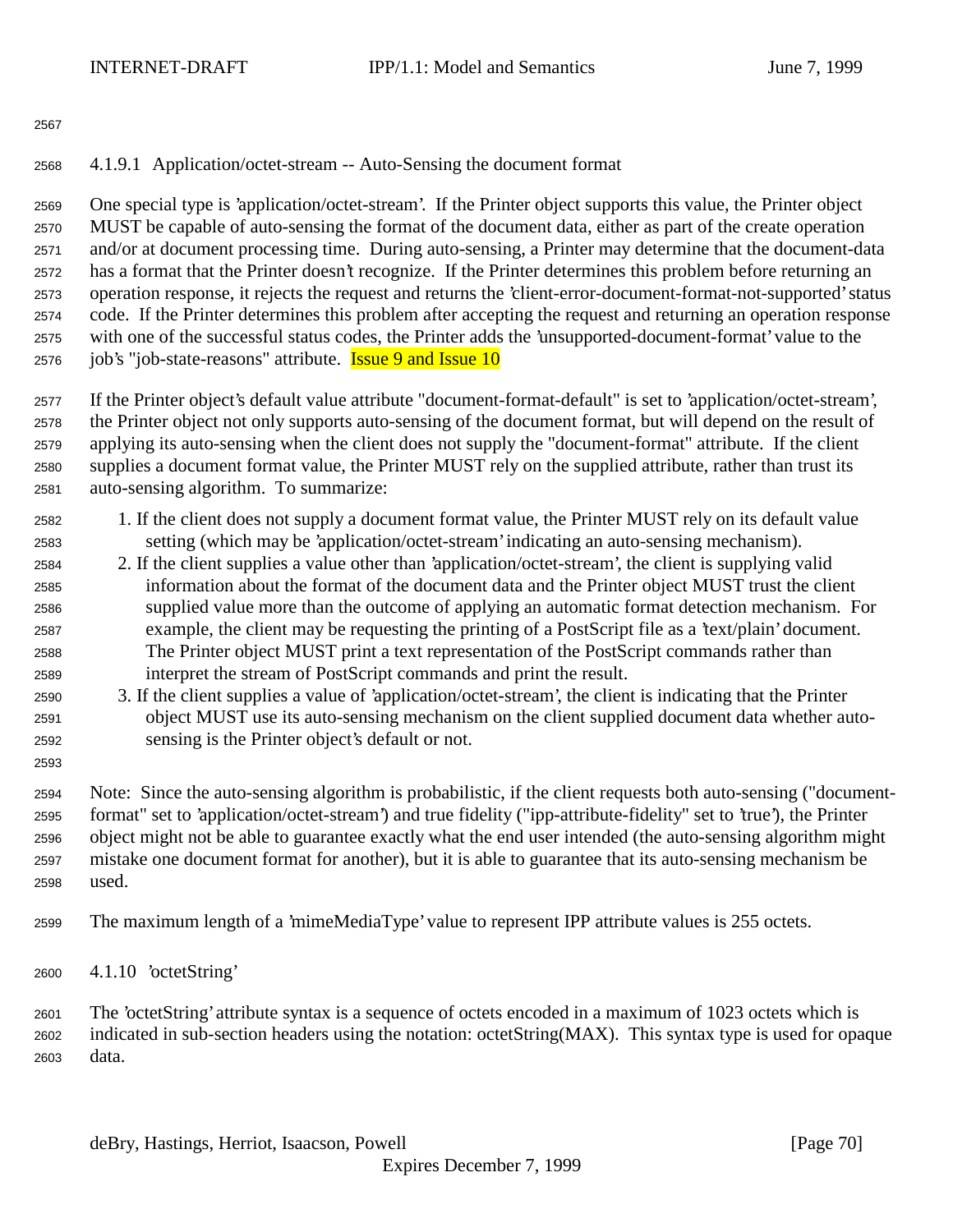#### 4.1.9.1 Application/octet-stream -- Auto-Sensing the document format

One special type is 'application/octet-stream'. If the Printer object supports this value, the Printer object MUST be capable of auto-sensing the format of the document data, either as part of the create operation and/or at document processing time. During auto-sensing, a Printer may determine that the document-data has a format that the Printer doesn't recognize. If the Printer determines this problem before returning an operation response, it rejects the request and returns the 'client-error-document-format-not-supported' status code. If the Printer determines this problem after accepting the request and returning an operation response with one of the successful status codes, the Printer adds the 'unsupported-document-format' value to the job's "job-state-reasons" attribute. Issue 9 and Issue 10

If the Printer object's default value attribute "document-format-default" is set to 'application/octet-stream', the Printer object not only supports auto-sensing of the document format, but will depend on the result of applying its auto-sensing when the client does not supply the "document-format" attribute. If the client supplies a document format value, the Printer MUST rely on the supplied attribute, rather than trust its auto-sensing algorithm. To summarize:

1. If the client does not supply a document format value, the Printer MUST rely on its default value setting (which may be 'application/octet-stream' indicating an auto-sensing mechanism).
2. If the client supplies a value other than 'application/octet-stream', the client is supplying valid information about the format of the document data and the Printer object MUST trust the client supplied value more than the outcome of applying an automatic format detection mechanism. For example, the client may be requesting the printing of a PostScript file as a 'text/plain' document. The Printer object MUST print a text representation of the PostScript commands rather than interpret the stream of PostScript commands and print the result.
3. If the client supplies a value of 'application/octet-stream', the client is indicating that the Printer object MUST use its auto-sensing mechanism on the client supplied document data whether auto-sensing is the Printer object's default or not.

Note: Since the auto-sensing algorithm is probabilistic, if the client requests both auto-sensing ("document-format" set to 'application/octet-stream') and true fidelity ("ipp-attribute-fidelity" set to 'true'), the Printer object might not be able to guarantee exactly what the end user intended (the auto-sensing algorithm might mistake one document format for another), but it is able to guarantee that its auto-sensing mechanism be used.

The maximum length of a 'mimeMediaType' value to represent IPP attribute values is 255 octets.

### 4.1.10 'octetString'

The 'octetString' attribute syntax is a sequence of octets encoded in a maximum of 1023 octets which is indicated in sub-section headers using the notation: octetString(MAX). This syntax type is used for opaque data.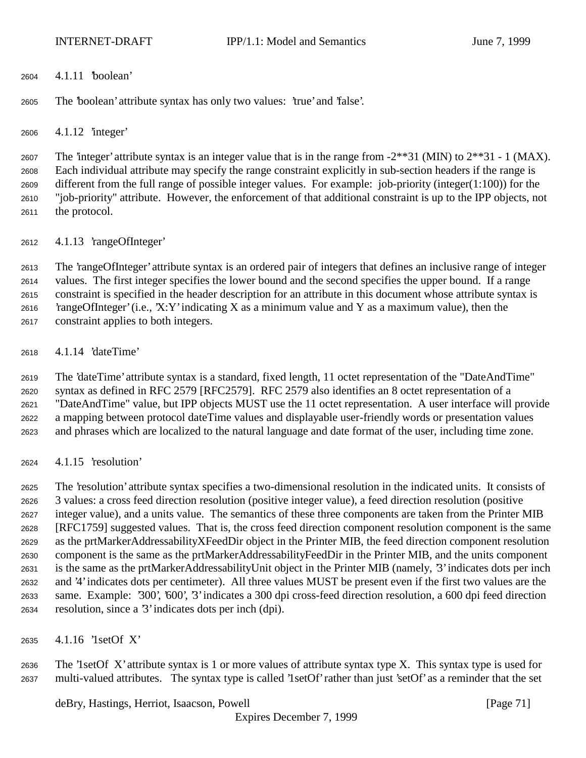#### 4.1.11 'boolean'

The 'boolean' attribute syntax has only two values: 'true' and 'false'.

#### 4.1.12 'integer'

The 'integer' attribute syntax is an integer value that is in the range from -2**31 (MIN) to 2**31 - 1 (MAX). Each individual attribute may specify the range constraint explicitly in sub-section headers if the range is different from the full range of possible integer values. For example: job-priority (integer(1:100)) for the "job-priority" attribute. However, the enforcement of that additional constraint is up to the IPP objects, not the protocol.

#### 4.1.13 'rangeOfInteger'

The 'rangeOfInteger' attribute syntax is an ordered pair of integers that defines an inclusive range of integer values. The first integer specifies the lower bound and the second specifies the upper bound. If a range constraint is specified in the header description for an attribute in this document whose attribute syntax is 'rangeOfInteger' (i.e., 'X:Y' indicating X as a minimum value and Y as a maximum value), then the constraint applies to both integers.

#### 4.1.14 'dateTime'

The 'dateTime' attribute syntax is a standard, fixed length, 11 octet representation of the "DateAndTime" syntax as defined in RFC 2579 [RFC2579]. RFC 2579 also identifies an 8 octet representation of a "DateAndTime" value, but IPP objects MUST use the 11 octet representation. A user interface will provide a mapping between protocol dateTime values and displayable user-friendly words or presentation values and phrases which are localized to the natural language and date format of the user, including time zone.

#### 4.1.15 'resolution'

The 'resolution' attribute syntax specifies a two-dimensional resolution in the indicated units. It consists of 3 values: a cross feed direction resolution (positive integer value), a feed direction resolution (positive integer value), and a units value. The semantics of these three components are taken from the Printer MIB [RFC1759] suggested values. That is, the cross feed direction component resolution component is the same as the prtMarkerAddressabilityXFeedDir object in the Printer MIB, the feed direction component resolution component is the same as the prtMarkerAddressabilityFeedDir in the Printer MIB, and the units component is the same as the prtMarkerAddressabilityUnit object in the Printer MIB (namely, '3' indicates dots per inch and '4' indicates dots per centimeter). All three values MUST be present even if the first two values are the same. Example: '300', '600', '3' indicates a 300 dpi cross-feed direction resolution, a 600 dpi feed direction resolution, since a '3' indicates dots per inch (dpi).

#### 4.1.16 '1setOf X'

The '1setOf X' attribute syntax is 1 or more values of attribute syntax type X. This syntax type is used for multi-valued attributes. The syntax type is called '1setOf' rather than just 'setOf' as a reminder that the set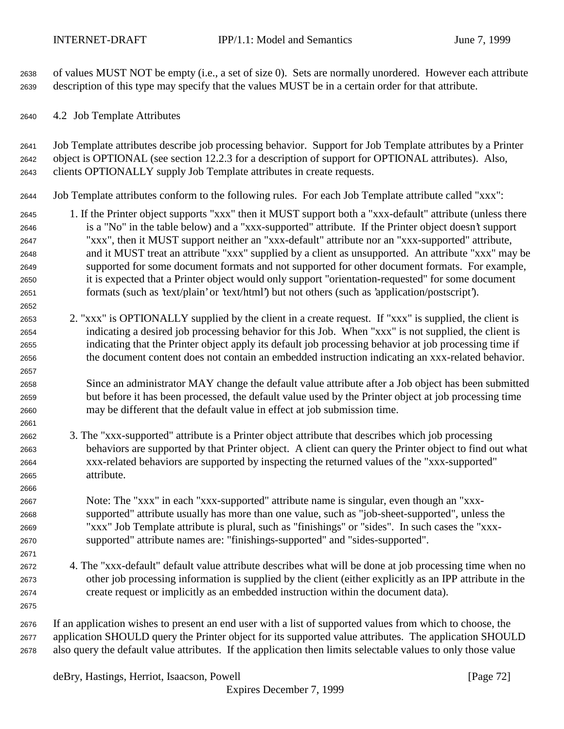of values MUST NOT be empty (i.e., a set of size 0). Sets are normally unordered. However each attribute description of this type may specify that the values MUST be in a certain order for that attribute.

## 4.2 Job Template Attributes

Job Template attributes describe job processing behavior. Support for Job Template attributes by a Printer object is OPTIONAL (see section 12.2.3 for a description of support for OPTIONAL attributes). Also, clients OPTIONALLY supply Job Template attributes in create requests.

Job Template attributes conform to the following rules. For each Job Template attribute called "xxx":

1. If the Printer object supports "xxx" then it MUST support both a "xxx-default" attribute (unless there is a "No" in the table below) and a "xxx-supported" attribute. If the Printer object doesn't support "xxx", then it MUST support neither an "xxx-default" attribute nor an "xxx-supported" attribute, and it MUST treat an attribute "xxx" supplied by a client as unsupported. An attribute "xxx" may be supported for some document formats and not supported for other document formats. For example, it is expected that a Printer object would only support "orientation-requested" for some document formats (such as 'text/plain' or 'text/html') but not others (such as 'application/postscript').

2. "xxx" is OPTIONALLY supplied by the client in a create request. If "xxx" is supplied, the client is indicating a desired job processing behavior for this Job. When "xxx" is not supplied, the client is indicating that the Printer object apply its default job processing behavior at job processing time if the document content does not contain an embedded instruction indicating an xxx-related behavior.

   Since an administrator MAY change the default value attribute after a Job object has been submitted but before it has been processed, the default value used by the Printer object at job processing time may be different that the default value in effect at job submission time.

3. The "xxx-supported" attribute is a Printer object attribute that describes which job processing behaviors are supported by that Printer object. A client can query the Printer object to find out what xxx-related behaviors are supported by inspecting the returned values of the "xxx-supported" attribute.

   Note: The "xxx" in each "xxx-supported" attribute name is singular, even though an "xxx-supported" attribute usually has more than one value, such as "job-sheet-supported", unless the "xxx" Job Template attribute is plural, such as "finishings" or "sides". In such cases the "xxx-supported" attribute names are: "finishings-supported" and "sides-supported".

4. The "xxx-default" default value attribute describes what will be done at job processing time when no other job processing information is supplied by the client (either explicitly as an IPP attribute in the create request or implicitly as an embedded instruction within the document data).

If an application wishes to present an end user with a list of supported values from which to choose, the application SHOULD query the Printer object for its supported value attributes. The application SHOULD also query the default value attributes. If the application then limits selectable values to only those value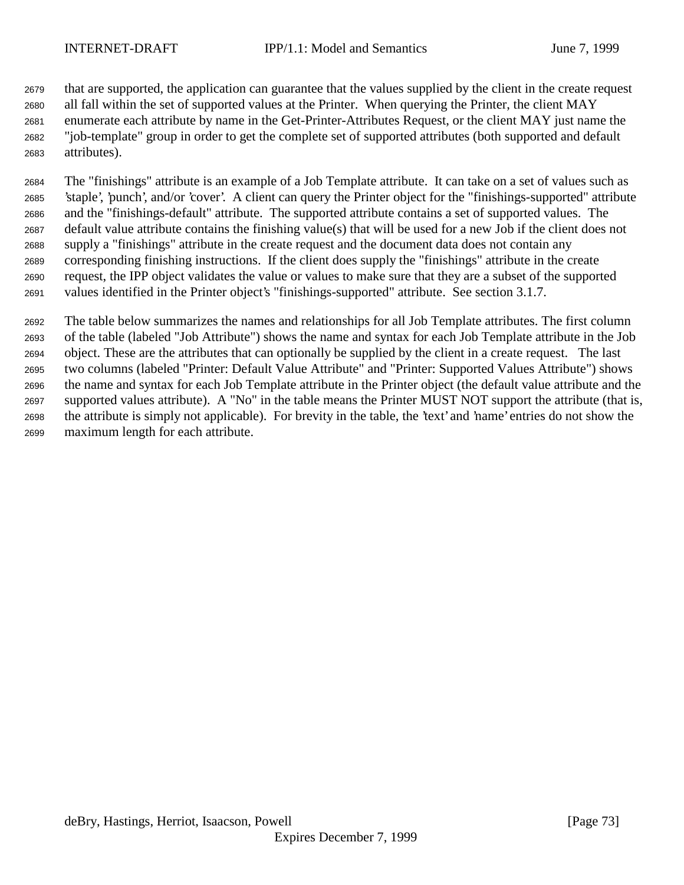that are supported, the application can guarantee that the values supplied by the client in the create request all fall within the set of supported values at the Printer. When querying the Printer, the client MAY enumerate each attribute by name in the Get-Printer-Attributes Request, or the client MAY just name the "job-template" group in order to get the complete set of supported attributes (both supported and default attributes).

The "finishings" attribute is an example of a Job Template attribute. It can take on a set of values such as 'staple', 'punch', and/or 'cover'. A client can query the Printer object for the "finishings-supported" attribute and the "finishings-default" attribute. The supported attribute contains a set of supported values. The default value attribute contains the finishing value(s) that will be used for a new Job if the client does not supply a "finishings" attribute in the create request and the document data does not contain any corresponding finishing instructions. If the client does supply the "finishings" attribute in the create request, the IPP object validates the value or values to make sure that they are a subset of the supported values identified in the Printer object's "finishings-supported" attribute. See section 3.1.7.

The table below summarizes the names and relationships for all Job Template attributes. The first column of the table (labeled "Job Attribute") shows the name and syntax for each Job Template attribute in the Job object. These are the attributes that can optionally be supplied by the client in a create request. The last two columns (labeled "Printer: Default Value Attribute" and "Printer: Supported Values Attribute") shows the name and syntax for each Job Template attribute in the Printer object (the default value attribute and the supported values attribute). A "No" in the table means the Printer MUST NOT support the attribute (that is, the attribute is simply not applicable). For brevity in the table, the 'text' and 'name' entries do not show the maximum length for each attribute.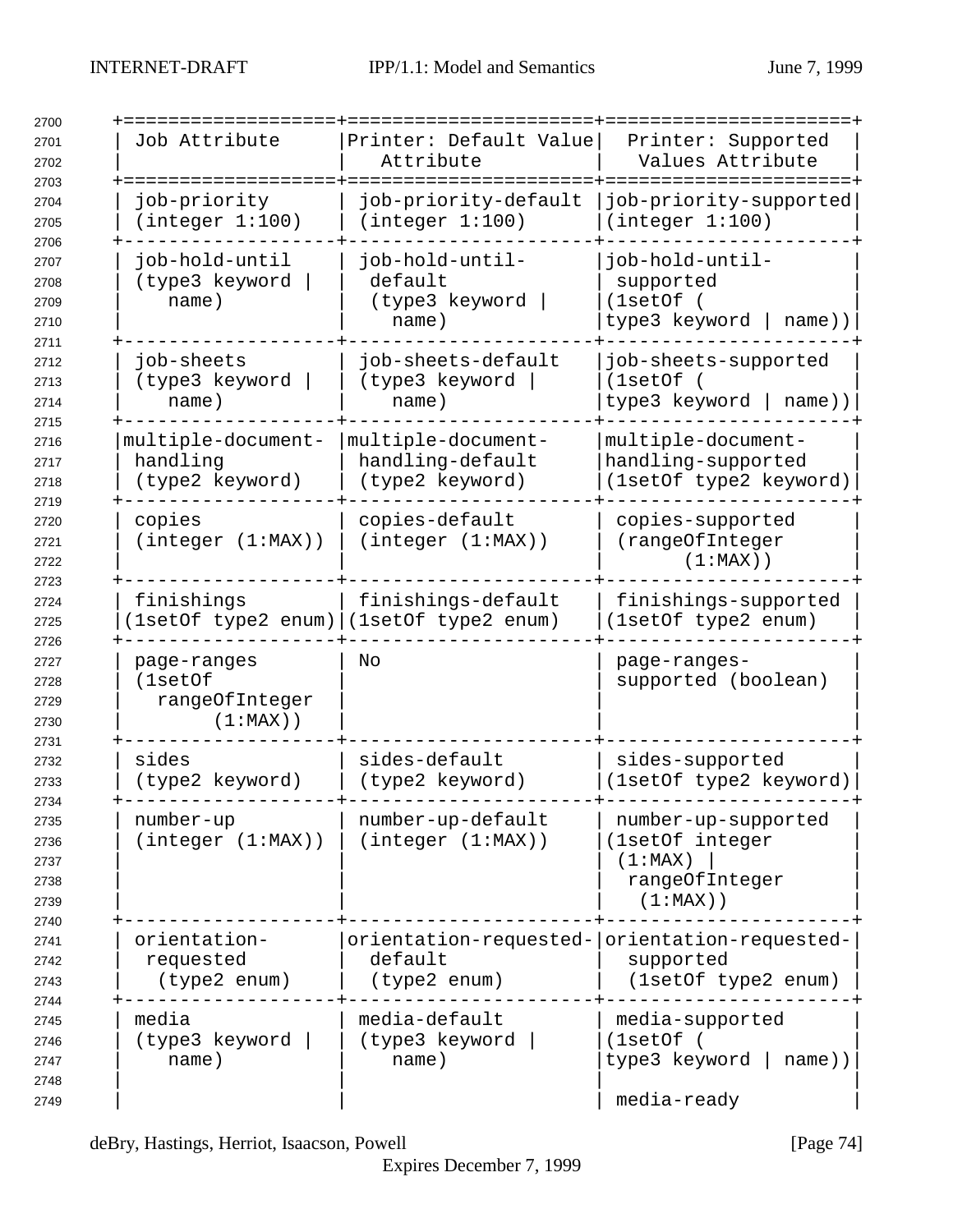| Job Attribute | Printer: Default Value Attribute | Printer: Supported Values Attribute |
|---|---|---|
| job-priority (integer 1:100) | job-priority-default (integer 1:100) | job-priority-supported (integer 1:100) |
| job-hold-until (type3 keyword \| name) | job-hold-until-default (type3 keyword \| name) | job-hold-until-supported (1setOf ( type3 keyword \| name)) |
| job-sheets (type3 keyword \| name) | job-sheets-default (type3 keyword \| name) | job-sheets-supported (1setOf ( type3 keyword \| name)) |
| multiple-document-handling (type2 keyword) | multiple-document-handling-default (type2 keyword) | multiple-document-handling-supported (1setOf type2 keyword) |
| copies (integer (1:MAX)) | copies-default (integer (1:MAX)) | copies-supported (rangeOfInteger (1:MAX)) |
| finishings (1setOf type2 enum) | finishings-default (1setOf type2 enum) | finishings-supported (1setOf type2 enum) |
| page-ranges (1setOf rangeOfInteger (1:MAX)) | No | page-ranges-supported (boolean) |
| sides (type2 keyword) | sides-default (type2 keyword) | sides-supported (1setOf type2 keyword) |
| number-up (integer (1:MAX)) | number-up-default (integer (1:MAX)) | number-up-supported (1setOf integer (1:MAX) \| rangeOfInteger (1:MAX)) |
| orientation-requested (type2 enum) | orientation-requested-default (type2 enum) | orientation-requested-supported (1setOf type2 enum) |
| media (type3 keyword \| name) | media-default (type3 keyword \| name) | media-supported (1setOf ( type3 keyword \| name))<br><br>media-ready |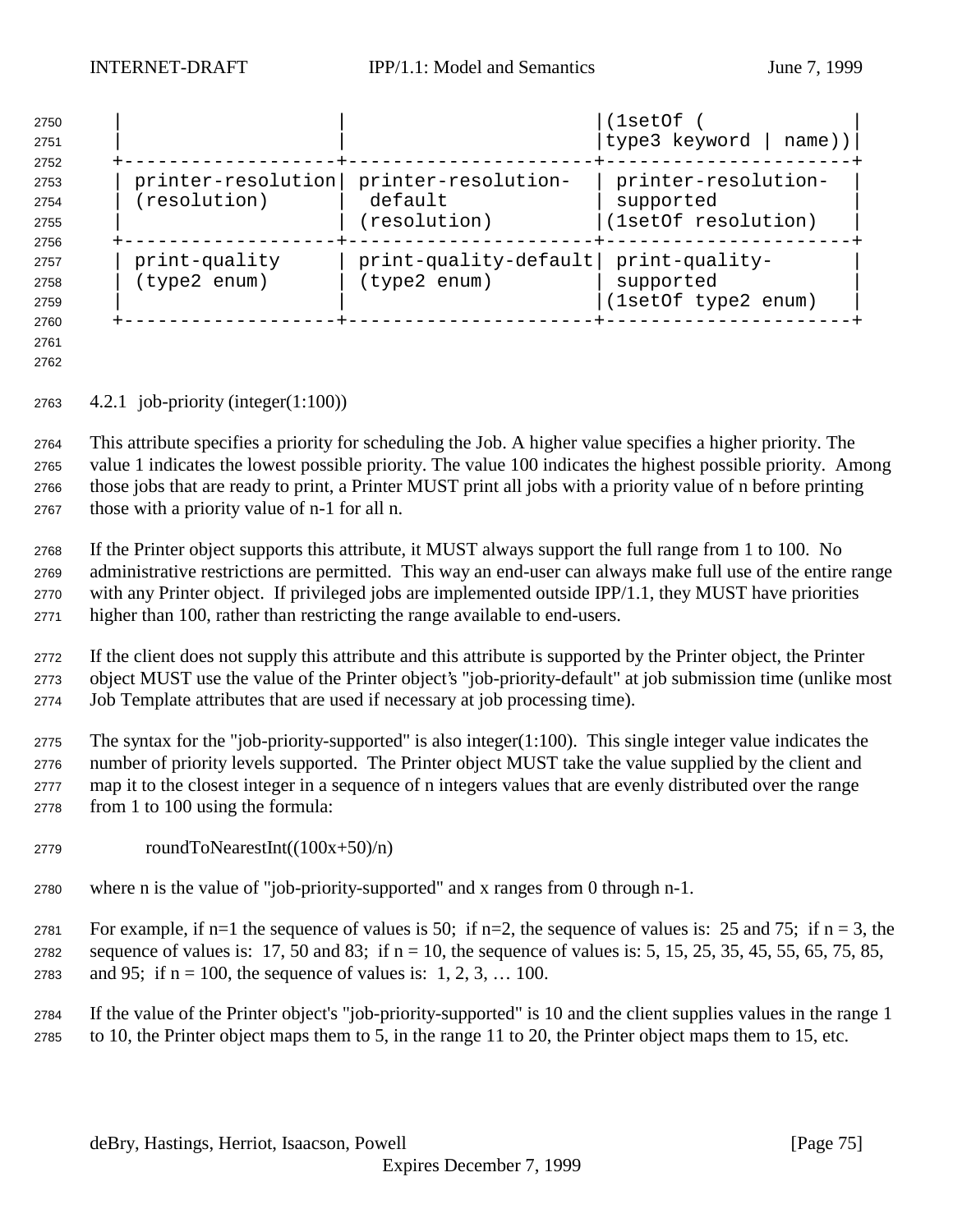| | | |
|---|---|---|
| | | (1setOf ( type3 keyword \| name)) |
| printer-resolution (resolution) | printer-resolution-default (resolution) | printer-resolution-supported (1setOf resolution) |
| print-quality (type2 enum) | print-quality-default (type2 enum) | print-quality-supported (1setOf type2 enum) |

### 4.2.1 job-priority (integer(1:100))

This attribute specifies a priority for scheduling the Job. A higher value specifies a higher priority. The value 1 indicates the lowest possible priority. The value 100 indicates the highest possible priority. Among those jobs that are ready to print, a Printer MUST print all jobs with a priority value of n before printing those with a priority value of n-1 for all n.

If the Printer object supports this attribute, it MUST always support the full range from 1 to 100. No administrative restrictions are permitted. This way an end-user can always make full use of the entire range with any Printer object. If privileged jobs are implemented outside IPP/1.1, they MUST have priorities higher than 100, rather than restricting the range available to end-users.

If the client does not supply this attribute and this attribute is supported by the Printer object, the Printer object MUST use the value of the Printer object's "job-priority-default" at job submission time (unlike most Job Template attributes that are used if necessary at job processing time).

The syntax for the "job-priority-supported" is also integer(1:100). This single integer value indicates the number of priority levels supported. The Printer object MUST take the value supplied by the client and map it to the closest integer in a sequence of n integers values that are evenly distributed over the range from 1 to 100 using the formula:

roundToNearestInt((100x+50)/n)

where n is the value of "job-priority-supported" and x ranges from 0 through n-1.

For example, if n=1 the sequence of values is 50; if n=2, the sequence of values is: 25 and 75; if n = 3, the sequence of values is: 17, 50 and 83; if n = 10, the sequence of values is: 5, 15, 25, 35, 45, 55, 65, 75, 85, and 95; if n = 100, the sequence of values is: 1, 2, 3, … 100.

If the value of the Printer object's "job-priority-supported" is 10 and the client supplies values in the range 1 to 10, the Printer object maps them to 5, in the range 11 to 20, the Printer object maps them to 15, etc.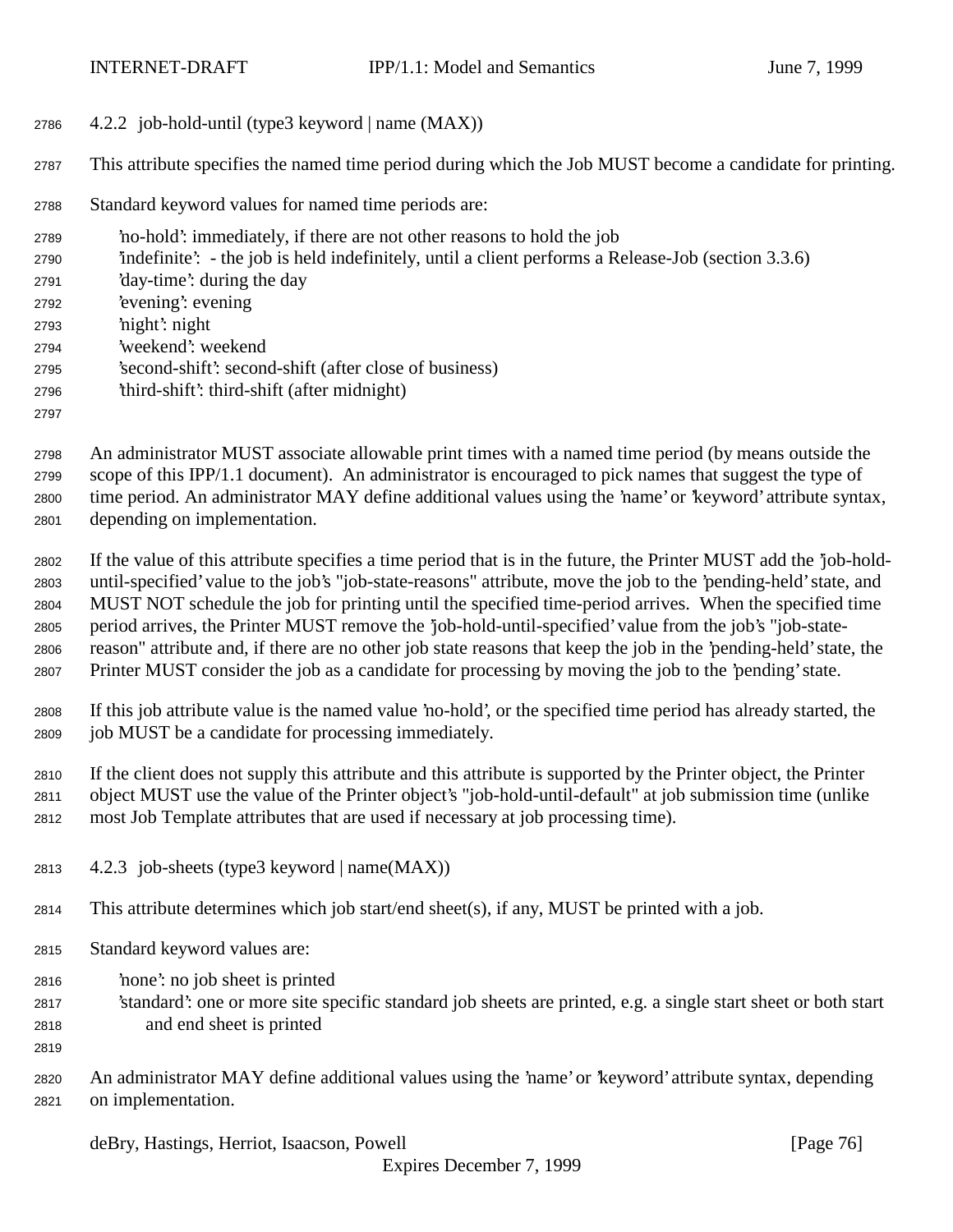### 4.2.2 job-hold-until (type3 keyword | name (MAX))

This attribute specifies the named time period during which the Job MUST become a candidate for printing.

Standard keyword values for named time periods are:

'no-hold': immediately, if there are not other reasons to hold the job
'indefinite': - the job is held indefinitely, until a client performs a Release-Job (section 3.3.6)
'day-time': during the day
'evening': evening
'night': night
'weekend': weekend
'second-shift': second-shift (after close of business)
'third-shift': third-shift (after midnight)

An administrator MUST associate allowable print times with a named time period (by means outside the scope of this IPP/1.1 document). An administrator is encouraged to pick names that suggest the type of time period. An administrator MAY define additional values using the 'name' or 'keyword' attribute syntax, depending on implementation.

If the value of this attribute specifies a time period that is in the future, the Printer MUST add the 'job-hold-until-specified' value to the job's "job-state-reasons" attribute, move the job to the 'pending-held' state, and MUST NOT schedule the job for printing until the specified time-period arrives. When the specified time period arrives, the Printer MUST remove the 'job-hold-until-specified' value from the job's "job-state-reason" attribute and, if there are no other job state reasons that keep the job in the 'pending-held' state, the Printer MUST consider the job as a candidate for processing by moving the job to the 'pending' state.

If this job attribute value is the named value 'no-hold', or the specified time period has already started, the job MUST be a candidate for processing immediately.

If the client does not supply this attribute and this attribute is supported by the Printer object, the Printer object MUST use the value of the Printer object's "job-hold-until-default" at job submission time (unlike most Job Template attributes that are used if necessary at job processing time).

### 4.2.3 job-sheets (type3 keyword | name(MAX))

This attribute determines which job start/end sheet(s), if any, MUST be printed with a job.

Standard keyword values are:

'none': no job sheet is printed
'standard': one or more site specific standard job sheets are printed, e.g. a single start sheet or both start and end sheet is printed

An administrator MAY define additional values using the 'name' or 'keyword' attribute syntax, depending on implementation.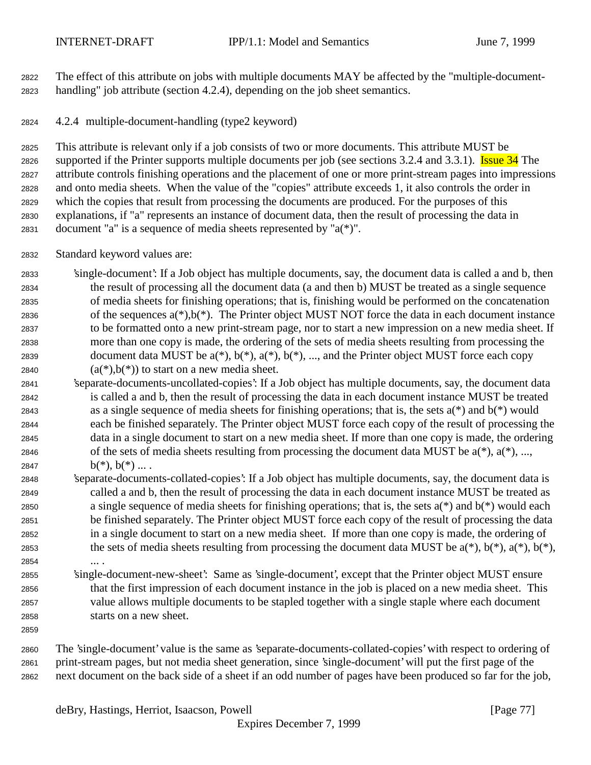The effect of this attribute on jobs with multiple documents MAY be affected by the "multiple-document-handling" job attribute (section 4.2.4), depending on the job sheet semantics.

### 4.2.4 multiple-document-handling (type2 keyword)

This attribute is relevant only if a job consists of two or more documents. This attribute MUST be supported if the Printer supports multiple documents per job (see sections 3.2.4 and 3.3.1). Issue 34 The attribute controls finishing operations and the placement of one or more print-stream pages into impressions and onto media sheets. When the value of the "copies" attribute exceeds 1, it also controls the order in which the copies that result from processing the documents are produced. For the purposes of this explanations, if "a" represents an instance of document data, then the result of processing the data in document "a" is a sequence of media sheets represented by "a(*)".

Standard keyword values are:

'single-document': If a Job object has multiple documents, say, the document data is called a and b, then the result of processing all the document data (a and then b) MUST be treated as a single sequence of media sheets for finishing operations; that is, finishing would be performed on the concatenation of the sequences a(*),b(*). The Printer object MUST NOT force the data in each document instance to be formatted onto a new print-stream page, nor to start a new impression on a new media sheet. If more than one copy is made, the ordering of the sets of media sheets resulting from processing the document data MUST be a(*), b(*), a(*), b(*), ..., and the Printer object MUST force each copy (a(*),b(*)) to start on a new media sheet.

'separate-documents-uncollated-copies': If a Job object has multiple documents, say, the document data is called a and b, then the result of processing the data in each document instance MUST be treated as a single sequence of media sheets for finishing operations; that is, the sets a(*) and b(*) would each be finished separately. The Printer object MUST force each copy of the result of processing the data in a single document to start on a new media sheet. If more than one copy is made, the ordering of the sets of media sheets resulting from processing the document data MUST be a(*), a(*), ..., b(*), b(*) ... .

'separate-documents-collated-copies': If a Job object has multiple documents, say, the document data is called a and b, then the result of processing the data in each document instance MUST be treated as a single sequence of media sheets for finishing operations; that is, the sets a(*) and b(*) would each be finished separately. The Printer object MUST force each copy of the result of processing the data in a single document to start on a new media sheet. If more than one copy is made, the ordering of the sets of media sheets resulting from processing the document data MUST be a(*), b(*), a(*), b(*), ... .

'single-document-new-sheet': Same as 'single-document', except that the Printer object MUST ensure that the first impression of each document instance in the job is placed on a new media sheet. This value allows multiple documents to be stapled together with a single staple where each document starts on a new sheet.

The 'single-document' value is the same as 'separate-documents-collated-copies' with respect to ordering of print-stream pages, but not media sheet generation, since 'single-document' will put the first page of the next document on the back side of a sheet if an odd number of pages have been produced so far for the job,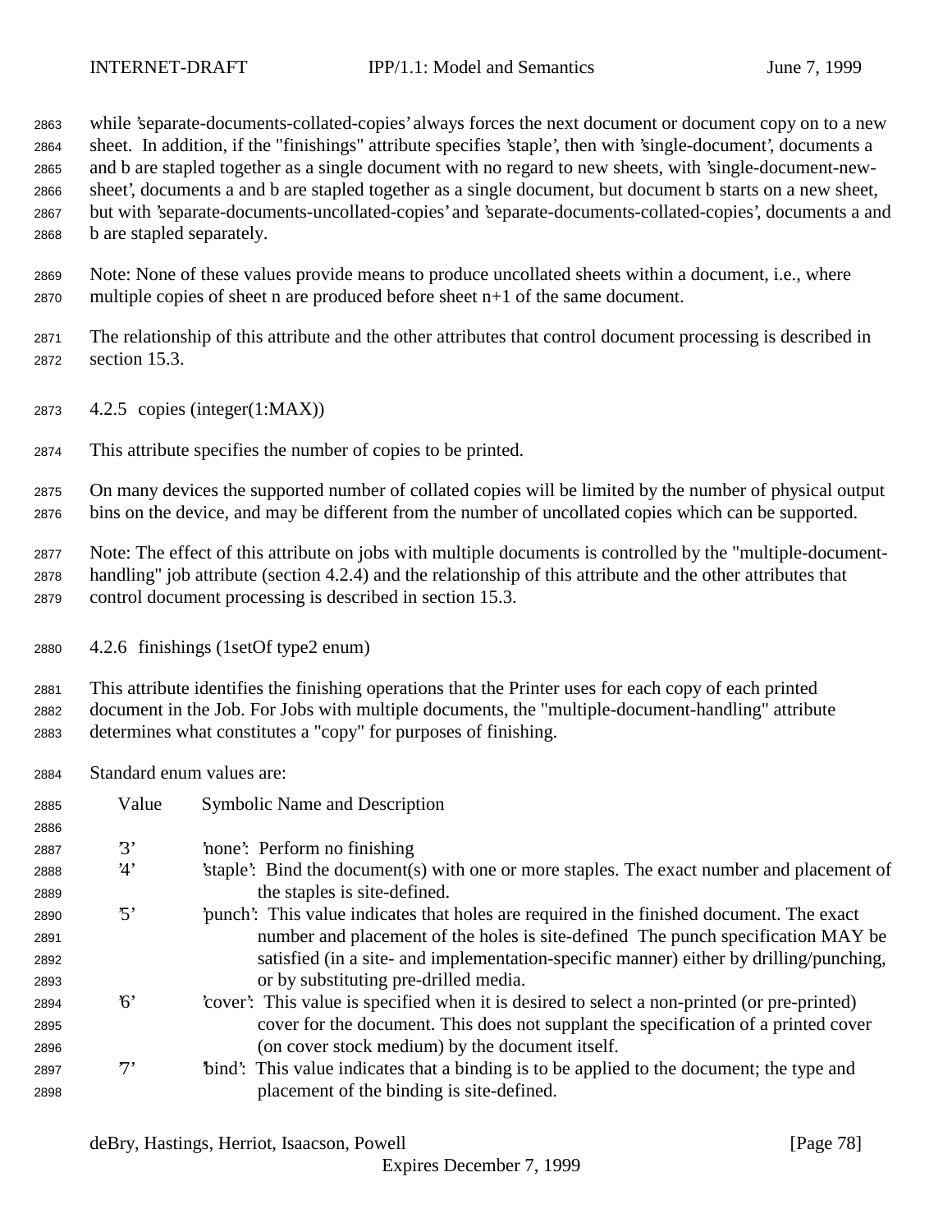while 'separate-documents-collated-copies' always forces the next document or document copy on to a new sheet. In addition, if the "finishings" attribute specifies 'staple', then with 'single-document', documents a and b are stapled together as a single document with no regard to new sheets, with 'single-document-new-sheet', documents a and b are stapled together as a single document, but document b starts on a new sheet, but with 'separate-documents-uncollated-copies' and 'separate-documents-collated-copies', documents a and b are stapled separately.

Note: None of these values provide means to produce uncollated sheets within a document, i.e., where multiple copies of sheet n are produced before sheet n+1 of the same document.

The relationship of this attribute and the other attributes that control document processing is described in section 15.3.

### 4.2.5 copies (integer(1:MAX))

This attribute specifies the number of copies to be printed.

On many devices the supported number of collated copies will be limited by the number of physical output bins on the device, and may be different from the number of uncollated copies which can be supported.

Note: The effect of this attribute on jobs with multiple documents is controlled by the "multiple-document-handling" job attribute (section 4.2.4) and the relationship of this attribute and the other attributes that control document processing is described in section 15.3.

### 4.2.6 finishings (1setOf type2 enum)

This attribute identifies the finishing operations that the Printer uses for each copy of each printed document in the Job. For Jobs with multiple documents, the "multiple-document-handling" attribute determines what constitutes a "copy" for purposes of finishing.

Standard enum values are:

| Value | Symbolic Name and Description |
|---|---|
| '3' | 'none': Perform no finishing |
| '4' | 'staple': Bind the document(s) with one or more staples. The exact number and placement of the staples is site-defined. |
| '5' | 'punch': This value indicates that holes are required in the finished document. The exact number and placement of the holes is site-defined The punch specification MAY be satisfied (in a site- and implementation-specific manner) either by drilling/punching, or by substituting pre-drilled media. |
| '6' | 'cover': This value is specified when it is desired to select a non-printed (or pre-printed) cover for the document. This does not supplant the specification of a printed cover (on cover stock medium) by the document itself. |
| '7' | 'bind': This value indicates that a binding is to be applied to the document; the type and placement of the binding is site-defined. |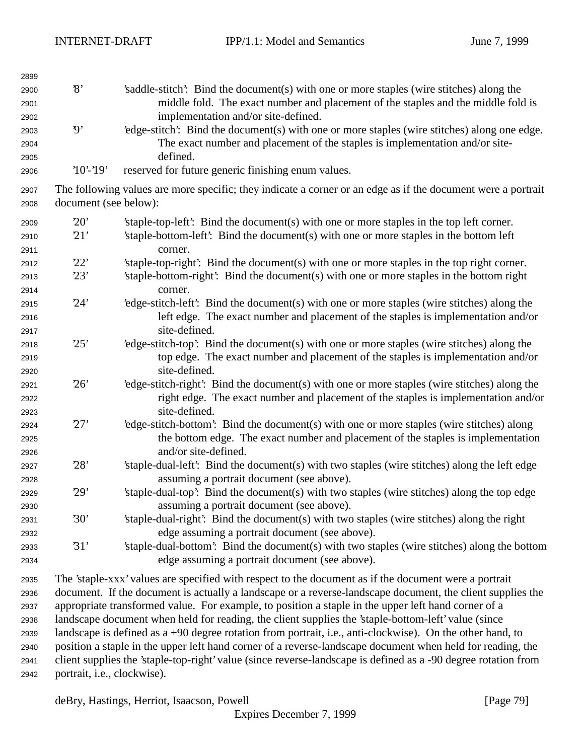'8' 'saddle-stitch': Bind the document(s) with one or more staples (wire stitches) along the middle fold. The exact number and placement of the staples and the middle fold is implementation and/or site-defined.

'9' 'edge-stitch': Bind the document(s) with one or more staples (wire stitches) along one edge. The exact number and placement of the staples is implementation and/or site-defined.

'10'-'19' reserved for future generic finishing enum values.

The following values are more specific; they indicate a corner or an edge as if the document were a portrait document (see below):

'20' 'staple-top-left': Bind the document(s) with one or more staples in the top left corner.

'21' 'staple-bottom-left': Bind the document(s) with one or more staples in the bottom left corner.

'22' 'staple-top-right': Bind the document(s) with one or more staples in the top right corner.

'23' 'staple-bottom-right': Bind the document(s) with one or more staples in the bottom right corner.

'24' 'edge-stitch-left': Bind the document(s) with one or more staples (wire stitches) along the left edge. The exact number and placement of the staples is implementation and/or site-defined.

'25' 'edge-stitch-top': Bind the document(s) with one or more staples (wire stitches) along the top edge. The exact number and placement of the staples is implementation and/or site-defined.

'26' 'edge-stitch-right': Bind the document(s) with one or more staples (wire stitches) along the right edge. The exact number and placement of the staples is implementation and/or site-defined.

'27' 'edge-stitch-bottom': Bind the document(s) with one or more staples (wire stitches) along the bottom edge. The exact number and placement of the staples is implementation and/or site-defined.

'28' 'staple-dual-left': Bind the document(s) with two staples (wire stitches) along the left edge assuming a portrait document (see above).

'29' 'staple-dual-top': Bind the document(s) with two staples (wire stitches) along the top edge assuming a portrait document (see above).

'30' 'staple-dual-right': Bind the document(s) with two staples (wire stitches) along the right edge assuming a portrait document (see above).

'31' 'staple-dual-bottom': Bind the document(s) with two staples (wire stitches) along the bottom edge assuming a portrait document (see above).

The 'staple-xxx' values are specified with respect to the document as if the document were a portrait document. If the document is actually a landscape or a reverse-landscape document, the client supplies the appropriate transformed value. For example, to position a staple in the upper left hand corner of a landscape document when held for reading, the client supplies the 'staple-bottom-left' value (since landscape is defined as a +90 degree rotation from portrait, i.e., anti-clockwise). On the other hand, to position a staple in the upper left hand corner of a reverse-landscape document when held for reading, the client supplies the 'staple-top-right' value (since reverse-landscape is defined as a -90 degree rotation from portrait, i.e., clockwise).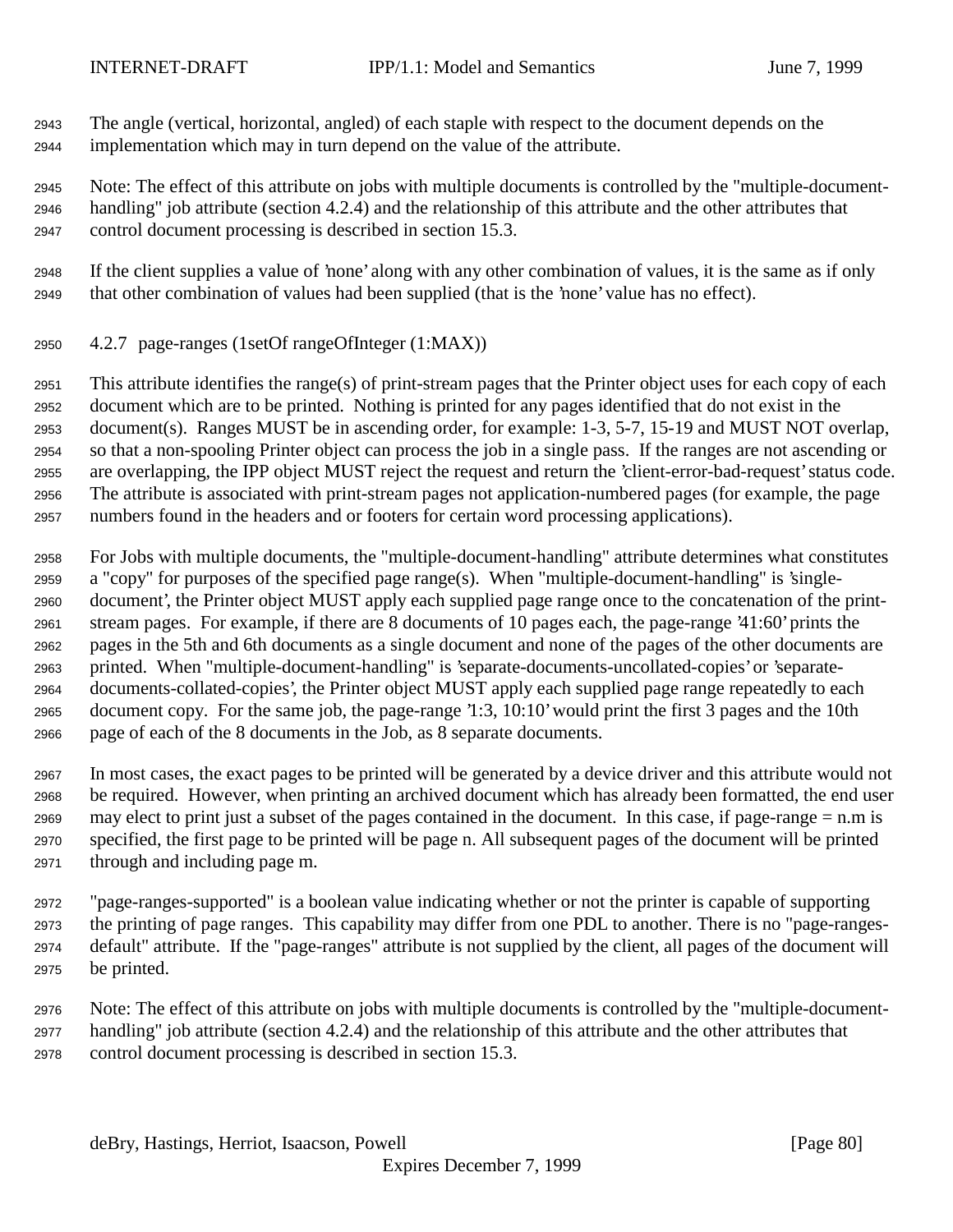The angle (vertical, horizontal, angled) of each staple with respect to the document depends on the implementation which may in turn depend on the value of the attribute.

Note: The effect of this attribute on jobs with multiple documents is controlled by the "multiple-document-handling" job attribute (section 4.2.4) and the relationship of this attribute and the other attributes that control document processing is described in section 15.3.

If the client supplies a value of 'none' along with any other combination of values, it is the same as if only that other combination of values had been supplied (that is the 'none' value has no effect).

### 4.2.7 page-ranges (1setOf rangeOfInteger (1:MAX))

This attribute identifies the range(s) of print-stream pages that the Printer object uses for each copy of each document which are to be printed. Nothing is printed for any pages identified that do not exist in the document(s). Ranges MUST be in ascending order, for example: 1-3, 5-7, 15-19 and MUST NOT overlap, so that a non-spooling Printer object can process the job in a single pass. If the ranges are not ascending or are overlapping, the IPP object MUST reject the request and return the 'client-error-bad-request' status code. The attribute is associated with print-stream pages not application-numbered pages (for example, the page numbers found in the headers and or footers for certain word processing applications).

For Jobs with multiple documents, the "multiple-document-handling" attribute determines what constitutes a "copy" for purposes of the specified page range(s). When "multiple-document-handling" is 'single-document', the Printer object MUST apply each supplied page range once to the concatenation of the print-stream pages. For example, if there are 8 documents of 10 pages each, the page-range '41:60' prints the pages in the 5th and 6th documents as a single document and none of the pages of the other documents are printed. When "multiple-document-handling" is 'separate-documents-uncollated-copies' or 'separate-documents-collated-copies', the Printer object MUST apply each supplied page range repeatedly to each document copy. For the same job, the page-range '1:3, 10:10' would print the first 3 pages and the 10th page of each of the 8 documents in the Job, as 8 separate documents.

In most cases, the exact pages to be printed will be generated by a device driver and this attribute would not be required. However, when printing an archived document which has already been formatted, the end user may elect to print just a subset of the pages contained in the document. In this case, if page-range = n.m is specified, the first page to be printed will be page n. All subsequent pages of the document will be printed through and including page m.

"page-ranges-supported" is a boolean value indicating whether or not the printer is capable of supporting the printing of page ranges. This capability may differ from one PDL to another. There is no "page-ranges-default" attribute. If the "page-ranges" attribute is not supplied by the client, all pages of the document will be printed.

Note: The effect of this attribute on jobs with multiple documents is controlled by the "multiple-document-handling" job attribute (section 4.2.4) and the relationship of this attribute and the other attributes that control document processing is described in section 15.3.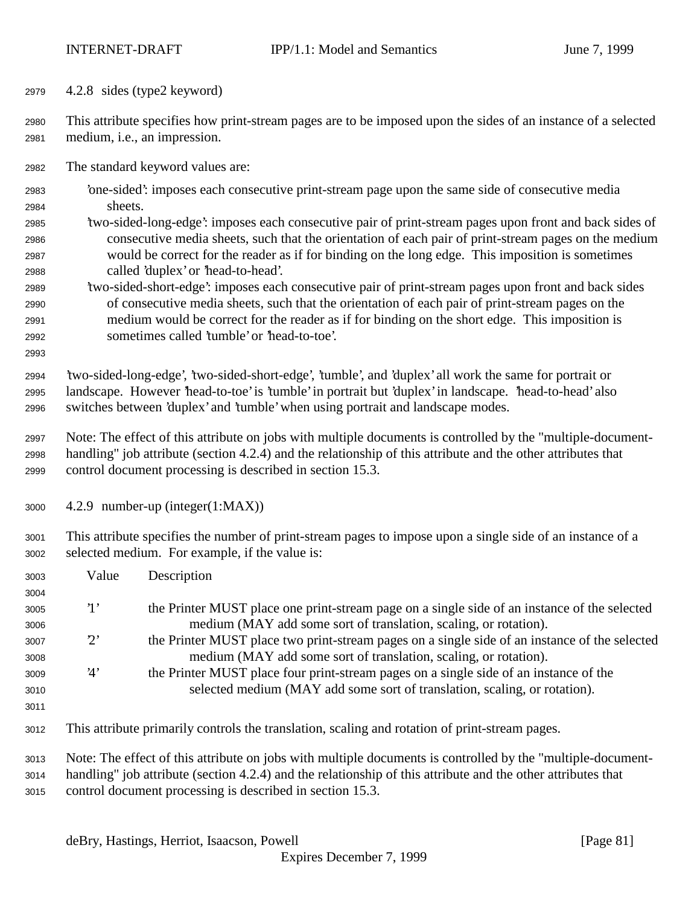#### 4.2.8 sides (type2 keyword)

This attribute specifies how print-stream pages are to be imposed upon the sides of an instance of a selected medium, i.e., an impression.

The standard keyword values are:

'one-sided': imposes each consecutive print-stream page upon the same side of consecutive media sheets.

'two-sided-long-edge': imposes each consecutive pair of print-stream pages upon front and back sides of consecutive media sheets, such that the orientation of each pair of print-stream pages on the medium would be correct for the reader as if for binding on the long edge. This imposition is sometimes called 'duplex' or 'head-to-head'.

'two-sided-short-edge': imposes each consecutive pair of print-stream pages upon front and back sides of consecutive media sheets, such that the orientation of each pair of print-stream pages on the medium would be correct for the reader as if for binding on the short edge. This imposition is sometimes called 'tumble' or 'head-to-toe'.

'two-sided-long-edge', 'two-sided-short-edge', 'tumble', and 'duplex' all work the same for portrait or landscape. However 'head-to-toe' is 'tumble' in portrait but 'duplex' in landscape. 'head-to-head' also switches between 'duplex' and 'tumble' when using portrait and landscape modes.

Note: The effect of this attribute on jobs with multiple documents is controlled by the "multiple-document-handling" job attribute (section 4.2.4) and the relationship of this attribute and the other attributes that control document processing is described in section 15.3.

#### 4.2.9 number-up (integer(1:MAX))

This attribute specifies the number of print-stream pages to impose upon a single side of an instance of a selected medium. For example, if the value is:

| Value | Description |
|---|---|
| '1' | the Printer MUST place one print-stream page on a single side of an instance of the selected medium (MAY add some sort of translation, scaling, or rotation). |
| '2' | the Printer MUST place two print-stream pages on a single side of an instance of the selected medium (MAY add some sort of translation, scaling, or rotation). |
| '4' | the Printer MUST place four print-stream pages on a single side of an instance of the selected medium (MAY add some sort of translation, scaling, or rotation). |

This attribute primarily controls the translation, scaling and rotation of print-stream pages.

Note: The effect of this attribute on jobs with multiple documents is controlled by the "multiple-document-handling" job attribute (section 4.2.4) and the relationship of this attribute and the other attributes that control document processing is described in section 15.3.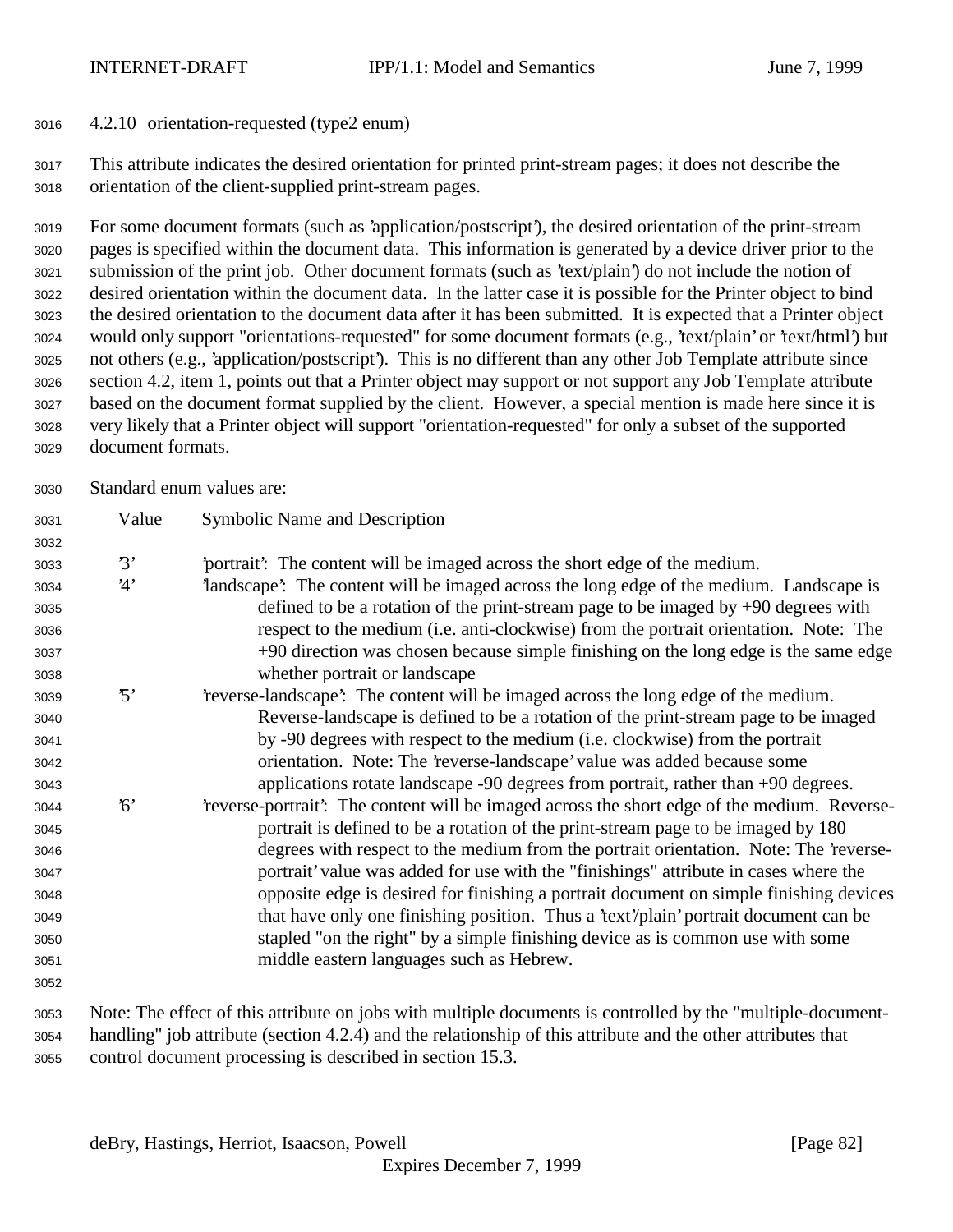#### 4.2.10 orientation-requested (type2 enum)

This attribute indicates the desired orientation for printed print-stream pages; it does not describe the orientation of the client-supplied print-stream pages.

For some document formats (such as 'application/postscript'), the desired orientation of the print-stream pages is specified within the document data. This information is generated by a device driver prior to the submission of the print job. Other document formats (such as 'text/plain') do not include the notion of desired orientation within the document data. In the latter case it is possible for the Printer object to bind the desired orientation to the document data after it has been submitted. It is expected that a Printer object would only support "orientations-requested" for some document formats (e.g., 'text/plain' or 'text/html') but not others (e.g., 'application/postscript'). This is no different than any other Job Template attribute since section 4.2, item 1, points out that a Printer object may support or not support any Job Template attribute based on the document format supplied by the client. However, a special mention is made here since it is very likely that a Printer object will support "orientation-requested" for only a subset of the supported document formats.

Standard enum values are:

| Value | Symbolic Name and Description |
|---|---|
| '3' | 'portrait': The content will be imaged across the short edge of the medium. |
| '4' | 'landscape': The content will be imaged across the long edge of the medium. Landscape is defined to be a rotation of the print-stream page to be imaged by +90 degrees with respect to the medium (i.e. anti-clockwise) from the portrait orientation. Note: The +90 direction was chosen because simple finishing on the long edge is the same edge whether portrait or landscape |
| '5' | 'reverse-landscape': The content will be imaged across the long edge of the medium. Reverse-landscape is defined to be a rotation of the print-stream page to be imaged by -90 degrees with respect to the medium (i.e. clockwise) from the portrait orientation. Note: The 'reverse-landscape' value was added because some applications rotate landscape -90 degrees from portrait, rather than +90 degrees. |
| '6' | 'reverse-portrait': The content will be imaged across the short edge of the medium. Reverse-portrait is defined to be a rotation of the print-stream page to be imaged by 180 degrees with respect to the medium from the portrait orientation. Note: The 'reverse-portrait' value was added for use with the "finishings" attribute in cases where the opposite edge is desired for finishing a portrait document on simple finishing devices that have only one finishing position. Thus a 'text'/plain' portrait document can be stapled "on the right" by a simple finishing device as is common use with some middle eastern languages such as Hebrew. |

Note: The effect of this attribute on jobs with multiple documents is controlled by the "multiple-document-handling" job attribute (section 4.2.4) and the relationship of this attribute and the other attributes that control document processing is described in section 15.3.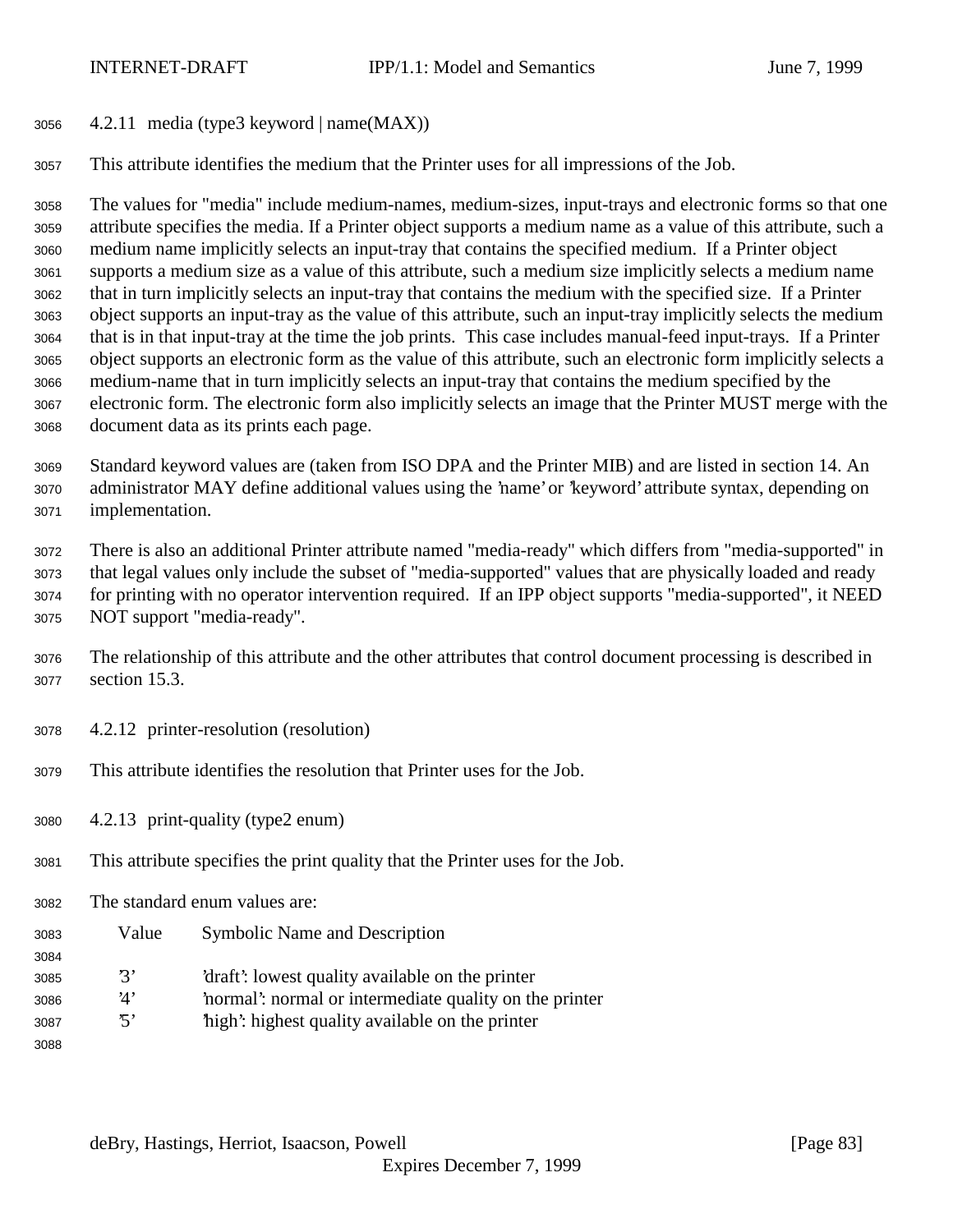### 4.2.11 media (type3 keyword | name(MAX))

This attribute identifies the medium that the Printer uses for all impressions of the Job.

The values for "media" include medium-names, medium-sizes, input-trays and electronic forms so that one attribute specifies the media. If a Printer object supports a medium name as a value of this attribute, such a medium name implicitly selects an input-tray that contains the specified medium. If a Printer object supports a medium size as a value of this attribute, such a medium size implicitly selects a medium name that in turn implicitly selects an input-tray that contains the medium with the specified size. If a Printer object supports an input-tray as the value of this attribute, such an input-tray implicitly selects the medium that is in that input-tray at the time the job prints. This case includes manual-feed input-trays. If a Printer object supports an electronic form as the value of this attribute, such an electronic form implicitly selects a medium-name that in turn implicitly selects an input-tray that contains the medium specified by the electronic form. The electronic form also implicitly selects an image that the Printer MUST merge with the document data as its prints each page.

Standard keyword values are (taken from ISO DPA and the Printer MIB) and are listed in section 14. An administrator MAY define additional values using the 'name' or 'keyword' attribute syntax, depending on implementation.

There is also an additional Printer attribute named "media-ready" which differs from "media-supported" in that legal values only include the subset of "media-supported" values that are physically loaded and ready for printing with no operator intervention required. If an IPP object supports "media-supported", it NEED NOT support "media-ready".

The relationship of this attribute and the other attributes that control document processing is described in section 15.3.

### 4.2.12 printer-resolution (resolution)

This attribute identifies the resolution that Printer uses for the Job.

### 4.2.13 print-quality (type2 enum)

This attribute specifies the print quality that the Printer uses for the Job.

The standard enum values are:

| Value | Symbolic Name and Description |
|---|---|
| '3' | 'draft': lowest quality available on the printer |
| '4' | 'normal': normal or intermediate quality on the printer |
| '5' | 'high': highest quality available on the printer |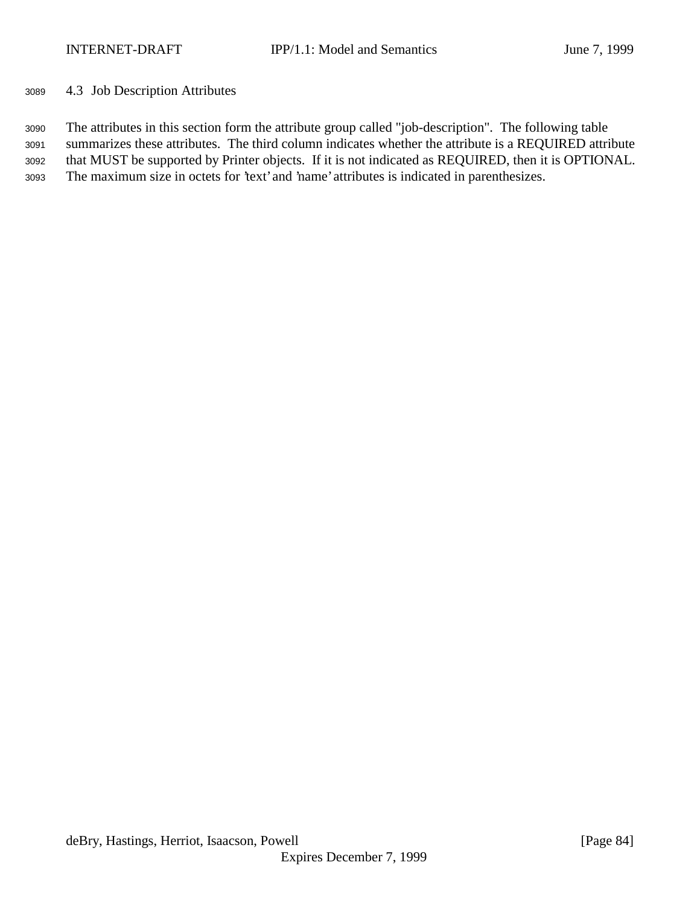### 4.3 Job Description Attributes

The attributes in this section form the attribute group called "job-description". The following table summarizes these attributes. The third column indicates whether the attribute is a REQUIRED attribute that MUST be supported by Printer objects. If it is not indicated as REQUIRED, then it is OPTIONAL. The maximum size in octets for 'text' and 'name' attributes is indicated in parenthesizes.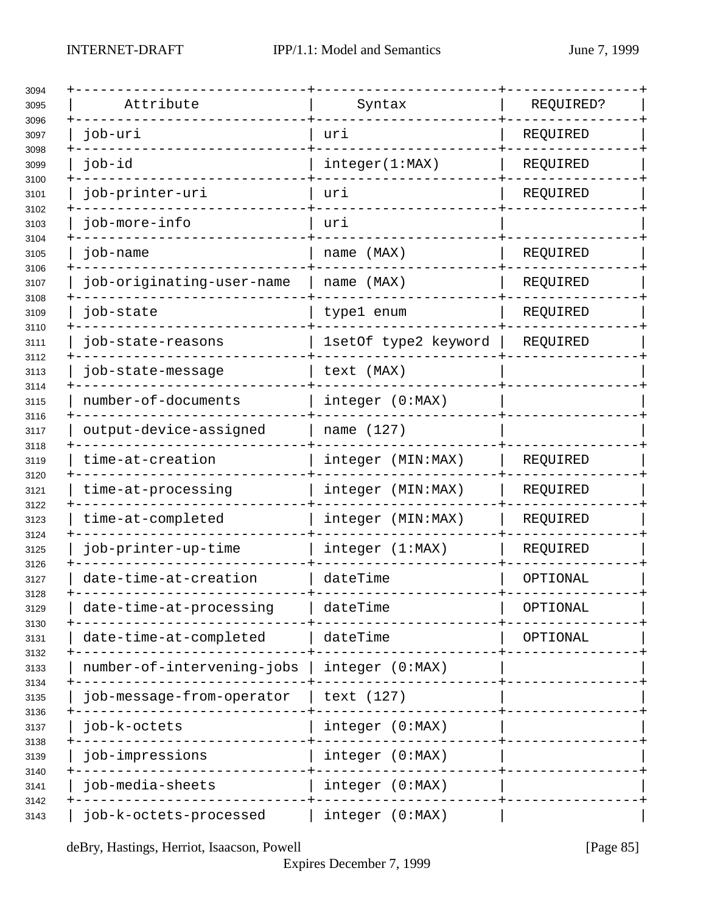| Attribute | Syntax | REQUIRED? |
| --- | --- | --- |
| job-uri | uri | REQUIRED |
| job-id | integer(1:MAX) | REQUIRED |
| job-printer-uri | uri | REQUIRED |
| job-more-info | uri | |
| job-name | name (MAX) | REQUIRED |
| job-originating-user-name | name (MAX) | REQUIRED |
| job-state | type1 enum | REQUIRED |
| job-state-reasons | 1setOf type2 keyword | REQUIRED |
| job-state-message | text (MAX) | |
| number-of-documents | integer (0:MAX) | |
| output-device-assigned | name (127) | |
| time-at-creation | integer (MIN:MAX) | REQUIRED |
| time-at-processing | integer (MIN:MAX) | REQUIRED |
| time-at-completed | integer (MIN:MAX) | REQUIRED |
| job-printer-up-time | integer (1:MAX) | REQUIRED |
| date-time-at-creation | dateTime | OPTIONAL |
| date-time-at-processing | dateTime | OPTIONAL |
| date-time-at-completed | dateTime | OPTIONAL |
| number-of-intervening-jobs | integer (0:MAX) | |
| job-message-from-operator | text (127) | |
| job-k-octets | integer (0:MAX) | |
| job-impressions | integer (0:MAX) | |
| job-media-sheets | integer (0:MAX) | |
| job-k-octets-processed | integer (0:MAX) | |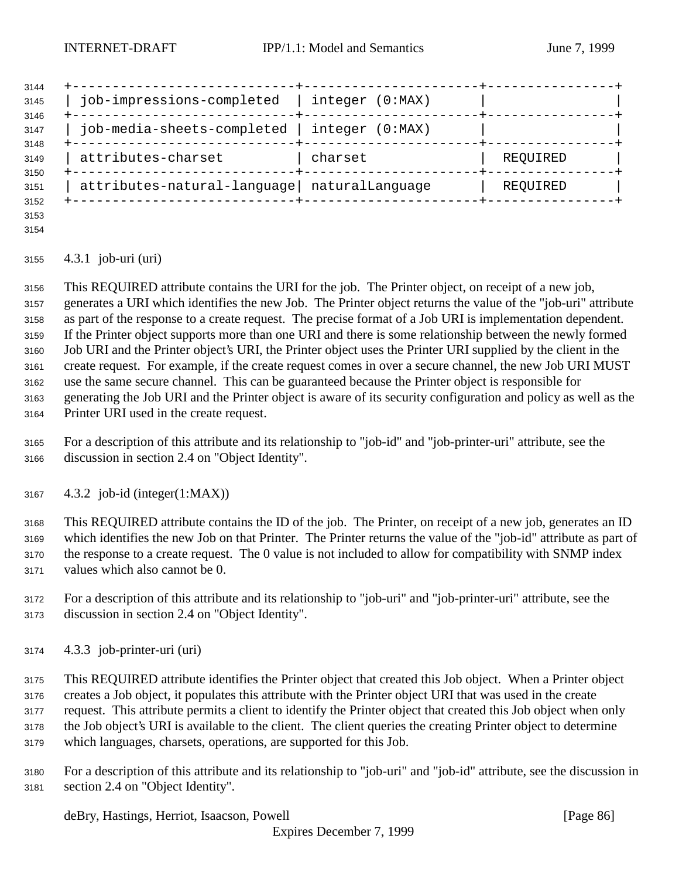| job-impressions-completed | integer (0:MAX) | |
|---|---|---|
| job-media-sheets-completed | integer (0:MAX) | |
| attributes-charset | charset | REQUIRED |
| attributes-natural-language | naturalLanguage | REQUIRED |

### 4.3.1 job-uri (uri)

This REQUIRED attribute contains the URI for the job. The Printer object, on receipt of a new job, generates a URI which identifies the new Job. The Printer object returns the value of the "job-uri" attribute as part of the response to a create request. The precise format of a Job URI is implementation dependent. If the Printer object supports more than one URI and there is some relationship between the newly formed Job URI and the Printer object's URI, the Printer object uses the Printer URI supplied by the client in the create request. For example, if the create request comes in over a secure channel, the new Job URI MUST use the same secure channel. This can be guaranteed because the Printer object is responsible for generating the Job URI and the Printer object is aware of its security configuration and policy as well as the Printer URI used in the create request.

For a description of this attribute and its relationship to "job-id" and "job-printer-uri" attribute, see the discussion in section 2.4 on "Object Identity".

### 4.3.2 job-id (integer(1:MAX))

This REQUIRED attribute contains the ID of the job. The Printer, on receipt of a new job, generates an ID which identifies the new Job on that Printer. The Printer returns the value of the "job-id" attribute as part of the response to a create request. The 0 value is not included to allow for compatibility with SNMP index values which also cannot be 0.

For a description of this attribute and its relationship to "job-uri" and "job-printer-uri" attribute, see the discussion in section 2.4 on "Object Identity".

### 4.3.3 job-printer-uri (uri)

This REQUIRED attribute identifies the Printer object that created this Job object. When a Printer object creates a Job object, it populates this attribute with the Printer object URI that was used in the create request. This attribute permits a client to identify the Printer object that created this Job object when only the Job object's URI is available to the client. The client queries the creating Printer object to determine which languages, charsets, operations, are supported for this Job.

For a description of this attribute and its relationship to "job-uri" and "job-id" attribute, see the discussion in section 2.4 on "Object Identity".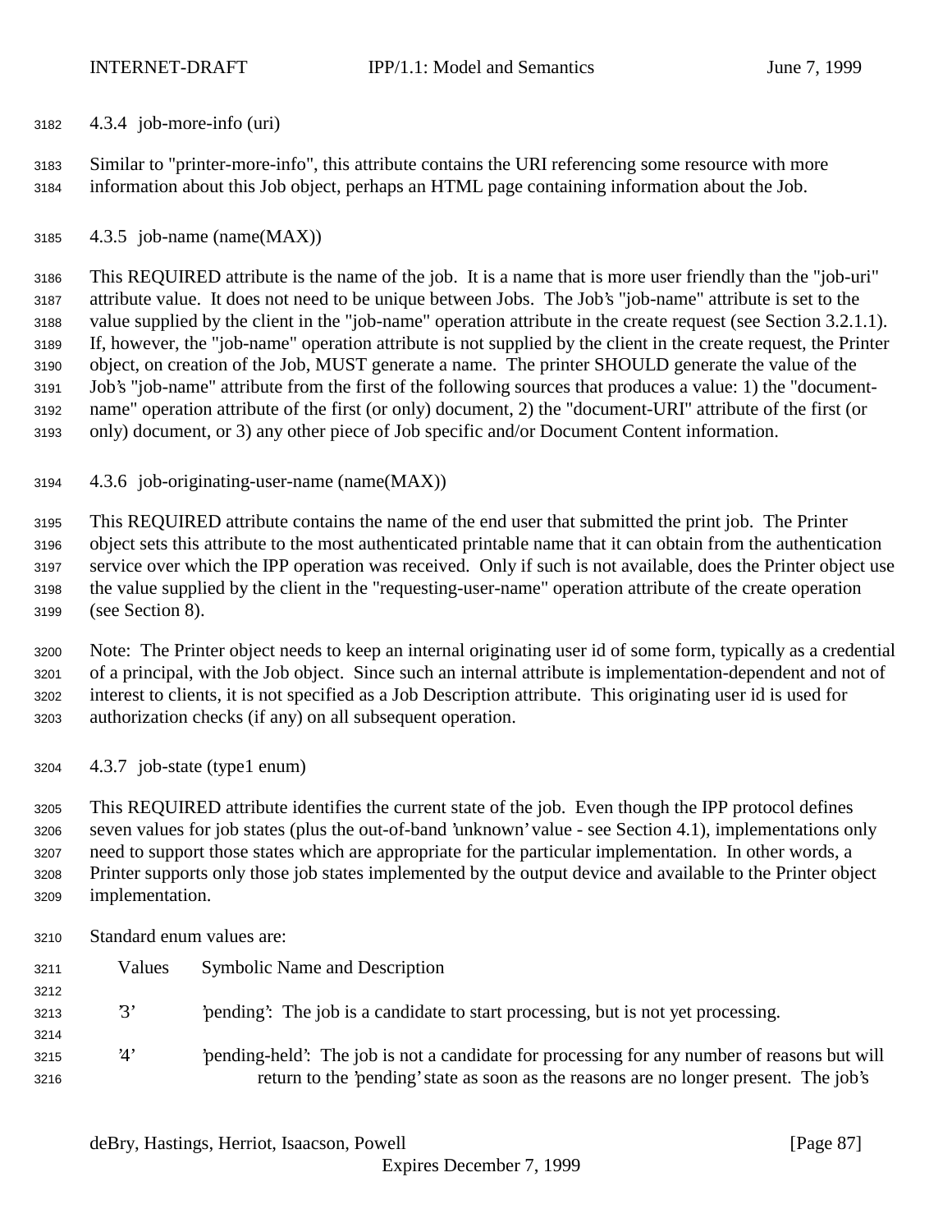### 4.3.4 job-more-info (uri)

Similar to "printer-more-info", this attribute contains the URI referencing some resource with more information about this Job object, perhaps an HTML page containing information about the Job.

### 4.3.5 job-name (name(MAX))

This REQUIRED attribute is the name of the job. It is a name that is more user friendly than the "job-uri" attribute value. It does not need to be unique between Jobs. The Job's "job-name" attribute is set to the value supplied by the client in the "job-name" operation attribute in the create request (see Section 3.2.1.1). If, however, the "job-name" operation attribute is not supplied by the client in the create request, the Printer object, on creation of the Job, MUST generate a name. The printer SHOULD generate the value of the Job's "job-name" attribute from the first of the following sources that produces a value: 1) the "document-name" operation attribute of the first (or only) document, 2) the "document-URI" attribute of the first (or only) document, or 3) any other piece of Job specific and/or Document Content information.

### 4.3.6 job-originating-user-name (name(MAX))

This REQUIRED attribute contains the name of the end user that submitted the print job. The Printer object sets this attribute to the most authenticated printable name that it can obtain from the authentication service over which the IPP operation was received. Only if such is not available, does the Printer object use the value supplied by the client in the "requesting-user-name" operation attribute of the create operation (see Section 8).

Note: The Printer object needs to keep an internal originating user id of some form, typically as a credential of a principal, with the Job object. Since such an internal attribute is implementation-dependent and not of interest to clients, it is not specified as a Job Description attribute. This originating user id is used for authorization checks (if any) on all subsequent operation.

### 4.3.7 job-state (type1 enum)

This REQUIRED attribute identifies the current state of the job. Even though the IPP protocol defines seven values for job states (plus the out-of-band 'unknown' value - see Section 4.1), implementations only need to support those states which are appropriate for the particular implementation. In other words, a Printer supports only those job states implemented by the output device and available to the Printer object implementation.

Standard enum values are:

| Values | Symbolic Name and Description |
|---|---|
| '3' | 'pending': The job is a candidate to start processing, but is not yet processing. |
| '4' | 'pending-held': The job is not a candidate for processing for any number of reasons but will return to the 'pending' state as soon as the reasons are no longer present. The job's |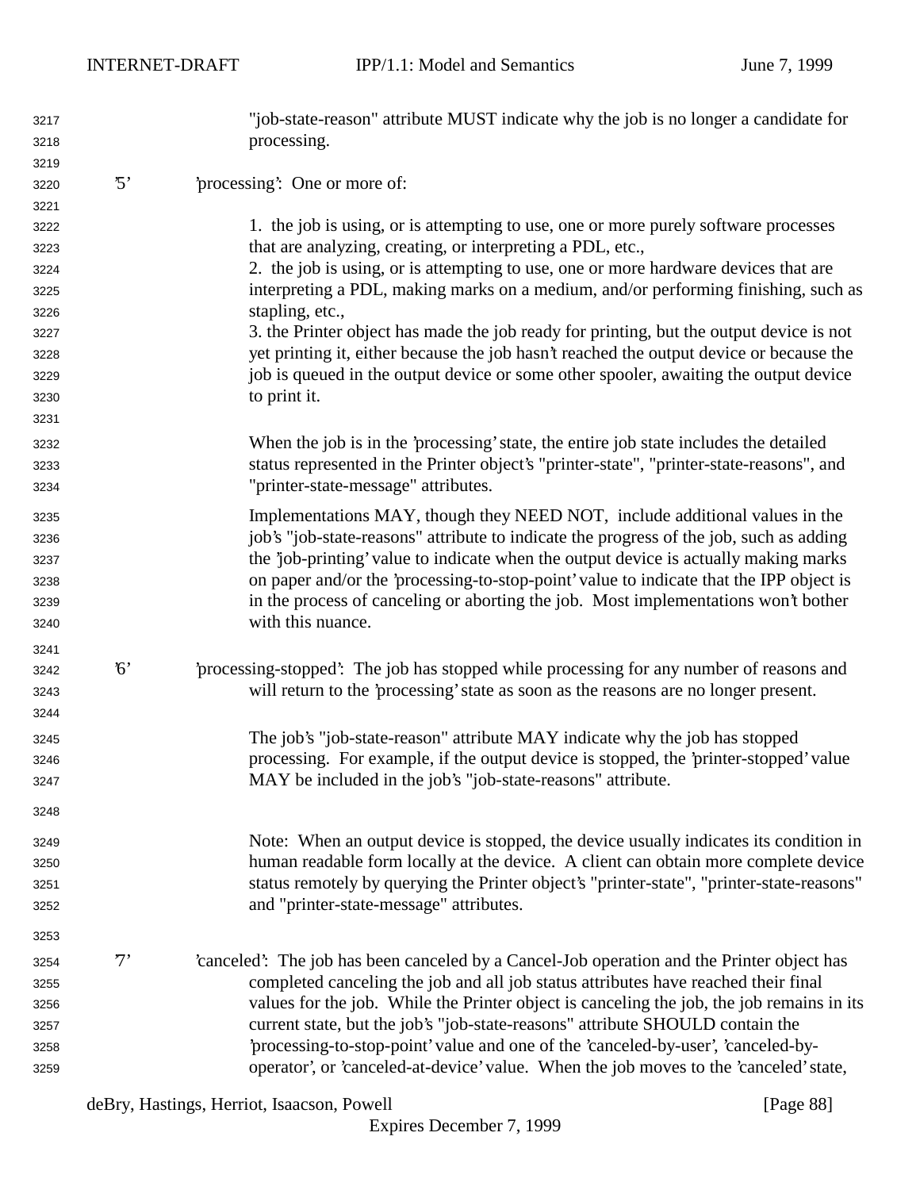"job-state-reason" attribute MUST indicate why the job is no longer a candidate for processing.

'5' 'processing': One or more of:

1. the job is using, or is attempting to use, one or more purely software processes that are analyzing, creating, or interpreting a PDL, etc.,
2. the job is using, or is attempting to use, one or more hardware devices that are interpreting a PDL, making marks on a medium, and/or performing finishing, such as stapling, etc.,
3. the Printer object has made the job ready for printing, but the output device is not yet printing it, either because the job hasn't reached the output device or because the job is queued in the output device or some other spooler, awaiting the output device to print it.

When the job is in the 'processing' state, the entire job state includes the detailed status represented in the Printer object's "printer-state", "printer-state-reasons", and "printer-state-message" attributes.

Implementations MAY, though they NEED NOT, include additional values in the job's "job-state-reasons" attribute to indicate the progress of the job, such as adding the 'job-printing' value to indicate when the output device is actually making marks on paper and/or the 'processing-to-stop-point' value to indicate that the IPP object is in the process of canceling or aborting the job. Most implementations won't bother with this nuance.

'6' 'processing-stopped': The job has stopped while processing for any number of reasons and will return to the 'processing' state as soon as the reasons are no longer present.

The job's "job-state-reason" attribute MAY indicate why the job has stopped processing. For example, if the output device is stopped, the 'printer-stopped' value MAY be included in the job's "job-state-reasons" attribute.

Note: When an output device is stopped, the device usually indicates its condition in human readable form locally at the device. A client can obtain more complete device status remotely by querying the Printer object's "printer-state", "printer-state-reasons" and "printer-state-message" attributes.

'7' 'canceled': The job has been canceled by a Cancel-Job operation and the Printer object has completed canceling the job and all job status attributes have reached their final values for the job. While the Printer object is canceling the job, the job remains in its current state, but the job's "job-state-reasons" attribute SHOULD contain the 'processing-to-stop-point' value and one of the 'canceled-by-user', 'canceled-by-operator', or 'canceled-at-device' value. When the job moves to the 'canceled' state,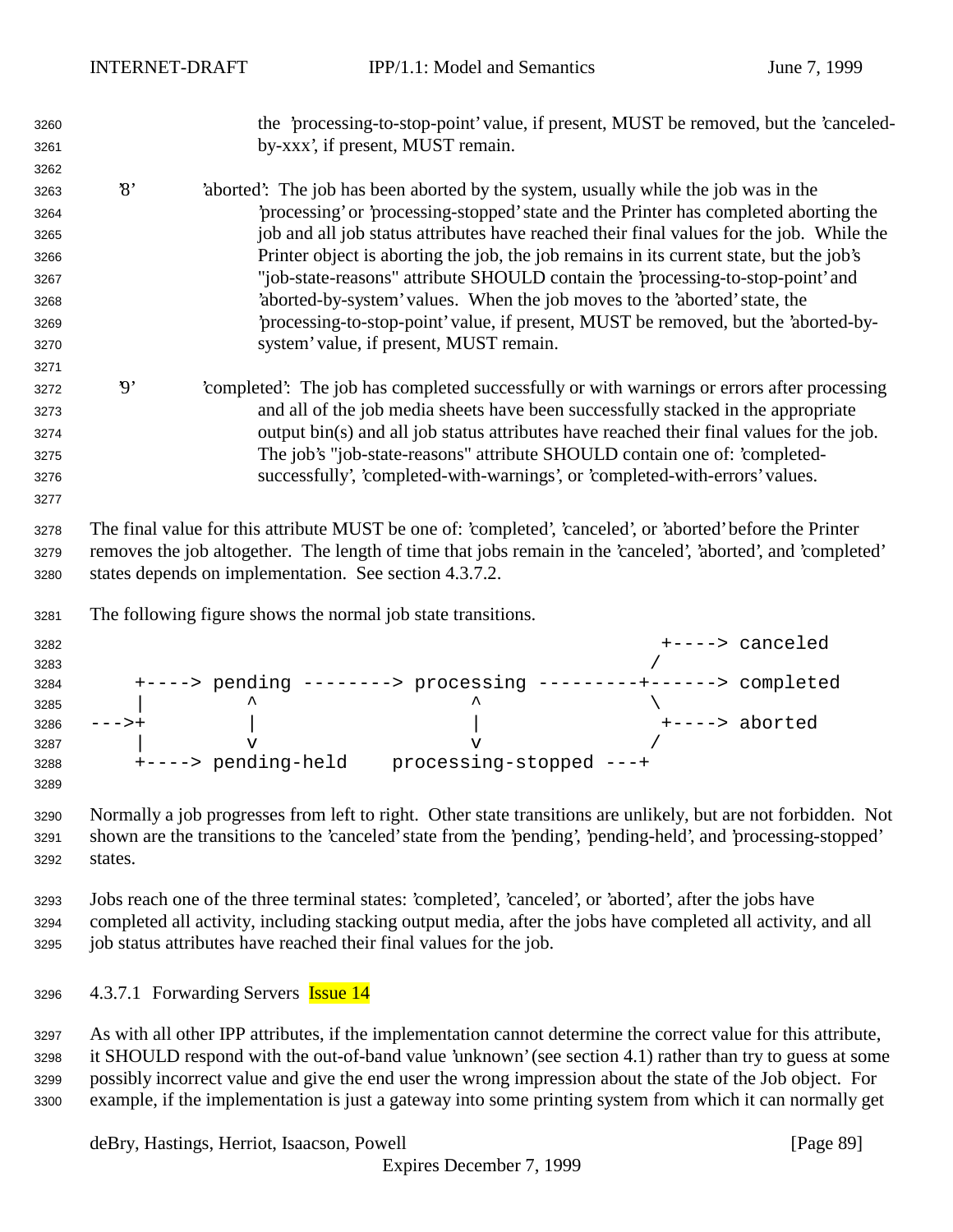the 'processing-to-stop-point' value, if present, MUST be removed, but the 'canceled-by-xxx', if present, MUST remain.

'8' 'aborted': The job has been aborted by the system, usually while the job was in the 'processing' or 'processing-stopped' state and the Printer has completed aborting the job and all job status attributes have reached their final values for the job. While the Printer object is aborting the job, the job remains in its current state, but the job's "job-state-reasons" attribute SHOULD contain the 'processing-to-stop-point' and 'aborted-by-system' values. When the job moves to the 'aborted' state, the 'processing-to-stop-point' value, if present, MUST be removed, but the 'aborted-by-system' value, if present, MUST remain.

'9' 'completed': The job has completed successfully or with warnings or errors after processing and all of the job media sheets have been successfully stacked in the appropriate output bin(s) and all job status attributes have reached their final values for the job. The job's "job-state-reasons" attribute SHOULD contain one of: 'completed-successfully', 'completed-with-warnings', or 'completed-with-errors' values.

The final value for this attribute MUST be one of: 'completed', 'canceled', or 'aborted' before the Printer removes the job altogether. The length of time that jobs remain in the 'canceled', 'aborted', and 'completed' states depends on implementation. See section 4.3.7.2.

The following figure shows the normal job state transitions.

```
                                                           +----> canceled
                                                          /
    +----> pending --------> processing ---------+------> completed
    |         ^                   ^               \
--->+         |                   |                +----> aborted
    |         v                   v               /
    +----> pending-held    processing-stopped ---+
```

Normally a job progresses from left to right. Other state transitions are unlikely, but are not forbidden. Not shown are the transitions to the 'canceled' state from the 'pending', 'pending-held', and 'processing-stopped' states.

Jobs reach one of the three terminal states: 'completed', 'canceled', or 'aborted', after the jobs have completed all activity, including stacking output media, after the jobs have completed all activity, and all job status attributes have reached their final values for the job.

#### 4.3.7.1 Forwarding Servers Issue 14

As with all other IPP attributes, if the implementation cannot determine the correct value for this attribute, it SHOULD respond with the out-of-band value 'unknown' (see section 4.1) rather than try to guess at some possibly incorrect value and give the end user the wrong impression about the state of the Job object. For example, if the implementation is just a gateway into some printing system from which it can normally get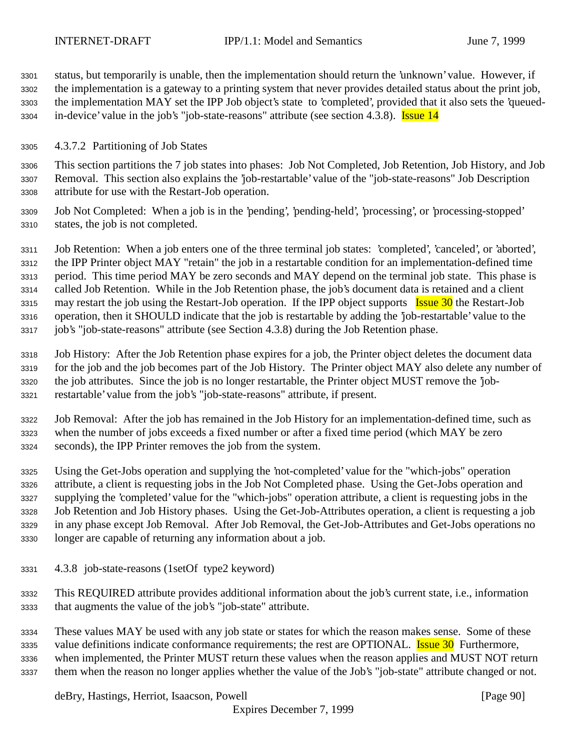status, but temporarily is unable, then the implementation should return the 'unknown' value. However, if the implementation is a gateway to a printing system that never provides detailed status about the print job, the implementation MAY set the IPP Job object's state to 'completed', provided that it also sets the 'queued-in-device' value in the job's "job-state-reasons" attribute (see section 4.3.8). Issue 14

#### 4.3.7.2 Partitioning of Job States

This section partitions the 7 job states into phases: Job Not Completed, Job Retention, Job History, and Job Removal. This section also explains the 'job-restartable' value of the "job-state-reasons" Job Description attribute for use with the Restart-Job operation.

Job Not Completed: When a job is in the 'pending', 'pending-held', 'processing', or 'processing-stopped' states, the job is not completed.

Job Retention: When a job enters one of the three terminal job states: 'completed', 'canceled', or 'aborted', the IPP Printer object MAY "retain" the job in a restartable condition for an implementation-defined time period. This time period MAY be zero seconds and MAY depend on the terminal job state. This phase is called Job Retention. While in the Job Retention phase, the job's document data is retained and a client may restart the job using the Restart-Job operation. If the IPP object supports Issue 30 the Restart-Job operation, then it SHOULD indicate that the job is restartable by adding the 'job-restartable' value to the job's "job-state-reasons" attribute (see Section 4.3.8) during the Job Retention phase.

Job History: After the Job Retention phase expires for a job, the Printer object deletes the document data for the job and the job becomes part of the Job History. The Printer object MAY also delete any number of the job attributes. Since the job is no longer restartable, the Printer object MUST remove the 'job-restartable' value from the job's "job-state-reasons" attribute, if present.

Job Removal: After the job has remained in the Job History for an implementation-defined time, such as when the number of jobs exceeds a fixed number or after a fixed time period (which MAY be zero seconds), the IPP Printer removes the job from the system.

Using the Get-Jobs operation and supplying the 'not-completed' value for the "which-jobs" operation attribute, a client is requesting jobs in the Job Not Completed phase. Using the Get-Jobs operation and supplying the 'completed' value for the "which-jobs" operation attribute, a client is requesting jobs in the Job Retention and Job History phases. Using the Get-Job-Attributes operation, a client is requesting a job in any phase except Job Removal. After Job Removal, the Get-Job-Attributes and Get-Jobs operations no longer are capable of returning any information about a job.

### 4.3.8 job-state-reasons (1setOf type2 keyword)

This REQUIRED attribute provides additional information about the job's current state, i.e., information that augments the value of the job's "job-state" attribute.

These values MAY be used with any job state or states for which the reason makes sense. Some of these value definitions indicate conformance requirements; the rest are OPTIONAL. Issue 30 Furthermore, when implemented, the Printer MUST return these values when the reason applies and MUST NOT return them when the reason no longer applies whether the value of the Job's "job-state" attribute changed or not.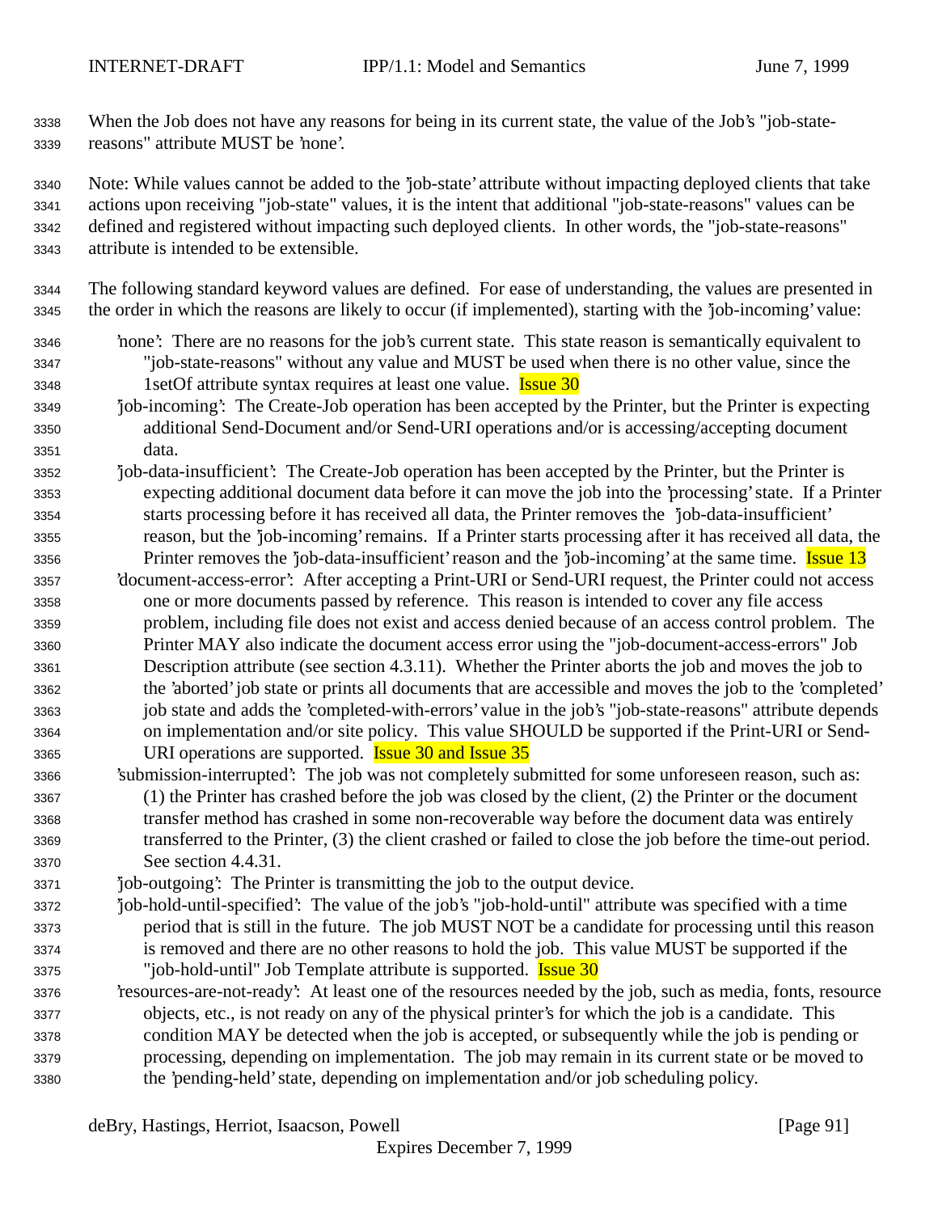When the Job does not have any reasons for being in its current state, the value of the Job's "job-state-reasons" attribute MUST be 'none'.

Note: While values cannot be added to the 'job-state' attribute without impacting deployed clients that take actions upon receiving "job-state" values, it is the intent that additional "job-state-reasons" values can be defined and registered without impacting such deployed clients. In other words, the "job-state-reasons" attribute is intended to be extensible.

The following standard keyword values are defined. For ease of understanding, the values are presented in the order in which the reasons are likely to occur (if implemented), starting with the 'job-incoming' value:

'none': There are no reasons for the job's current state. This state reason is semantically equivalent to "job-state-reasons" without any value and MUST be used when there is no other value, since the 1setOf attribute syntax requires at least one value. Issue 30

'job-incoming': The Create-Job operation has been accepted by the Printer, but the Printer is expecting additional Send-Document and/or Send-URI operations and/or is accessing/accepting document data.

'job-data-insufficient': The Create-Job operation has been accepted by the Printer, but the Printer is expecting additional document data before it can move the job into the 'processing' state. If a Printer starts processing before it has received all data, the Printer removes the 'job-data-insufficient' reason, but the 'job-incoming' remains. If a Printer starts processing after it has received all data, the Printer removes the 'job-data-insufficient' reason and the 'job-incoming' at the same time. Issue 13

'document-access-error': After accepting a Print-URI or Send-URI request, the Printer could not access one or more documents passed by reference. This reason is intended to cover any file access problem, including file does not exist and access denied because of an access control problem. The Printer MAY also indicate the document access error using the "job-document-access-errors" Job Description attribute (see section 4.3.11). Whether the Printer aborts the job and moves the job to the 'aborted' job state or prints all documents that are accessible and moves the job to the 'completed' job state and adds the 'completed-with-errors' value in the job's "job-state-reasons" attribute depends on implementation and/or site policy. This value SHOULD be supported if the Print-URI or Send-URI operations are supported. Issue 30 and Issue 35

'submission-interrupted': The job was not completely submitted for some unforeseen reason, such as: (1) the Printer has crashed before the job was closed by the client, (2) the Printer or the document transfer method has crashed in some non-recoverable way before the document data was entirely transferred to the Printer, (3) the client crashed or failed to close the job before the time-out period. See section 4.4.31.

'job-outgoing': The Printer is transmitting the job to the output device.

'job-hold-until-specified': The value of the job's "job-hold-until" attribute was specified with a time period that is still in the future. The job MUST NOT be a candidate for processing until this reason is removed and there are no other reasons to hold the job. This value MUST be supported if the "job-hold-until" Job Template attribute is supported. Issue 30

'resources-are-not-ready': At least one of the resources needed by the job, such as media, fonts, resource objects, etc., is not ready on any of the physical printer's for which the job is a candidate. This condition MAY be detected when the job is accepted, or subsequently while the job is pending or processing, depending on implementation. The job may remain in its current state or be moved to the 'pending-held' state, depending on implementation and/or job scheduling policy.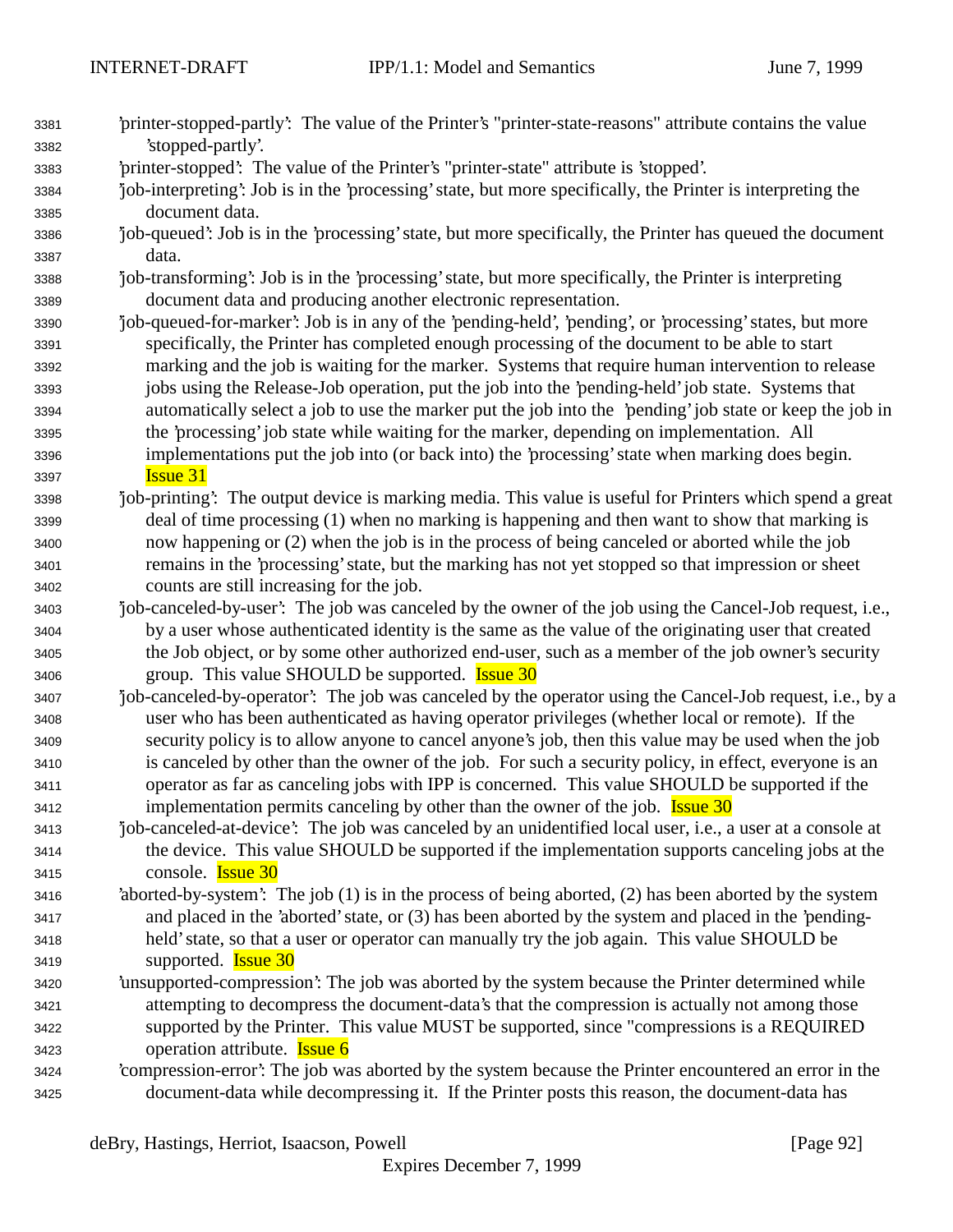'printer-stopped-partly': The value of the Printer's "printer-state-reasons" attribute contains the value 'stopped-partly'.

'printer-stopped': The value of the Printer's "printer-state" attribute is 'stopped'.

'job-interpreting': Job is in the 'processing' state, but more specifically, the Printer is interpreting the document data.

'job-queued': Job is in the 'processing' state, but more specifically, the Printer has queued the document data.

'job-transforming': Job is in the 'processing' state, but more specifically, the Printer is interpreting document data and producing another electronic representation.

'job-queued-for-marker': Job is in any of the 'pending-held', 'pending', or 'processing' states, but more specifically, the Printer has completed enough processing of the document to be able to start marking and the job is waiting for the marker. Systems that require human intervention to release jobs using the Release-Job operation, put the job into the 'pending-held' job state. Systems that automatically select a job to use the marker put the job into the 'pending' job state or keep the job in the 'processing' job state while waiting for the marker, depending on implementation. All implementations put the job into (or back into) the 'processing' state when marking does begin. Issue 31

'job-printing': The output device is marking media. This value is useful for Printers which spend a great deal of time processing (1) when no marking is happening and then want to show that marking is now happening or (2) when the job is in the process of being canceled or aborted while the job remains in the 'processing' state, but the marking has not yet stopped so that impression or sheet counts are still increasing for the job.

'job-canceled-by-user': The job was canceled by the owner of the job using the Cancel-Job request, i.e., by a user whose authenticated identity is the same as the value of the originating user that created the Job object, or by some other authorized end-user, such as a member of the job owner's security group. This value SHOULD be supported. Issue 30

'job-canceled-by-operator': The job was canceled by the operator using the Cancel-Job request, i.e., by a user who has been authenticated as having operator privileges (whether local or remote). If the security policy is to allow anyone to cancel anyone's job, then this value may be used when the job is canceled by other than the owner of the job. For such a security policy, in effect, everyone is an operator as far as canceling jobs with IPP is concerned. This value SHOULD be supported if the implementation permits canceling by other than the owner of the job. Issue 30

'job-canceled-at-device': The job was canceled by an unidentified local user, i.e., a user at a console at the device. This value SHOULD be supported if the implementation supports canceling jobs at the console. Issue 30

'aborted-by-system': The job (1) is in the process of being aborted, (2) has been aborted by the system and placed in the 'aborted' state, or (3) has been aborted by the system and placed in the 'pending-held' state, so that a user or operator can manually try the job again. This value SHOULD be supported. Issue 30

'unsupported-compression': The job was aborted by the system because the Printer determined while attempting to decompress the document-data's that the compression is actually not among those supported by the Printer. This value MUST be supported, since "compressions is a REQUIRED operation attribute. Issue 6

'compression-error': The job was aborted by the system because the Printer encountered an error in the document-data while decompressing it. If the Printer posts this reason, the document-data has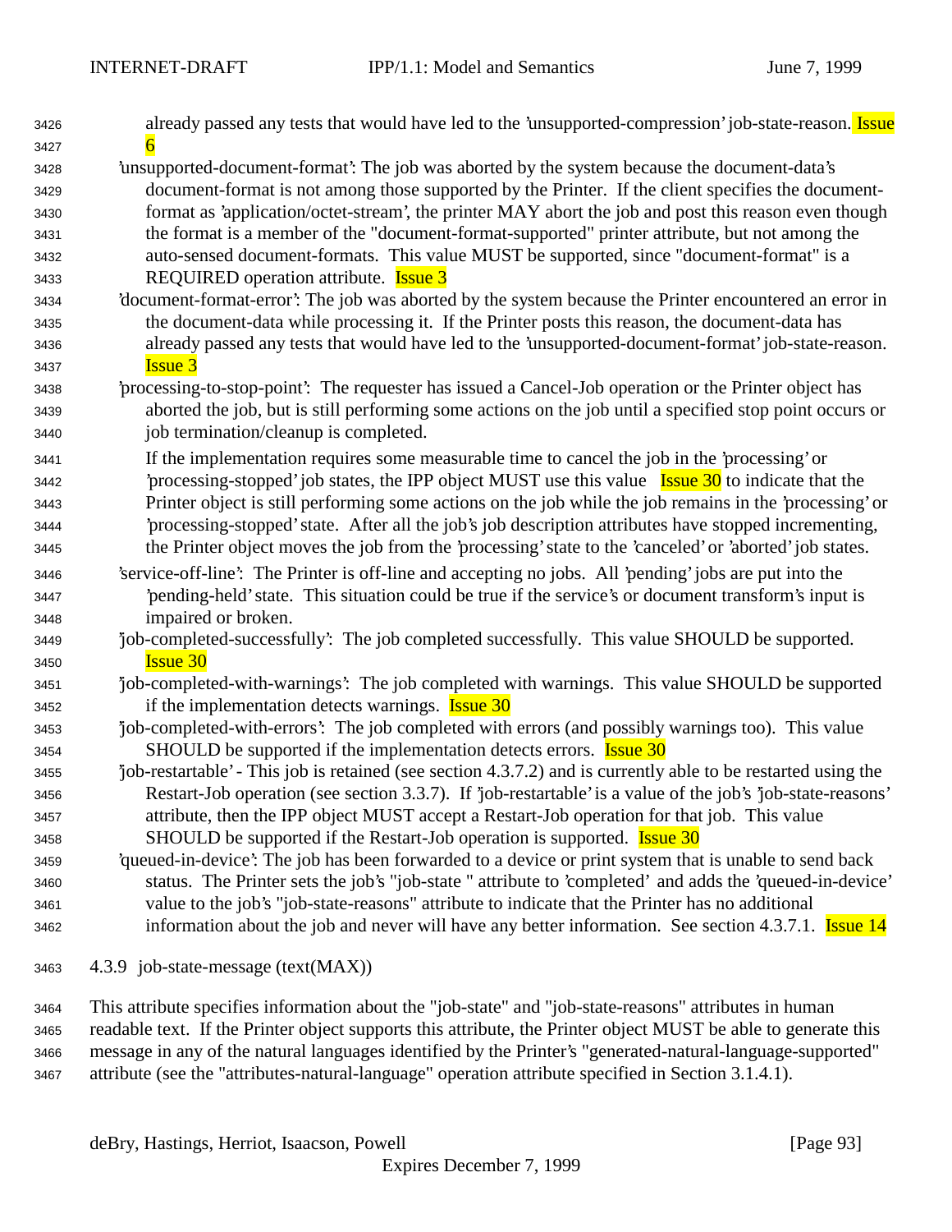already passed any tests that would have led to the 'unsupported-compression' job-state-reason. Issue 6

'unsupported-document-format': The job was aborted by the system because the document-data's document-format is not among those supported by the Printer. If the client specifies the document-format as 'application/octet-stream', the printer MAY abort the job and post this reason even though the format is a member of the "document-format-supported" printer attribute, but not among the auto-sensed document-formats. This value MUST be supported, since "document-format" is a REQUIRED operation attribute. Issue 3

'document-format-error': The job was aborted by the system because the Printer encountered an error in the document-data while processing it. If the Printer posts this reason, the document-data has already passed any tests that would have led to the 'unsupported-document-format' job-state-reason. Issue 3

'processing-to-stop-point': The requester has issued a Cancel-Job operation or the Printer object has aborted the job, but is still performing some actions on the job until a specified stop point occurs or job termination/cleanup is completed.

If the implementation requires some measurable time to cancel the job in the 'processing' or 'processing-stopped' job states, the IPP object MUST use this value Issue 30 to indicate that the Printer object is still performing some actions on the job while the job remains in the 'processing' or 'processing-stopped' state. After all the job's job description attributes have stopped incrementing, the Printer object moves the job from the 'processing' state to the 'canceled' or 'aborted' job states.

'service-off-line': The Printer is off-line and accepting no jobs. All 'pending' jobs are put into the 'pending-held' state. This situation could be true if the service's or document transform's input is impaired or broken.

'job-completed-successfully': The job completed successfully. This value SHOULD be supported. Issue 30

'job-completed-with-warnings': The job completed with warnings. This value SHOULD be supported if the implementation detects warnings. Issue 30

'job-completed-with-errors': The job completed with errors (and possibly warnings too). This value SHOULD be supported if the implementation detects errors. Issue 30

'job-restartable' - This job is retained (see section 4.3.7.2) and is currently able to be restarted using the Restart-Job operation (see section 3.3.7). If 'job-restartable' is a value of the job's 'job-state-reasons' attribute, then the IPP object MUST accept a Restart-Job operation for that job. This value SHOULD be supported if the Restart-Job operation is supported. Issue 30

'queued-in-device': The job has been forwarded to a device or print system that is unable to send back status. The Printer sets the job's "job-state " attribute to 'completed' and adds the 'queued-in-device' value to the job's "job-state-reasons" attribute to indicate that the Printer has no additional information about the job and never will have any better information. See section 4.3.7.1. Issue 14

### 4.3.9 job-state-message (text(MAX))

This attribute specifies information about the "job-state" and "job-state-reasons" attributes in human readable text. If the Printer object supports this attribute, the Printer object MUST be able to generate this message in any of the natural languages identified by the Printer's "generated-natural-language-supported" attribute (see the "attributes-natural-language" operation attribute specified in Section 3.1.4.1).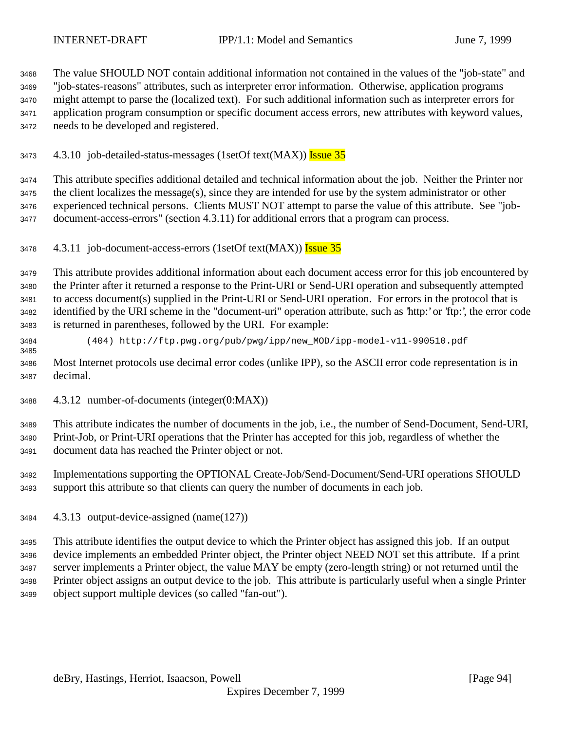The value SHOULD NOT contain additional information not contained in the values of the "job-state" and "job-states-reasons" attributes, such as interpreter error information. Otherwise, application programs might attempt to parse the (localized text). For such additional information such as interpreter errors for application program consumption or specific document access errors, new attributes with keyword values, needs to be developed and registered.

#### 4.3.10 job-detailed-status-messages (1setOf text(MAX)) Issue 35

This attribute specifies additional detailed and technical information about the job. Neither the Printer nor the client localizes the message(s), since they are intended for use by the system administrator or other experienced technical persons. Clients MUST NOT attempt to parse the value of this attribute. See "job-document-access-errors" (section 4.3.11) for additional errors that a program can process.

#### 4.3.11 job-document-access-errors (1setOf text(MAX)) Issue 35

This attribute provides additional information about each document access error for this job encountered by the Printer after it returned a response to the Print-URI or Send-URI operation and subsequently attempted to access document(s) supplied in the Print-URI or Send-URI operation. For errors in the protocol that is identified by the URI scheme in the "document-uri" operation attribute, such as 'http:' or 'ftp:', the error code is returned in parentheses, followed by the URI. For example:

```
(404) http://ftp.pwg.org/pub/pwg/ipp/new_MOD/ipp-model-v11-990510.pdf
```

Most Internet protocols use decimal error codes (unlike IPP), so the ASCII error code representation is in decimal.

#### 4.3.12 number-of-documents (integer(0:MAX))

This attribute indicates the number of documents in the job, i.e., the number of Send-Document, Send-URI, Print-Job, or Print-URI operations that the Printer has accepted for this job, regardless of whether the document data has reached the Printer object or not.

Implementations supporting the OPTIONAL Create-Job/Send-Document/Send-URI operations SHOULD support this attribute so that clients can query the number of documents in each job.

#### 4.3.13 output-device-assigned (name(127))

This attribute identifies the output device to which the Printer object has assigned this job. If an output device implements an embedded Printer object, the Printer object NEED NOT set this attribute. If a print server implements a Printer object, the value MAY be empty (zero-length string) or not returned until the Printer object assigns an output device to the job. This attribute is particularly useful when a single Printer object support multiple devices (so called "fan-out").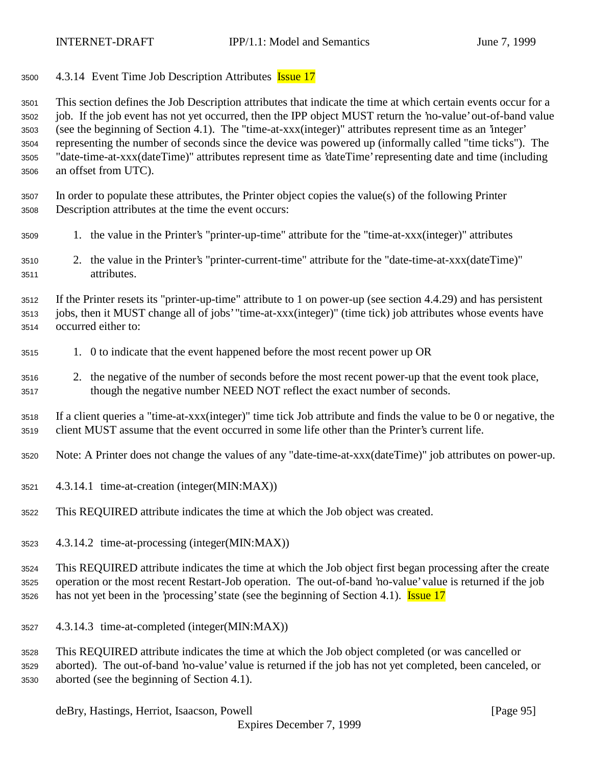### 4.3.14 Event Time Job Description Attributes Issue 17

This section defines the Job Description attributes that indicate the time at which certain events occur for a job. If the job event has not yet occurred, then the IPP object MUST return the 'no-value' out-of-band value (see the beginning of Section 4.1). The "time-at-xxx(integer)" attributes represent time as an 'integer' representing the number of seconds since the device was powered up (informally called "time ticks"). The "date-time-at-xxx(dateTime)" attributes represent time as 'dateTime' representing date and time (including an offset from UTC).

In order to populate these attributes, the Printer object copies the value(s) of the following Printer Description attributes at the time the event occurs:

1. the value in the Printer's "printer-up-time" attribute for the "time-at-xxx(integer)" attributes
2. the value in the Printer's "printer-current-time" attribute for the "date-time-at-xxx(dateTime)" attributes.

If the Printer resets its "printer-up-time" attribute to 1 on power-up (see section 4.4.29) and has persistent jobs, then it MUST change all of jobs' "time-at-xxx(integer)" (time tick) job attributes whose events have occurred either to:

1. 0 to indicate that the event happened before the most recent power up OR
2. the negative of the number of seconds before the most recent power-up that the event took place, though the negative number NEED NOT reflect the exact number of seconds.

If a client queries a "time-at-xxx(integer)" time tick Job attribute and finds the value to be 0 or negative, the client MUST assume that the event occurred in some life other than the Printer's current life.

Note: A Printer does not change the values of any "date-time-at-xxx(dateTime)" job attributes on power-up.

#### 4.3.14.1 time-at-creation (integer(MIN:MAX))

This REQUIRED attribute indicates the time at which the Job object was created.

#### 4.3.14.2 time-at-processing (integer(MIN:MAX))

This REQUIRED attribute indicates the time at which the Job object first began processing after the create operation or the most recent Restart-Job operation. The out-of-band 'no-value' value is returned if the job has not yet been in the 'processing' state (see the beginning of Section 4.1). Issue 17

#### 4.3.14.3 time-at-completed (integer(MIN:MAX))

This REQUIRED attribute indicates the time at which the Job object completed (or was cancelled or aborted). The out-of-band 'no-value' value is returned if the job has not yet completed, been canceled, or aborted (see the beginning of Section 4.1).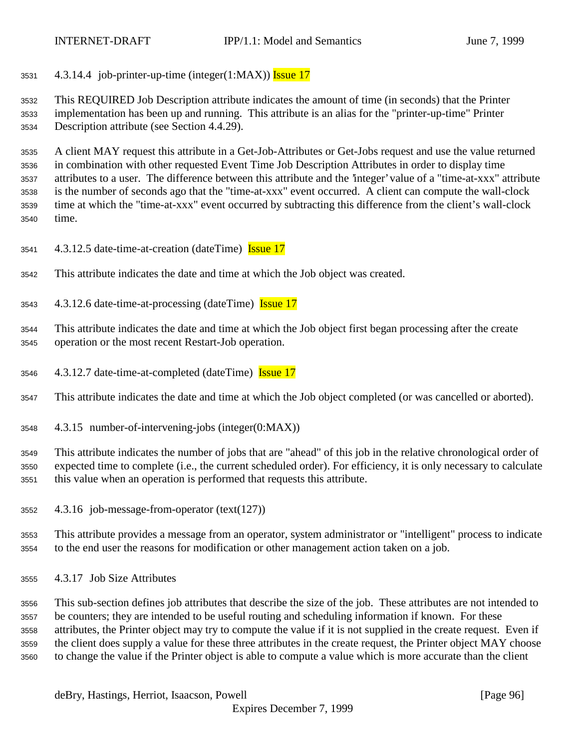#### 4.3.14.4 job-printer-up-time (integer(1:MAX)) Issue 17

This REQUIRED Job Description attribute indicates the amount of time (in seconds) that the Printer implementation has been up and running. This attribute is an alias for the "printer-up-time" Printer Description attribute (see Section 4.4.29).

A client MAY request this attribute in a Get-Job-Attributes or Get-Jobs request and use the value returned in combination with other requested Event Time Job Description Attributes in order to display time attributes to a user. The difference between this attribute and the 'integer' value of a "time-at-xxx" attribute is the number of seconds ago that the "time-at-xxx" event occurred. A client can compute the wall-clock time at which the "time-at-xxx" event occurred by subtracting this difference from the client's wall-clock time.

#### 4.3.12.5 date-time-at-creation (dateTime) Issue 17

This attribute indicates the date and time at which the Job object was created.

#### 4.3.12.6 date-time-at-processing (dateTime) Issue 17

This attribute indicates the date and time at which the Job object first began processing after the create operation or the most recent Restart-Job operation.

#### 4.3.12.7 date-time-at-completed (dateTime) Issue 17

This attribute indicates the date and time at which the Job object completed (or was cancelled or aborted).

### 4.3.15 number-of-intervening-jobs (integer(0:MAX))

This attribute indicates the number of jobs that are "ahead" of this job in the relative chronological order of expected time to complete (i.e., the current scheduled order). For efficiency, it is only necessary to calculate this value when an operation is performed that requests this attribute.

### 4.3.16 job-message-from-operator (text(127))

This attribute provides a message from an operator, system administrator or "intelligent" process to indicate to the end user the reasons for modification or other management action taken on a job.

### 4.3.17 Job Size Attributes

This sub-section defines job attributes that describe the size of the job. These attributes are not intended to be counters; they are intended to be useful routing and scheduling information if known. For these attributes, the Printer object may try to compute the value if it is not supplied in the create request. Even if the client does supply a value for these three attributes in the create request, the Printer object MAY choose to change the value if the Printer object is able to compute a value which is more accurate than the client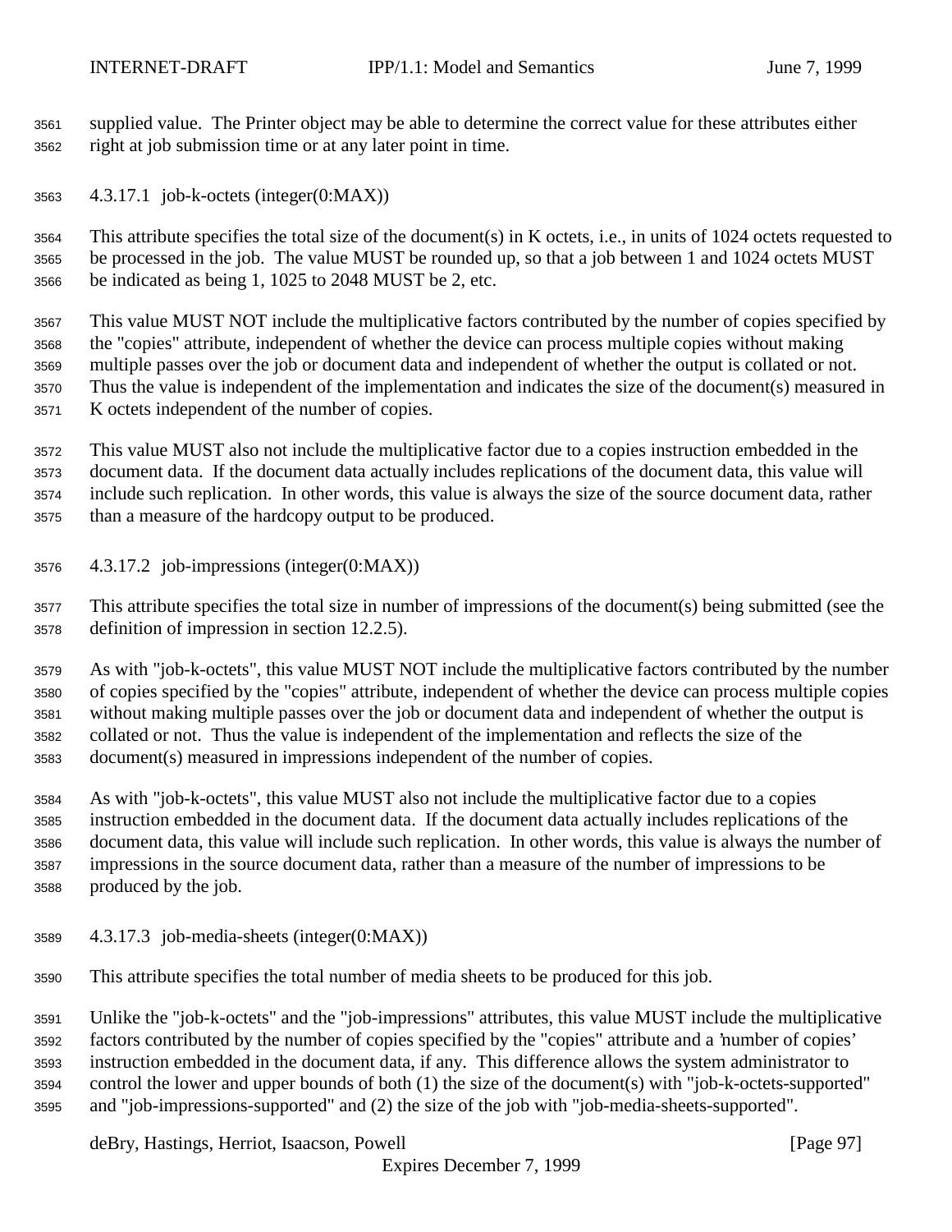supplied value. The Printer object may be able to determine the correct value for these attributes either right at job submission time or at any later point in time.

#### 4.3.17.1 job-k-octets (integer(0:MAX))

This attribute specifies the total size of the document(s) in K octets, i.e., in units of 1024 octets requested to be processed in the job. The value MUST be rounded up, so that a job between 1 and 1024 octets MUST be indicated as being 1, 1025 to 2048 MUST be 2, etc.

This value MUST NOT include the multiplicative factors contributed by the number of copies specified by the "copies" attribute, independent of whether the device can process multiple copies without making multiple passes over the job or document data and independent of whether the output is collated or not. Thus the value is independent of the implementation and indicates the size of the document(s) measured in K octets independent of the number of copies.

This value MUST also not include the multiplicative factor due to a copies instruction embedded in the document data. If the document data actually includes replications of the document data, this value will include such replication. In other words, this value is always the size of the source document data, rather than a measure of the hardcopy output to be produced.

#### 4.3.17.2 job-impressions (integer(0:MAX))

This attribute specifies the total size in number of impressions of the document(s) being submitted (see the definition of impression in section 12.2.5).

As with "job-k-octets", this value MUST NOT include the multiplicative factors contributed by the number of copies specified by the "copies" attribute, independent of whether the device can process multiple copies without making multiple passes over the job or document data and independent of whether the output is collated or not. Thus the value is independent of the implementation and reflects the size of the document(s) measured in impressions independent of the number of copies.

As with "job-k-octets", this value MUST also not include the multiplicative factor due to a copies instruction embedded in the document data. If the document data actually includes replications of the document data, this value will include such replication. In other words, this value is always the number of impressions in the source document data, rather than a measure of the number of impressions to be produced by the job.

#### 4.3.17.3 job-media-sheets (integer(0:MAX))

This attribute specifies the total number of media sheets to be produced for this job.

Unlike the "job-k-octets" and the "job-impressions" attributes, this value MUST include the multiplicative factors contributed by the number of copies specified by the "copies" attribute and a 'number of copies' instruction embedded in the document data, if any. This difference allows the system administrator to control the lower and upper bounds of both (1) the size of the document(s) with "job-k-octets-supported" and "job-impressions-supported" and (2) the size of the job with "job-media-sheets-supported".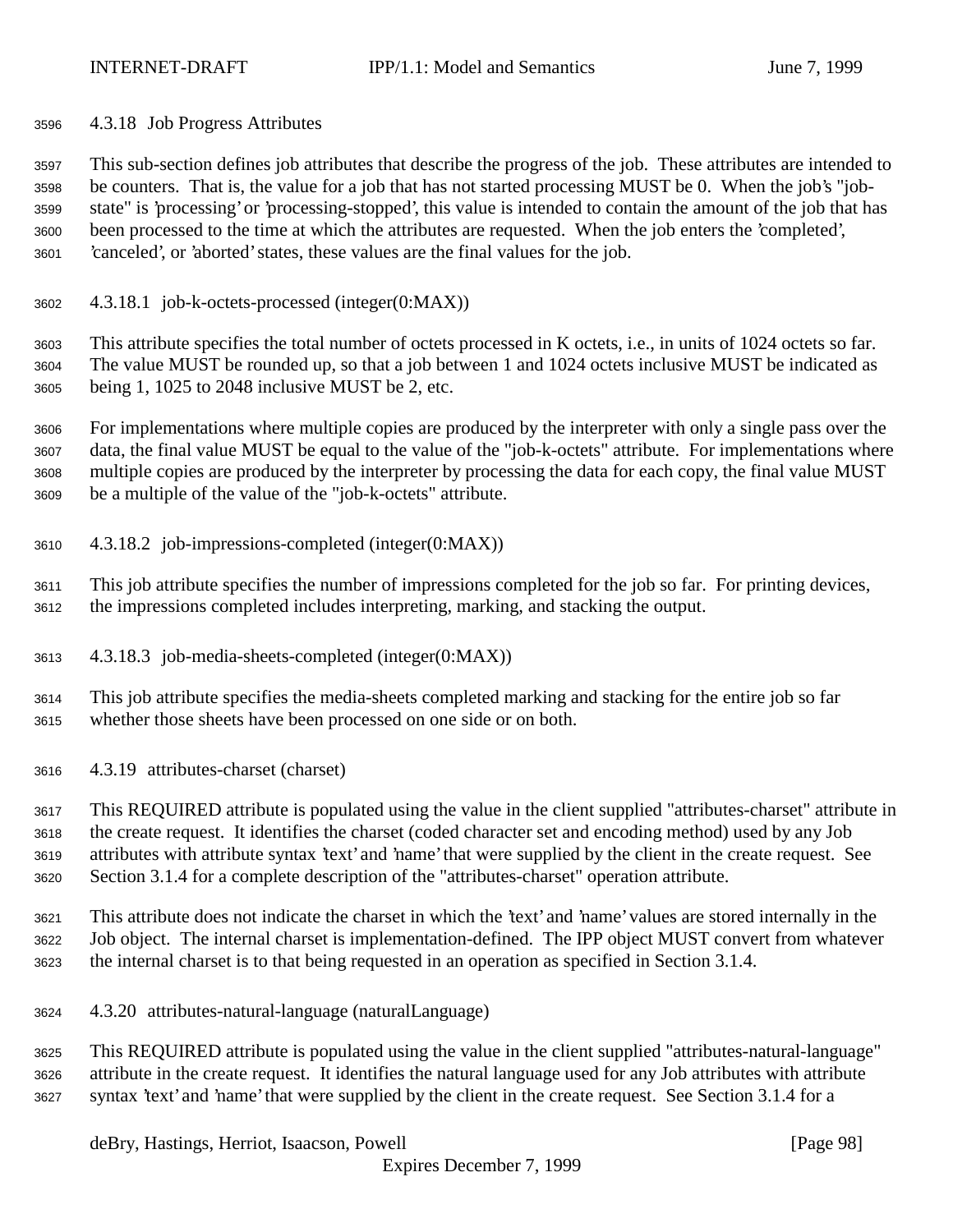### 4.3.18 Job Progress Attributes

This sub-section defines job attributes that describe the progress of the job. These attributes are intended to be counters. That is, the value for a job that has not started processing MUST be 0. When the job's "job-state" is 'processing' or 'processing-stopped', this value is intended to contain the amount of the job that has been processed to the time at which the attributes are requested. When the job enters the 'completed', 'canceled', or 'aborted' states, these values are the final values for the job.

#### 4.3.18.1 job-k-octets-processed (integer(0:MAX))

This attribute specifies the total number of octets processed in K octets, i.e., in units of 1024 octets so far. The value MUST be rounded up, so that a job between 1 and 1024 octets inclusive MUST be indicated as being 1, 1025 to 2048 inclusive MUST be 2, etc.

For implementations where multiple copies are produced by the interpreter with only a single pass over the data, the final value MUST be equal to the value of the "job-k-octets" attribute. For implementations where multiple copies are produced by the interpreter by processing the data for each copy, the final value MUST be a multiple of the value of the "job-k-octets" attribute.

#### 4.3.18.2 job-impressions-completed (integer(0:MAX))

This job attribute specifies the number of impressions completed for the job so far. For printing devices, the impressions completed includes interpreting, marking, and stacking the output.

#### 4.3.18.3 job-media-sheets-completed (integer(0:MAX))

This job attribute specifies the media-sheets completed marking and stacking for the entire job so far whether those sheets have been processed on one side or on both.

### 4.3.19 attributes-charset (charset)

This REQUIRED attribute is populated using the value in the client supplied "attributes-charset" attribute in the create request. It identifies the charset (coded character set and encoding method) used by any Job attributes with attribute syntax 'text' and 'name' that were supplied by the client in the create request. See Section 3.1.4 for a complete description of the "attributes-charset" operation attribute.

This attribute does not indicate the charset in which the 'text' and 'name' values are stored internally in the Job object. The internal charset is implementation-defined. The IPP object MUST convert from whatever the internal charset is to that being requested in an operation as specified in Section 3.1.4.

### 4.3.20 attributes-natural-language (naturalLanguage)

This REQUIRED attribute is populated using the value in the client supplied "attributes-natural-language" attribute in the create request. It identifies the natural language used for any Job attributes with attribute syntax 'text' and 'name' that were supplied by the client in the create request. See Section 3.1.4 for a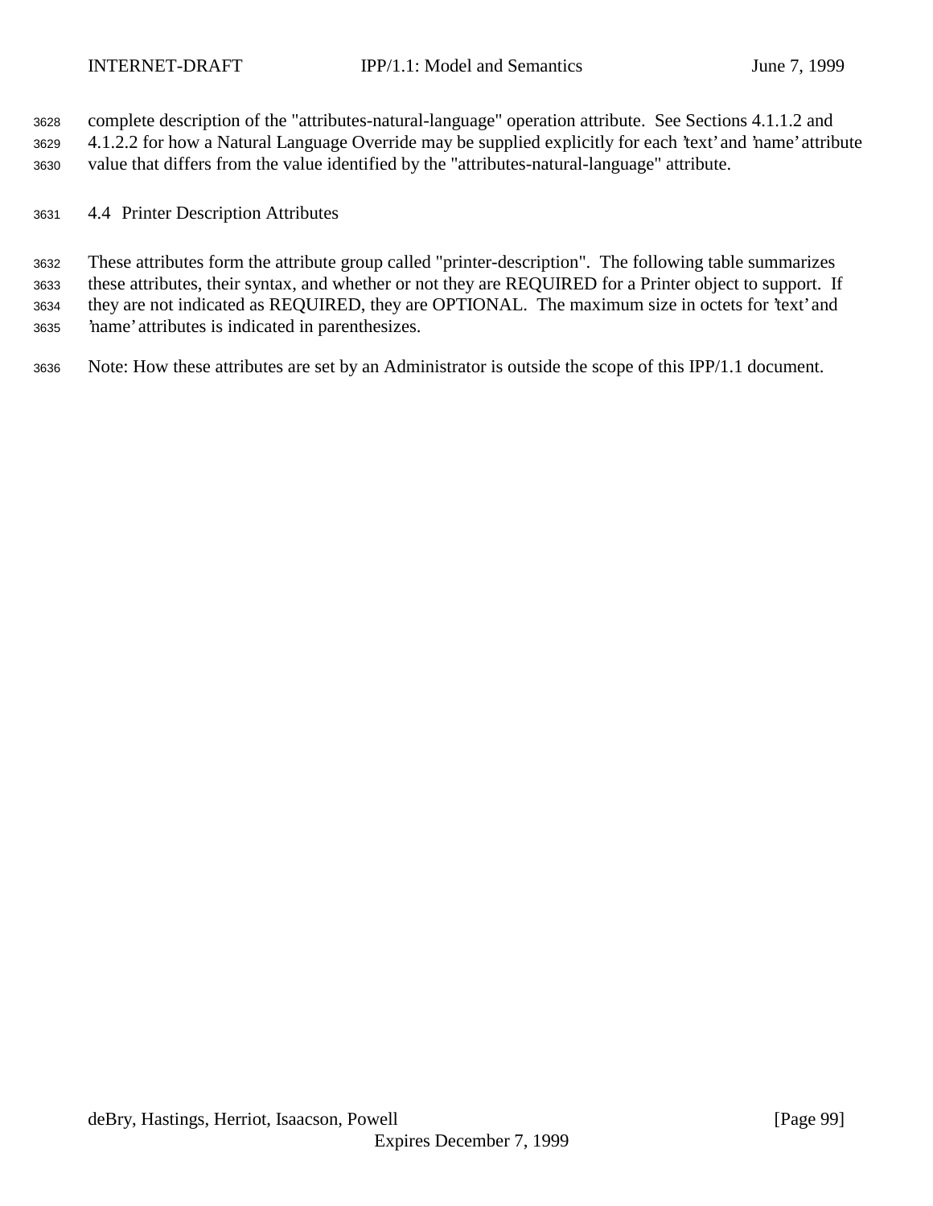complete description of the "attributes-natural-language" operation attribute. See Sections 4.1.1.2 and 4.1.2.2 for how a Natural Language Override may be supplied explicitly for each 'text' and 'name' attribute value that differs from the value identified by the "attributes-natural-language" attribute.

### 4.4 Printer Description Attributes

These attributes form the attribute group called "printer-description". The following table summarizes these attributes, their syntax, and whether or not they are REQUIRED for a Printer object to support. If they are not indicated as REQUIRED, they are OPTIONAL. The maximum size in octets for 'text' and 'name' attributes is indicated in parenthesizes.

Note: How these attributes are set by an Administrator is outside the scope of this IPP/1.1 document.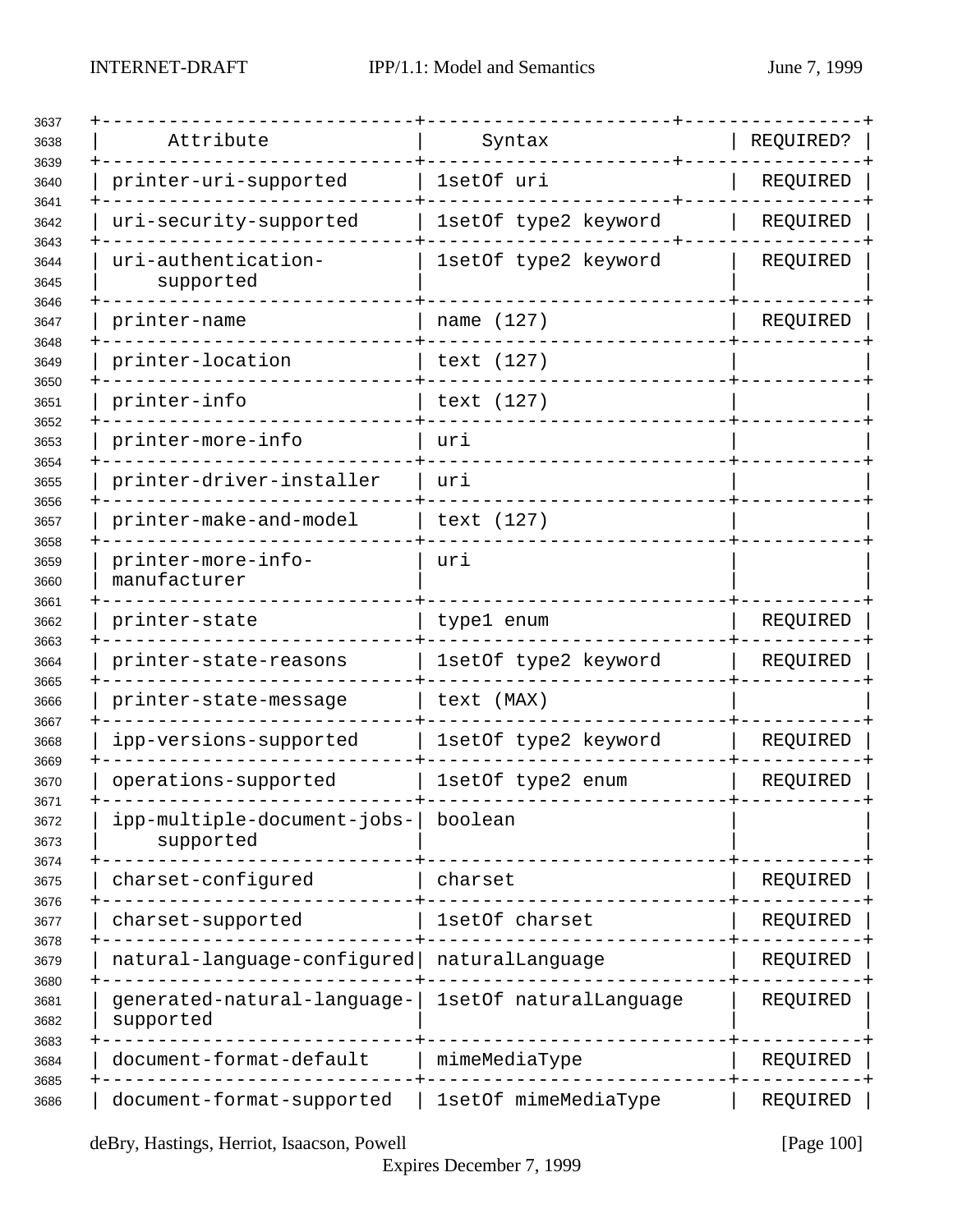| Attribute | Syntax | REQUIRED? |
|---|---|---|
| printer-uri-supported | 1setOf uri | REQUIRED |
| uri-security-supported | 1setOf type2 keyword | REQUIRED |
| uri-authentication-supported | 1setOf type2 keyword | REQUIRED |
| printer-name | name (127) | REQUIRED |
| printer-location | text (127) | |
| printer-info | text (127) | |
| printer-more-info | uri | |
| printer-driver-installer | uri | |
| printer-make-and-model | text (127) | |
| printer-more-info-manufacturer | uri | |
| printer-state | type1 enum | REQUIRED |
| printer-state-reasons | 1setOf type2 keyword | REQUIRED |
| printer-state-message | text (MAX) | |
| ipp-versions-supported | 1setOf type2 keyword | REQUIRED |
| operations-supported | 1setOf type2 enum | REQUIRED |
| ipp-multiple-document-jobs-supported | boolean | |
| charset-configured | charset | REQUIRED |
| charset-supported | 1setOf charset | REQUIRED |
| natural-language-configured | naturalLanguage | REQUIRED |
| generated-natural-language-supported | 1setOf naturalLanguage | REQUIRED |
| document-format-default | mimeMediaType | REQUIRED |
| document-format-supported | 1setOf mimeMediaType | REQUIRED |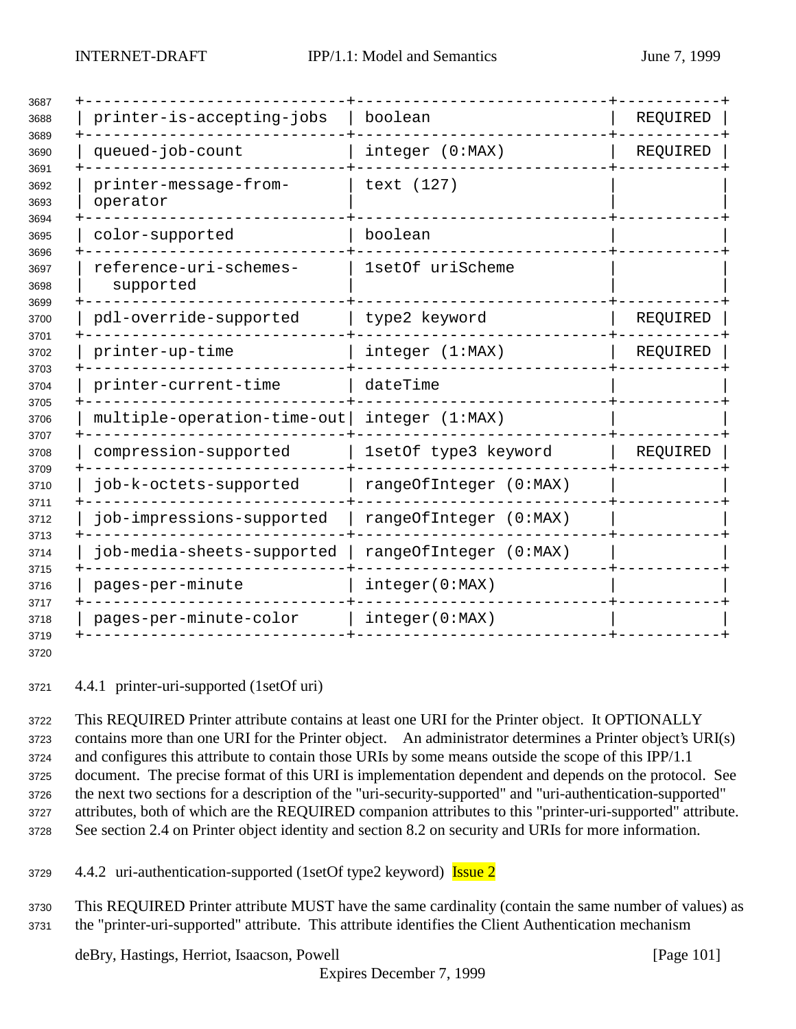| | | |
|---|---|---|
| printer-is-accepting-jobs | boolean | REQUIRED |
| queued-job-count | integer (0:MAX) | REQUIRED |
| printer-message-from-operator | text (127) | |
| color-supported | boolean | |
| reference-uri-schemes-supported | 1setOf uriScheme | |
| pdl-override-supported | type2 keyword | REQUIRED |
| printer-up-time | integer (1:MAX) | REQUIRED |
| printer-current-time | dateTime | |
| multiple-operation-time-out | integer (1:MAX) | |
| compression-supported | 1setOf type3 keyword | REQUIRED |
| job-k-octets-supported | rangeOfInteger (0:MAX) | |
| job-impressions-supported | rangeOfInteger (0:MAX) | |
| job-media-sheets-supported | rangeOfInteger (0:MAX) | |
| pages-per-minute | integer(0:MAX) | |
| pages-per-minute-color | integer(0:MAX) | |

### 4.4.1 printer-uri-supported (1setOf uri)

This REQUIRED Printer attribute contains at least one URI for the Printer object. It OPTIONALLY contains more than one URI for the Printer object. An administrator determines a Printer object's URI(s) and configures this attribute to contain those URIs by some means outside the scope of this IPP/1.1 document. The precise format of this URI is implementation dependent and depends on the protocol. See the next two sections for a description of the "uri-security-supported" and "uri-authentication-supported" attributes, both of which are the REQUIRED companion attributes to this "printer-uri-supported" attribute. See section 2.4 on Printer object identity and section 8.2 on security and URIs for more information.

### 4.4.2 uri-authentication-supported (1setOf type2 keyword) Issue 2

This REQUIRED Printer attribute MUST have the same cardinality (contain the same number of values) as the "printer-uri-supported" attribute. This attribute identifies the Client Authentication mechanism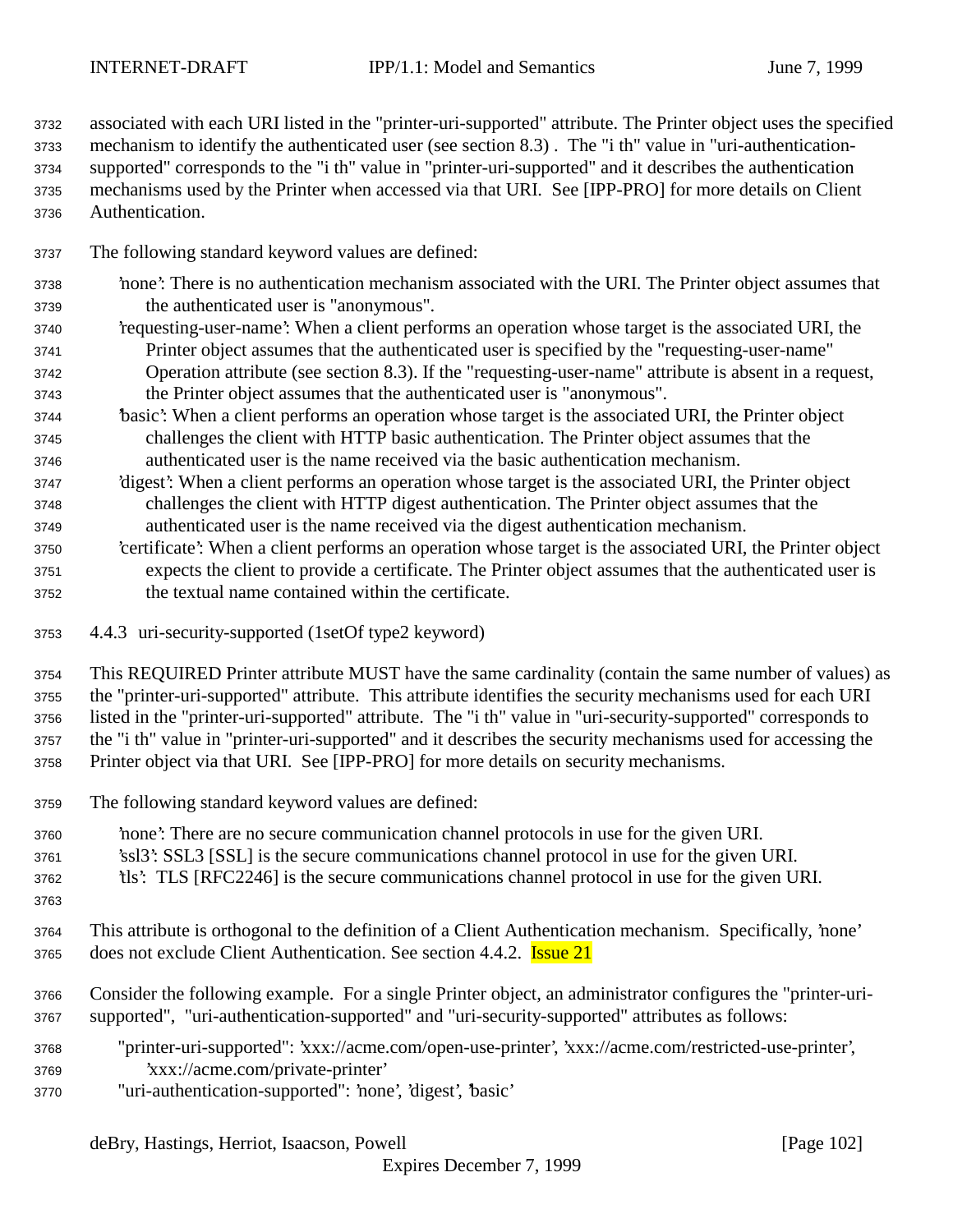associated with each URI listed in the "printer-uri-supported" attribute. The Printer object uses the specified mechanism to identify the authenticated user (see section 8.3) . The "i th" value in "uri-authentication-supported" corresponds to the "i th" value in "printer-uri-supported" and it describes the authentication mechanisms used by the Printer when accessed via that URI. See [IPP-PRO] for more details on Client Authentication.

The following standard keyword values are defined:

'none': There is no authentication mechanism associated with the URI. The Printer object assumes that the authenticated user is "anonymous".

'requesting-user-name': When a client performs an operation whose target is the associated URI, the Printer object assumes that the authenticated user is specified by the "requesting-user-name" Operation attribute (see section 8.3). If the "requesting-user-name" attribute is absent in a request, the Printer object assumes that the authenticated user is "anonymous".

'basic': When a client performs an operation whose target is the associated URI, the Printer object challenges the client with HTTP basic authentication. The Printer object assumes that the authenticated user is the name received via the basic authentication mechanism.

'digest': When a client performs an operation whose target is the associated URI, the Printer object challenges the client with HTTP digest authentication. The Printer object assumes that the authenticated user is the name received via the digest authentication mechanism.

'certificate': When a client performs an operation whose target is the associated URI, the Printer object expects the client to provide a certificate. The Printer object assumes that the authenticated user is the textual name contained within the certificate.

### 4.4.3 uri-security-supported (1setOf type2 keyword)

This REQUIRED Printer attribute MUST have the same cardinality (contain the same number of values) as the "printer-uri-supported" attribute. This attribute identifies the security mechanisms used for each URI listed in the "printer-uri-supported" attribute. The "i th" value in "uri-security-supported" corresponds to the "i th" value in "printer-uri-supported" and it describes the security mechanisms used for accessing the Printer object via that URI. See [IPP-PRO] for more details on security mechanisms.

The following standard keyword values are defined:

'none': There are no secure communication channel protocols in use for the given URI.
'ssl3': SSL3 [SSL] is the secure communications channel protocol in use for the given URI.
'tls': TLS [RFC2246] is the secure communications channel protocol in use for the given URI.

This attribute is orthogonal to the definition of a Client Authentication mechanism. Specifically, 'none' does not exclude Client Authentication. See section 4.4.2. Issue 21

Consider the following example. For a single Printer object, an administrator configures the "printer-uri-supported", "uri-authentication-supported" and "uri-security-supported" attributes as follows:

"printer-uri-supported": 'xxx://acme.com/open-use-printer', 'xxx://acme.com/restricted-use-printer', 'xxx://acme.com/private-printer'
"uri-authentication-supported": 'none', 'digest', 'basic'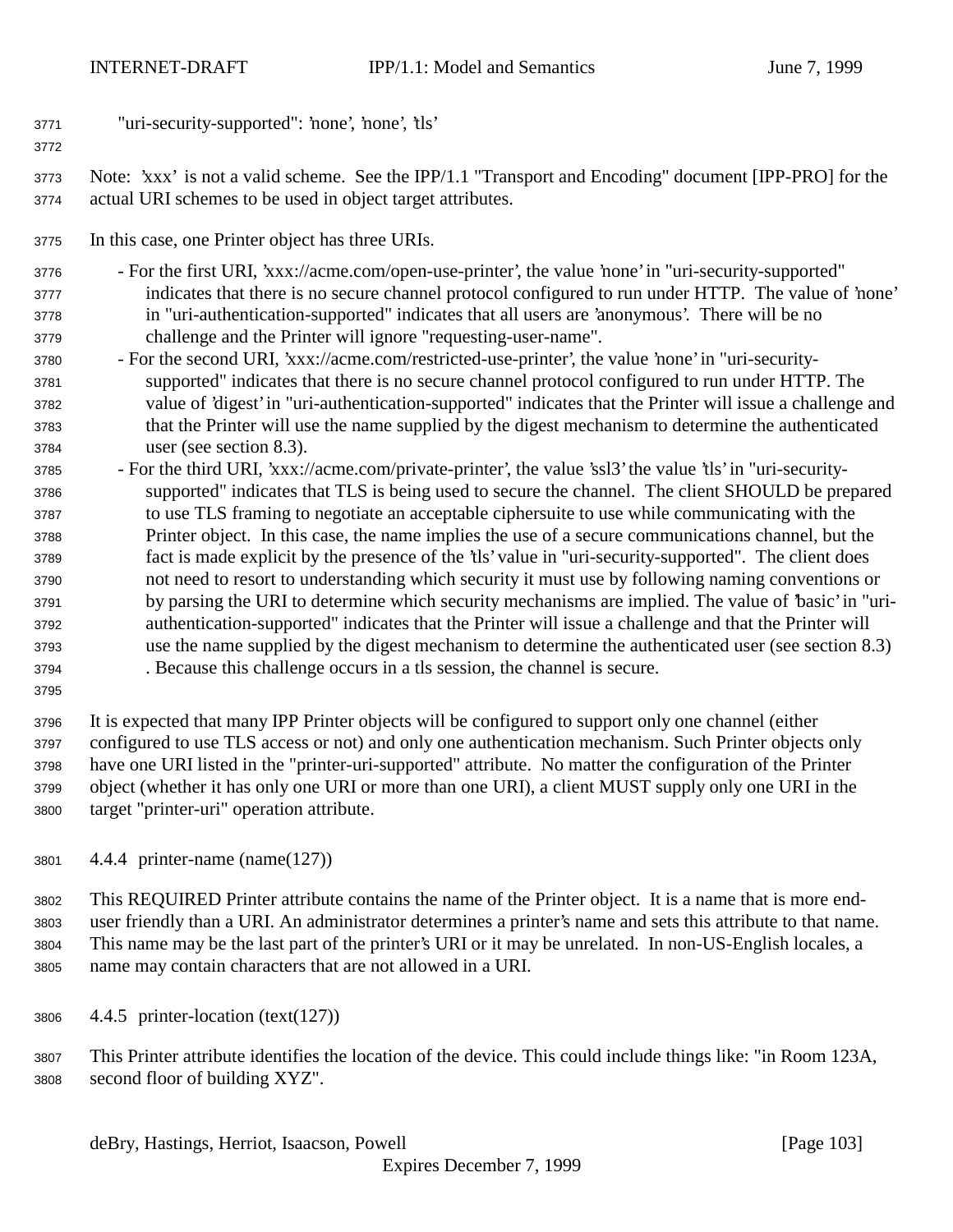"uri-security-supported": 'none', 'none', 'tls'

Note: 'xxx' is not a valid scheme. See the IPP/1.1 "Transport and Encoding" document [IPP-PRO] for the actual URI schemes to be used in object target attributes.

In this case, one Printer object has three URIs.

- For the first URI, 'xxx://acme.com/open-use-printer', the value 'none' in "uri-security-supported" indicates that there is no secure channel protocol configured to run under HTTP. The value of 'none' in "uri-authentication-supported" indicates that all users are 'anonymous'. There will be no challenge and the Printer will ignore "requesting-user-name".
- For the second URI, 'xxx://acme.com/restricted-use-printer', the value 'none' in "uri-security-supported" indicates that there is no secure channel protocol configured to run under HTTP. The value of 'digest' in "uri-authentication-supported" indicates that the Printer will issue a challenge and that the Printer will use the name supplied by the digest mechanism to determine the authenticated user (see section 8.3).
- For the third URI, 'xxx://acme.com/private-printer', the value 'ssl3' the value 'tls' in "uri-security-supported" indicates that TLS is being used to secure the channel. The client SHOULD be prepared to use TLS framing to negotiate an acceptable ciphersuite to use while communicating with the Printer object. In this case, the name implies the use of a secure communications channel, but the fact is made explicit by the presence of the 'tls' value in "uri-security-supported". The client does not need to resort to understanding which security it must use by following naming conventions or by parsing the URI to determine which security mechanisms are implied. The value of 'basic' in "uri-authentication-supported" indicates that the Printer will issue a challenge and that the Printer will use the name supplied by the digest mechanism to determine the authenticated user (see section 8.3) . Because this challenge occurs in a tls session, the channel is secure.

It is expected that many IPP Printer objects will be configured to support only one channel (either configured to use TLS access or not) and only one authentication mechanism. Such Printer objects only have one URI listed in the "printer-uri-supported" attribute. No matter the configuration of the Printer object (whether it has only one URI or more than one URI), a client MUST supply only one URI in the target "printer-uri" operation attribute.

### 4.4.4 printer-name (name(127))

This REQUIRED Printer attribute contains the name of the Printer object. It is a name that is more end-user friendly than a URI. An administrator determines a printer's name and sets this attribute to that name. This name may be the last part of the printer's URI or it may be unrelated. In non-US-English locales, a name may contain characters that are not allowed in a URI.

### 4.4.5 printer-location (text(127))

This Printer attribute identifies the location of the device. This could include things like: "in Room 123A, second floor of building XYZ".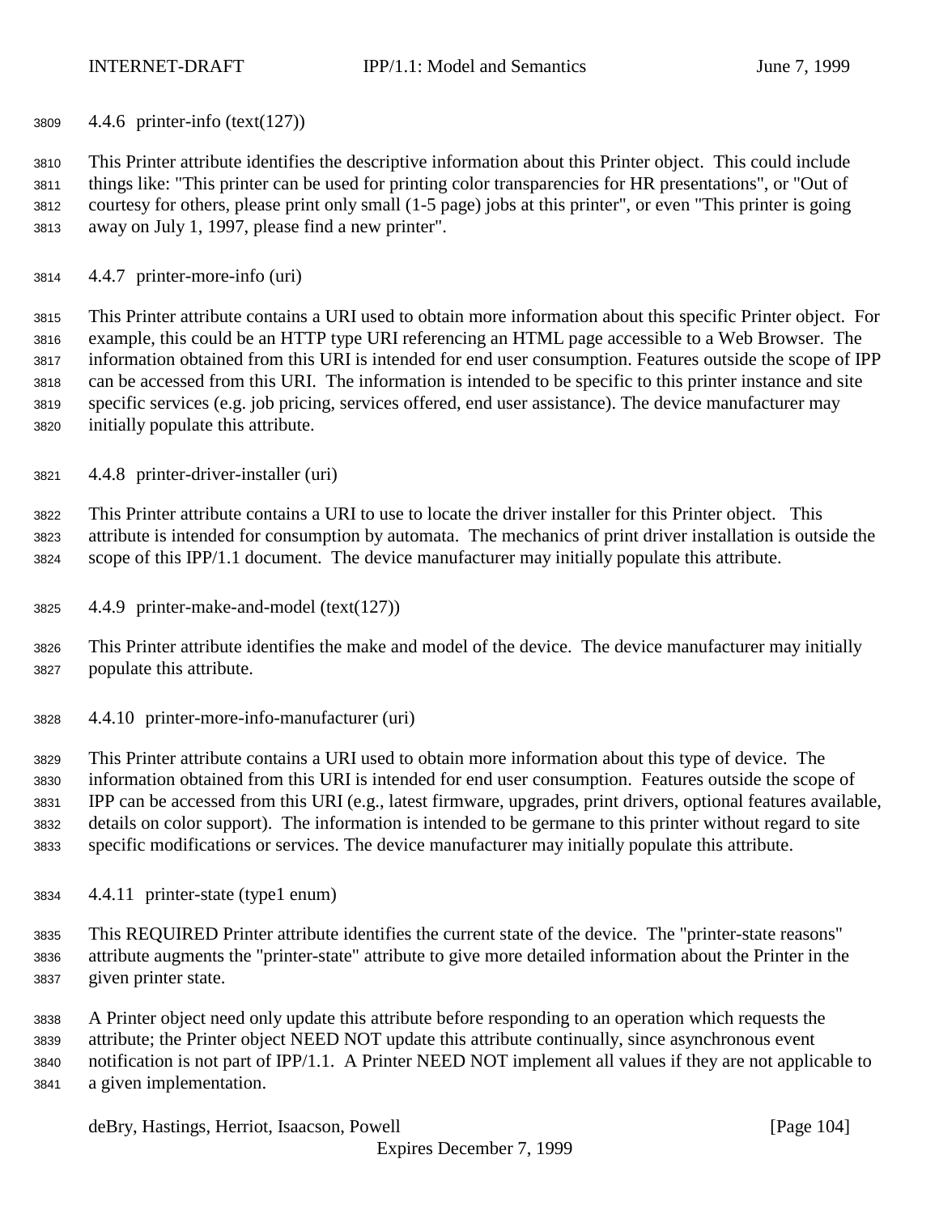#### 4.4.6 printer-info (text(127))

This Printer attribute identifies the descriptive information about this Printer object. This could include things like: "This printer can be used for printing color transparencies for HR presentations", or "Out of courtesy for others, please print only small (1-5 page) jobs at this printer", or even "This printer is going away on July 1, 1997, please find a new printer".

#### 4.4.7 printer-more-info (uri)

This Printer attribute contains a URI used to obtain more information about this specific Printer object. For example, this could be an HTTP type URI referencing an HTML page accessible to a Web Browser. The information obtained from this URI is intended for end user consumption. Features outside the scope of IPP can be accessed from this URI. The information is intended to be specific to this printer instance and site specific services (e.g. job pricing, services offered, end user assistance). The device manufacturer may initially populate this attribute.

#### 4.4.8 printer-driver-installer (uri)

This Printer attribute contains a URI to use to locate the driver installer for this Printer object. This attribute is intended for consumption by automata. The mechanics of print driver installation is outside the scope of this IPP/1.1 document. The device manufacturer may initially populate this attribute.

#### 4.4.9 printer-make-and-model (text(127))

This Printer attribute identifies the make and model of the device. The device manufacturer may initially populate this attribute.

#### 4.4.10 printer-more-info-manufacturer (uri)

This Printer attribute contains a URI used to obtain more information about this type of device. The information obtained from this URI is intended for end user consumption. Features outside the scope of IPP can be accessed from this URI (e.g., latest firmware, upgrades, print drivers, optional features available, details on color support). The information is intended to be germane to this printer without regard to site specific modifications or services. The device manufacturer may initially populate this attribute.

#### 4.4.11 printer-state (type1 enum)

This REQUIRED Printer attribute identifies the current state of the device. The "printer-state reasons" attribute augments the "printer-state" attribute to give more detailed information about the Printer in the given printer state.

A Printer object need only update this attribute before responding to an operation which requests the attribute; the Printer object NEED NOT update this attribute continually, since asynchronous event notification is not part of IPP/1.1. A Printer NEED NOT implement all values if they are not applicable to a given implementation.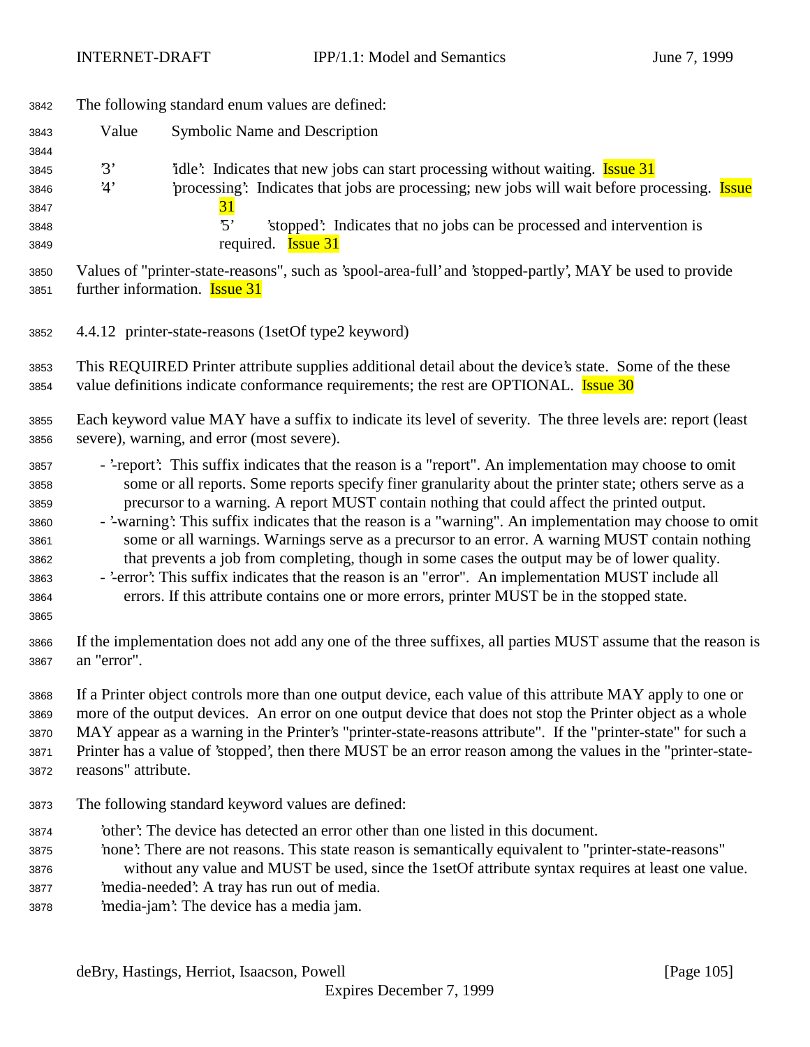The following standard enum values are defined:

| Value | Symbolic Name and Description |
|---|---|
| '3' | 'idle': Indicates that new jobs can start processing without waiting. Issue 31 |
| '4' | 'processing': Indicates that jobs are processing; new jobs will wait before processing. Issue 31 |
| '5' | 'stopped': Indicates that no jobs can be processed and intervention is required. Issue 31 |

Values of "printer-state-reasons", such as 'spool-area-full' and 'stopped-partly', MAY be used to provide further information. Issue 31

### 4.4.12 printer-state-reasons (1setOf type2 keyword)

This REQUIRED Printer attribute supplies additional detail about the device's state. Some of the these value definitions indicate conformance requirements; the rest are OPTIONAL. Issue 30

Each keyword value MAY have a suffix to indicate its level of severity. The three levels are: report (least severe), warning, and error (most severe).

- '-report': This suffix indicates that the reason is a "report". An implementation may choose to omit some or all reports. Some reports specify finer granularity about the printer state; others serve as a precursor to a warning. A report MUST contain nothing that could affect the printed output.
- '-warning': This suffix indicates that the reason is a "warning". An implementation may choose to omit some or all warnings. Warnings serve as a precursor to an error. A warning MUST contain nothing that prevents a job from completing, though in some cases the output may be of lower quality.
- '-error': This suffix indicates that the reason is an "error". An implementation MUST include all errors. If this attribute contains one or more errors, printer MUST be in the stopped state.

If the implementation does not add any one of the three suffixes, all parties MUST assume that the reason is an "error".

If a Printer object controls more than one output device, each value of this attribute MAY apply to one or more of the output devices. An error on one output device that does not stop the Printer object as a whole MAY appear as a warning in the Printer's "printer-state-reasons attribute". If the "printer-state" for such a Printer has a value of 'stopped', then there MUST be an error reason among the values in the "printer-state-reasons" attribute.

The following standard keyword values are defined:

'other': The device has detected an error other than one listed in this document.
'none': There are not reasons. This state reason is semantically equivalent to "printer-state-reasons" without any value and MUST be used, since the 1setOf attribute syntax requires at least one value.
'media-needed': A tray has run out of media.
'media-jam': The device has a media jam.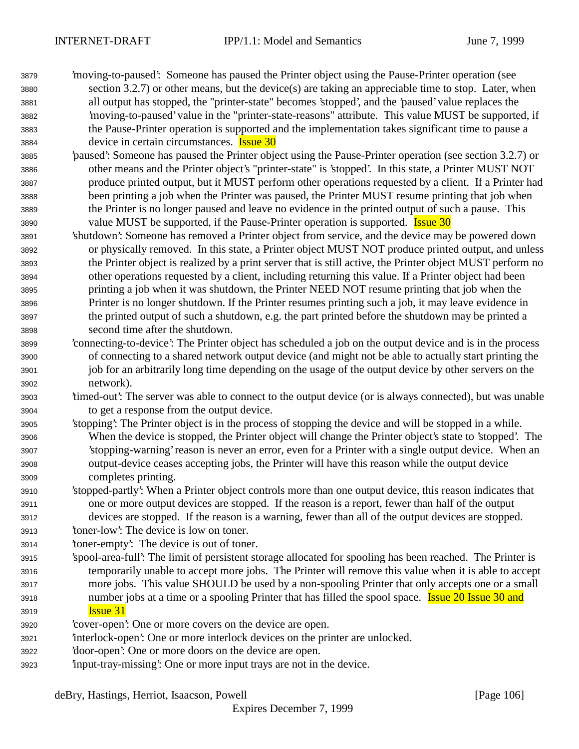'moving-to-paused': Someone has paused the Printer object using the Pause-Printer operation (see section 3.2.7) or other means, but the device(s) are taking an appreciable time to stop. Later, when all output has stopped, the "printer-state" becomes 'stopped', and the 'paused' value replaces the 'moving-to-paused' value in the "printer-state-reasons" attribute. This value MUST be supported, if the Pause-Printer operation is supported and the implementation takes significant time to pause a device in certain circumstances. Issue 30

'paused': Someone has paused the Printer object using the Pause-Printer operation (see section 3.2.7) or other means and the Printer object's "printer-state" is 'stopped'. In this state, a Printer MUST NOT produce printed output, but it MUST perform other operations requested by a client. If a Printer had been printing a job when the Printer was paused, the Printer MUST resume printing that job when the Printer is no longer paused and leave no evidence in the printed output of such a pause. This value MUST be supported, if the Pause-Printer operation is supported. Issue 30

'shutdown': Someone has removed a Printer object from service, and the device may be powered down or physically removed. In this state, a Printer object MUST NOT produce printed output, and unless the Printer object is realized by a print server that is still active, the Printer object MUST perform no other operations requested by a client, including returning this value. If a Printer object had been printing a job when it was shutdown, the Printer NEED NOT resume printing that job when the Printer is no longer shutdown. If the Printer resumes printing such a job, it may leave evidence in the printed output of such a shutdown, e.g. the part printed before the shutdown may be printed a second time after the shutdown.

'connecting-to-device': The Printer object has scheduled a job on the output device and is in the process of connecting to a shared network output device (and might not be able to actually start printing the job for an arbitrarily long time depending on the usage of the output device by other servers on the network).

'timed-out': The server was able to connect to the output device (or is always connected), but was unable to get a response from the output device.

'stopping': The Printer object is in the process of stopping the device and will be stopped in a while. When the device is stopped, the Printer object will change the Printer object's state to 'stopped'. The 'stopping-warning' reason is never an error, even for a Printer with a single output device. When an output-device ceases accepting jobs, the Printer will have this reason while the output device completes printing.

'stopped-partly': When a Printer object controls more than one output device, this reason indicates that one or more output devices are stopped. If the reason is a report, fewer than half of the output devices are stopped. If the reason is a warning, fewer than all of the output devices are stopped.

'toner-low': The device is low on toner.

'toner-empty': The device is out of toner.

'spool-area-full': The limit of persistent storage allocated for spooling has been reached. The Printer is temporarily unable to accept more jobs. The Printer will remove this value when it is able to accept more jobs. This value SHOULD be used by a non-spooling Printer that only accepts one or a small number jobs at a time or a spooling Printer that has filled the spool space. Issue 20 Issue 30 and Issue 31

'cover-open': One or more covers on the device are open.

'interlock-open': One or more interlock devices on the printer are unlocked.

'door-open': One or more doors on the device are open.

'input-tray-missing': One or more input trays are not in the device.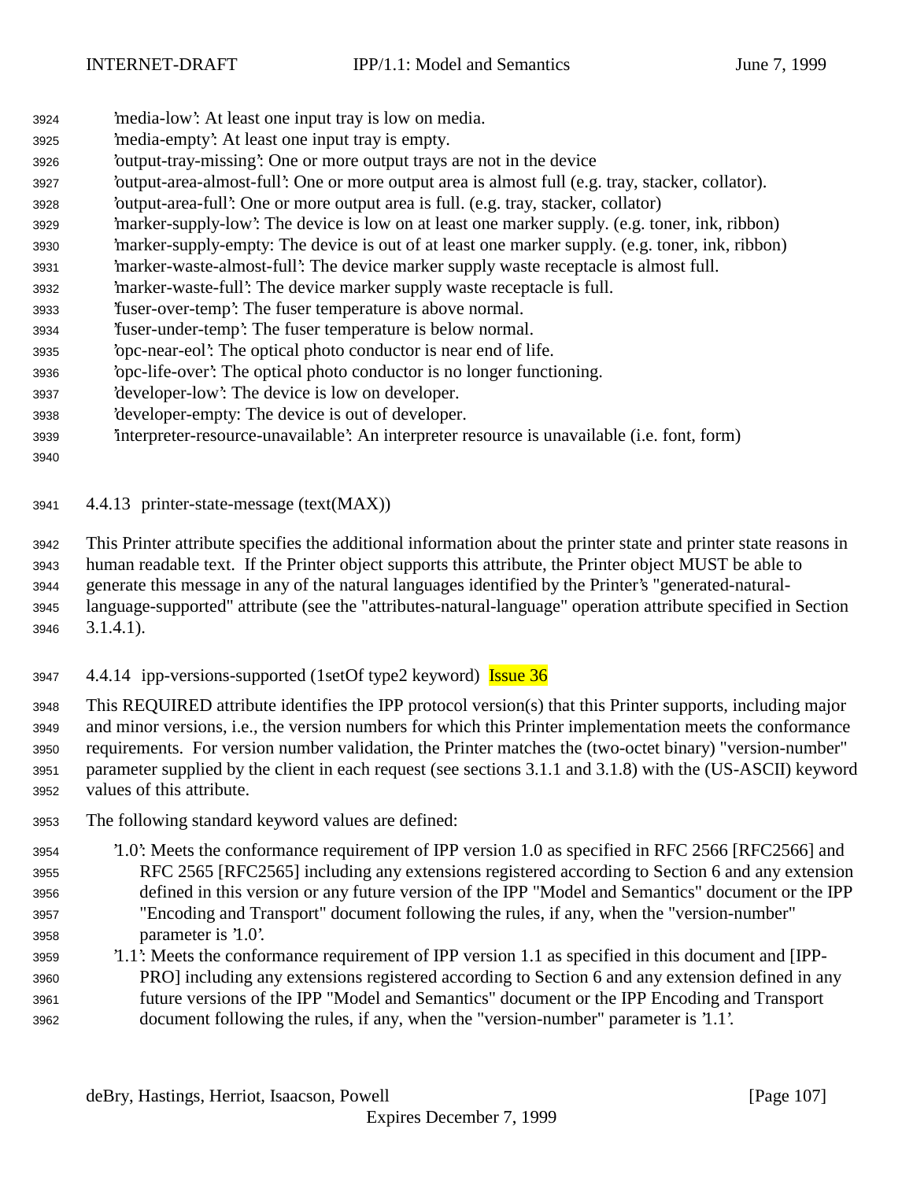'media-low': At least one input tray is low on media.
'media-empty': At least one input tray is empty.
'output-tray-missing': One or more output trays are not in the device
'output-area-almost-full': One or more output area is almost full (e.g. tray, stacker, collator).
'output-area-full': One or more output area is full. (e.g. tray, stacker, collator)
'marker-supply-low': The device is low on at least one marker supply. (e.g. toner, ink, ribbon)
'marker-supply-empty: The device is out of at least one marker supply. (e.g. toner, ink, ribbon)
'marker-waste-almost-full': The device marker supply waste receptacle is almost full.
'marker-waste-full': The device marker supply waste receptacle is full.
'fuser-over-temp': The fuser temperature is above normal.
'fuser-under-temp': The fuser temperature is below normal.
'opc-near-eol': The optical photo conductor is near end of life.
'opc-life-over': The optical photo conductor is no longer functioning.
'developer-low': The device is low on developer.
'developer-empty: The device is out of developer.
'interpreter-resource-unavailable': An interpreter resource is unavailable (i.e. font, form)

#### 4.4.13 printer-state-message (text(MAX))

This Printer attribute specifies the additional information about the printer state and printer state reasons in human readable text. If the Printer object supports this attribute, the Printer object MUST be able to generate this message in any of the natural languages identified by the Printer's "generated-natural-language-supported" attribute (see the "attributes-natural-language" operation attribute specified in Section 3.1.4.1).

#### 4.4.14 ipp-versions-supported (1setOf type2 keyword) Issue 36

This REQUIRED attribute identifies the IPP protocol version(s) that this Printer supports, including major and minor versions, i.e., the version numbers for which this Printer implementation meets the conformance requirements. For version number validation, the Printer matches the (two-octet binary) "version-number" parameter supplied by the client in each request (see sections 3.1.1 and 3.1.8) with the (US-ASCII) keyword values of this attribute.

The following standard keyword values are defined:

'1.0': Meets the conformance requirement of IPP version 1.0 as specified in RFC 2566 [RFC2566] and RFC 2565 [RFC2565] including any extensions registered according to Section 6 and any extension defined in this version or any future version of the IPP "Model and Semantics" document or the IPP "Encoding and Transport" document following the rules, if any, when the "version-number" parameter is '1.0'.

'1.1': Meets the conformance requirement of IPP version 1.1 as specified in this document and [IPP-PRO] including any extensions registered according to Section 6 and any extension defined in any future versions of the IPP "Model and Semantics" document or the IPP Encoding and Transport document following the rules, if any, when the "version-number" parameter is '1.1'.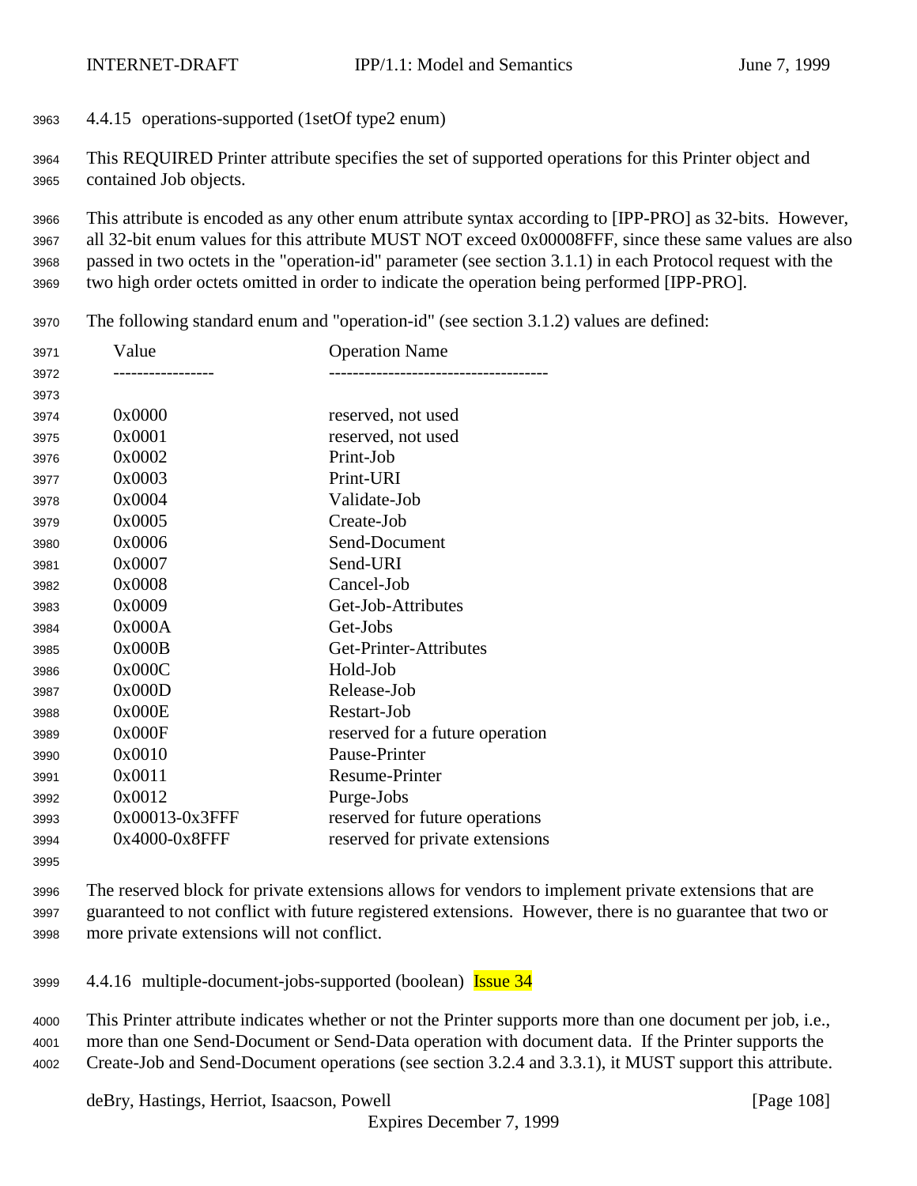### 4.4.15 operations-supported (1setOf type2 enum)

This REQUIRED Printer attribute specifies the set of supported operations for this Printer object and contained Job objects.

This attribute is encoded as any other enum attribute syntax according to [IPP-PRO] as 32-bits. However, all 32-bit enum values for this attribute MUST NOT exceed 0x00008FFF, since these same values are also passed in two octets in the "operation-id" parameter (see section 3.1.1) in each Protocol request with the two high order octets omitted in order to indicate the operation being performed [IPP-PRO].

The following standard enum and "operation-id" (see section 3.1.2) values are defined:

| Value | Operation Name |
|---|---|
| 0x0000 | reserved, not used |
| 0x0001 | reserved, not used |
| 0x0002 | Print-Job |
| 0x0003 | Print-URI |
| 0x0004 | Validate-Job |
| 0x0005 | Create-Job |
| 0x0006 | Send-Document |
| 0x0007 | Send-URI |
| 0x0008 | Cancel-Job |
| 0x0009 | Get-Job-Attributes |
| 0x000A | Get-Jobs |
| 0x000B | Get-Printer-Attributes |
| 0x000C | Hold-Job |
| 0x000D | Release-Job |
| 0x000E | Restart-Job |
| 0x000F | reserved for a future operation |
| 0x0010 | Pause-Printer |
| 0x0011 | Resume-Printer |
| 0x0012 | Purge-Jobs |
| 0x00013-0x3FFF | reserved for future operations |
| 0x4000-0x8FFF | reserved for private extensions |

The reserved block for private extensions allows for vendors to implement private extensions that are guaranteed to not conflict with future registered extensions. However, there is no guarantee that two or more private extensions will not conflict.

### 4.4.16 multiple-document-jobs-supported (boolean) Issue 34

This Printer attribute indicates whether or not the Printer supports more than one document per job, i.e., more than one Send-Document or Send-Data operation with document data. If the Printer supports the Create-Job and Send-Document operations (see section 3.2.4 and 3.3.1), it MUST support this attribute.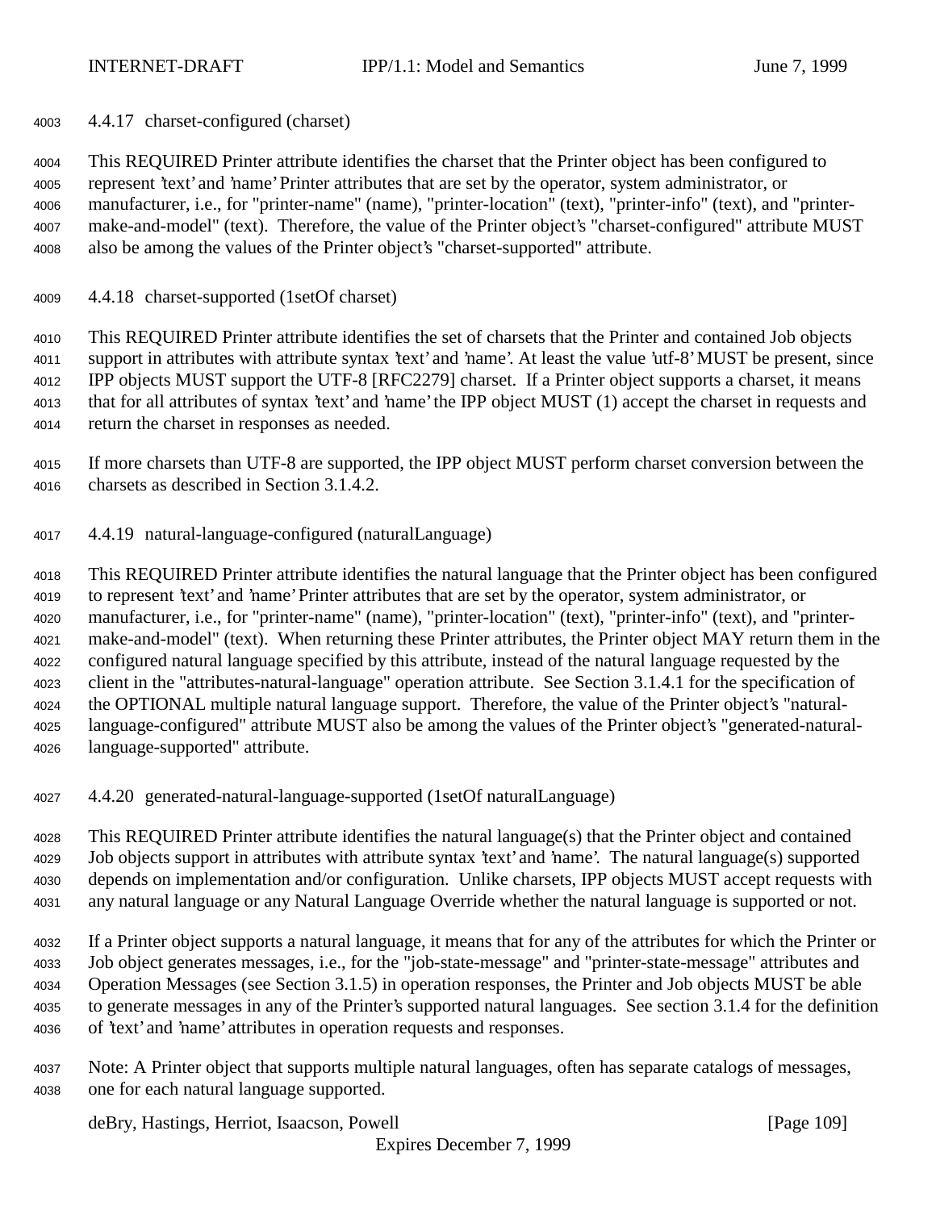### 4.4.17 charset-configured (charset)

This REQUIRED Printer attribute identifies the charset that the Printer object has been configured to represent 'text' and 'name' Printer attributes that are set by the operator, system administrator, or manufacturer, i.e., for "printer-name" (name), "printer-location" (text), "printer-info" (text), and "printer-make-and-model" (text). Therefore, the value of the Printer object's "charset-configured" attribute MUST also be among the values of the Printer object's "charset-supported" attribute.

### 4.4.18 charset-supported (1setOf charset)

This REQUIRED Printer attribute identifies the set of charsets that the Printer and contained Job objects support in attributes with attribute syntax 'text' and 'name'. At least the value 'utf-8' MUST be present, since IPP objects MUST support the UTF-8 [RFC2279] charset. If a Printer object supports a charset, it means that for all attributes of syntax 'text' and 'name' the IPP object MUST (1) accept the charset in requests and return the charset in responses as needed.

If more charsets than UTF-8 are supported, the IPP object MUST perform charset conversion between the charsets as described in Section 3.1.4.2.

### 4.4.19 natural-language-configured (naturalLanguage)

This REQUIRED Printer attribute identifies the natural language that the Printer object has been configured to represent 'text' and 'name' Printer attributes that are set by the operator, system administrator, or manufacturer, i.e., for "printer-name" (name), "printer-location" (text), "printer-info" (text), and "printer-make-and-model" (text). When returning these Printer attributes, the Printer object MAY return them in the configured natural language specified by this attribute, instead of the natural language requested by the client in the "attributes-natural-language" operation attribute. See Section 3.1.4.1 for the specification of the OPTIONAL multiple natural language support. Therefore, the value of the Printer object's "natural-language-configured" attribute MUST also be among the values of the Printer object's "generated-natural-language-supported" attribute.

### 4.4.20 generated-natural-language-supported (1setOf naturalLanguage)

This REQUIRED Printer attribute identifies the natural language(s) that the Printer object and contained Job objects support in attributes with attribute syntax 'text' and 'name'. The natural language(s) supported depends on implementation and/or configuration. Unlike charsets, IPP objects MUST accept requests with any natural language or any Natural Language Override whether the natural language is supported or not.

If a Printer object supports a natural language, it means that for any of the attributes for which the Printer or Job object generates messages, i.e., for the "job-state-message" and "printer-state-message" attributes and Operation Messages (see Section 3.1.5) in operation responses, the Printer and Job objects MUST be able to generate messages in any of the Printer's supported natural languages. See section 3.1.4 for the definition of 'text' and 'name' attributes in operation requests and responses.

Note: A Printer object that supports multiple natural languages, often has separate catalogs of messages, one for each natural language supported.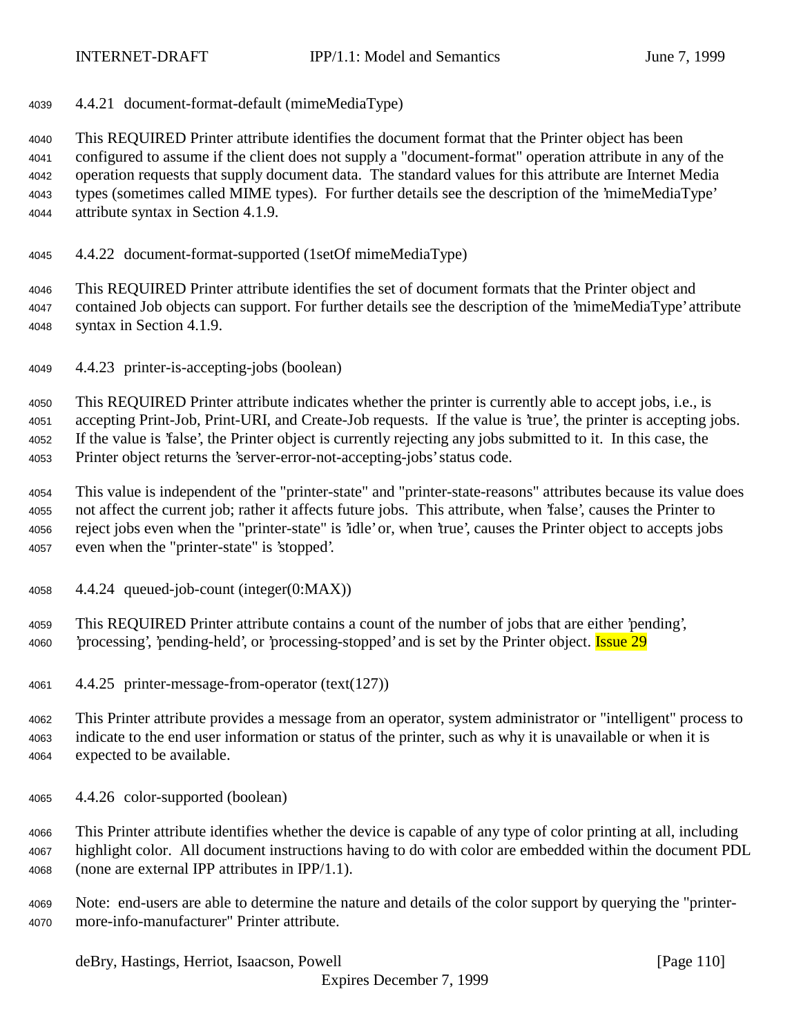### 4.4.21 document-format-default (mimeMediaType)

This REQUIRED Printer attribute identifies the document format that the Printer object has been configured to assume if the client does not supply a "document-format" operation attribute in any of the operation requests that supply document data. The standard values for this attribute are Internet Media types (sometimes called MIME types). For further details see the description of the 'mimeMediaType' attribute syntax in Section 4.1.9.

### 4.4.22 document-format-supported (1setOf mimeMediaType)

This REQUIRED Printer attribute identifies the set of document formats that the Printer object and contained Job objects can support. For further details see the description of the 'mimeMediaType' attribute syntax in Section 4.1.9.

### 4.4.23 printer-is-accepting-jobs (boolean)

This REQUIRED Printer attribute indicates whether the printer is currently able to accept jobs, i.e., is accepting Print-Job, Print-URI, and Create-Job requests. If the value is 'true', the printer is accepting jobs. If the value is 'false', the Printer object is currently rejecting any jobs submitted to it. In this case, the Printer object returns the 'server-error-not-accepting-jobs' status code.

This value is independent of the "printer-state" and "printer-state-reasons" attributes because its value does not affect the current job; rather it affects future jobs. This attribute, when 'false', causes the Printer to reject jobs even when the "printer-state" is 'idle' or, when 'true', causes the Printer object to accepts jobs even when the "printer-state" is 'stopped'.

### 4.4.24 queued-job-count (integer(0:MAX))

This REQUIRED Printer attribute contains a count of the number of jobs that are either 'pending', 'processing', 'pending-held', or 'processing-stopped' and is set by the Printer object. Issue 29

### 4.4.25 printer-message-from-operator (text(127))

This Printer attribute provides a message from an operator, system administrator or "intelligent" process to indicate to the end user information or status of the printer, such as why it is unavailable or when it is expected to be available.

### 4.4.26 color-supported (boolean)

This Printer attribute identifies whether the device is capable of any type of color printing at all, including highlight color. All document instructions having to do with color are embedded within the document PDL (none are external IPP attributes in IPP/1.1).

Note: end-users are able to determine the nature and details of the color support by querying the "printer-more-info-manufacturer" Printer attribute.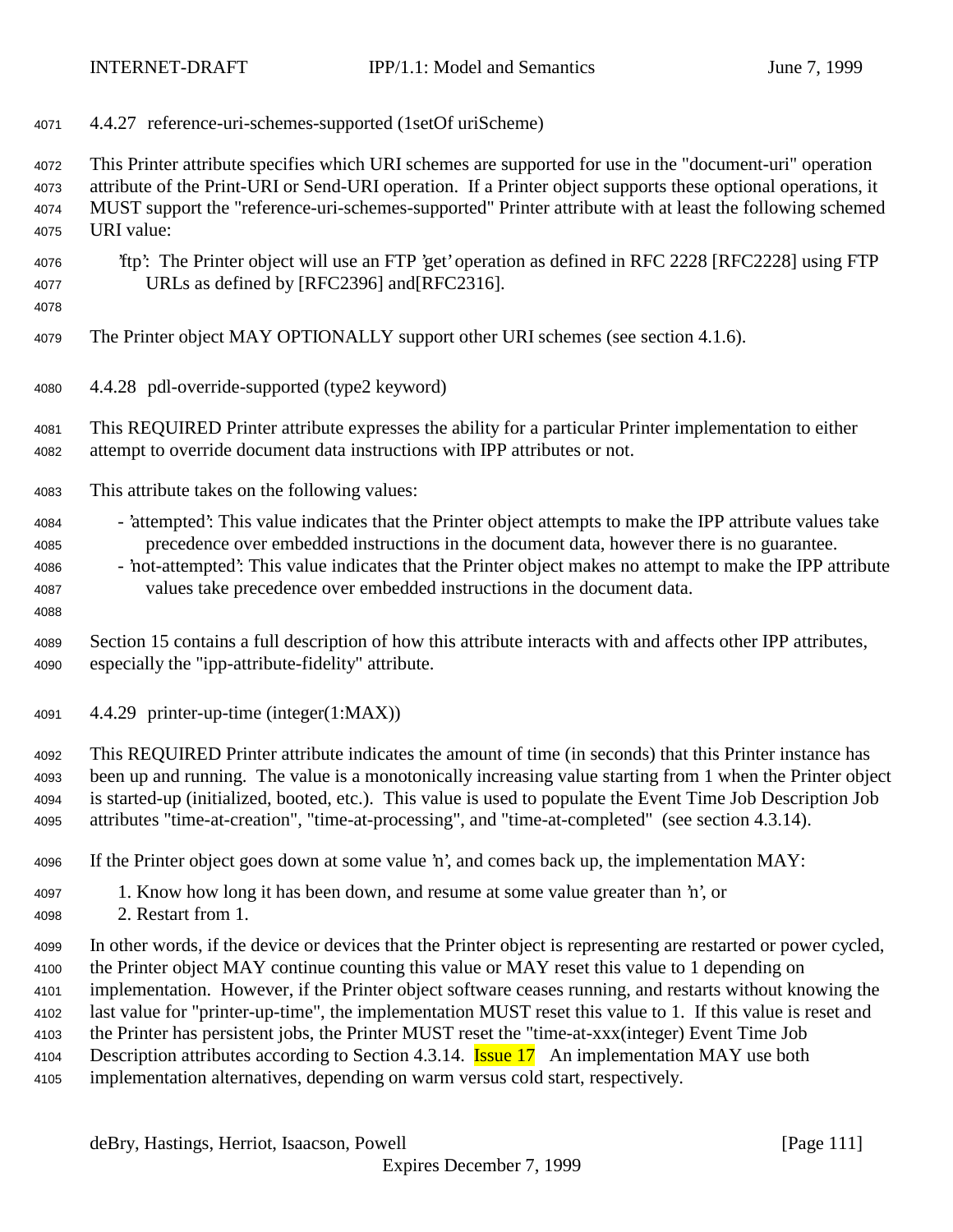### 4.4.27 reference-uri-schemes-supported (1setOf uriScheme)

This Printer attribute specifies which URI schemes are supported for use in the "document-uri" operation attribute of the Print-URI or Send-URI operation. If a Printer object supports these optional operations, it MUST support the "reference-uri-schemes-supported" Printer attribute with at least the following schemed URI value:

'ftp': The Printer object will use an FTP 'get' operation as defined in RFC 2228 [RFC2228] using FTP URLs as defined by [RFC2396] and[RFC2316].

The Printer object MAY OPTIONALLY support other URI schemes (see section 4.1.6).

### 4.4.28 pdl-override-supported (type2 keyword)

This REQUIRED Printer attribute expresses the ability for a particular Printer implementation to either attempt to override document data instructions with IPP attributes or not.

This attribute takes on the following values:

- 'attempted': This value indicates that the Printer object attempts to make the IPP attribute values take precedence over embedded instructions in the document data, however there is no guarantee.
- 'not-attempted': This value indicates that the Printer object makes no attempt to make the IPP attribute values take precedence over embedded instructions in the document data.

Section 15 contains a full description of how this attribute interacts with and affects other IPP attributes, especially the "ipp-attribute-fidelity" attribute.

### 4.4.29 printer-up-time (integer(1:MAX))

This REQUIRED Printer attribute indicates the amount of time (in seconds) that this Printer instance has been up and running. The value is a monotonically increasing value starting from 1 when the Printer object is started-up (initialized, booted, etc.). This value is used to populate the Event Time Job Description Job attributes "time-at-creation", "time-at-processing", and "time-at-completed" (see section 4.3.14).

If the Printer object goes down at some value 'n', and comes back up, the implementation MAY:

1. Know how long it has been down, and resume at some value greater than 'n', or
2. Restart from 1.

In other words, if the device or devices that the Printer object is representing are restarted or power cycled, the Printer object MAY continue counting this value or MAY reset this value to 1 depending on implementation. However, if the Printer object software ceases running, and restarts without knowing the last value for "printer-up-time", the implementation MUST reset this value to 1. If this value is reset and the Printer has persistent jobs, the Printer MUST reset the "time-at-xxx(integer) Event Time Job Description attributes according to Section 4.3.14. Issue 17 An implementation MAY use both implementation alternatives, depending on warm versus cold start, respectively.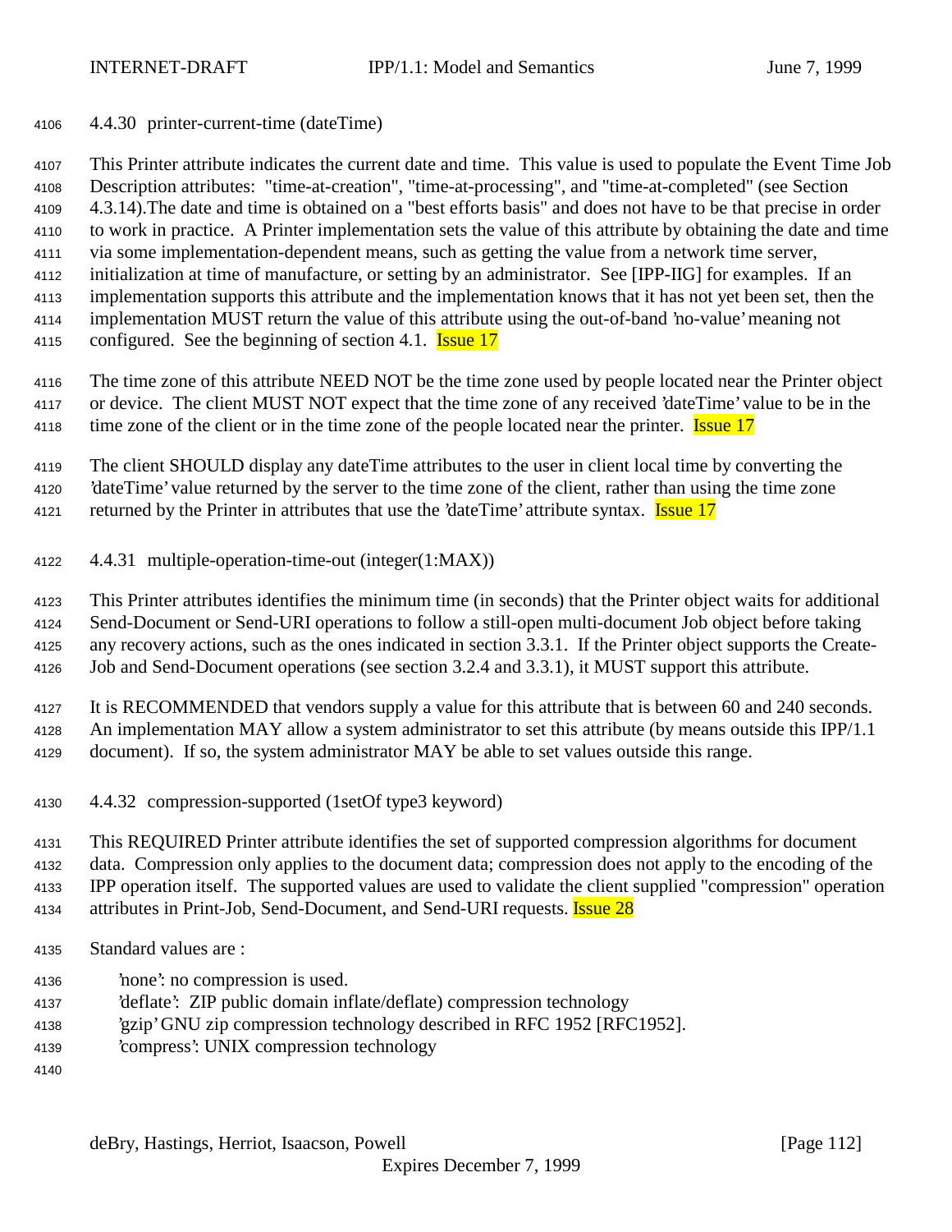### 4.4.30 printer-current-time (dateTime)

This Printer attribute indicates the current date and time. This value is used to populate the Event Time Job Description attributes: "time-at-creation", "time-at-processing", and "time-at-completed" (see Section 4.3.14).The date and time is obtained on a "best efforts basis" and does not have to be that precise in order to work in practice. A Printer implementation sets the value of this attribute by obtaining the date and time via some implementation-dependent means, such as getting the value from a network time server, initialization at time of manufacture, or setting by an administrator. See [IPP-IIG] for examples. If an implementation supports this attribute and the implementation knows that it has not yet been set, then the implementation MUST return the value of this attribute using the out-of-band 'no-value' meaning not configured. See the beginning of section 4.1. Issue 17

The time zone of this attribute NEED NOT be the time zone used by people located near the Printer object or device. The client MUST NOT expect that the time zone of any received 'dateTime' value to be in the time zone of the client or in the time zone of the people located near the printer. Issue 17

The client SHOULD display any dateTime attributes to the user in client local time by converting the 'dateTime' value returned by the server to the time zone of the client, rather than using the time zone returned by the Printer in attributes that use the 'dateTime' attribute syntax. Issue 17

### 4.4.31 multiple-operation-time-out (integer(1:MAX))

This Printer attributes identifies the minimum time (in seconds) that the Printer object waits for additional Send-Document or Send-URI operations to follow a still-open multi-document Job object before taking any recovery actions, such as the ones indicated in section 3.3.1. If the Printer object supports the Create-Job and Send-Document operations (see section 3.2.4 and 3.3.1), it MUST support this attribute.

It is RECOMMENDED that vendors supply a value for this attribute that is between 60 and 240 seconds. An implementation MAY allow a system administrator to set this attribute (by means outside this IPP/1.1 document). If so, the system administrator MAY be able to set values outside this range.

### 4.4.32 compression-supported (1setOf type3 keyword)

This REQUIRED Printer attribute identifies the set of supported compression algorithms for document data. Compression only applies to the document data; compression does not apply to the encoding of the IPP operation itself. The supported values are used to validate the client supplied "compression" operation attributes in Print-Job, Send-Document, and Send-URI requests. Issue 28

Standard values are :

- 'none': no compression is used.
- 'deflate': ZIP public domain inflate/deflate) compression technology
- 'gzip' GNU zip compression technology described in RFC 1952 [RFC1952].
- 'compress': UNIX compression technology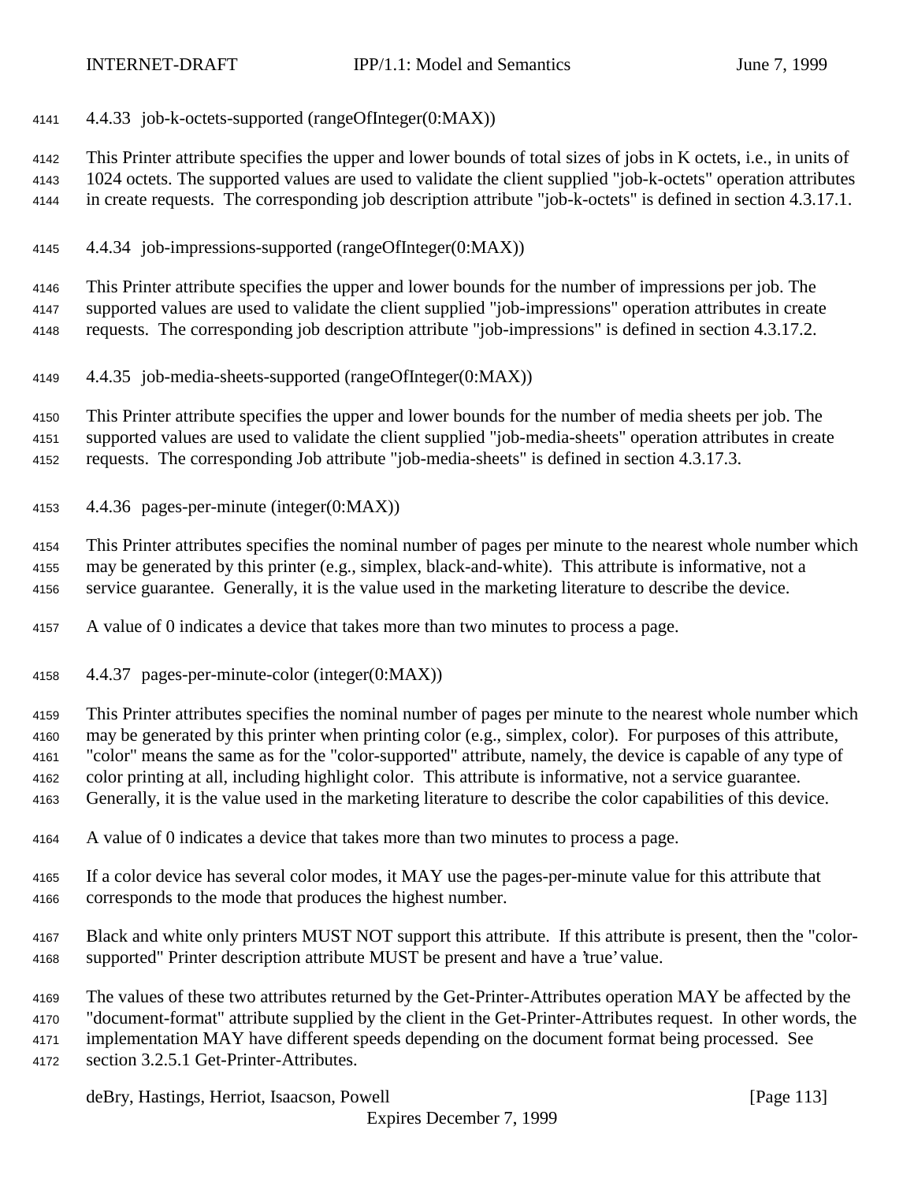#### 4.4.33 job-k-octets-supported (rangeOfInteger(0:MAX))

This Printer attribute specifies the upper and lower bounds of total sizes of jobs in K octets, i.e., in units of 1024 octets. The supported values are used to validate the client supplied "job-k-octets" operation attributes in create requests. The corresponding job description attribute "job-k-octets" is defined in section 4.3.17.1.

#### 4.4.34 job-impressions-supported (rangeOfInteger(0:MAX))

This Printer attribute specifies the upper and lower bounds for the number of impressions per job. The supported values are used to validate the client supplied "job-impressions" operation attributes in create requests. The corresponding job description attribute "job-impressions" is defined in section 4.3.17.2.

#### 4.4.35 job-media-sheets-supported (rangeOfInteger(0:MAX))

This Printer attribute specifies the upper and lower bounds for the number of media sheets per job. The supported values are used to validate the client supplied "job-media-sheets" operation attributes in create requests. The corresponding Job attribute "job-media-sheets" is defined in section 4.3.17.3.

#### 4.4.36 pages-per-minute (integer(0:MAX))

This Printer attributes specifies the nominal number of pages per minute to the nearest whole number which may be generated by this printer (e.g., simplex, black-and-white). This attribute is informative, not a service guarantee. Generally, it is the value used in the marketing literature to describe the device.

A value of 0 indicates a device that takes more than two minutes to process a page.

#### 4.4.37 pages-per-minute-color (integer(0:MAX))

This Printer attributes specifies the nominal number of pages per minute to the nearest whole number which may be generated by this printer when printing color (e.g., simplex, color). For purposes of this attribute, "color" means the same as for the "color-supported" attribute, namely, the device is capable of any type of color printing at all, including highlight color. This attribute is informative, not a service guarantee. Generally, it is the value used in the marketing literature to describe the color capabilities of this device.

A value of 0 indicates a device that takes more than two minutes to process a page.

If a color device has several color modes, it MAY use the pages-per-minute value for this attribute that corresponds to the mode that produces the highest number.

Black and white only printers MUST NOT support this attribute. If this attribute is present, then the "color-supported" Printer description attribute MUST be present and have a 'true' value.

The values of these two attributes returned by the Get-Printer-Attributes operation MAY be affected by the "document-format" attribute supplied by the client in the Get-Printer-Attributes request. In other words, the implementation MAY have different speeds depending on the document format being processed. See section 3.2.5.1 Get-Printer-Attributes.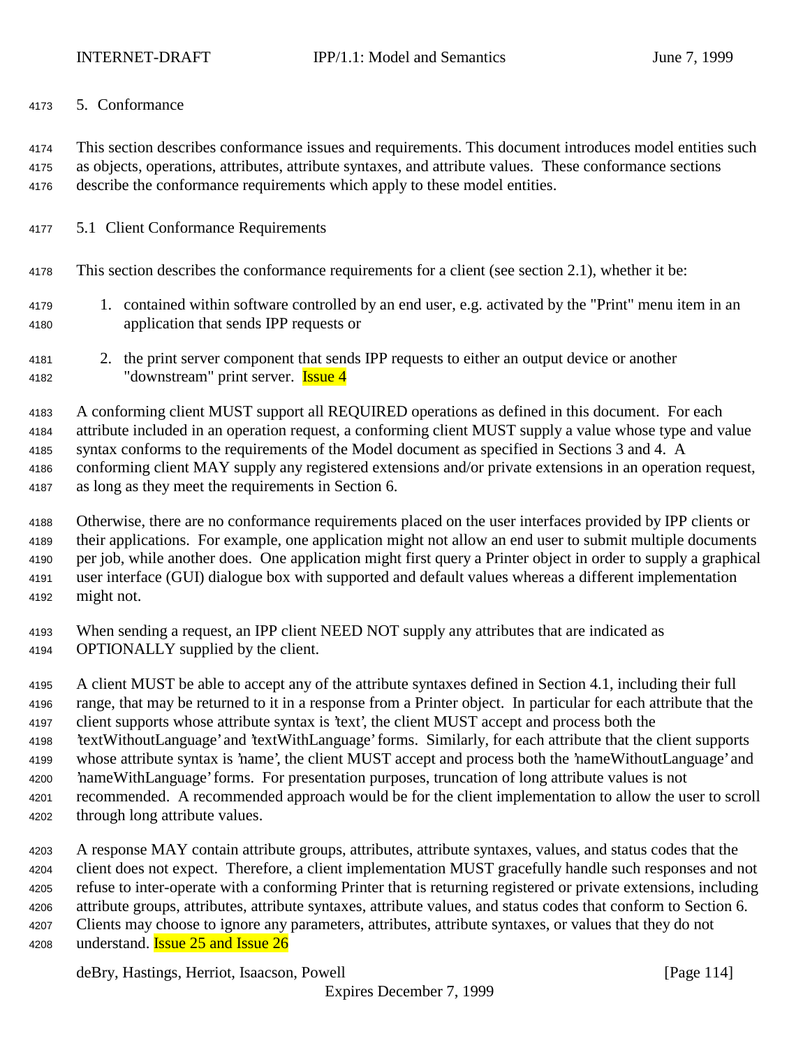## 5. Conformance

This section describes conformance issues and requirements. This document introduces model entities such as objects, operations, attributes, attribute syntaxes, and attribute values. These conformance sections describe the conformance requirements which apply to these model entities.

### 5.1 Client Conformance Requirements

This section describes the conformance requirements for a client (see section 2.1), whether it be:

1. contained within software controlled by an end user, e.g. activated by the "Print" menu item in an application that sends IPP requests or
2. the print server component that sends IPP requests to either an output device or another "downstream" print server. Issue 4

A conforming client MUST support all REQUIRED operations as defined in this document. For each attribute included in an operation request, a conforming client MUST supply a value whose type and value syntax conforms to the requirements of the Model document as specified in Sections 3 and 4. A conforming client MAY supply any registered extensions and/or private extensions in an operation request, as long as they meet the requirements in Section 6.

Otherwise, there are no conformance requirements placed on the user interfaces provided by IPP clients or their applications. For example, one application might not allow an end user to submit multiple documents per job, while another does. One application might first query a Printer object in order to supply a graphical user interface (GUI) dialogue box with supported and default values whereas a different implementation might not.

When sending a request, an IPP client NEED NOT supply any attributes that are indicated as OPTIONALLY supplied by the client.

A client MUST be able to accept any of the attribute syntaxes defined in Section 4.1, including their full range, that may be returned to it in a response from a Printer object. In particular for each attribute that the client supports whose attribute syntax is 'text', the client MUST accept and process both the 'textWithoutLanguage' and 'textWithLanguage' forms. Similarly, for each attribute that the client supports whose attribute syntax is 'name', the client MUST accept and process both the 'nameWithoutLanguage' and 'nameWithLanguage' forms. For presentation purposes, truncation of long attribute values is not recommended. A recommended approach would be for the client implementation to allow the user to scroll through long attribute values.

A response MAY contain attribute groups, attributes, attribute syntaxes, values, and status codes that the client does not expect. Therefore, a client implementation MUST gracefully handle such responses and not refuse to inter-operate with a conforming Printer that is returning registered or private extensions, including attribute groups, attributes, attribute syntaxes, attribute values, and status codes that conform to Section 6. Clients may choose to ignore any parameters, attributes, attribute syntaxes, or values that they do not understand. Issue 25 and Issue 26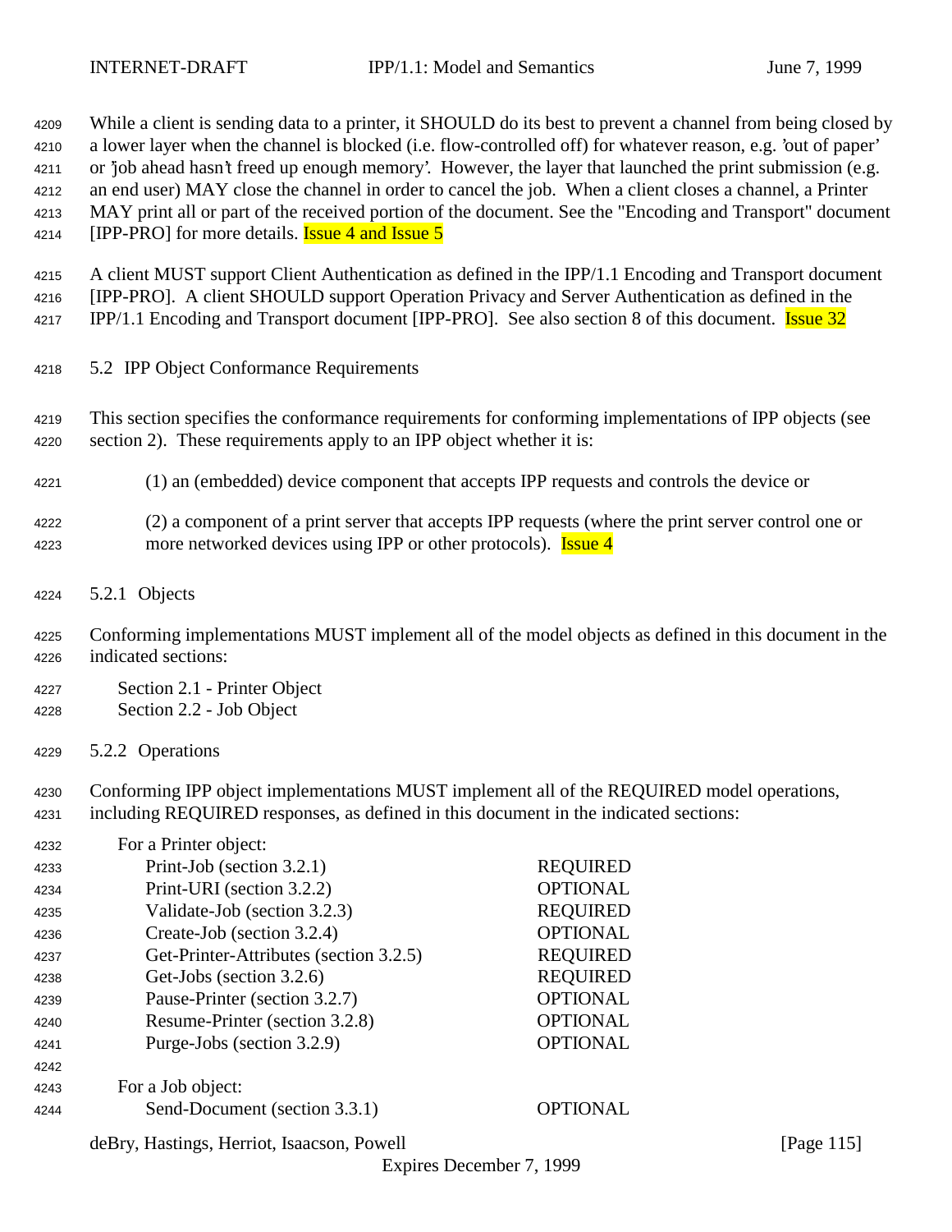While a client is sending data to a printer, it SHOULD do its best to prevent a channel from being closed by a lower layer when the channel is blocked (i.e. flow-controlled off) for whatever reason, e.g. 'out of paper' or 'job ahead hasn't freed up enough memory'. However, the layer that launched the print submission (e.g. an end user) MAY close the channel in order to cancel the job. When a client closes a channel, a Printer MAY print all or part of the received portion of the document. See the "Encoding and Transport" document [IPP-PRO] for more details. Issue 4 and Issue 5

A client MUST support Client Authentication as defined in the IPP/1.1 Encoding and Transport document [IPP-PRO]. A client SHOULD support Operation Privacy and Server Authentication as defined in the IPP/1.1 Encoding and Transport document [IPP-PRO]. See also section 8 of this document. Issue 32

## 5.2 IPP Object Conformance Requirements

This section specifies the conformance requirements for conforming implementations of IPP objects (see section 2). These requirements apply to an IPP object whether it is:

(1) an (embedded) device component that accepts IPP requests and controls the device or

(2) a component of a print server that accepts IPP requests (where the print server control one or more networked devices using IPP or other protocols). Issue 4

### 5.2.1 Objects

Conforming implementations MUST implement all of the model objects as defined in this document in the indicated sections:

Section 2.1 - Printer Object
Section 2.2 - Job Object

### 5.2.2 Operations

Conforming IPP object implementations MUST implement all of the REQUIRED model operations, including REQUIRED responses, as defined in this document in the indicated sections:

For a Printer object:

| | |
|---|---|
| Print-Job (section 3.2.1) | REQUIRED |
| Print-URI (section 3.2.2) | OPTIONAL |
| Validate-Job (section 3.2.3) | REQUIRED |
| Create-Job (section 3.2.4) | OPTIONAL |
| Get-Printer-Attributes (section 3.2.5) | REQUIRED |
| Get-Jobs (section 3.2.6) | REQUIRED |
| Pause-Printer (section 3.2.7) | OPTIONAL |
| Resume-Printer (section 3.2.8) | OPTIONAL |
| Purge-Jobs (section 3.2.9) | OPTIONAL |

For a Job object:

| | |
|---|---|
| Send-Document (section 3.3.1) | OPTIONAL |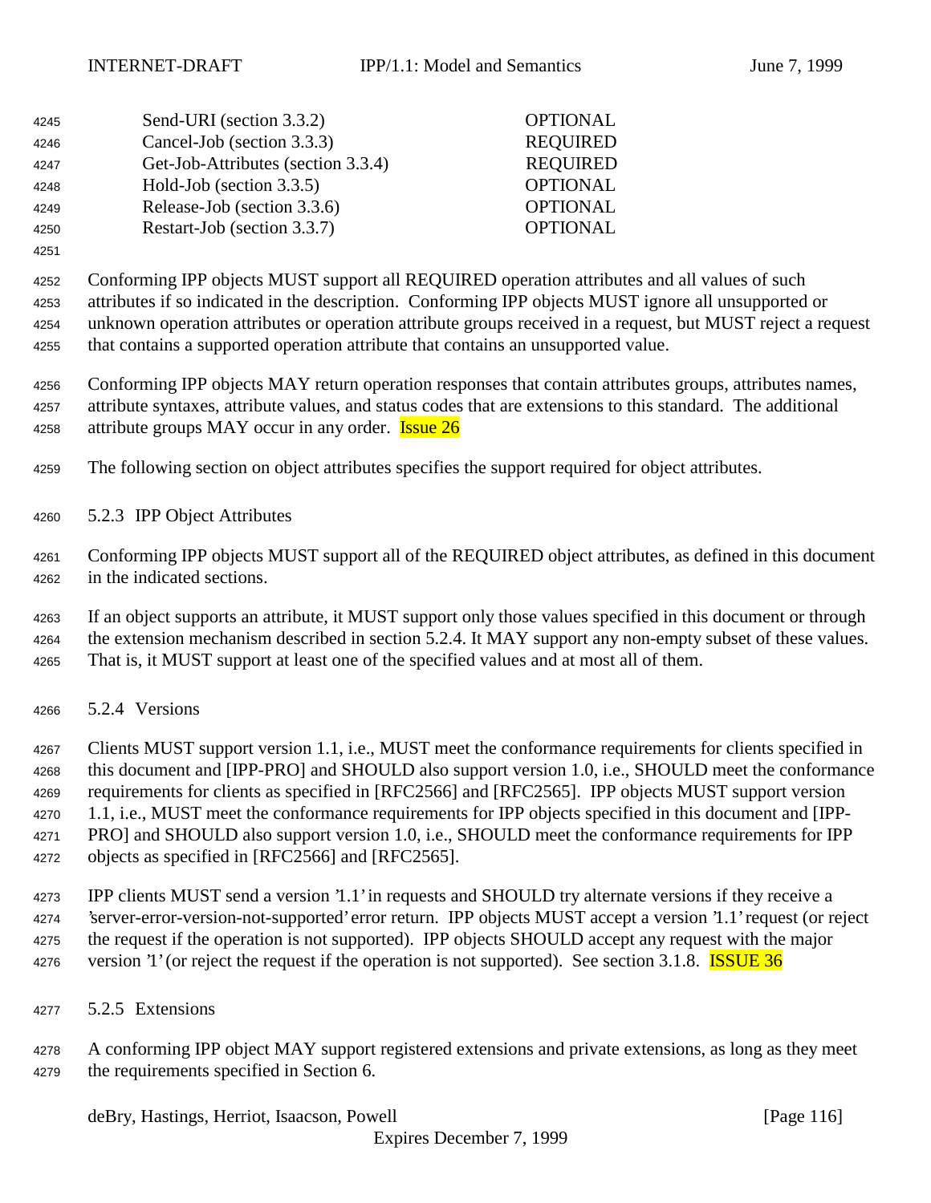| | |
|---|---|
| Send-URI (section 3.3.2) | OPTIONAL |
| Cancel-Job (section 3.3.3) | REQUIRED |
| Get-Job-Attributes (section 3.3.4) | REQUIRED |
| Hold-Job (section 3.3.5) | OPTIONAL |
| Release-Job (section 3.3.6) | OPTIONAL |
| Restart-Job (section 3.3.7) | OPTIONAL |

Conforming IPP objects MUST support all REQUIRED operation attributes and all values of such attributes if so indicated in the description. Conforming IPP objects MUST ignore all unsupported or unknown operation attributes or operation attribute groups received in a request, but MUST reject a request that contains a supported operation attribute that contains an unsupported value.

Conforming IPP objects MAY return operation responses that contain attributes groups, attributes names, attribute syntaxes, attribute values, and status codes that are extensions to this standard. The additional attribute groups MAY occur in any order. Issue 26

The following section on object attributes specifies the support required for object attributes.

### 5.2.3 IPP Object Attributes

Conforming IPP objects MUST support all of the REQUIRED object attributes, as defined in this document in the indicated sections.

If an object supports an attribute, it MUST support only those values specified in this document or through the extension mechanism described in section 5.2.4. It MAY support any non-empty subset of these values. That is, it MUST support at least one of the specified values and at most all of them.

### 5.2.4 Versions

Clients MUST support version 1.1, i.e., MUST meet the conformance requirements for clients specified in this document and [IPP-PRO] and SHOULD also support version 1.0, i.e., SHOULD meet the conformance requirements for clients as specified in [RFC2566] and [RFC2565]. IPP objects MUST support version 1.1, i.e., MUST meet the conformance requirements for IPP objects specified in this document and [IPP-PRO] and SHOULD also support version 1.0, i.e., SHOULD meet the conformance requirements for IPP objects as specified in [RFC2566] and [RFC2565].

IPP clients MUST send a version '1.1' in requests and SHOULD try alternate versions if they receive a 'server-error-version-not-supported' error return. IPP objects MUST accept a version '1.1' request (or reject the request if the operation is not supported). IPP objects SHOULD accept any request with the major version '1' (or reject the request if the operation is not supported). See section 3.1.8. ISSUE 36

### 5.2.5 Extensions

A conforming IPP object MAY support registered extensions and private extensions, as long as they meet the requirements specified in Section 6.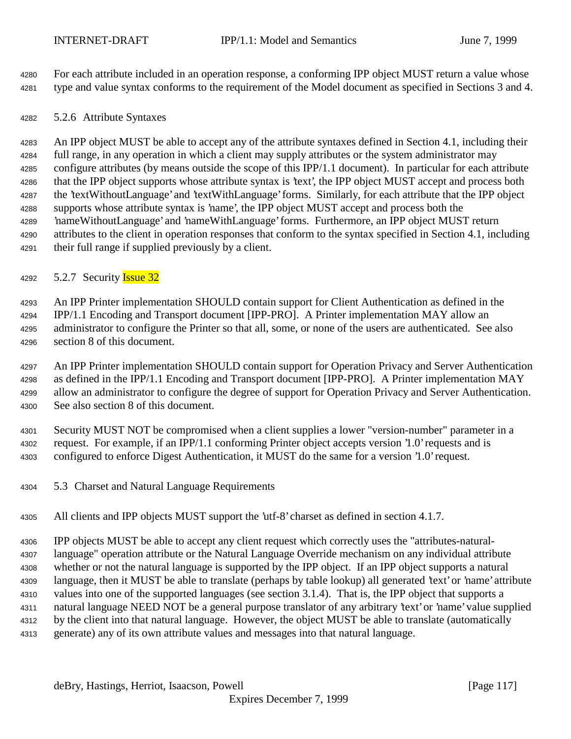For each attribute included in an operation response, a conforming IPP object MUST return a value whose type and value syntax conforms to the requirement of the Model document as specified in Sections 3 and 4.

### 5.2.6 Attribute Syntaxes

An IPP object MUST be able to accept any of the attribute syntaxes defined in Section 4.1, including their full range, in any operation in which a client may supply attributes or the system administrator may configure attributes (by means outside the scope of this IPP/1.1 document). In particular for each attribute that the IPP object supports whose attribute syntax is 'text', the IPP object MUST accept and process both the 'textWithoutLanguage' and 'textWithLanguage' forms. Similarly, for each attribute that the IPP object supports whose attribute syntax is 'name', the IPP object MUST accept and process both the 'nameWithoutLanguage' and 'nameWithLanguage' forms. Furthermore, an IPP object MUST return attributes to the client in operation responses that conform to the syntax specified in Section 4.1, including their full range if supplied previously by a client.

### 5.2.7 Security Issue 32

An IPP Printer implementation SHOULD contain support for Client Authentication as defined in the IPP/1.1 Encoding and Transport document [IPP-PRO]. A Printer implementation MAY allow an administrator to configure the Printer so that all, some, or none of the users are authenticated. See also section 8 of this document.

An IPP Printer implementation SHOULD contain support for Operation Privacy and Server Authentication as defined in the IPP/1.1 Encoding and Transport document [IPP-PRO]. A Printer implementation MAY allow an administrator to configure the degree of support for Operation Privacy and Server Authentication. See also section 8 of this document.

Security MUST NOT be compromised when a client supplies a lower "version-number" parameter in a request. For example, if an IPP/1.1 conforming Printer object accepts version '1.0' requests and is configured to enforce Digest Authentication, it MUST do the same for a version '1.0' request.

## 5.3 Charset and Natural Language Requirements

All clients and IPP objects MUST support the 'utf-8' charset as defined in section 4.1.7.

IPP objects MUST be able to accept any client request which correctly uses the "attributes-natural-language" operation attribute or the Natural Language Override mechanism on any individual attribute whether or not the natural language is supported by the IPP object. If an IPP object supports a natural language, then it MUST be able to translate (perhaps by table lookup) all generated 'text' or 'name' attribute values into one of the supported languages (see section 3.1.4). That is, the IPP object that supports a natural language NEED NOT be a general purpose translator of any arbitrary 'text' or 'name' value supplied by the client into that natural language. However, the object MUST be able to translate (automatically generate) any of its own attribute values and messages into that natural language.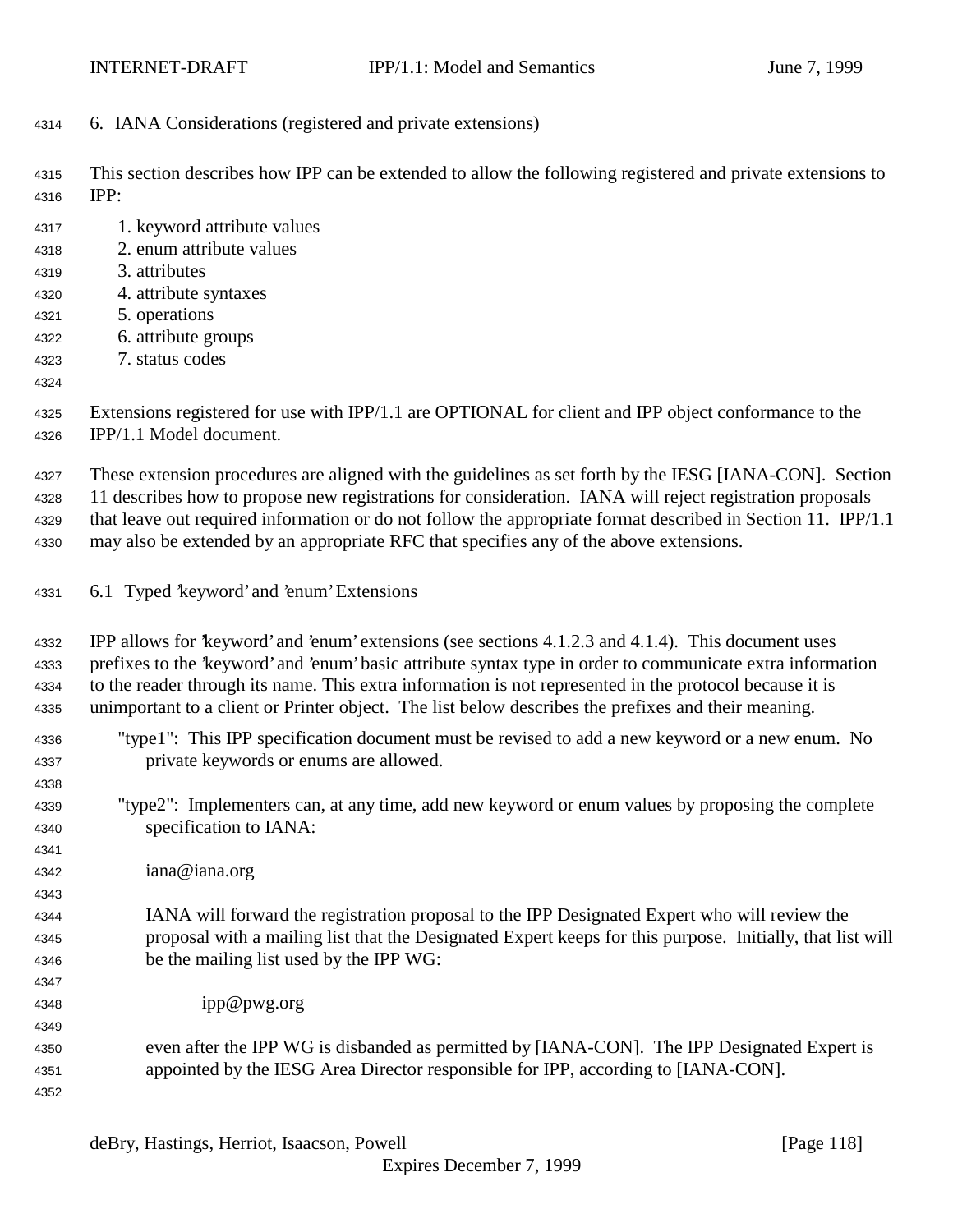## 6. IANA Considerations (registered and private extensions)

This section describes how IPP can be extended to allow the following registered and private extensions to IPP:

1. keyword attribute values
2. enum attribute values
3. attributes
4. attribute syntaxes
5. operations
6. attribute groups
7. status codes

Extensions registered for use with IPP/1.1 are OPTIONAL for client and IPP object conformance to the IPP/1.1 Model document.

These extension procedures are aligned with the guidelines as set forth by the IESG [IANA-CON]. Section 11 describes how to propose new registrations for consideration. IANA will reject registration proposals that leave out required information or do not follow the appropriate format described in Section 11. IPP/1.1 may also be extended by an appropriate RFC that specifies any of the above extensions.

### 6.1 Typed 'keyword' and 'enum' Extensions

IPP allows for 'keyword' and 'enum' extensions (see sections 4.1.2.3 and 4.1.4). This document uses prefixes to the 'keyword' and 'enum' basic attribute syntax type in order to communicate extra information to the reader through its name. This extra information is not represented in the protocol because it is unimportant to a client or Printer object. The list below describes the prefixes and their meaning.

"type1": This IPP specification document must be revised to add a new keyword or a new enum. No private keywords or enums are allowed.

"type2": Implementers can, at any time, add new keyword or enum values by proposing the complete specification to IANA:

iana@iana.org

IANA will forward the registration proposal to the IPP Designated Expert who will review the proposal with a mailing list that the Designated Expert keeps for this purpose. Initially, that list will be the mailing list used by the IPP WG:

ipp@pwg.org

even after the IPP WG is disbanded as permitted by [IANA-CON]. The IPP Designated Expert is appointed by the IESG Area Director responsible for IPP, according to [IANA-CON].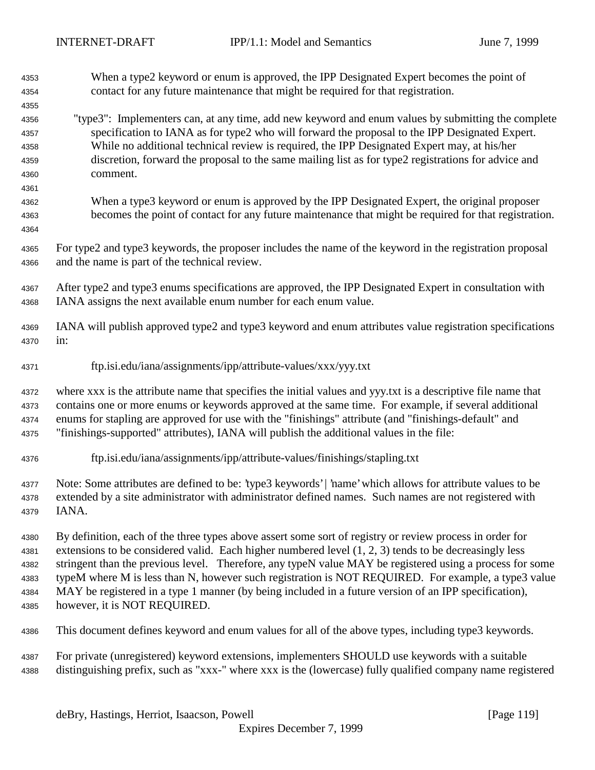When a type2 keyword or enum is approved, the IPP Designated Expert becomes the point of contact for any future maintenance that might be required for that registration.

"type3": Implementers can, at any time, add new keyword and enum values by submitting the complete specification to IANA as for type2 who will forward the proposal to the IPP Designated Expert. While no additional technical review is required, the IPP Designated Expert may, at his/her discretion, forward the proposal to the same mailing list as for type2 registrations for advice and comment.

When a type3 keyword or enum is approved by the IPP Designated Expert, the original proposer becomes the point of contact for any future maintenance that might be required for that registration.

For type2 and type3 keywords, the proposer includes the name of the keyword in the registration proposal and the name is part of the technical review.

After type2 and type3 enums specifications are approved, the IPP Designated Expert in consultation with IANA assigns the next available enum number for each enum value.

IANA will publish approved type2 and type3 keyword and enum attributes value registration specifications in:

ftp.isi.edu/iana/assignments/ipp/attribute-values/xxx/yyy.txt

where xxx is the attribute name that specifies the initial values and yyy.txt is a descriptive file name that contains one or more enums or keywords approved at the same time. For example, if several additional enums for stapling are approved for use with the "finishings" attribute (and "finishings-default" and "finishings-supported" attributes), IANA will publish the additional values in the file:

ftp.isi.edu/iana/assignments/ipp/attribute-values/finishings/stapling.txt

Note: Some attributes are defined to be: 'type3 keywords' | 'name' which allows for attribute values to be extended by a site administrator with administrator defined names. Such names are not registered with IANA.

By definition, each of the three types above assert some sort of registry or review process in order for extensions to be considered valid. Each higher numbered level (1, 2, 3) tends to be decreasingly less stringent than the previous level. Therefore, any typeN value MAY be registered using a process for some typeM where M is less than N, however such registration is NOT REQUIRED. For example, a type3 value MAY be registered in a type 1 manner (by being included in a future version of an IPP specification), however, it is NOT REQUIRED.

This document defines keyword and enum values for all of the above types, including type3 keywords.

For private (unregistered) keyword extensions, implementers SHOULD use keywords with a suitable distinguishing prefix, such as "xxx-" where xxx is the (lowercase) fully qualified company name registered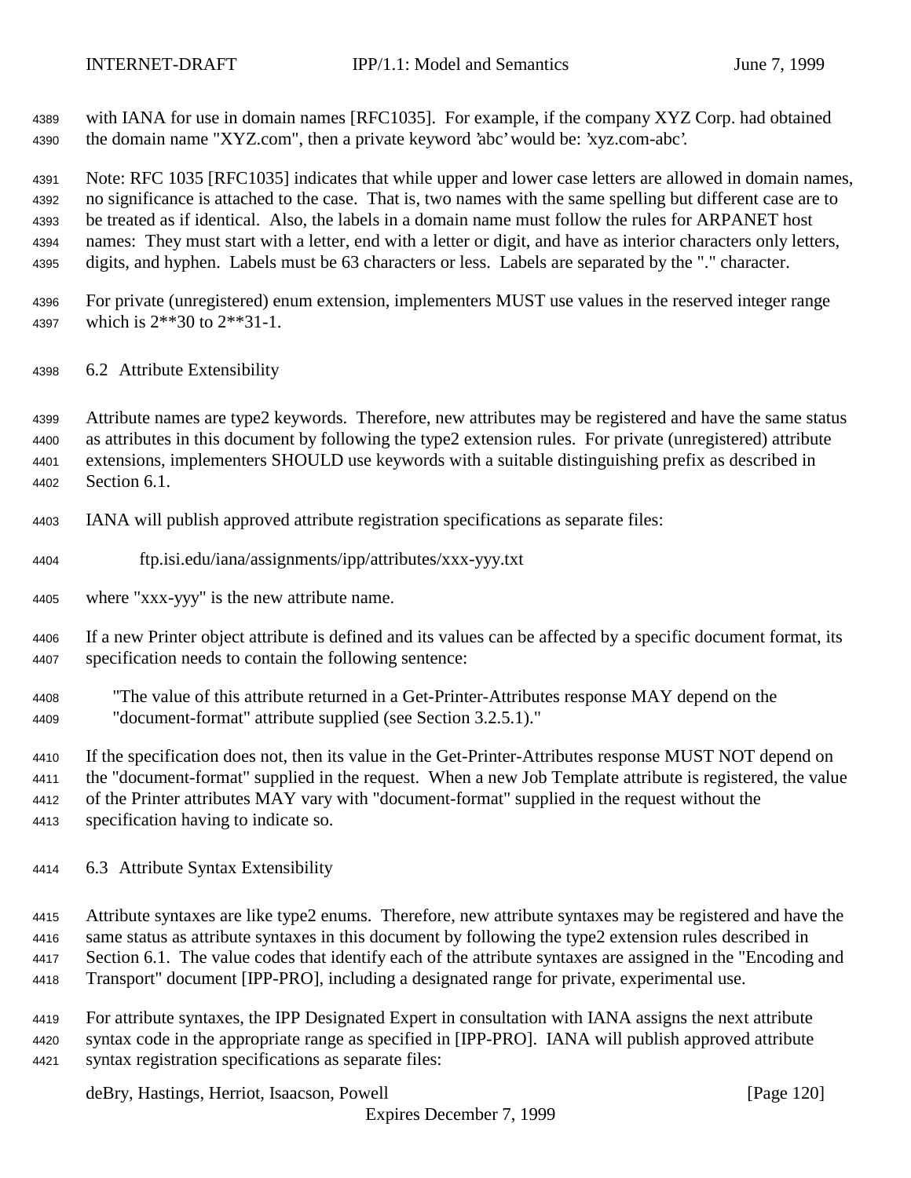with IANA for use in domain names [RFC1035]. For example, if the company XYZ Corp. had obtained the domain name "XYZ.com", then a private keyword 'abc' would be: 'xyz.com-abc'.

Note: RFC 1035 [RFC1035] indicates that while upper and lower case letters are allowed in domain names, no significance is attached to the case. That is, two names with the same spelling but different case are to be treated as if identical. Also, the labels in a domain name must follow the rules for ARPANET host names: They must start with a letter, end with a letter or digit, and have as interior characters only letters, digits, and hyphen. Labels must be 63 characters or less. Labels are separated by the "." character.

For private (unregistered) enum extension, implementers MUST use values in the reserved integer range which is 2**30 to 2**31-1.

## 6.2 Attribute Extensibility

Attribute names are type2 keywords. Therefore, new attributes may be registered and have the same status as attributes in this document by following the type2 extension rules. For private (unregistered) attribute extensions, implementers SHOULD use keywords with a suitable distinguishing prefix as described in Section 6.1.

IANA will publish approved attribute registration specifications as separate files:

    ftp.isi.edu/iana/assignments/ipp/attributes/xxx-yyy.txt

where "xxx-yyy" is the new attribute name.

If a new Printer object attribute is defined and its values can be affected by a specific document format, its specification needs to contain the following sentence:

> "The value of this attribute returned in a Get-Printer-Attributes response MAY depend on the "document-format" attribute supplied (see Section 3.2.5.1)."

If the specification does not, then its value in the Get-Printer-Attributes response MUST NOT depend on the "document-format" supplied in the request. When a new Job Template attribute is registered, the value of the Printer attributes MAY vary with "document-format" supplied in the request without the specification having to indicate so.

## 6.3 Attribute Syntax Extensibility

Attribute syntaxes are like type2 enums. Therefore, new attribute syntaxes may be registered and have the same status as attribute syntaxes in this document by following the type2 extension rules described in Section 6.1. The value codes that identify each of the attribute syntaxes are assigned in the "Encoding and Transport" document [IPP-PRO], including a designated range for private, experimental use.

For attribute syntaxes, the IPP Designated Expert in consultation with IANA assigns the next attribute syntax code in the appropriate range as specified in [IPP-PRO]. IANA will publish approved attribute syntax registration specifications as separate files: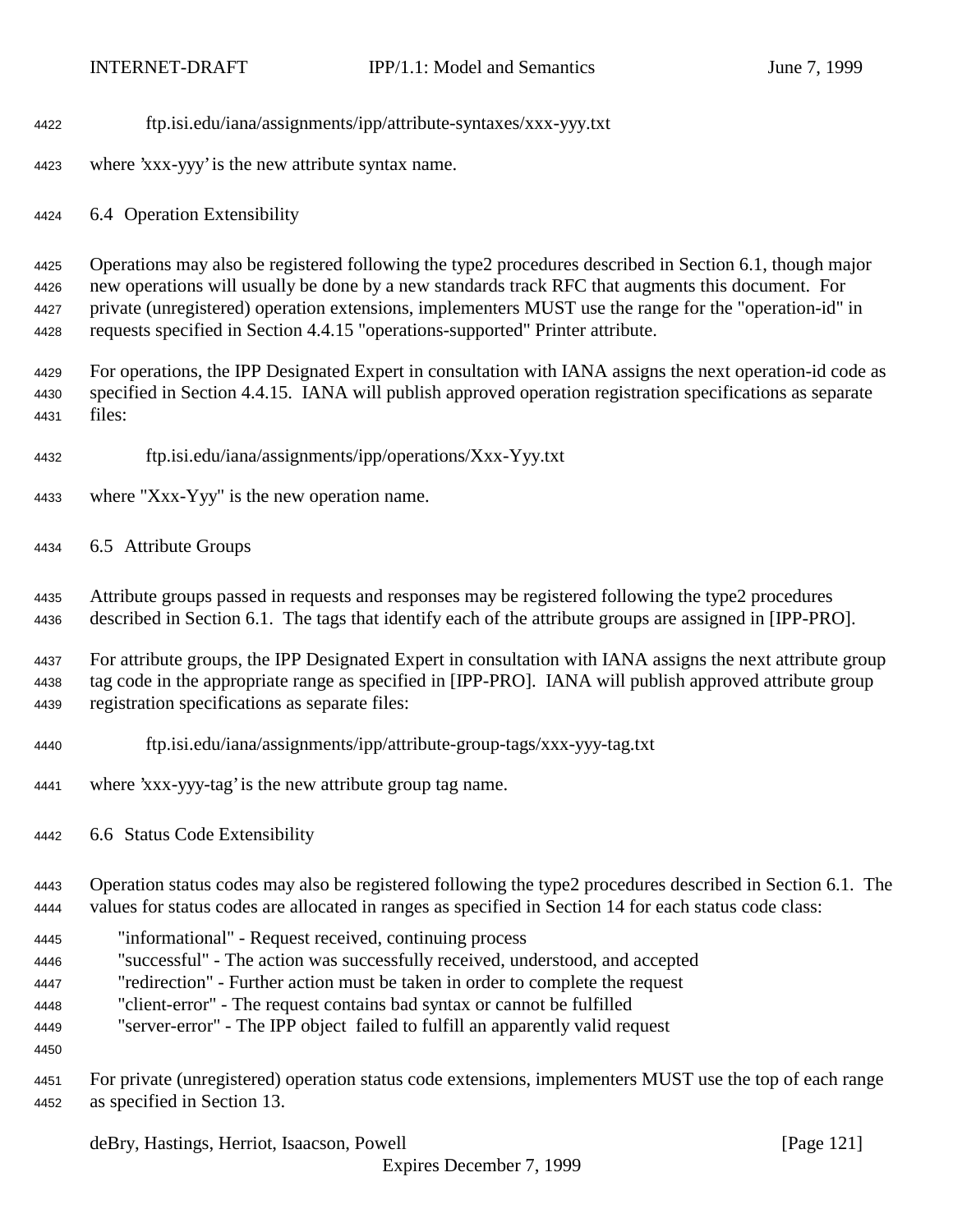ftp.isi.edu/iana/assignments/ipp/attribute-syntaxes/xxx-yyy.txt

where 'xxx-yyy' is the new attribute syntax name.

## 6.4 Operation Extensibility

Operations may also be registered following the type2 procedures described in Section 6.1, though major new operations will usually be done by a new standards track RFC that augments this document. For private (unregistered) operation extensions, implementers MUST use the range for the "operation-id" in requests specified in Section 4.4.15 "operations-supported" Printer attribute.

For operations, the IPP Designated Expert in consultation with IANA assigns the next operation-id code as specified in Section 4.4.15. IANA will publish approved operation registration specifications as separate files:

ftp.isi.edu/iana/assignments/ipp/operations/Xxx-Yyy.txt

where "Xxx-Yyy" is the new operation name.

## 6.5 Attribute Groups

Attribute groups passed in requests and responses may be registered following the type2 procedures described in Section 6.1. The tags that identify each of the attribute groups are assigned in [IPP-PRO].

For attribute groups, the IPP Designated Expert in consultation with IANA assigns the next attribute group tag code in the appropriate range as specified in [IPP-PRO]. IANA will publish approved attribute group registration specifications as separate files:

ftp.isi.edu/iana/assignments/ipp/attribute-group-tags/xxx-yyy-tag.txt

where 'xxx-yyy-tag' is the new attribute group tag name.

## 6.6 Status Code Extensibility

Operation status codes may also be registered following the type2 procedures described in Section 6.1. The values for status codes are allocated in ranges as specified in Section 14 for each status code class:

"informational" - Request received, continuing process
"successful" - The action was successfully received, understood, and accepted
"redirection" - Further action must be taken in order to complete the request
"client-error" - The request contains bad syntax or cannot be fulfilled
"server-error" - The IPP object failed to fulfill an apparently valid request

For private (unregistered) operation status code extensions, implementers MUST use the top of each range as specified in Section 13.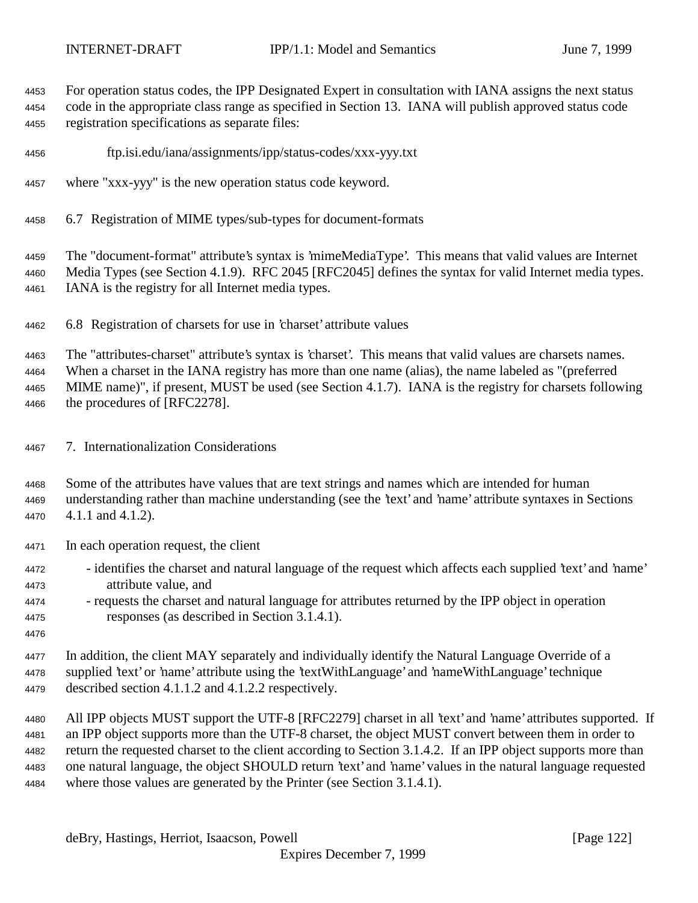For operation status codes, the IPP Designated Expert in consultation with IANA assigns the next status code in the appropriate class range as specified in Section 13. IANA will publish approved status code registration specifications as separate files:

ftp.isi.edu/iana/assignments/ipp/status-codes/xxx-yyy.txt

where "xxx-yyy" is the new operation status code keyword.

## 6.7 Registration of MIME types/sub-types for document-formats

The "document-format" attribute's syntax is 'mimeMediaType'. This means that valid values are Internet Media Types (see Section 4.1.9). RFC 2045 [RFC2045] defines the syntax for valid Internet media types. IANA is the registry for all Internet media types.

## 6.8 Registration of charsets for use in 'charset' attribute values

The "attributes-charset" attribute's syntax is 'charset'. This means that valid values are charsets names. When a charset in the IANA registry has more than one name (alias), the name labeled as "(preferred MIME name)", if present, MUST be used (see Section 4.1.7). IANA is the registry for charsets following the procedures of [RFC2278].

# 7. Internationalization Considerations

Some of the attributes have values that are text strings and names which are intended for human understanding rather than machine understanding (see the 'text' and 'name' attribute syntaxes in Sections 4.1.1 and 4.1.2).

In each operation request, the client

- identifies the charset and natural language of the request which affects each supplied 'text' and 'name' attribute value, and
- requests the charset and natural language for attributes returned by the IPP object in operation responses (as described in Section 3.1.4.1).

In addition, the client MAY separately and individually identify the Natural Language Override of a supplied 'text' or 'name' attribute using the 'textWithLanguage' and 'nameWithLanguage' technique described section 4.1.1.2 and 4.1.2.2 respectively.

All IPP objects MUST support the UTF-8 [RFC2279] charset in all 'text' and 'name' attributes supported. If an IPP object supports more than the UTF-8 charset, the object MUST convert between them in order to return the requested charset to the client according to Section 3.1.4.2. If an IPP object supports more than one natural language, the object SHOULD return 'text' and 'name' values in the natural language requested where those values are generated by the Printer (see Section 3.1.4.1).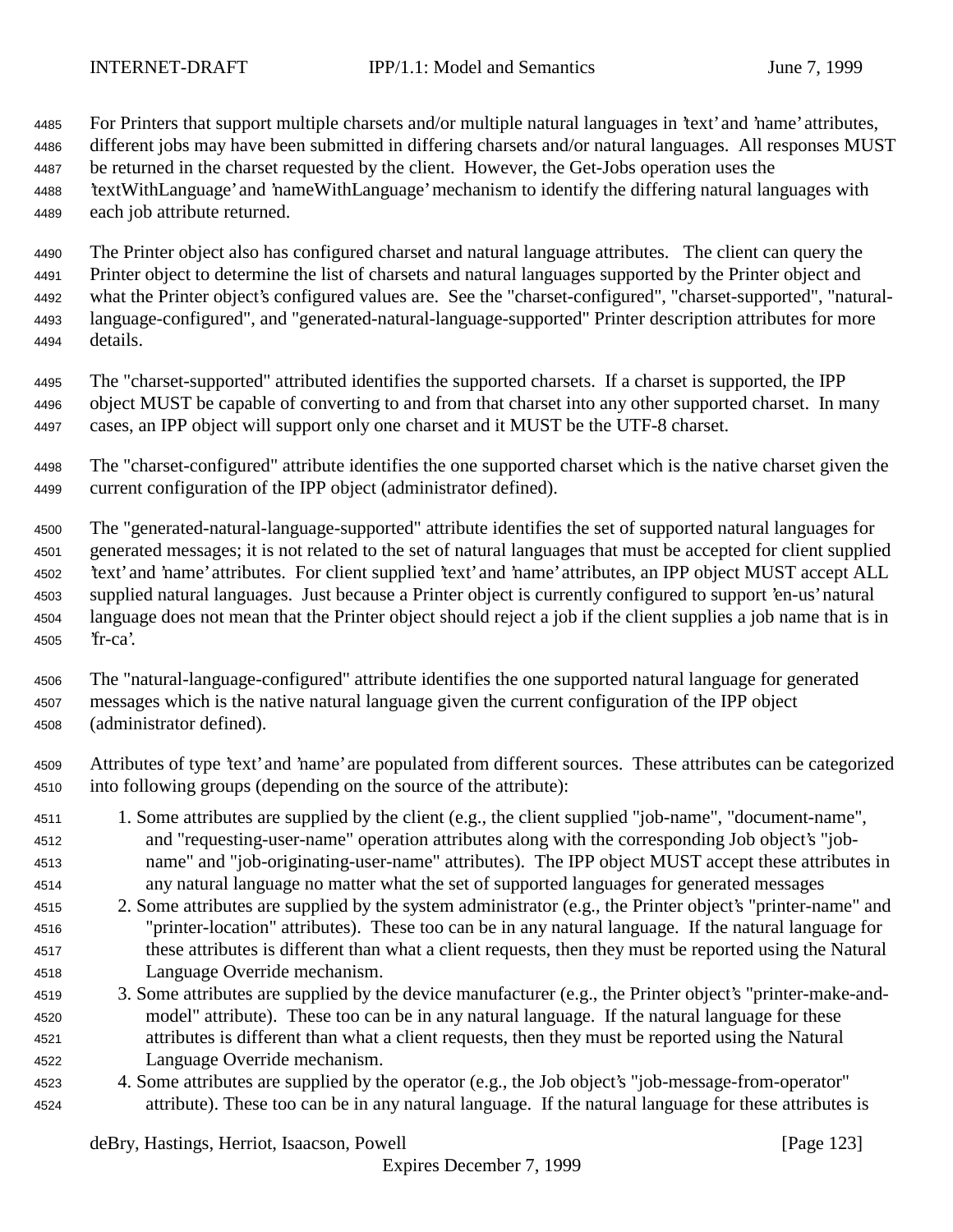For Printers that support multiple charsets and/or multiple natural languages in 'text' and 'name' attributes, different jobs may have been submitted in differing charsets and/or natural languages. All responses MUST be returned in the charset requested by the client. However, the Get-Jobs operation uses the 'textWithLanguage' and 'nameWithLanguage' mechanism to identify the differing natural languages with each job attribute returned.

The Printer object also has configured charset and natural language attributes. The client can query the Printer object to determine the list of charsets and natural languages supported by the Printer object and what the Printer object's configured values are. See the "charset-configured", "charset-supported", "natural-language-configured", and "generated-natural-language-supported" Printer description attributes for more details.

The "charset-supported" attributed identifies the supported charsets. If a charset is supported, the IPP object MUST be capable of converting to and from that charset into any other supported charset. In many cases, an IPP object will support only one charset and it MUST be the UTF-8 charset.

The "charset-configured" attribute identifies the one supported charset which is the native charset given the current configuration of the IPP object (administrator defined).

The "generated-natural-language-supported" attribute identifies the set of supported natural languages for generated messages; it is not related to the set of natural languages that must be accepted for client supplied 'text' and 'name' attributes. For client supplied 'text' and 'name' attributes, an IPP object MUST accept ALL supplied natural languages. Just because a Printer object is currently configured to support 'en-us' natural language does not mean that the Printer object should reject a job if the client supplies a job name that is in 'fr-ca'.

The "natural-language-configured" attribute identifies the one supported natural language for generated messages which is the native natural language given the current configuration of the IPP object (administrator defined).

Attributes of type 'text' and 'name' are populated from different sources. These attributes can be categorized into following groups (depending on the source of the attribute):

1. Some attributes are supplied by the client (e.g., the client supplied "job-name", "document-name", and "requesting-user-name" operation attributes along with the corresponding Job object's "job-name" and "job-originating-user-name" attributes). The IPP object MUST accept these attributes in any natural language no matter what the set of supported languages for generated messages
2. Some attributes are supplied by the system administrator (e.g., the Printer object's "printer-name" and "printer-location" attributes). These too can be in any natural language. If the natural language for these attributes is different than what a client requests, then they must be reported using the Natural Language Override mechanism.
3. Some attributes are supplied by the device manufacturer (e.g., the Printer object's "printer-make-and-model" attribute). These too can be in any natural language. If the natural language for these attributes is different than what a client requests, then they must be reported using the Natural Language Override mechanism.
4. Some attributes are supplied by the operator (e.g., the Job object's "job-message-from-operator" attribute). These too can be in any natural language. If the natural language for these attributes is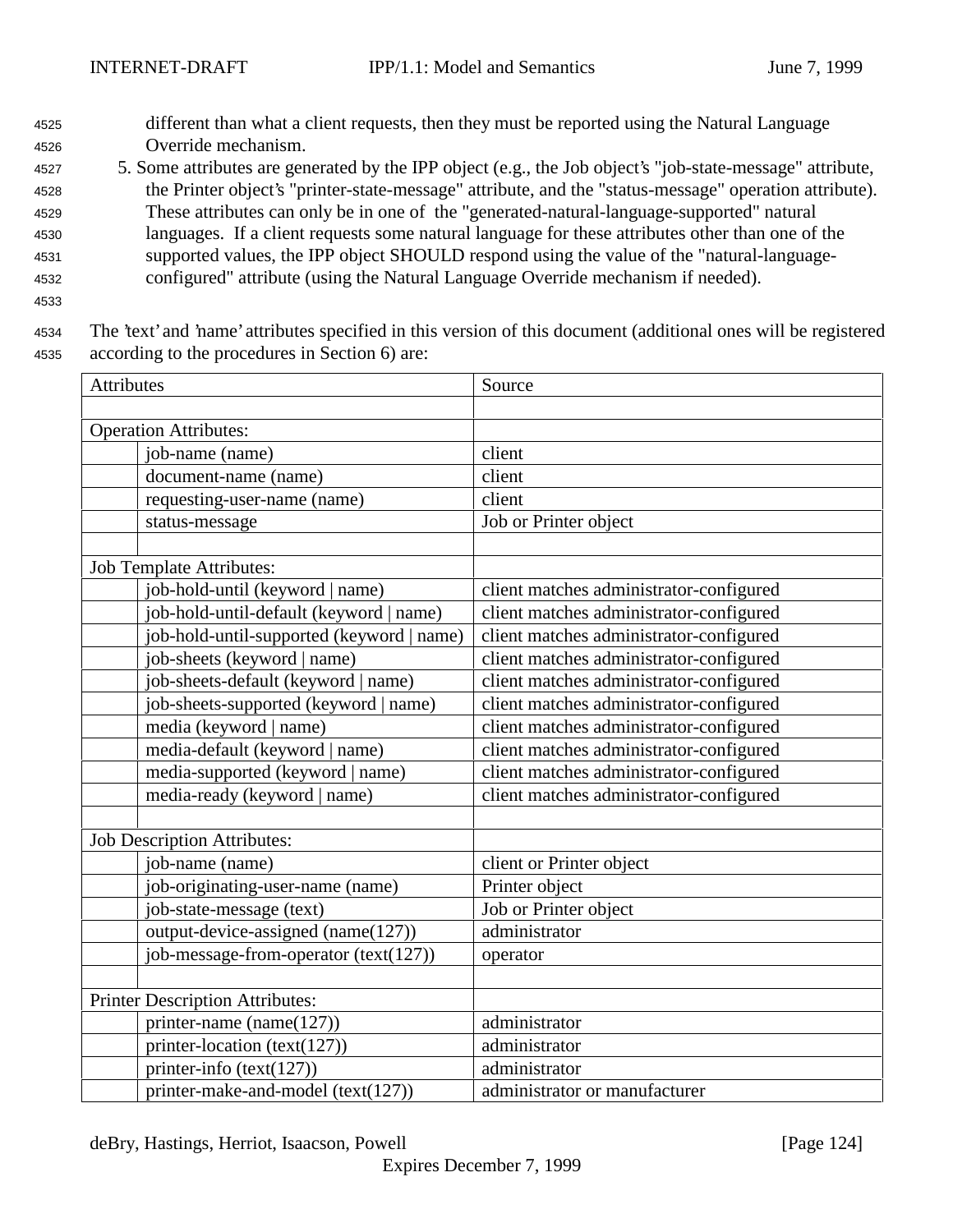different than what a client requests, then they must be reported using the Natural Language Override mechanism.

5. Some attributes are generated by the IPP object (e.g., the Job object's "job-state-message" attribute, the Printer object's "printer-state-message" attribute, and the "status-message" operation attribute). These attributes can only be in one of the "generated-natural-language-supported" natural languages. If a client requests some natural language for these attributes other than one of the supported values, the IPP object SHOULD respond using the value of the "natural-language-configured" attribute (using the Natural Language Override mechanism if needed).

The 'text' and 'name' attributes specified in this version of this document (additional ones will be registered according to the procedures in Section 6) are:

| Attributes | | Source |
|---|---|---|
| | | |
| Operation Attributes: | | |
| | job-name (name) | client |
| | document-name (name) | client |
| | requesting-user-name (name) | client |
| | status-message | Job or Printer object |
| | | |
| Job Template Attributes: | | |
| | job-hold-until (keyword \| name) | client matches administrator-configured |
| | job-hold-until-default (keyword \| name) | client matches administrator-configured |
| | job-hold-until-supported (keyword \| name) | client matches administrator-configured |
| | job-sheets (keyword \| name) | client matches administrator-configured |
| | job-sheets-default (keyword \| name) | client matches administrator-configured |
| | job-sheets-supported (keyword \| name) | client matches administrator-configured |
| | media (keyword \| name) | client matches administrator-configured |
| | media-default (keyword \| name) | client matches administrator-configured |
| | media-supported (keyword \| name) | client matches administrator-configured |
| | media-ready (keyword \| name) | client matches administrator-configured |
| | | |
| Job Description Attributes: | | |
| | job-name (name) | client or Printer object |
| | job-originating-user-name (name) | Printer object |
| | job-state-message (text) | Job or Printer object |
| | output-device-assigned (name(127)) | administrator |
| | job-message-from-operator (text(127)) | operator |
| | | |
| Printer Description Attributes: | | |
| | printer-name (name(127)) | administrator |
| | printer-location (text(127)) | administrator |
| | printer-info (text(127)) | administrator |
| | printer-make-and-model (text(127)) | administrator or manufacturer |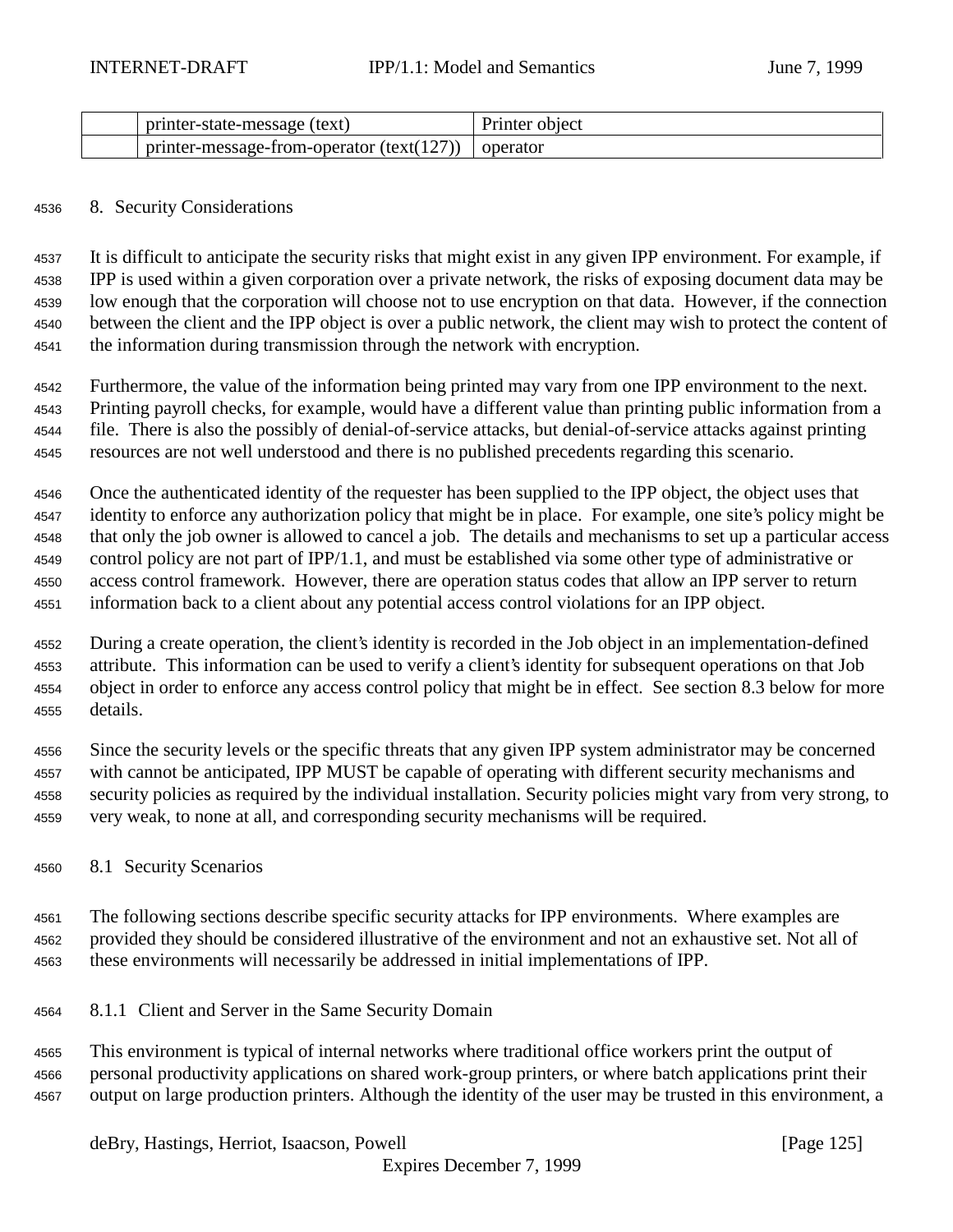| | printer-state-message (text) | Printer object |
|---|---|---|
| | printer-message-from-operator (text(127)) | operator |

## 8. Security Considerations

It is difficult to anticipate the security risks that might exist in any given IPP environment. For example, if IPP is used within a given corporation over a private network, the risks of exposing document data may be low enough that the corporation will choose not to use encryption on that data. However, if the connection between the client and the IPP object is over a public network, the client may wish to protect the content of the information during transmission through the network with encryption.

Furthermore, the value of the information being printed may vary from one IPP environment to the next. Printing payroll checks, for example, would have a different value than printing public information from a file. There is also the possibly of denial-of-service attacks, but denial-of-service attacks against printing resources are not well understood and there is no published precedents regarding this scenario.

Once the authenticated identity of the requester has been supplied to the IPP object, the object uses that identity to enforce any authorization policy that might be in place. For example, one site's policy might be that only the job owner is allowed to cancel a job. The details and mechanisms to set up a particular access control policy are not part of IPP/1.1, and must be established via some other type of administrative or access control framework. However, there are operation status codes that allow an IPP server to return information back to a client about any potential access control violations for an IPP object.

During a create operation, the client's identity is recorded in the Job object in an implementation-defined attribute. This information can be used to verify a client's identity for subsequent operations on that Job object in order to enforce any access control policy that might be in effect. See section 8.3 below for more details.

Since the security levels or the specific threats that any given IPP system administrator may be concerned with cannot be anticipated, IPP MUST be capable of operating with different security mechanisms and security policies as required by the individual installation. Security policies might vary from very strong, to very weak, to none at all, and corresponding security mechanisms will be required.

### 8.1 Security Scenarios

The following sections describe specific security attacks for IPP environments. Where examples are provided they should be considered illustrative of the environment and not an exhaustive set. Not all of these environments will necessarily be addressed in initial implementations of IPP.

#### 8.1.1 Client and Server in the Same Security Domain

This environment is typical of internal networks where traditional office workers print the output of personal productivity applications on shared work-group printers, or where batch applications print their output on large production printers. Although the identity of the user may be trusted in this environment, a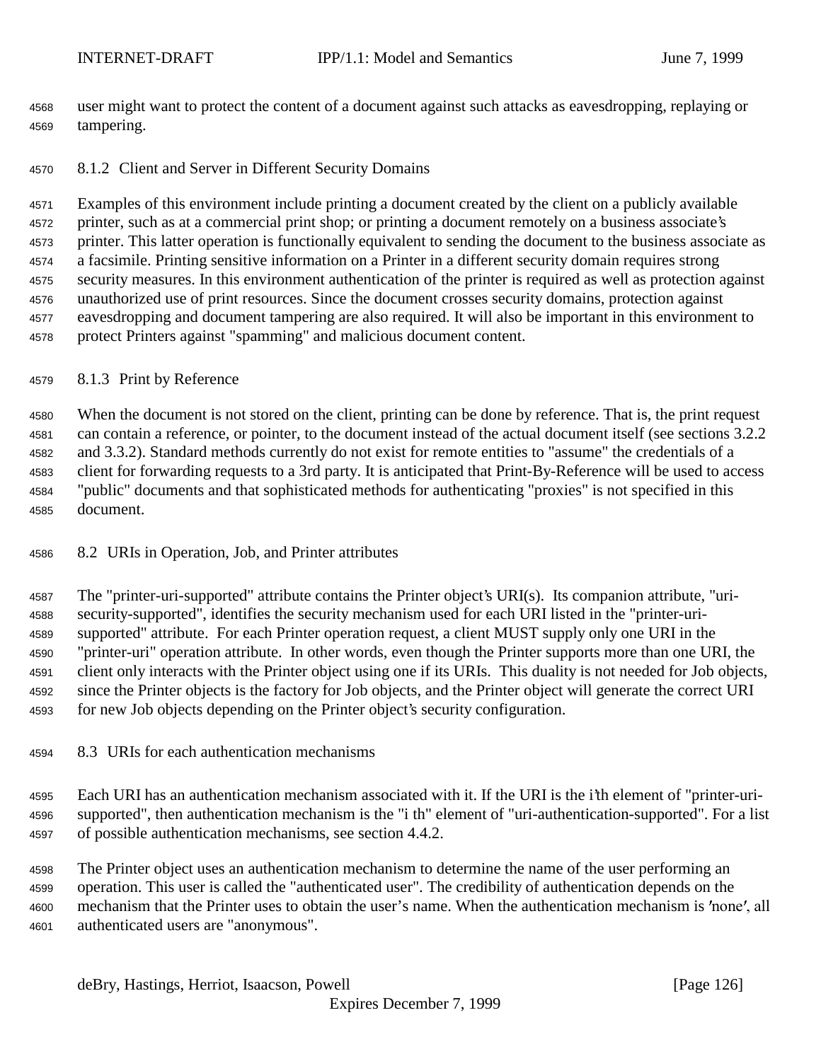user might want to protect the content of a document against such attacks as eavesdropping, replaying or tampering.

### 8.1.2 Client and Server in Different Security Domains

Examples of this environment include printing a document created by the client on a publicly available printer, such as at a commercial print shop; or printing a document remotely on a business associate's printer. This latter operation is functionally equivalent to sending the document to the business associate as a facsimile. Printing sensitive information on a Printer in a different security domain requires strong security measures. In this environment authentication of the printer is required as well as protection against unauthorized use of print resources. Since the document crosses security domains, protection against eavesdropping and document tampering are also required. It will also be important in this environment to protect Printers against "spamming" and malicious document content.

### 8.1.3 Print by Reference

When the document is not stored on the client, printing can be done by reference. That is, the print request can contain a reference, or pointer, to the document instead of the actual document itself (see sections 3.2.2 and 3.3.2). Standard methods currently do not exist for remote entities to "assume" the credentials of a client for forwarding requests to a 3rd party. It is anticipated that Print-By-Reference will be used to access "public" documents and that sophisticated methods for authenticating "proxies" is not specified in this document.

## 8.2 URIs in Operation, Job, and Printer attributes

The "printer-uri-supported" attribute contains the Printer object's URI(s). Its companion attribute, "uri-security-supported", identifies the security mechanism used for each URI listed in the "printer-uri-supported" attribute. For each Printer operation request, a client MUST supply only one URI in the "printer-uri" operation attribute. In other words, even though the Printer supports more than one URI, the client only interacts with the Printer object using one if its URIs. This duality is not needed for Job objects, since the Printer objects is the factory for Job objects, and the Printer object will generate the correct URI for new Job objects depending on the Printer object's security configuration.

## 8.3 URIs for each authentication mechanisms

Each URI has an authentication mechanism associated with it. If the URI is the i'th element of "printer-uri-supported", then authentication mechanism is the "i th" element of "uri-authentication-supported". For a list of possible authentication mechanisms, see section 4.4.2.

The Printer object uses an authentication mechanism to determine the name of the user performing an operation. This user is called the "authenticated user". The credibility of authentication depends on the mechanism that the Printer uses to obtain the user's name. When the authentication mechanism is 'none', all authenticated users are "anonymous".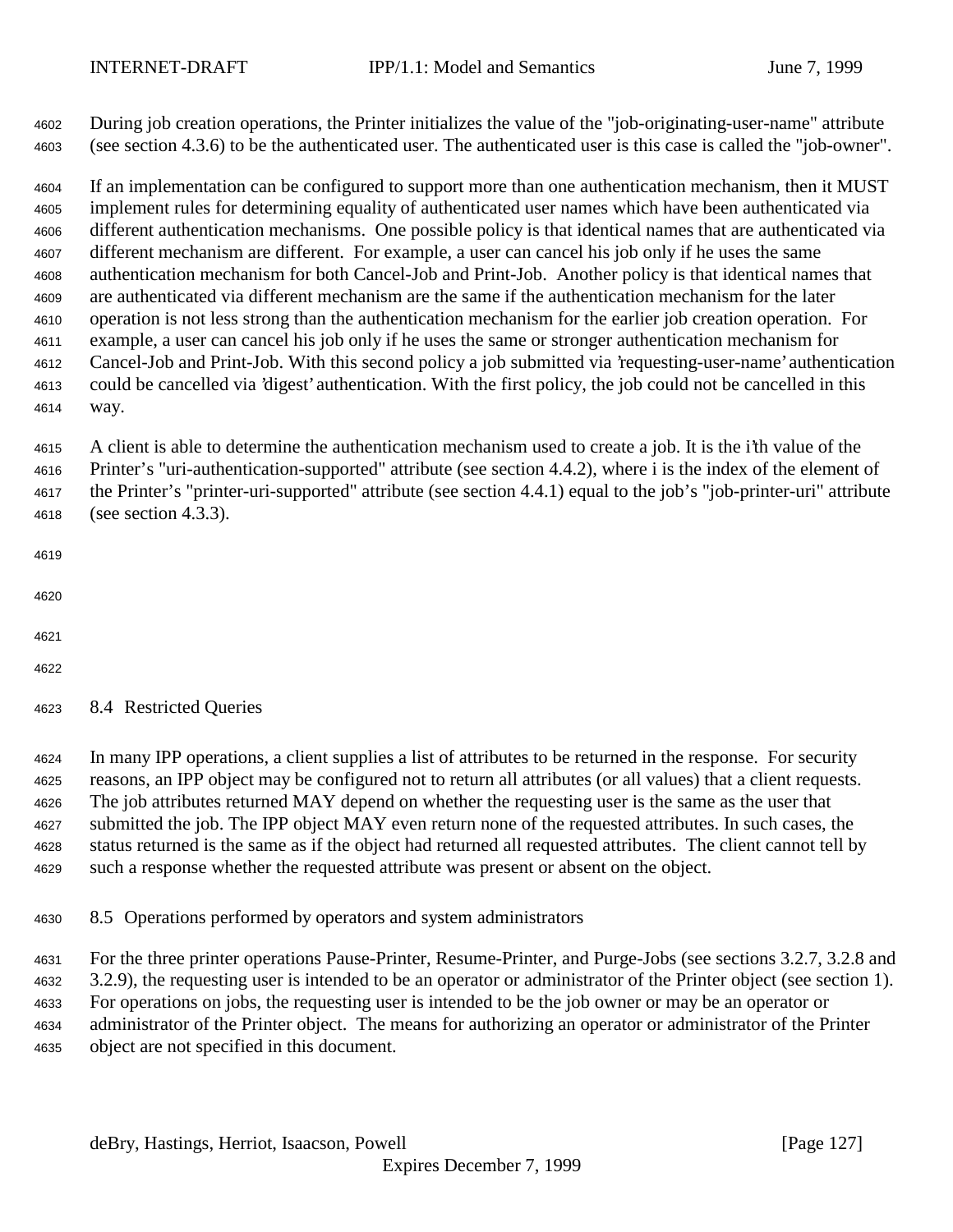During job creation operations, the Printer initializes the value of the "job-originating-user-name" attribute (see section 4.3.6) to be the authenticated user. The authenticated user is this case is called the "job-owner".

If an implementation can be configured to support more than one authentication mechanism, then it MUST implement rules for determining equality of authenticated user names which have been authenticated via different authentication mechanisms. One possible policy is that identical names that are authenticated via different mechanism are different. For example, a user can cancel his job only if he uses the same authentication mechanism for both Cancel-Job and Print-Job. Another policy is that identical names that are authenticated via different mechanism are the same if the authentication mechanism for the later operation is not less strong than the authentication mechanism for the earlier job creation operation. For example, a user can cancel his job only if he uses the same or stronger authentication mechanism for Cancel-Job and Print-Job. With this second policy a job submitted via 'requesting-user-name' authentication could be cancelled via 'digest' authentication. With the first policy, the job could not be cancelled in this way.

A client is able to determine the authentication mechanism used to create a job. It is the i'th value of the Printer's "uri-authentication-supported" attribute (see section 4.4.2), where i is the index of the element of the Printer's "printer-uri-supported" attribute (see section 4.4.1) equal to the job's "job-printer-uri" attribute (see section 4.3.3).

## 8.4 Restricted Queries

In many IPP operations, a client supplies a list of attributes to be returned in the response. For security reasons, an IPP object may be configured not to return all attributes (or all values) that a client requests. The job attributes returned MAY depend on whether the requesting user is the same as the user that submitted the job. The IPP object MAY even return none of the requested attributes. In such cases, the status returned is the same as if the object had returned all requested attributes. The client cannot tell by such a response whether the requested attribute was present or absent on the object.

## 8.5 Operations performed by operators and system administrators

For the three printer operations Pause-Printer, Resume-Printer, and Purge-Jobs (see sections 3.2.7, 3.2.8 and 3.2.9), the requesting user is intended to be an operator or administrator of the Printer object (see section 1). For operations on jobs, the requesting user is intended to be the job owner or may be an operator or administrator of the Printer object. The means for authorizing an operator or administrator of the Printer object are not specified in this document.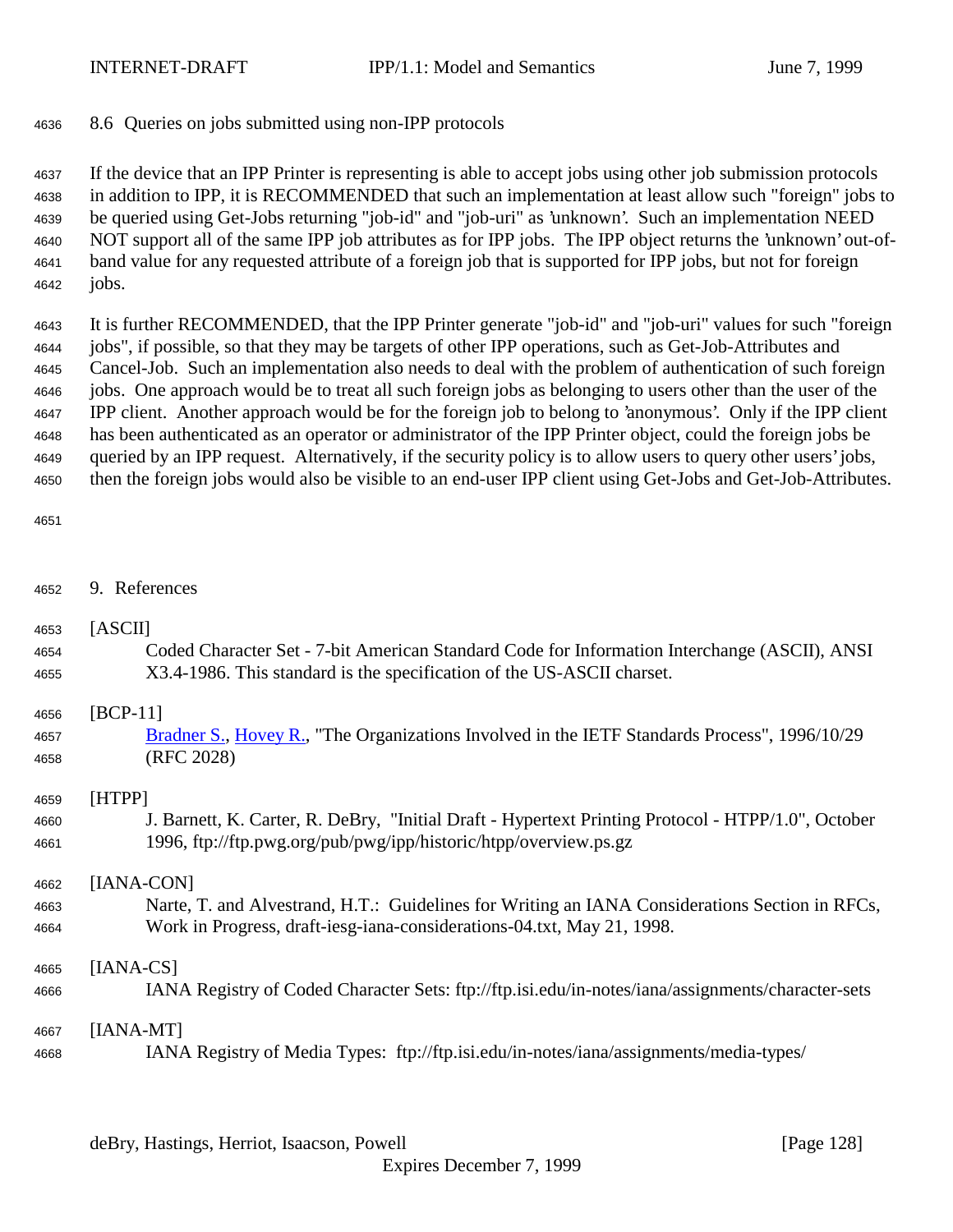## 8.6 Queries on jobs submitted using non-IPP protocols

If the device that an IPP Printer is representing is able to accept jobs using other job submission protocols in addition to IPP, it is RECOMMENDED that such an implementation at least allow such "foreign" jobs to be queried using Get-Jobs returning "job-id" and "job-uri" as 'unknown'. Such an implementation NEED NOT support all of the same IPP job attributes as for IPP jobs. The IPP object returns the 'unknown' out-of-band value for any requested attribute of a foreign job that is supported for IPP jobs, but not for foreign jobs.

It is further RECOMMENDED, that the IPP Printer generate "job-id" and "job-uri" values for such "foreign jobs", if possible, so that they may be targets of other IPP operations, such as Get-Job-Attributes and Cancel-Job. Such an implementation also needs to deal with the problem of authentication of such foreign jobs. One approach would be to treat all such foreign jobs as belonging to users other than the user of the IPP client. Another approach would be for the foreign job to belong to 'anonymous'. Only if the IPP client has been authenticated as an operator or administrator of the IPP Printer object, could the foreign jobs be queried by an IPP request. Alternatively, if the security policy is to allow users to query other users' jobs, then the foreign jobs would also be visible to an end-user IPP client using Get-Jobs and Get-Job-Attributes.

# 9. References

[ASCII]
Coded Character Set - 7-bit American Standard Code for Information Interchange (ASCII), ANSI X3.4-1986. This standard is the specification of the US-ASCII charset.

[BCP-11]
Bradner S., Hovey R., "The Organizations Involved in the IETF Standards Process", 1996/10/29 (RFC 2028)

[HTPP]
J. Barnett, K. Carter, R. DeBry, "Initial Draft - Hypertext Printing Protocol - HTPP/1.0", October 1996, ftp://ftp.pwg.org/pub/pwg/ipp/historic/htpp/overview.ps.gz

[IANA-CON]
Narte, T. and Alvestrand, H.T.: Guidelines for Writing an IANA Considerations Section in RFCs, Work in Progress, draft-iesg-iana-considerations-04.txt, May 21, 1998.

[IANA-CS]
IANA Registry of Coded Character Sets: ftp://ftp.isi.edu/in-notes/iana/assignments/character-sets

[IANA-MT]
IANA Registry of Media Types: ftp://ftp.isi.edu/in-notes/iana/assignments/media-types/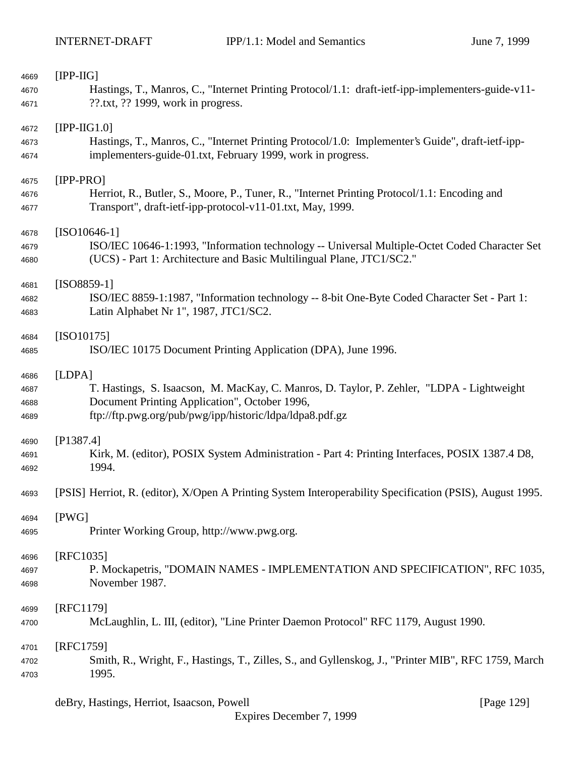[IPP-IIG]
Hastings, T., Manros, C., "Internet Printing Protocol/1.1: draft-ietf-ipp-implementers-guide-v11-??.txt, ?? 1999, work in progress.

[IPP-IIG1.0]
Hastings, T., Manros, C., "Internet Printing Protocol/1.0: Implementer's Guide", draft-ietf-ipp-implementers-guide-01.txt, February 1999, work in progress.

[IPP-PRO]
Herriot, R., Butler, S., Moore, P., Tuner, R., "Internet Printing Protocol/1.1: Encoding and Transport", draft-ietf-ipp-protocol-v11-01.txt, May, 1999.

[ISO10646-1]
ISO/IEC 10646-1:1993, "Information technology -- Universal Multiple-Octet Coded Character Set (UCS) - Part 1: Architecture and Basic Multilingual Plane, JTC1/SC2."

[ISO8859-1]
ISO/IEC 8859-1:1987, "Information technology -- 8-bit One-Byte Coded Character Set - Part 1: Latin Alphabet Nr 1", 1987, JTC1/SC2.

[ISO10175]
ISO/IEC 10175 Document Printing Application (DPA), June 1996.

[LDPA]
T. Hastings, S. Isaacson, M. MacKay, C. Manros, D. Taylor, P. Zehler, "LDPA - Lightweight Document Printing Application", October 1996, ftp://ftp.pwg.org/pub/pwg/ipp/historic/ldpa/ldpa8.pdf.gz

[P1387.4]
Kirk, M. (editor), POSIX System Administration - Part 4: Printing Interfaces, POSIX 1387.4 D8, 1994.

[PSIS] Herriot, R. (editor), X/Open A Printing System Interoperability Specification (PSIS), August 1995.

[PWG]
Printer Working Group, http://www.pwg.org.

[RFC1035]
P. Mockapetris, "DOMAIN NAMES - IMPLEMENTATION AND SPECIFICATION", RFC 1035, November 1987.

[RFC1179]
McLaughlin, L. III, (editor), "Line Printer Daemon Protocol" RFC 1179, August 1990.

[RFC1759]
Smith, R., Wright, F., Hastings, T., Zilles, S., and Gyllenskog, J., "Printer MIB", RFC 1759, March 1995.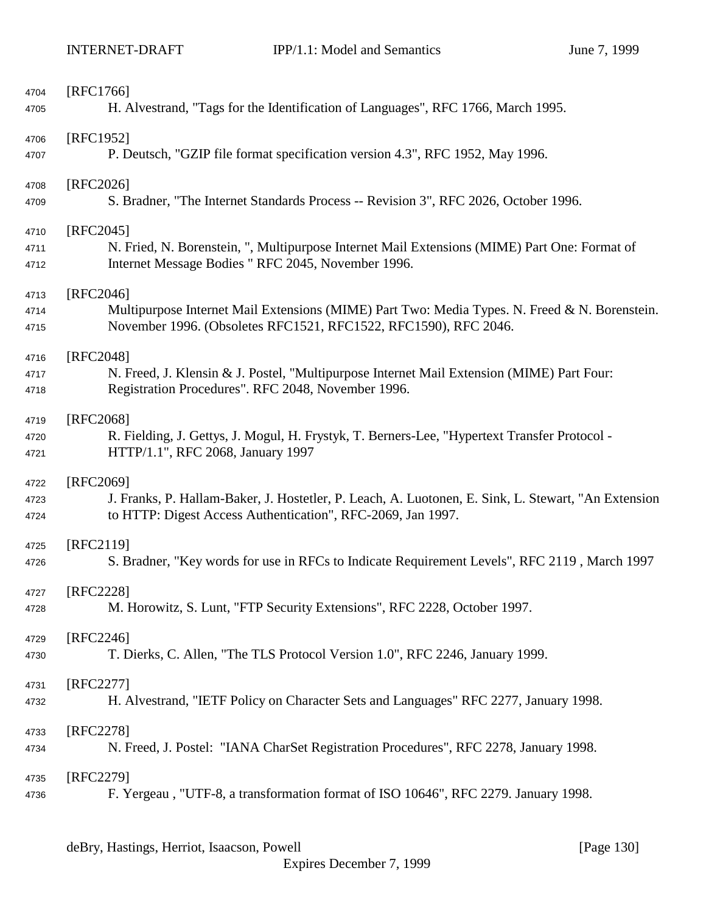[RFC1766]
H. Alvestrand, "Tags for the Identification of Languages", RFC 1766, March 1995.

[RFC1952]
P. Deutsch, "GZIP file format specification version 4.3", RFC 1952, May 1996.

[RFC2026]
S. Bradner, "The Internet Standards Process -- Revision 3", RFC 2026, October 1996.

[RFC2045]
N. Fried, N. Borenstein, ", Multipurpose Internet Mail Extensions (MIME) Part One: Format of Internet Message Bodies " RFC 2045, November 1996.

[RFC2046]
Multipurpose Internet Mail Extensions (MIME) Part Two: Media Types. N. Freed & N. Borenstein. November 1996. (Obsoletes RFC1521, RFC1522, RFC1590), RFC 2046.

[RFC2048]
N. Freed, J. Klensin & J. Postel, "Multipurpose Internet Mail Extension (MIME) Part Four: Registration Procedures". RFC 2048, November 1996.

[RFC2068]
R. Fielding, J. Gettys, J. Mogul, H. Frystyk, T. Berners-Lee, "Hypertext Transfer Protocol - HTTP/1.1", RFC 2068, January 1997

[RFC2069]
J. Franks, P. Hallam-Baker, J. Hostetler, P. Leach, A. Luotonen, E. Sink, L. Stewart, "An Extension to HTTP: Digest Access Authentication", RFC-2069, Jan 1997.

[RFC2119]
S. Bradner, "Key words for use in RFCs to Indicate Requirement Levels", RFC 2119 , March 1997

[RFC2228]
M. Horowitz, S. Lunt, "FTP Security Extensions", RFC 2228, October 1997.

[RFC2246]
T. Dierks, C. Allen, "The TLS Protocol Version 1.0", RFC 2246, January 1999.

[RFC2277]
H. Alvestrand, "IETF Policy on Character Sets and Languages" RFC 2277, January 1998.

[RFC2278]
N. Freed, J. Postel: "IANA CharSet Registration Procedures", RFC 2278, January 1998.

[RFC2279]
F. Yergeau , "UTF-8, a transformation format of ISO 10646", RFC 2279. January 1998.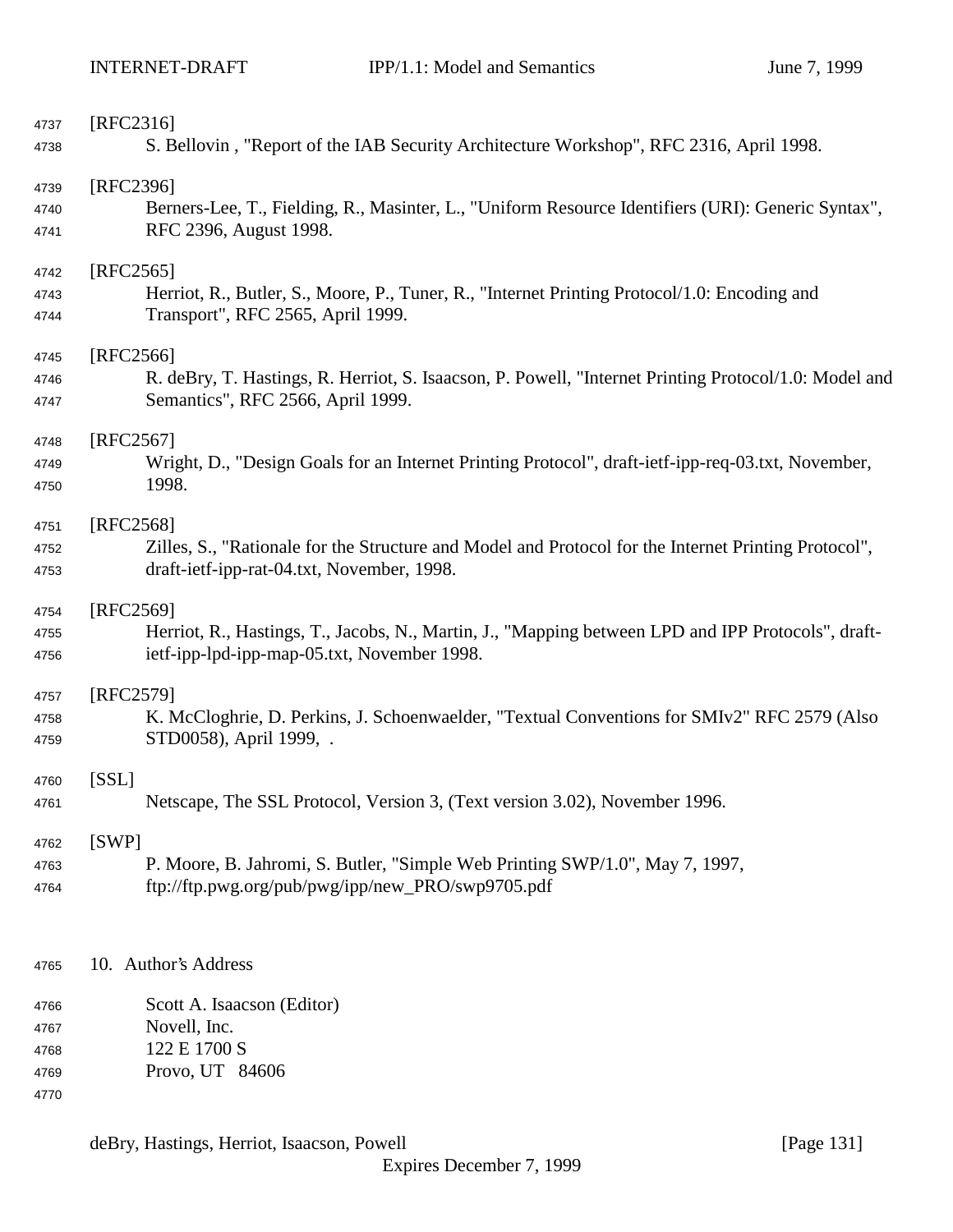[RFC2316]

S. Bellovin , "Report of the IAB Security Architecture Workshop", RFC 2316, April 1998.

[RFC2396]

Berners-Lee, T., Fielding, R., Masinter, L., "Uniform Resource Identifiers (URI): Generic Syntax", RFC 2396, August 1998.

[RFC2565]

Herriot, R., Butler, S., Moore, P., Tuner, R., "Internet Printing Protocol/1.0: Encoding and Transport", RFC 2565, April 1999.

[RFC2566]

R. deBry, T. Hastings, R. Herriot, S. Isaacson, P. Powell, "Internet Printing Protocol/1.0: Model and Semantics", RFC 2566, April 1999.

[RFC2567]

Wright, D., "Design Goals for an Internet Printing Protocol", draft-ietf-ipp-req-03.txt, November, 1998.

[RFC2568]

Zilles, S., "Rationale for the Structure and Model and Protocol for the Internet Printing Protocol", draft-ietf-ipp-rat-04.txt, November, 1998.

[RFC2569]

Herriot, R., Hastings, T., Jacobs, N., Martin, J., "Mapping between LPD and IPP Protocols", draft-ietf-ipp-lpd-ipp-map-05.txt, November 1998.

[RFC2579]

K. McCloghrie, D. Perkins, J. Schoenwaelder, "Textual Conventions for SMIv2" RFC 2579 (Also STD0058), April 1999, .

[SSL]

Netscape, The SSL Protocol, Version 3, (Text version 3.02), November 1996.

[SWP]

P. Moore, B. Jahromi, S. Butler, "Simple Web Printing SWP/1.0", May 7, 1997, ftp://ftp.pwg.org/pub/pwg/ipp/new_PRO/swp9705.pdf

# 10. Author's Address

Scott A. Isaacson (Editor)
Novell, Inc.
122 E 1700 S
Provo, UT 84606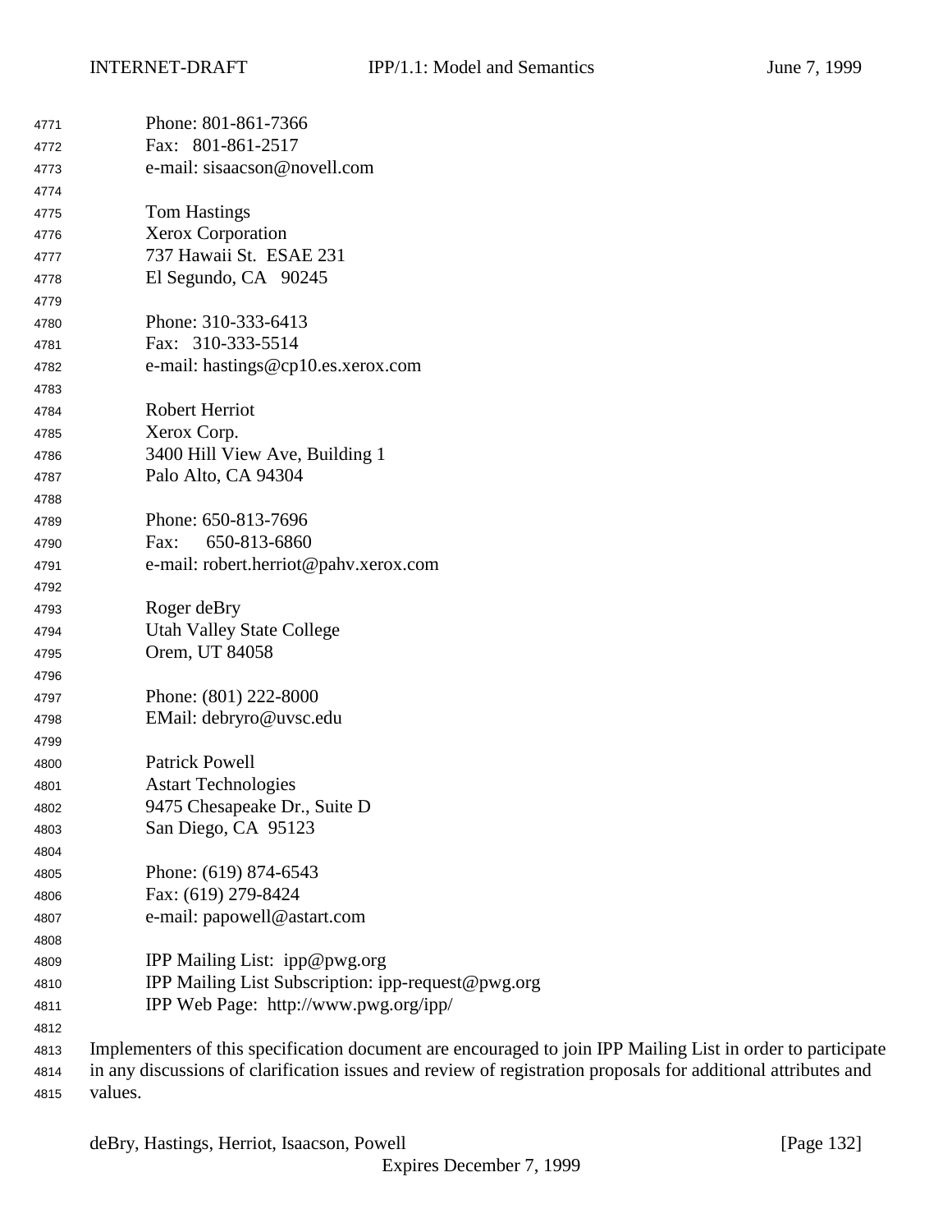Phone: 801-861-7366
Fax: 801-861-2517
e-mail: sisaacson@novell.com

Tom Hastings
Xerox Corporation
737 Hawaii St. ESAE 231
El Segundo, CA 90245

Phone: 310-333-6413
Fax: 310-333-5514
e-mail: hastings@cp10.es.xerox.com

Robert Herriot
Xerox Corp.
3400 Hill View Ave, Building 1
Palo Alto, CA 94304

Phone: 650-813-7696
Fax: 650-813-6860
e-mail: robert.herriot@pahv.xerox.com

Roger deBry
Utah Valley State College
Orem, UT 84058

Phone: (801) 222-8000
EMail: debryro@uvsc.edu

Patrick Powell
Astart Technologies
9475 Chesapeake Dr., Suite D
San Diego, CA 95123

Phone: (619) 874-6543
Fax: (619) 279-8424
e-mail: papowell@astart.com

IPP Mailing List: ipp@pwg.org
IPP Mailing List Subscription: ipp-request@pwg.org
IPP Web Page: http://www.pwg.org/ipp/

Implementers of this specification document are encouraged to join IPP Mailing List in order to participate in any discussions of clarification issues and review of registration proposals for additional attributes and values.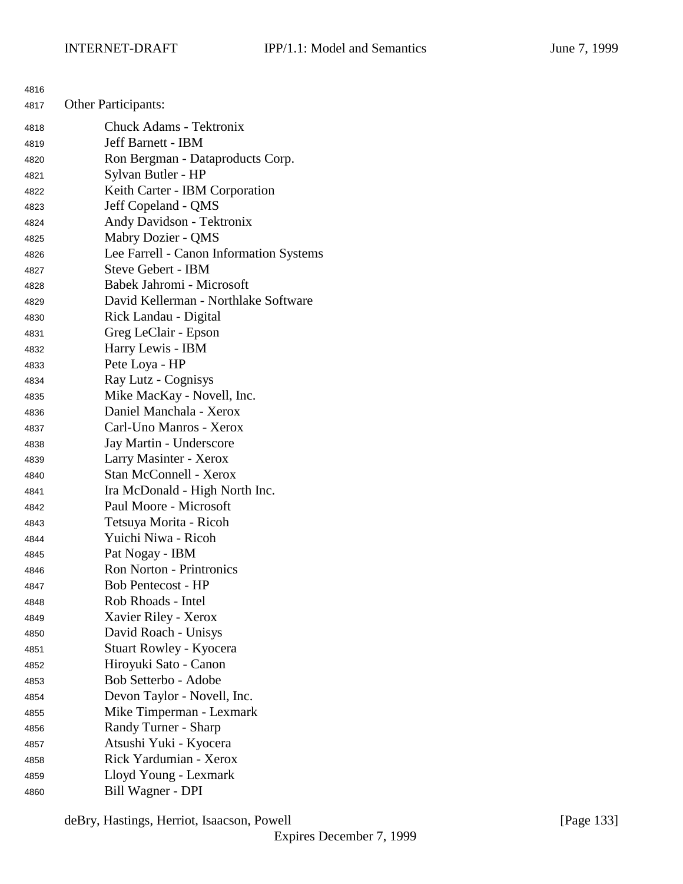Other Participants:

- Chuck Adams - Tektronix
- Jeff Barnett - IBM
- Ron Bergman - Dataproducts Corp.
- Sylvan Butler - HP
- Keith Carter - IBM Corporation
- Jeff Copeland - QMS
- Andy Davidson - Tektronix
- Mabry Dozier - QMS
- Lee Farrell - Canon Information Systems
- Steve Gebert - IBM
- Babek Jahromi - Microsoft
- David Kellerman - Northlake Software
- Rick Landau - Digital
- Greg LeClair - Epson
- Harry Lewis - IBM
- Pete Loya - HP
- Ray Lutz - Cognisys
- Mike MacKay - Novell, Inc.
- Daniel Manchala - Xerox
- Carl-Uno Manros - Xerox
- Jay Martin - Underscore
- Larry Masinter - Xerox
- Stan McConnell - Xerox
- Ira McDonald - High North Inc.
- Paul Moore - Microsoft
- Tetsuya Morita - Ricoh
- Yuichi Niwa - Ricoh
- Pat Nogay - IBM
- Ron Norton - Printronics
- Bob Pentecost - HP
- Rob Rhoads - Intel
- Xavier Riley - Xerox
- David Roach - Unisys
- Stuart Rowley - Kyocera
- Hiroyuki Sato - Canon
- Bob Setterbo - Adobe
- Devon Taylor - Novell, Inc.
- Mike Timperman - Lexmark
- Randy Turner - Sharp
- Atsushi Yuki - Kyocera
- Rick Yardumian - Xerox
- Lloyd Young - Lexmark
- Bill Wagner - DPI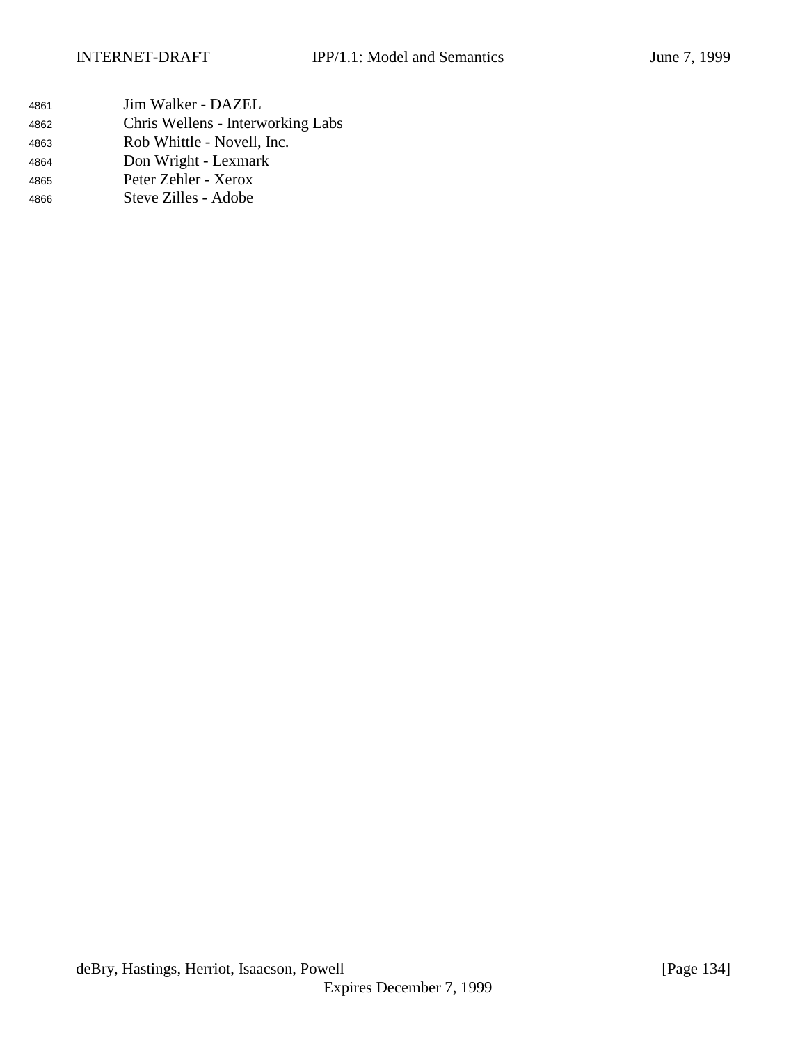Jim Walker - DAZEL
Chris Wellens - Interworking Labs
Rob Whittle - Novell, Inc.
Don Wright - Lexmark
Peter Zehler - Xerox
Steve Zilles - Adobe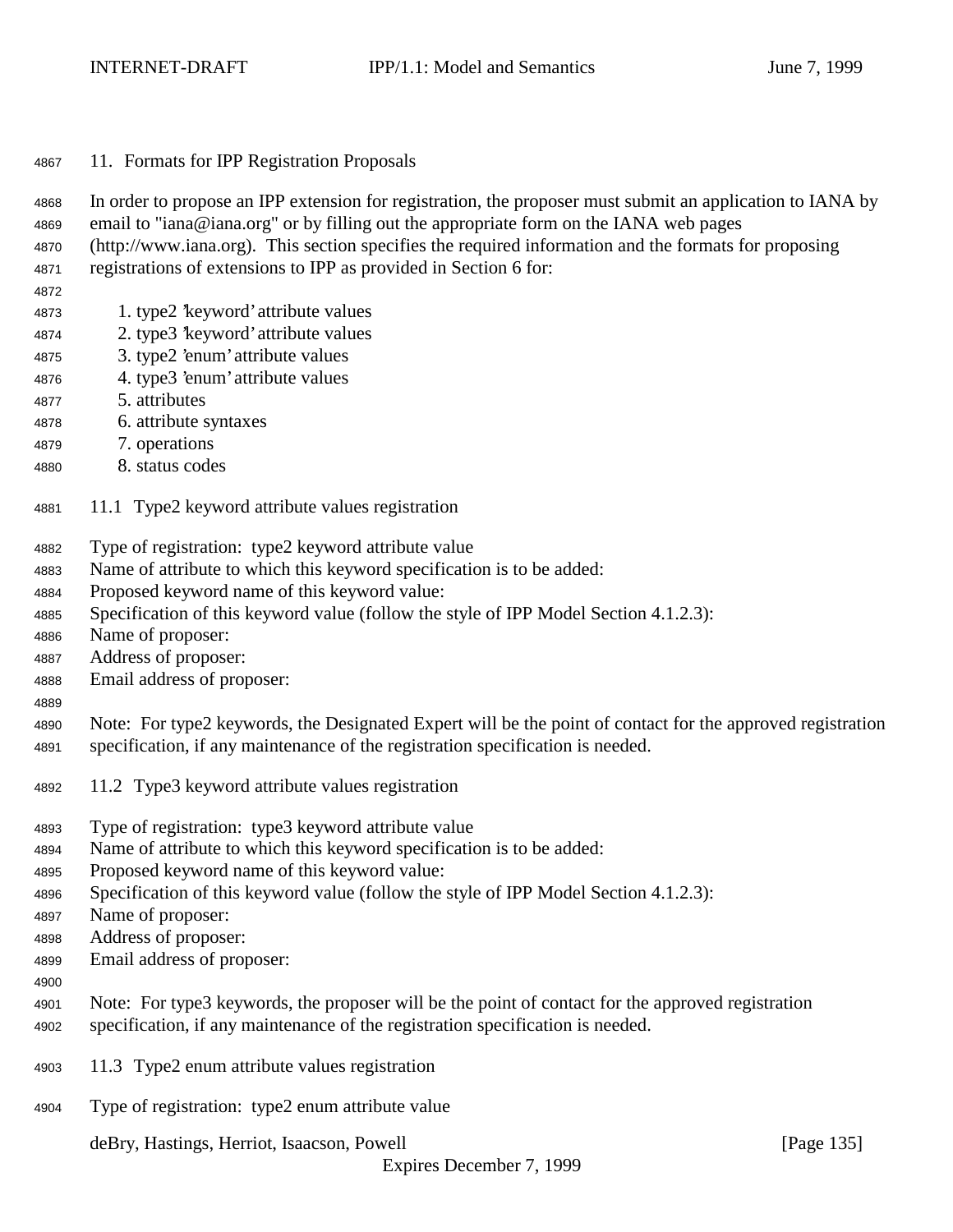## 11. Formats for IPP Registration Proposals

In order to propose an IPP extension for registration, the proposer must submit an application to IANA by email to "iana@iana.org" or by filling out the appropriate form on the IANA web pages (http://www.iana.org). This section specifies the required information and the formats for proposing registrations of extensions to IPP as provided in Section 6 for:

1. type2 'keyword' attribute values
2. type3 'keyword' attribute values
3. type2 'enum' attribute values
4. type3 'enum' attribute values
5. attributes
6. attribute syntaxes
7. operations
8. status codes

### 11.1 Type2 keyword attribute values registration

Type of registration: type2 keyword attribute value
Name of attribute to which this keyword specification is to be added:
Proposed keyword name of this keyword value:
Specification of this keyword value (follow the style of IPP Model Section 4.1.2.3):
Name of proposer:
Address of proposer:
Email address of proposer:

Note: For type2 keywords, the Designated Expert will be the point of contact for the approved registration specification, if any maintenance of the registration specification is needed.

### 11.2 Type3 keyword attribute values registration

Type of registration: type3 keyword attribute value
Name of attribute to which this keyword specification is to be added:
Proposed keyword name of this keyword value:
Specification of this keyword value (follow the style of IPP Model Section 4.1.2.3):
Name of proposer:
Address of proposer:
Email address of proposer:

Note: For type3 keywords, the proposer will be the point of contact for the approved registration specification, if any maintenance of the registration specification is needed.

### 11.3 Type2 enum attribute values registration

Type of registration: type2 enum attribute value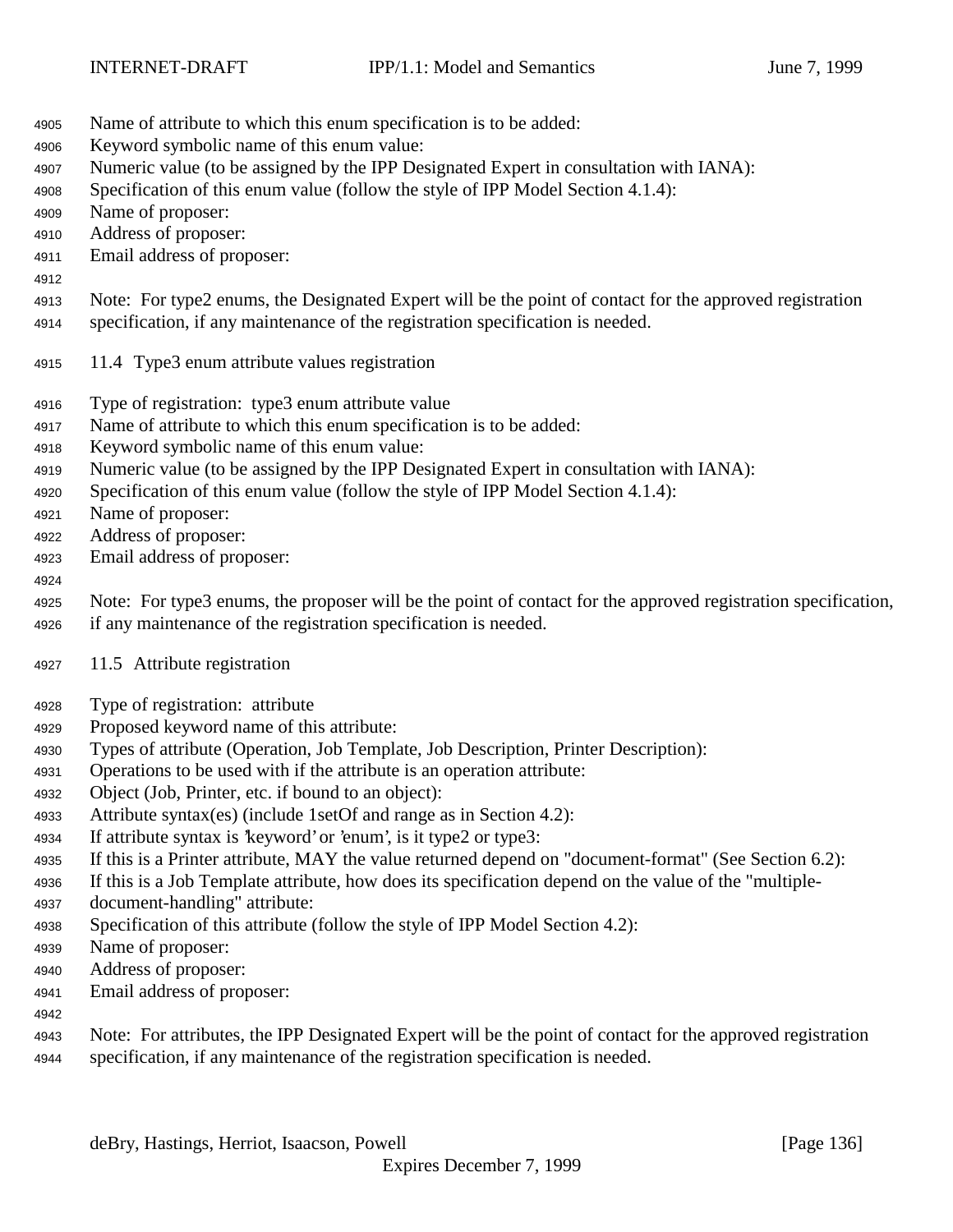Name of attribute to which this enum specification is to be added:
Keyword symbolic name of this enum value:
Numeric value (to be assigned by the IPP Designated Expert in consultation with IANA):
Specification of this enum value (follow the style of IPP Model Section 4.1.4):
Name of proposer:
Address of proposer:
Email address of proposer:

Note: For type2 enums, the Designated Expert will be the point of contact for the approved registration specification, if any maintenance of the registration specification is needed.

## 11.4 Type3 enum attribute values registration

Type of registration: type3 enum attribute value
Name of attribute to which this enum specification is to be added:
Keyword symbolic name of this enum value:
Numeric value (to be assigned by the IPP Designated Expert in consultation with IANA):
Specification of this enum value (follow the style of IPP Model Section 4.1.4):
Name of proposer:
Address of proposer:
Email address of proposer:

Note: For type3 enums, the proposer will be the point of contact for the approved registration specification, if any maintenance of the registration specification is needed.

## 11.5 Attribute registration

Type of registration: attribute
Proposed keyword name of this attribute:
Types of attribute (Operation, Job Template, Job Description, Printer Description):
Operations to be used with if the attribute is an operation attribute:
Object (Job, Printer, etc. if bound to an object):
Attribute syntax(es) (include 1setOf and range as in Section 4.2):
If attribute syntax is 'keyword' or 'enum', is it type2 or type3:
If this is a Printer attribute, MAY the value returned depend on "document-format" (See Section 6.2):
If this is a Job Template attribute, how does its specification depend on the value of the "multiple-document-handling" attribute:
Specification of this attribute (follow the style of IPP Model Section 4.2):
Name of proposer:
Address of proposer:
Email address of proposer:

Note: For attributes, the IPP Designated Expert will be the point of contact for the approved registration specification, if any maintenance of the registration specification is needed.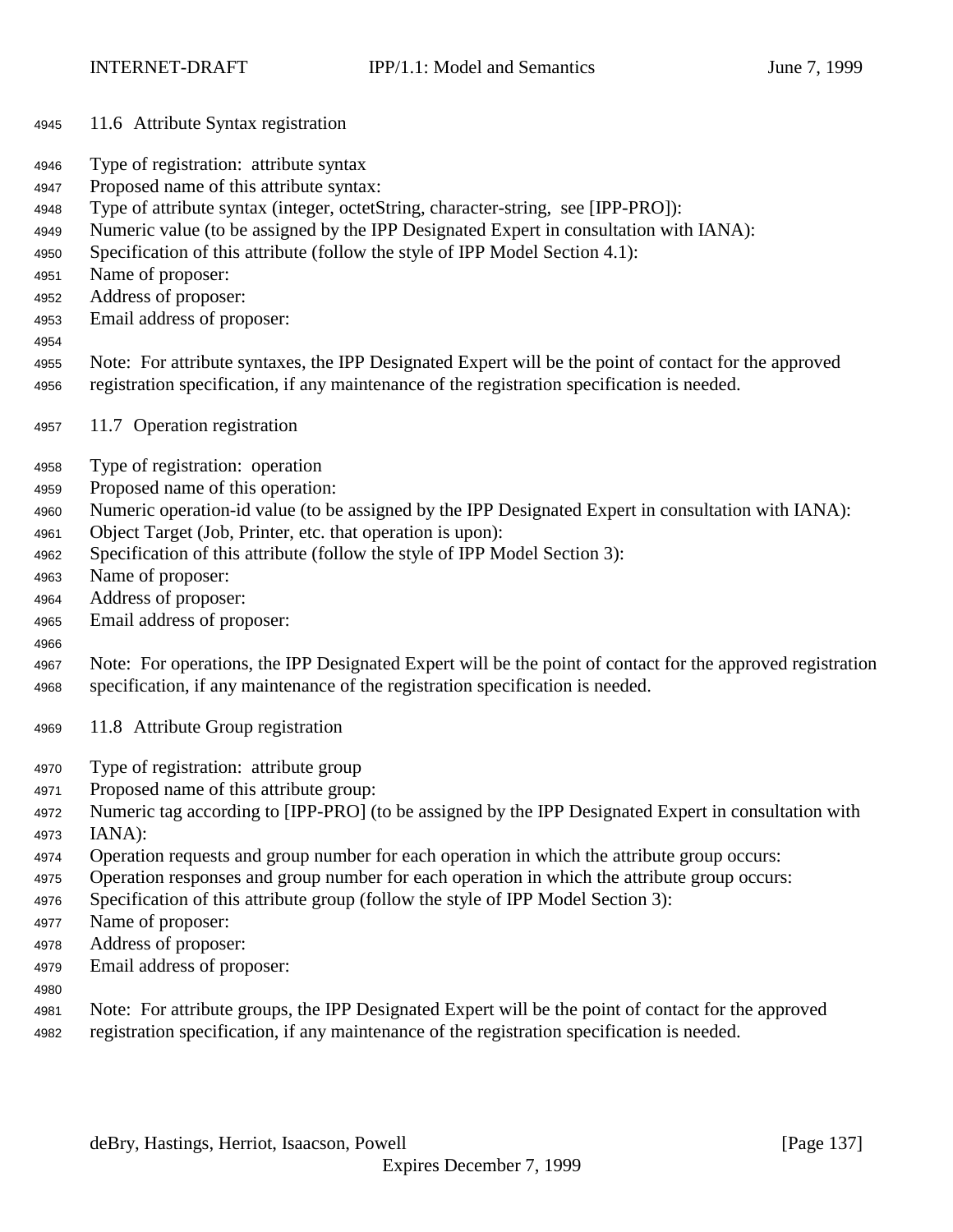## 11.6 Attribute Syntax registration

Type of registration: attribute syntax
Proposed name of this attribute syntax:
Type of attribute syntax (integer, octetString, character-string, see [IPP-PRO]):
Numeric value (to be assigned by the IPP Designated Expert in consultation with IANA):
Specification of this attribute (follow the style of IPP Model Section 4.1):
Name of proposer:
Address of proposer:
Email address of proposer:

Note: For attribute syntaxes, the IPP Designated Expert will be the point of contact for the approved registration specification, if any maintenance of the registration specification is needed.

## 11.7 Operation registration

Type of registration: operation
Proposed name of this operation:
Numeric operation-id value (to be assigned by the IPP Designated Expert in consultation with IANA):
Object Target (Job, Printer, etc. that operation is upon):
Specification of this attribute (follow the style of IPP Model Section 3):
Name of proposer:
Address of proposer:
Email address of proposer:

Note: For operations, the IPP Designated Expert will be the point of contact for the approved registration specification, if any maintenance of the registration specification is needed.

## 11.8 Attribute Group registration

Type of registration: attribute group
Proposed name of this attribute group:
Numeric tag according to [IPP-PRO] (to be assigned by the IPP Designated Expert in consultation with IANA):
Operation requests and group number for each operation in which the attribute group occurs:
Operation responses and group number for each operation in which the attribute group occurs:
Specification of this attribute group (follow the style of IPP Model Section 3):
Name of proposer:
Address of proposer:
Email address of proposer:

Note: For attribute groups, the IPP Designated Expert will be the point of contact for the approved registration specification, if any maintenance of the registration specification is needed.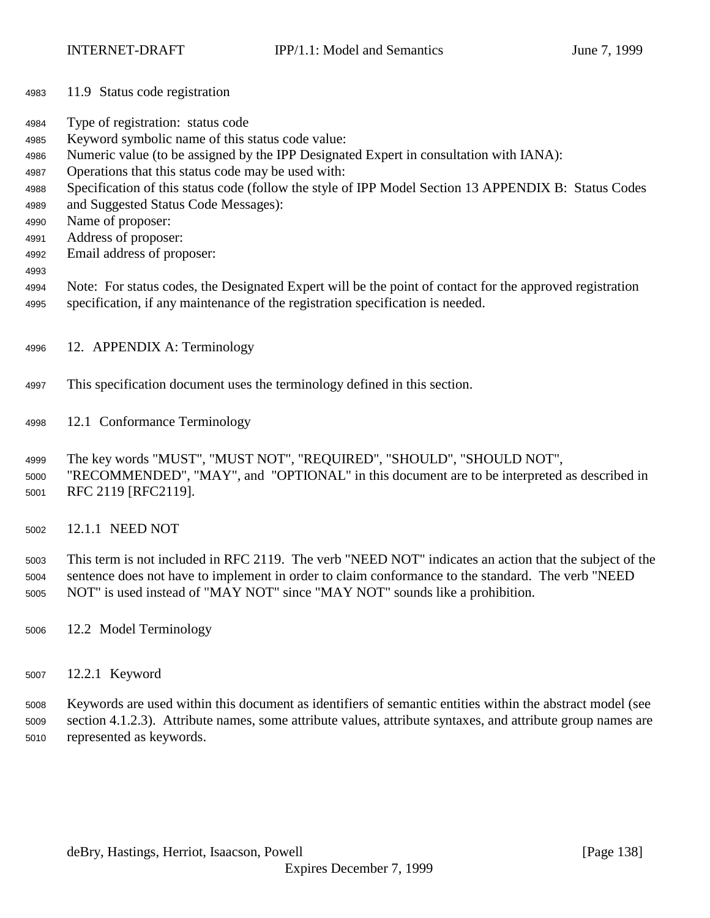## 11.9 Status code registration

Type of registration: status code
Keyword symbolic name of this status code value:
Numeric value (to be assigned by the IPP Designated Expert in consultation with IANA):
Operations that this status code may be used with:
Specification of this status code (follow the style of IPP Model Section 13 APPENDIX B: Status Codes and Suggested Status Code Messages):
Name of proposer:
Address of proposer:
Email address of proposer:

Note: For status codes, the Designated Expert will be the point of contact for the approved registration specification, if any maintenance of the registration specification is needed.

# 12. APPENDIX A: Terminology

This specification document uses the terminology defined in this section.

## 12.1 Conformance Terminology

The key words "MUST", "MUST NOT", "REQUIRED", "SHOULD", "SHOULD NOT", "RECOMMENDED", "MAY", and "OPTIONAL" in this document are to be interpreted as described in RFC 2119 [RFC2119].

### 12.1.1 NEED NOT

This term is not included in RFC 2119. The verb "NEED NOT" indicates an action that the subject of the sentence does not have to implement in order to claim conformance to the standard. The verb "NEED NOT" is used instead of "MAY NOT" since "MAY NOT" sounds like a prohibition.

## 12.2 Model Terminology

### 12.2.1 Keyword

Keywords are used within this document as identifiers of semantic entities within the abstract model (see section 4.1.2.3). Attribute names, some attribute values, attribute syntaxes, and attribute group names are represented as keywords.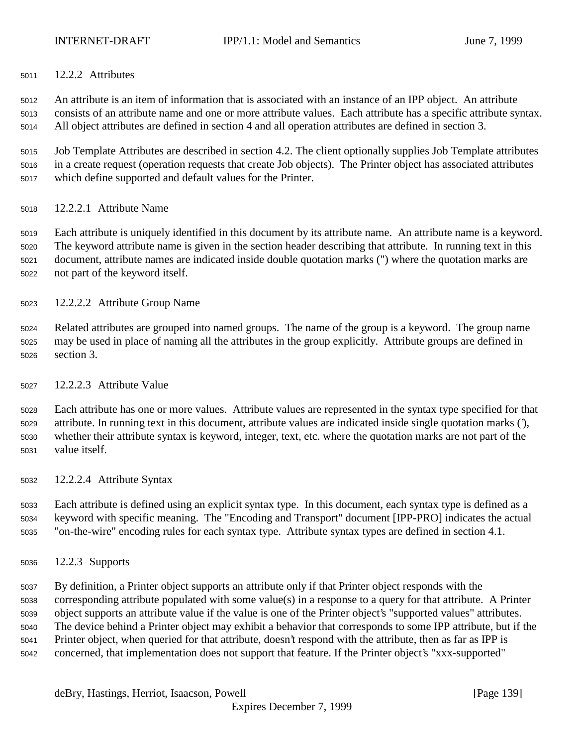### 12.2.2 Attributes

An attribute is an item of information that is associated with an instance of an IPP object. An attribute consists of an attribute name and one or more attribute values. Each attribute has a specific attribute syntax. All object attributes are defined in section 4 and all operation attributes are defined in section 3.

Job Template Attributes are described in section 4.2. The client optionally supplies Job Template attributes in a create request (operation requests that create Job objects). The Printer object has associated attributes which define supported and default values for the Printer.

#### 12.2.2.1 Attribute Name

Each attribute is uniquely identified in this document by its attribute name. An attribute name is a keyword. The keyword attribute name is given in the section header describing that attribute. In running text in this document, attribute names are indicated inside double quotation marks (") where the quotation marks are not part of the keyword itself.

#### 12.2.2.2 Attribute Group Name

Related attributes are grouped into named groups. The name of the group is a keyword. The group name may be used in place of naming all the attributes in the group explicitly. Attribute groups are defined in section 3.

#### 12.2.2.3 Attribute Value

Each attribute has one or more values. Attribute values are represented in the syntax type specified for that attribute. In running text in this document, attribute values are indicated inside single quotation marks ('), whether their attribute syntax is keyword, integer, text, etc. where the quotation marks are not part of the value itself.

#### 12.2.2.4 Attribute Syntax

Each attribute is defined using an explicit syntax type. In this document, each syntax type is defined as a keyword with specific meaning. The "Encoding and Transport" document [IPP-PRO] indicates the actual "on-the-wire" encoding rules for each syntax type. Attribute syntax types are defined in section 4.1.

### 12.2.3 Supports

By definition, a Printer object supports an attribute only if that Printer object responds with the corresponding attribute populated with some value(s) in a response to a query for that attribute. A Printer object supports an attribute value if the value is one of the Printer object's "supported values" attributes. The device behind a Printer object may exhibit a behavior that corresponds to some IPP attribute, but if the Printer object, when queried for that attribute, doesn't respond with the attribute, then as far as IPP is concerned, that implementation does not support that feature. If the Printer object's "xxx-supported"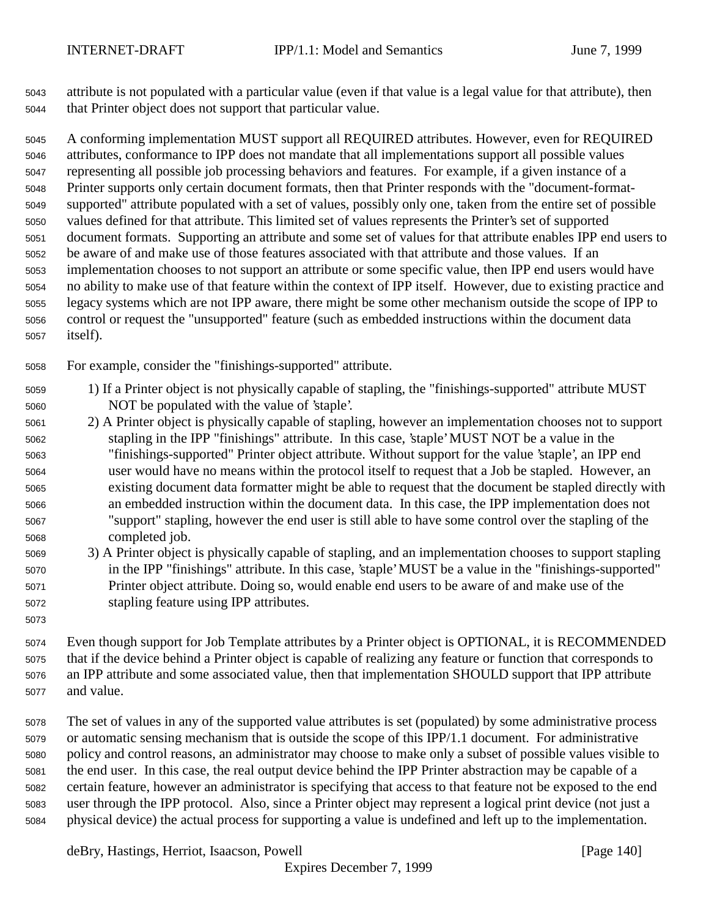attribute is not populated with a particular value (even if that value is a legal value for that attribute), then that Printer object does not support that particular value.

A conforming implementation MUST support all REQUIRED attributes. However, even for REQUIRED attributes, conformance to IPP does not mandate that all implementations support all possible values representing all possible job processing behaviors and features. For example, if a given instance of a Printer supports only certain document formats, then that Printer responds with the "document-format-supported" attribute populated with a set of values, possibly only one, taken from the entire set of possible values defined for that attribute. This limited set of values represents the Printer's set of supported document formats. Supporting an attribute and some set of values for that attribute enables IPP end users to be aware of and make use of those features associated with that attribute and those values. If an implementation chooses to not support an attribute or some specific value, then IPP end users would have no ability to make use of that feature within the context of IPP itself. However, due to existing practice and legacy systems which are not IPP aware, there might be some other mechanism outside the scope of IPP to control or request the "unsupported" feature (such as embedded instructions within the document data itself).

For example, consider the "finishings-supported" attribute.

1) If a Printer object is not physically capable of stapling, the "finishings-supported" attribute MUST NOT be populated with the value of 'staple'.
2) A Printer object is physically capable of stapling, however an implementation chooses not to support stapling in the IPP "finishings" attribute. In this case, 'staple' MUST NOT be a value in the "finishings-supported" Printer object attribute. Without support for the value 'staple', an IPP end user would have no means within the protocol itself to request that a Job be stapled. However, an existing document data formatter might be able to request that the document be stapled directly with an embedded instruction within the document data. In this case, the IPP implementation does not "support" stapling, however the end user is still able to have some control over the stapling of the completed job.
3) A Printer object is physically capable of stapling, and an implementation chooses to support stapling in the IPP "finishings" attribute. In this case, 'staple' MUST be a value in the "finishings-supported" Printer object attribute. Doing so, would enable end users to be aware of and make use of the stapling feature using IPP attributes.

Even though support for Job Template attributes by a Printer object is OPTIONAL, it is RECOMMENDED that if the device behind a Printer object is capable of realizing any feature or function that corresponds to an IPP attribute and some associated value, then that implementation SHOULD support that IPP attribute and value.

The set of values in any of the supported value attributes is set (populated) by some administrative process or automatic sensing mechanism that is outside the scope of this IPP/1.1 document. For administrative policy and control reasons, an administrator may choose to make only a subset of possible values visible to the end user. In this case, the real output device behind the IPP Printer abstraction may be capable of a certain feature, however an administrator is specifying that access to that feature not be exposed to the end user through the IPP protocol. Also, since a Printer object may represent a logical print device (not just a physical device) the actual process for supporting a value is undefined and left up to the implementation.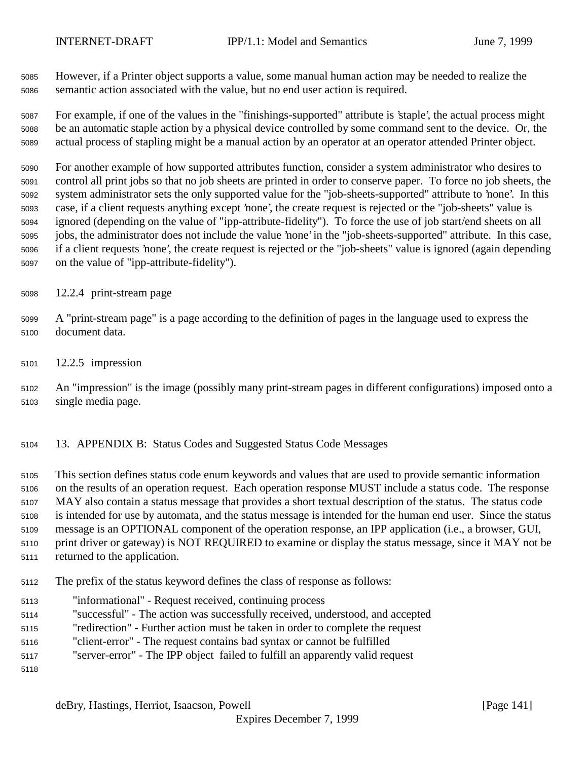However, if a Printer object supports a value, some manual human action may be needed to realize the semantic action associated with the value, but no end user action is required.

For example, if one of the values in the "finishings-supported" attribute is 'staple', the actual process might be an automatic staple action by a physical device controlled by some command sent to the device. Or, the actual process of stapling might be a manual action by an operator at an operator attended Printer object.

For another example of how supported attributes function, consider a system administrator who desires to control all print jobs so that no job sheets are printed in order to conserve paper. To force no job sheets, the system administrator sets the only supported value for the "job-sheets-supported" attribute to 'none'. In this case, if a client requests anything except 'none', the create request is rejected or the "job-sheets" value is ignored (depending on the value of "ipp-attribute-fidelity"). To force the use of job start/end sheets on all jobs, the administrator does not include the value 'none' in the "job-sheets-supported" attribute. In this case, if a client requests 'none', the create request is rejected or the "job-sheets" value is ignored (again depending on the value of "ipp-attribute-fidelity").

### 12.2.4 print-stream page

A "print-stream page" is a page according to the definition of pages in the language used to express the document data.

### 12.2.5 impression

An "impression" is the image (possibly many print-stream pages in different configurations) imposed onto a single media page.

## 13. APPENDIX B: Status Codes and Suggested Status Code Messages

This section defines status code enum keywords and values that are used to provide semantic information on the results of an operation request. Each operation response MUST include a status code. The response MAY also contain a status message that provides a short textual description of the status. The status code is intended for use by automata, and the status message is intended for the human end user. Since the status message is an OPTIONAL component of the operation response, an IPP application (i.e., a browser, GUI, print driver or gateway) is NOT REQUIRED to examine or display the status message, since it MAY not be returned to the application.

The prefix of the status keyword defines the class of response as follows:

- "informational" - Request received, continuing process
- "successful" - The action was successfully received, understood, and accepted
- "redirection" - Further action must be taken in order to complete the request
- "client-error" - The request contains bad syntax or cannot be fulfilled
- "server-error" - The IPP object failed to fulfill an apparently valid request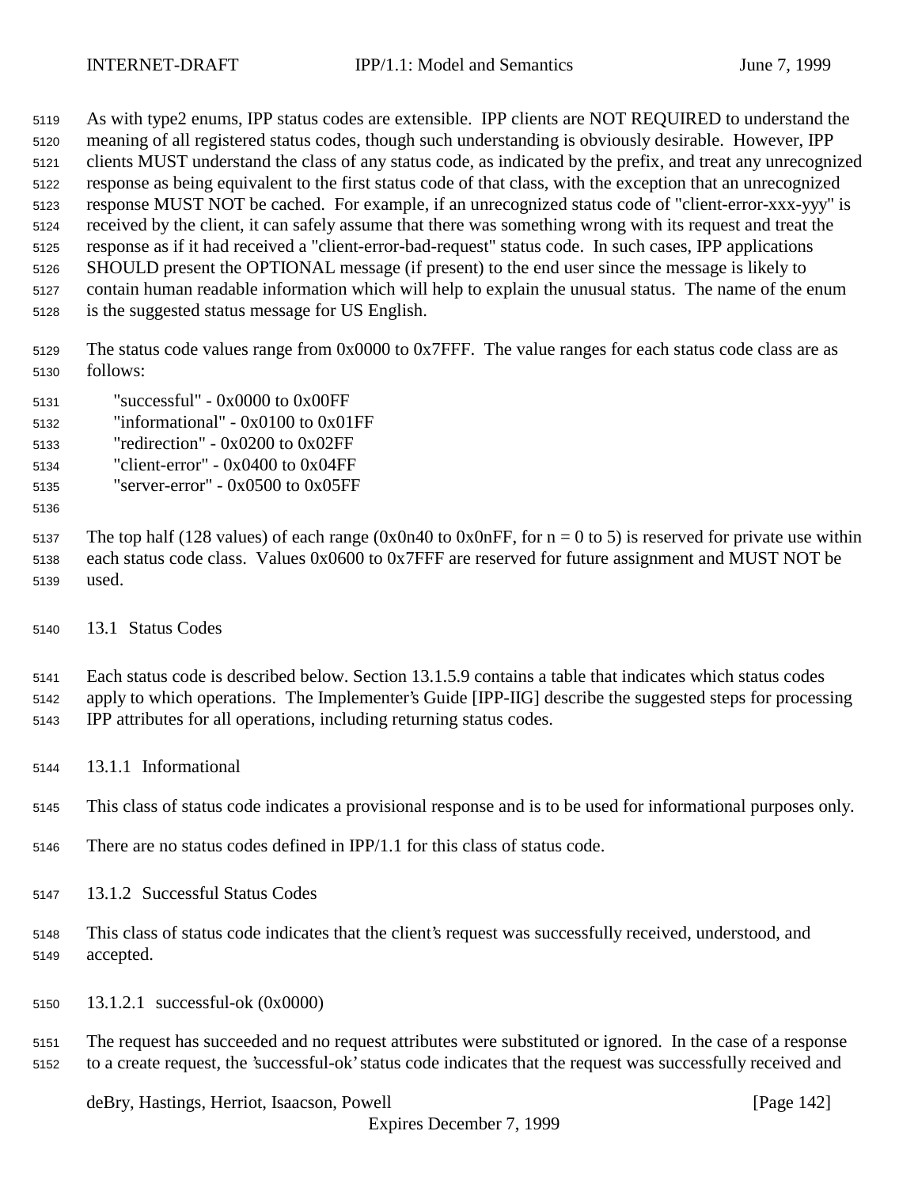As with type2 enums, IPP status codes are extensible. IPP clients are NOT REQUIRED to understand the meaning of all registered status codes, though such understanding is obviously desirable. However, IPP clients MUST understand the class of any status code, as indicated by the prefix, and treat any unrecognized response as being equivalent to the first status code of that class, with the exception that an unrecognized response MUST NOT be cached. For example, if an unrecognized status code of "client-error-xxx-yyy" is received by the client, it can safely assume that there was something wrong with its request and treat the response as if it had received a "client-error-bad-request" status code. In such cases, IPP applications SHOULD present the OPTIONAL message (if present) to the end user since the message is likely to contain human readable information which will help to explain the unusual status. The name of the enum is the suggested status message for US English.

The status code values range from 0x0000 to 0x7FFF. The value ranges for each status code class are as follows:

    "successful" - 0x0000 to 0x00FF
    "informational" - 0x0100 to 0x01FF
    "redirection" - 0x0200 to 0x02FF
    "client-error" - 0x0400 to 0x04FF
    "server-error" - 0x0500 to 0x05FF

The top half (128 values) of each range (0x0n40 to 0x0nFF, for n = 0 to 5) is reserved for private use within each status code class. Values 0x0600 to 0x7FFF are reserved for future assignment and MUST NOT be used.

## 13.1 Status Codes

Each status code is described below. Section 13.1.5.9 contains a table that indicates which status codes apply to which operations. The Implementer's Guide [IPP-IIG] describe the suggested steps for processing IPP attributes for all operations, including returning status codes.

### 13.1.1 Informational

This class of status code indicates a provisional response and is to be used for informational purposes only.

There are no status codes defined in IPP/1.1 for this class of status code.

### 13.1.2 Successful Status Codes

This class of status code indicates that the client's request was successfully received, understood, and accepted.

#### 13.1.2.1 successful-ok (0x0000)

The request has succeeded and no request attributes were substituted or ignored. In the case of a response to a create request, the 'successful-ok' status code indicates that the request was successfully received and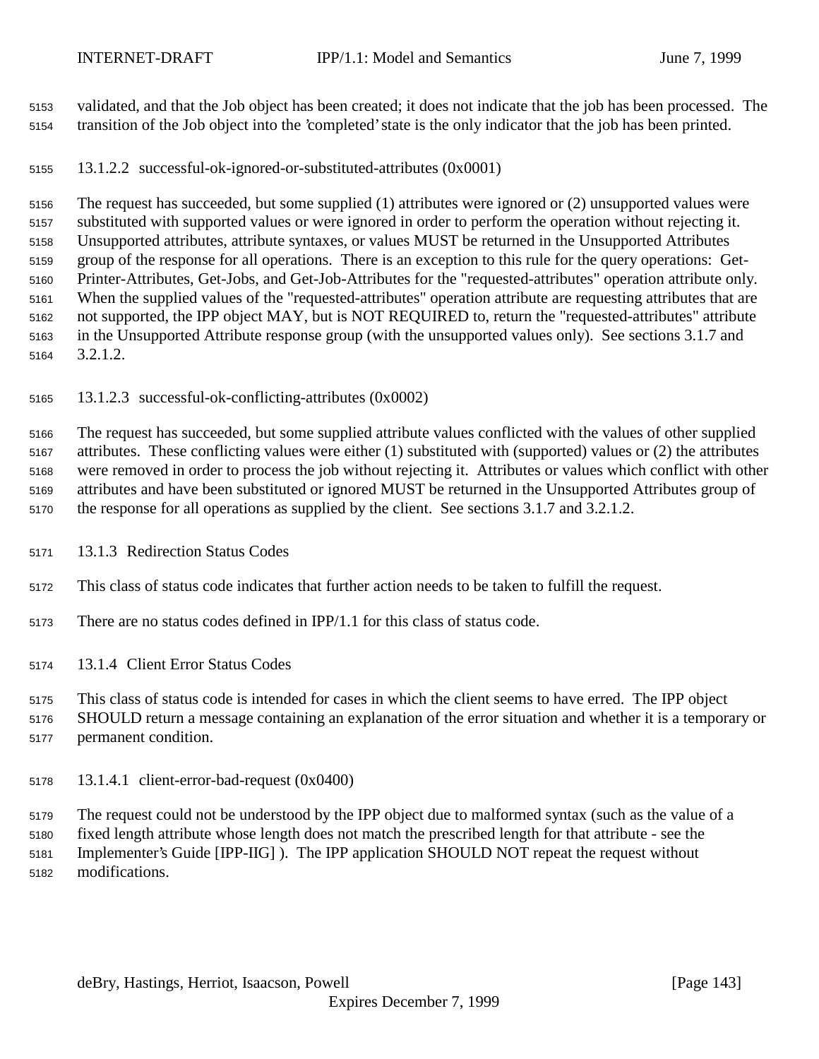validated, and that the Job object has been created; it does not indicate that the job has been processed. The transition of the Job object into the 'completed' state is the only indicator that the job has been printed.

#### 13.1.2.2 successful-ok-ignored-or-substituted-attributes (0x0001)

The request has succeeded, but some supplied (1) attributes were ignored or (2) unsupported values were substituted with supported values or were ignored in order to perform the operation without rejecting it. Unsupported attributes, attribute syntaxes, or values MUST be returned in the Unsupported Attributes group of the response for all operations. There is an exception to this rule for the query operations: Get-Printer-Attributes, Get-Jobs, and Get-Job-Attributes for the "requested-attributes" operation attribute only. When the supplied values of the "requested-attributes" operation attribute are requesting attributes that are not supported, the IPP object MAY, but is NOT REQUIRED to, return the "requested-attributes" attribute in the Unsupported Attribute response group (with the unsupported values only). See sections 3.1.7 and 3.2.1.2.

#### 13.1.2.3 successful-ok-conflicting-attributes (0x0002)

The request has succeeded, but some supplied attribute values conflicted with the values of other supplied attributes. These conflicting values were either (1) substituted with (supported) values or (2) the attributes were removed in order to process the job without rejecting it. Attributes or values which conflict with other attributes and have been substituted or ignored MUST be returned in the Unsupported Attributes group of the response for all operations as supplied by the client. See sections 3.1.7 and 3.2.1.2.

### 13.1.3 Redirection Status Codes

This class of status code indicates that further action needs to be taken to fulfill the request.

There are no status codes defined in IPP/1.1 for this class of status code.

### 13.1.4 Client Error Status Codes

This class of status code is intended for cases in which the client seems to have erred. The IPP object SHOULD return a message containing an explanation of the error situation and whether it is a temporary or permanent condition.

#### 13.1.4.1 client-error-bad-request (0x0400)

The request could not be understood by the IPP object due to malformed syntax (such as the value of a fixed length attribute whose length does not match the prescribed length for that attribute - see the Implementer's Guide [IPP-IIG] ). The IPP application SHOULD NOT repeat the request without modifications.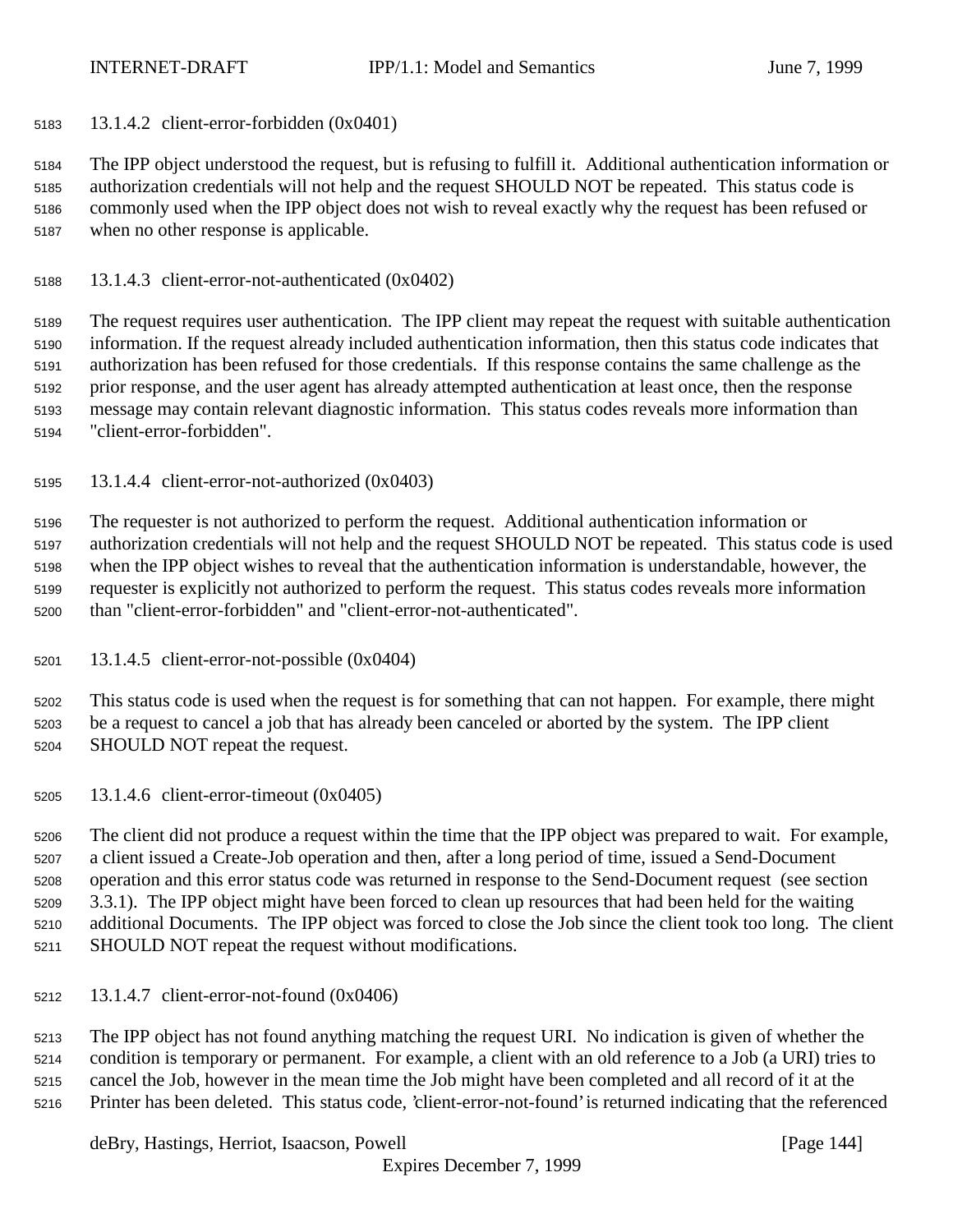#### 13.1.4.2 client-error-forbidden (0x0401)

The IPP object understood the request, but is refusing to fulfill it. Additional authentication information or authorization credentials will not help and the request SHOULD NOT be repeated. This status code is commonly used when the IPP object does not wish to reveal exactly why the request has been refused or when no other response is applicable.

#### 13.1.4.3 client-error-not-authenticated (0x0402)

The request requires user authentication. The IPP client may repeat the request with suitable authentication information. If the request already included authentication information, then this status code indicates that authorization has been refused for those credentials. If this response contains the same challenge as the prior response, and the user agent has already attempted authentication at least once, then the response message may contain relevant diagnostic information. This status codes reveals more information than "client-error-forbidden".

#### 13.1.4.4 client-error-not-authorized (0x0403)

The requester is not authorized to perform the request. Additional authentication information or authorization credentials will not help and the request SHOULD NOT be repeated. This status code is used when the IPP object wishes to reveal that the authentication information is understandable, however, the requester is explicitly not authorized to perform the request. This status codes reveals more information than "client-error-forbidden" and "client-error-not-authenticated".

#### 13.1.4.5 client-error-not-possible (0x0404)

This status code is used when the request is for something that can not happen. For example, there might be a request to cancel a job that has already been canceled or aborted by the system. The IPP client SHOULD NOT repeat the request.

#### 13.1.4.6 client-error-timeout (0x0405)

The client did not produce a request within the time that the IPP object was prepared to wait. For example, a client issued a Create-Job operation and then, after a long period of time, issued a Send-Document operation and this error status code was returned in response to the Send-Document request (see section 3.3.1). The IPP object might have been forced to clean up resources that had been held for the waiting additional Documents. The IPP object was forced to close the Job since the client took too long. The client SHOULD NOT repeat the request without modifications.

#### 13.1.4.7 client-error-not-found (0x0406)

The IPP object has not found anything matching the request URI. No indication is given of whether the condition is temporary or permanent. For example, a client with an old reference to a Job (a URI) tries to cancel the Job, however in the mean time the Job might have been completed and all record of it at the Printer has been deleted. This status code, 'client-error-not-found' is returned indicating that the referenced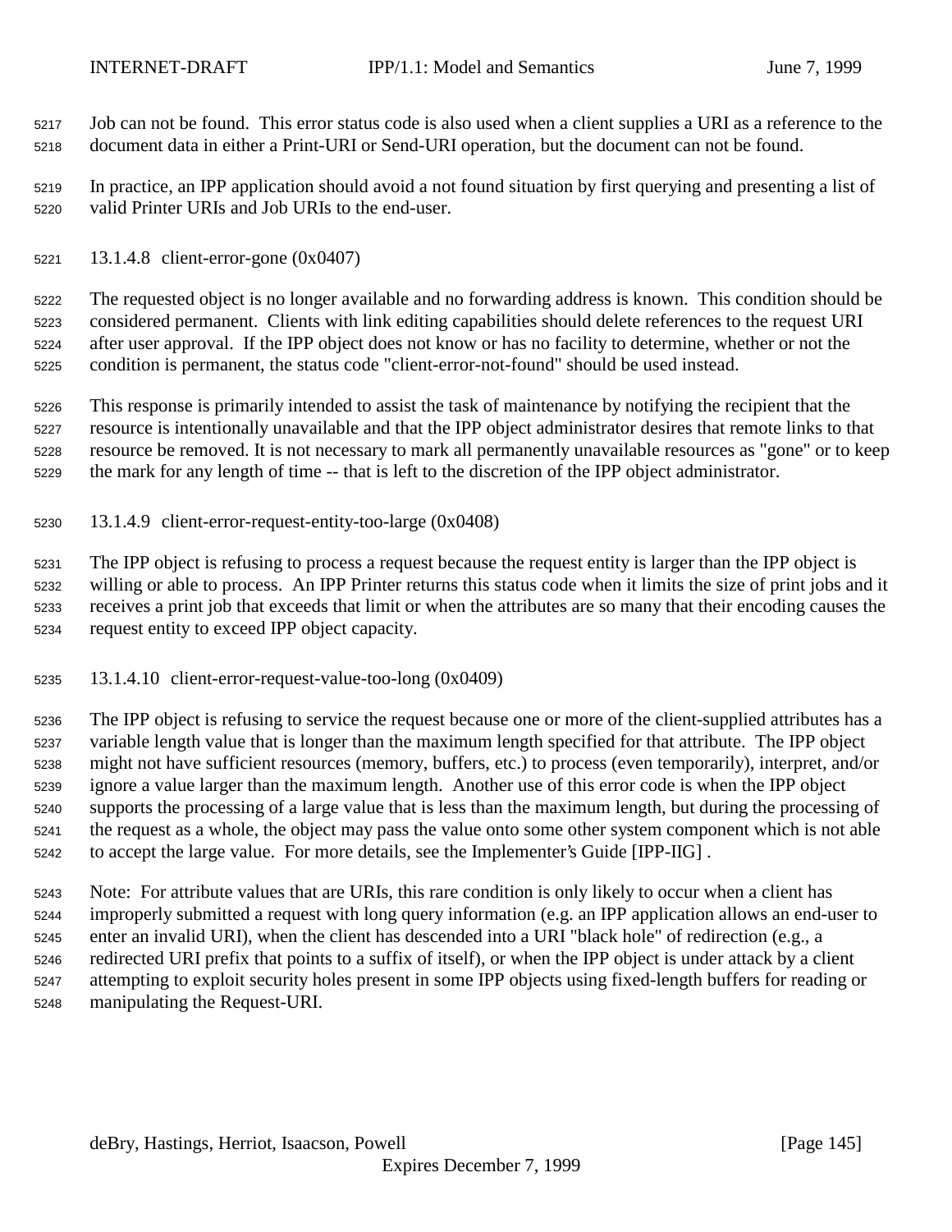Job can not be found. This error status code is also used when a client supplies a URI as a reference to the document data in either a Print-URI or Send-URI operation, but the document can not be found.

In practice, an IPP application should avoid a not found situation by first querying and presenting a list of valid Printer URIs and Job URIs to the end-user.

#### 13.1.4.8 client-error-gone (0x0407)

The requested object is no longer available and no forwarding address is known. This condition should be considered permanent. Clients with link editing capabilities should delete references to the request URI after user approval. If the IPP object does not know or has no facility to determine, whether or not the condition is permanent, the status code "client-error-not-found" should be used instead.

This response is primarily intended to assist the task of maintenance by notifying the recipient that the resource is intentionally unavailable and that the IPP object administrator desires that remote links to that resource be removed. It is not necessary to mark all permanently unavailable resources as "gone" or to keep the mark for any length of time -- that is left to the discretion of the IPP object administrator.

#### 13.1.4.9 client-error-request-entity-too-large (0x0408)

The IPP object is refusing to process a request because the request entity is larger than the IPP object is willing or able to process. An IPP Printer returns this status code when it limits the size of print jobs and it receives a print job that exceeds that limit or when the attributes are so many that their encoding causes the request entity to exceed IPP object capacity.

#### 13.1.4.10 client-error-request-value-too-long (0x0409)

The IPP object is refusing to service the request because one or more of the client-supplied attributes has a variable length value that is longer than the maximum length specified for that attribute. The IPP object might not have sufficient resources (memory, buffers, etc.) to process (even temporarily), interpret, and/or ignore a value larger than the maximum length. Another use of this error code is when the IPP object supports the processing of a large value that is less than the maximum length, but during the processing of the request as a whole, the object may pass the value onto some other system component which is not able to accept the large value. For more details, see the Implementer's Guide [IPP-IIG] .

Note: For attribute values that are URIs, this rare condition is only likely to occur when a client has improperly submitted a request with long query information (e.g. an IPP application allows an end-user to enter an invalid URI), when the client has descended into a URI "black hole" of redirection (e.g., a redirected URI prefix that points to a suffix of itself), or when the IPP object is under attack by a client attempting to exploit security holes present in some IPP objects using fixed-length buffers for reading or manipulating the Request-URI.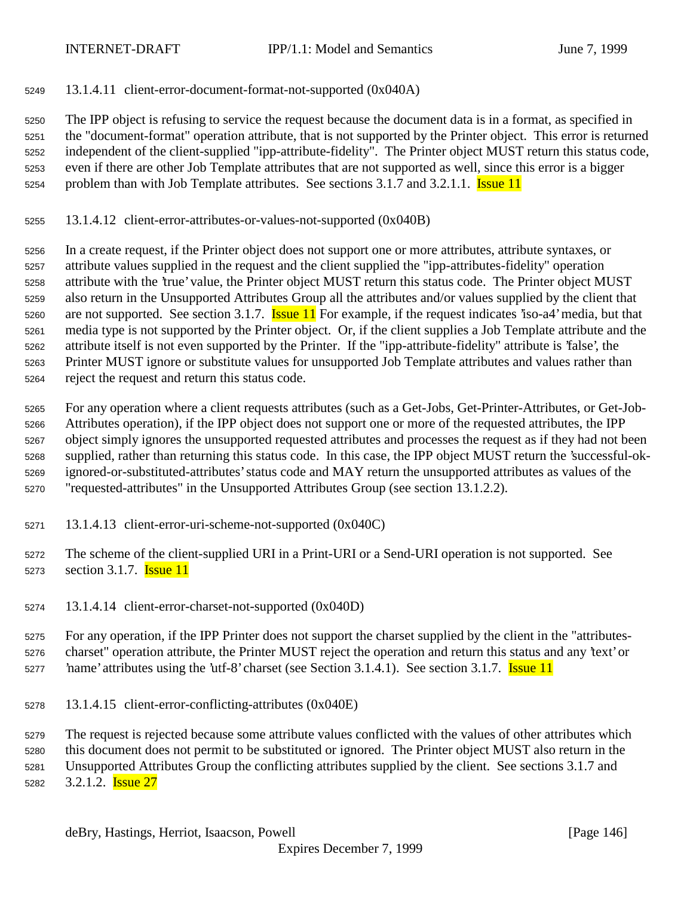#### 13.1.4.11 client-error-document-format-not-supported (0x040A)

The IPP object is refusing to service the request because the document data is in a format, as specified in the "document-format" operation attribute, that is not supported by the Printer object. This error is returned independent of the client-supplied "ipp-attribute-fidelity". The Printer object MUST return this status code, even if there are other Job Template attributes that are not supported as well, since this error is a bigger problem than with Job Template attributes. See sections 3.1.7 and 3.2.1.1. Issue 11

#### 13.1.4.12 client-error-attributes-or-values-not-supported (0x040B)

In a create request, if the Printer object does not support one or more attributes, attribute syntaxes, or attribute values supplied in the request and the client supplied the "ipp-attributes-fidelity" operation attribute with the 'true' value, the Printer object MUST return this status code. The Printer object MUST also return in the Unsupported Attributes Group all the attributes and/or values supplied by the client that are not supported. See section 3.1.7. Issue 11 For example, if the request indicates 'iso-a4' media, but that media type is not supported by the Printer object. Or, if the client supplies a Job Template attribute and the attribute itself is not even supported by the Printer. If the "ipp-attribute-fidelity" attribute is 'false', the Printer MUST ignore or substitute values for unsupported Job Template attributes and values rather than reject the request and return this status code.

For any operation where a client requests attributes (such as a Get-Jobs, Get-Printer-Attributes, or Get-Job-Attributes operation), if the IPP object does not support one or more of the requested attributes, the IPP object simply ignores the unsupported requested attributes and processes the request as if they had not been supplied, rather than returning this status code. In this case, the IPP object MUST return the 'successful-ok-ignored-or-substituted-attributes' status code and MAY return the unsupported attributes as values of the "requested-attributes" in the Unsupported Attributes Group (see section 13.1.2.2).

#### 13.1.4.13 client-error-uri-scheme-not-supported (0x040C)

The scheme of the client-supplied URI in a Print-URI or a Send-URI operation is not supported. See section 3.1.7. Issue 11

#### 13.1.4.14 client-error-charset-not-supported (0x040D)

For any operation, if the IPP Printer does not support the charset supplied by the client in the "attributes-charset" operation attribute, the Printer MUST reject the operation and return this status and any 'text' or 'name' attributes using the 'utf-8' charset (see Section 3.1.4.1). See section 3.1.7. Issue 11

#### 13.1.4.15 client-error-conflicting-attributes (0x040E)

The request is rejected because some attribute values conflicted with the values of other attributes which this document does not permit to be substituted or ignored. The Printer object MUST also return in the Unsupported Attributes Group the conflicting attributes supplied by the client. See sections 3.1.7 and 3.2.1.2. Issue 27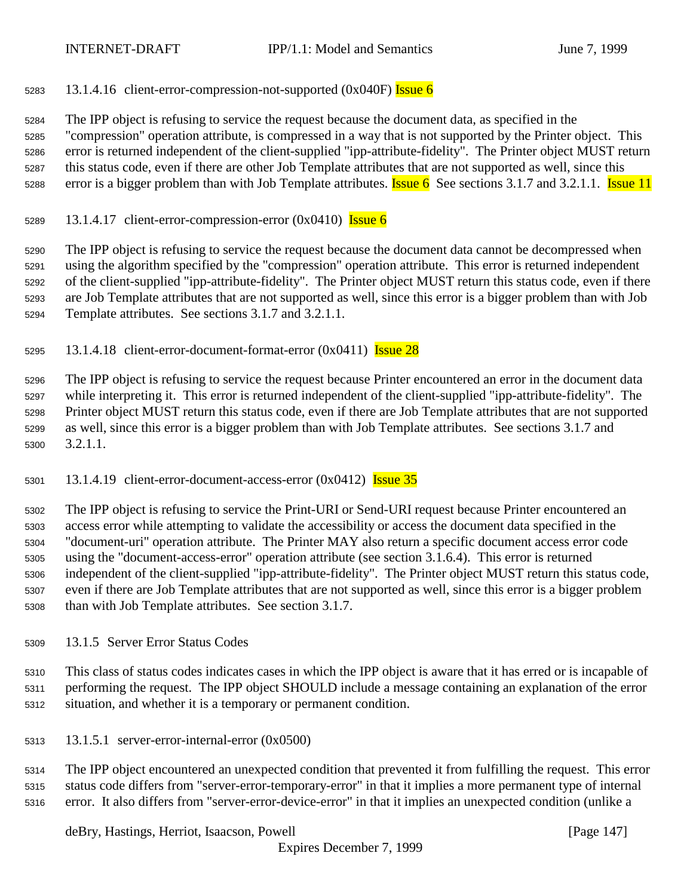#### 13.1.4.16 client-error-compression-not-supported (0x040F) Issue 6

The IPP object is refusing to service the request because the document data, as specified in the "compression" operation attribute, is compressed in a way that is not supported by the Printer object. This error is returned independent of the client-supplied "ipp-attribute-fidelity". The Printer object MUST return this status code, even if there are other Job Template attributes that are not supported as well, since this error is a bigger problem than with Job Template attributes. Issue 6 See sections 3.1.7 and 3.2.1.1. Issue 11

#### 13.1.4.17 client-error-compression-error (0x0410) Issue 6

The IPP object is refusing to service the request because the document data cannot be decompressed when using the algorithm specified by the "compression" operation attribute. This error is returned independent of the client-supplied "ipp-attribute-fidelity". The Printer object MUST return this status code, even if there are Job Template attributes that are not supported as well, since this error is a bigger problem than with Job Template attributes. See sections 3.1.7 and 3.2.1.1.

#### 13.1.4.18 client-error-document-format-error (0x0411) Issue 28

The IPP object is refusing to service the request because Printer encountered an error in the document data while interpreting it. This error is returned independent of the client-supplied "ipp-attribute-fidelity". The Printer object MUST return this status code, even if there are Job Template attributes that are not supported as well, since this error is a bigger problem than with Job Template attributes. See sections 3.1.7 and 3.2.1.1.

#### 13.1.4.19 client-error-document-access-error (0x0412) Issue 35

The IPP object is refusing to service the Print-URI or Send-URI request because Printer encountered an access error while attempting to validate the accessibility or access the document data specified in the "document-uri" operation attribute. The Printer MAY also return a specific document access error code using the "document-access-error" operation attribute (see section 3.1.6.4). This error is returned independent of the client-supplied "ipp-attribute-fidelity". The Printer object MUST return this status code, even if there are Job Template attributes that are not supported as well, since this error is a bigger problem than with Job Template attributes. See section 3.1.7.

### 13.1.5 Server Error Status Codes

This class of status codes indicates cases in which the IPP object is aware that it has erred or is incapable of performing the request. The IPP object SHOULD include a message containing an explanation of the error situation, and whether it is a temporary or permanent condition.

#### 13.1.5.1 server-error-internal-error (0x0500)

The IPP object encountered an unexpected condition that prevented it from fulfilling the request. This error status code differs from "server-error-temporary-error" in that it implies a more permanent type of internal error. It also differs from "server-error-device-error" in that it implies an unexpected condition (unlike a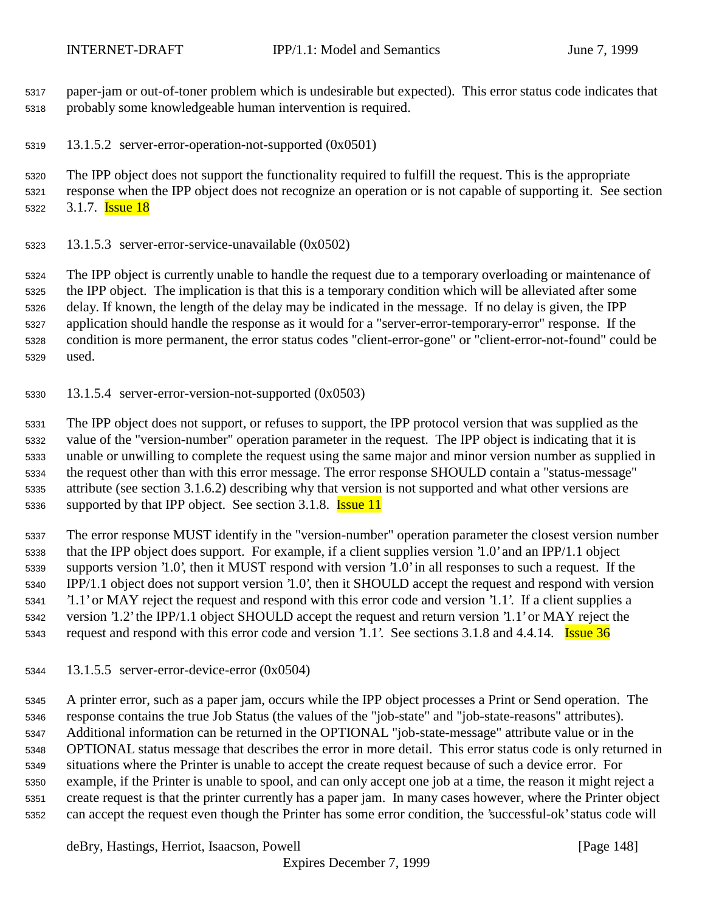paper-jam or out-of-toner problem which is undesirable but expected). This error status code indicates that probably some knowledgeable human intervention is required.

#### 13.1.5.2 server-error-operation-not-supported (0x0501)

The IPP object does not support the functionality required to fulfill the request. This is the appropriate response when the IPP object does not recognize an operation or is not capable of supporting it. See section 3.1.7. Issue 18

#### 13.1.5.3 server-error-service-unavailable (0x0502)

The IPP object is currently unable to handle the request due to a temporary overloading or maintenance of the IPP object. The implication is that this is a temporary condition which will be alleviated after some delay. If known, the length of the delay may be indicated in the message. If no delay is given, the IPP application should handle the response as it would for a "server-error-temporary-error" response. If the condition is more permanent, the error status codes "client-error-gone" or "client-error-not-found" could be used.

#### 13.1.5.4 server-error-version-not-supported (0x0503)

The IPP object does not support, or refuses to support, the IPP protocol version that was supplied as the value of the "version-number" operation parameter in the request. The IPP object is indicating that it is unable or unwilling to complete the request using the same major and minor version number as supplied in the request other than with this error message. The error response SHOULD contain a "status-message" attribute (see section 3.1.6.2) describing why that version is not supported and what other versions are supported by that IPP object. See section 3.1.8. Issue 11

The error response MUST identify in the "version-number" operation parameter the closest version number that the IPP object does support. For example, if a client supplies version '1.0' and an IPP/1.1 object supports version '1.0', then it MUST respond with version '1.0' in all responses to such a request. If the IPP/1.1 object does not support version '1.0', then it SHOULD accept the request and respond with version '1.1' or MAY reject the request and respond with this error code and version '1.1'. If a client supplies a version '1.2' the IPP/1.1 object SHOULD accept the request and return version '1.1' or MAY reject the request and respond with this error code and version '1.1'. See sections 3.1.8 and 4.4.14. Issue 36

#### 13.1.5.5 server-error-device-error (0x0504)

A printer error, such as a paper jam, occurs while the IPP object processes a Print or Send operation. The response contains the true Job Status (the values of the "job-state" and "job-state-reasons" attributes). Additional information can be returned in the OPTIONAL "job-state-message" attribute value or in the OPTIONAL status message that describes the error in more detail. This error status code is only returned in situations where the Printer is unable to accept the create request because of such a device error. For example, if the Printer is unable to spool, and can only accept one job at a time, the reason it might reject a create request is that the printer currently has a paper jam. In many cases however, where the Printer object can accept the request even though the Printer has some error condition, the 'successful-ok' status code will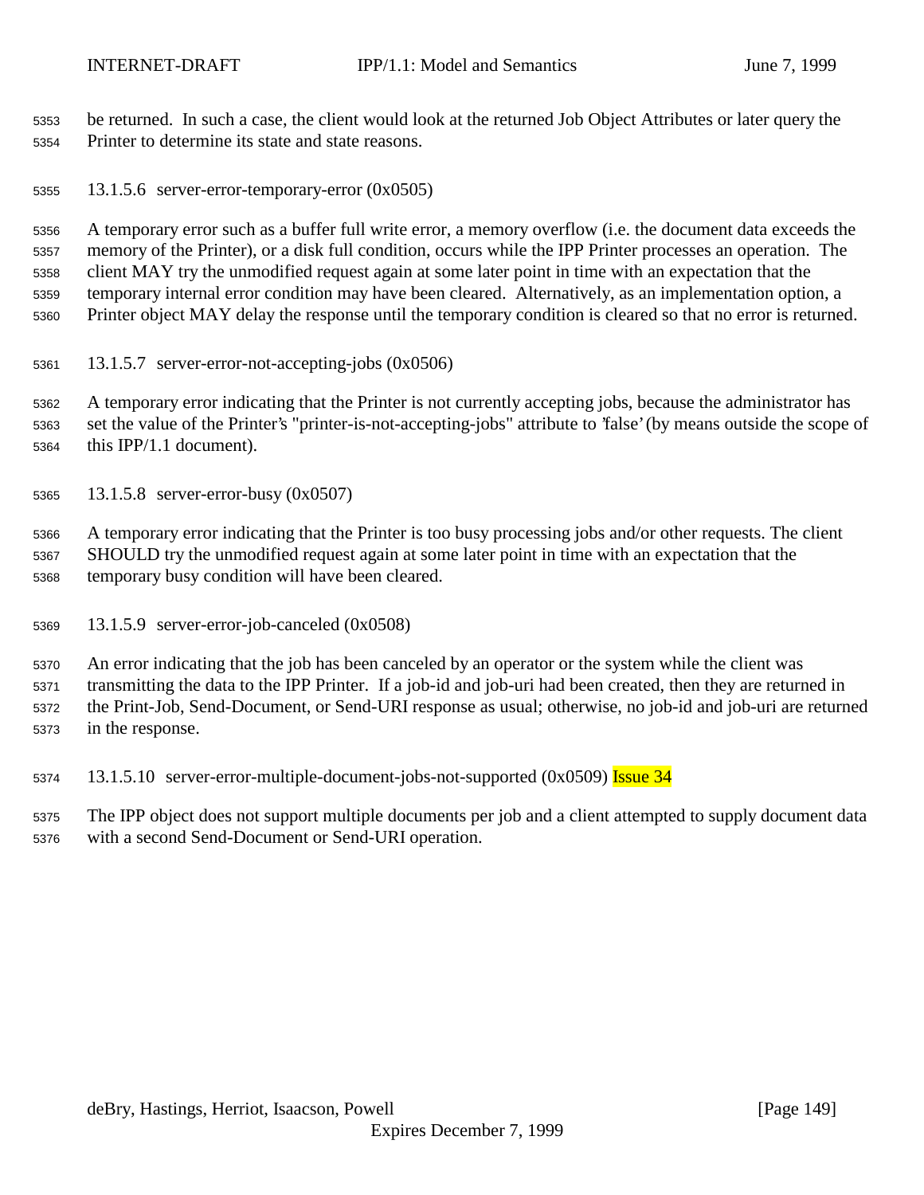be returned. In such a case, the client would look at the returned Job Object Attributes or later query the Printer to determine its state and state reasons.

#### 13.1.5.6 server-error-temporary-error (0x0505)

A temporary error such as a buffer full write error, a memory overflow (i.e. the document data exceeds the memory of the Printer), or a disk full condition, occurs while the IPP Printer processes an operation. The client MAY try the unmodified request again at some later point in time with an expectation that the temporary internal error condition may have been cleared. Alternatively, as an implementation option, a Printer object MAY delay the response until the temporary condition is cleared so that no error is returned.

#### 13.1.5.7 server-error-not-accepting-jobs (0x0506)

A temporary error indicating that the Printer is not currently accepting jobs, because the administrator has set the value of the Printer's "printer-is-not-accepting-jobs" attribute to 'false' (by means outside the scope of this IPP/1.1 document).

#### 13.1.5.8 server-error-busy (0x0507)

A temporary error indicating that the Printer is too busy processing jobs and/or other requests. The client SHOULD try the unmodified request again at some later point in time with an expectation that the temporary busy condition will have been cleared.

#### 13.1.5.9 server-error-job-canceled (0x0508)

An error indicating that the job has been canceled by an operator or the system while the client was transmitting the data to the IPP Printer. If a job-id and job-uri had been created, then they are returned in the Print-Job, Send-Document, or Send-URI response as usual; otherwise, no job-id and job-uri are returned in the response.

#### 13.1.5.10 server-error-multiple-document-jobs-not-supported (0x0509) Issue 34

The IPP object does not support multiple documents per job and a client attempted to supply document data with a second Send-Document or Send-URI operation.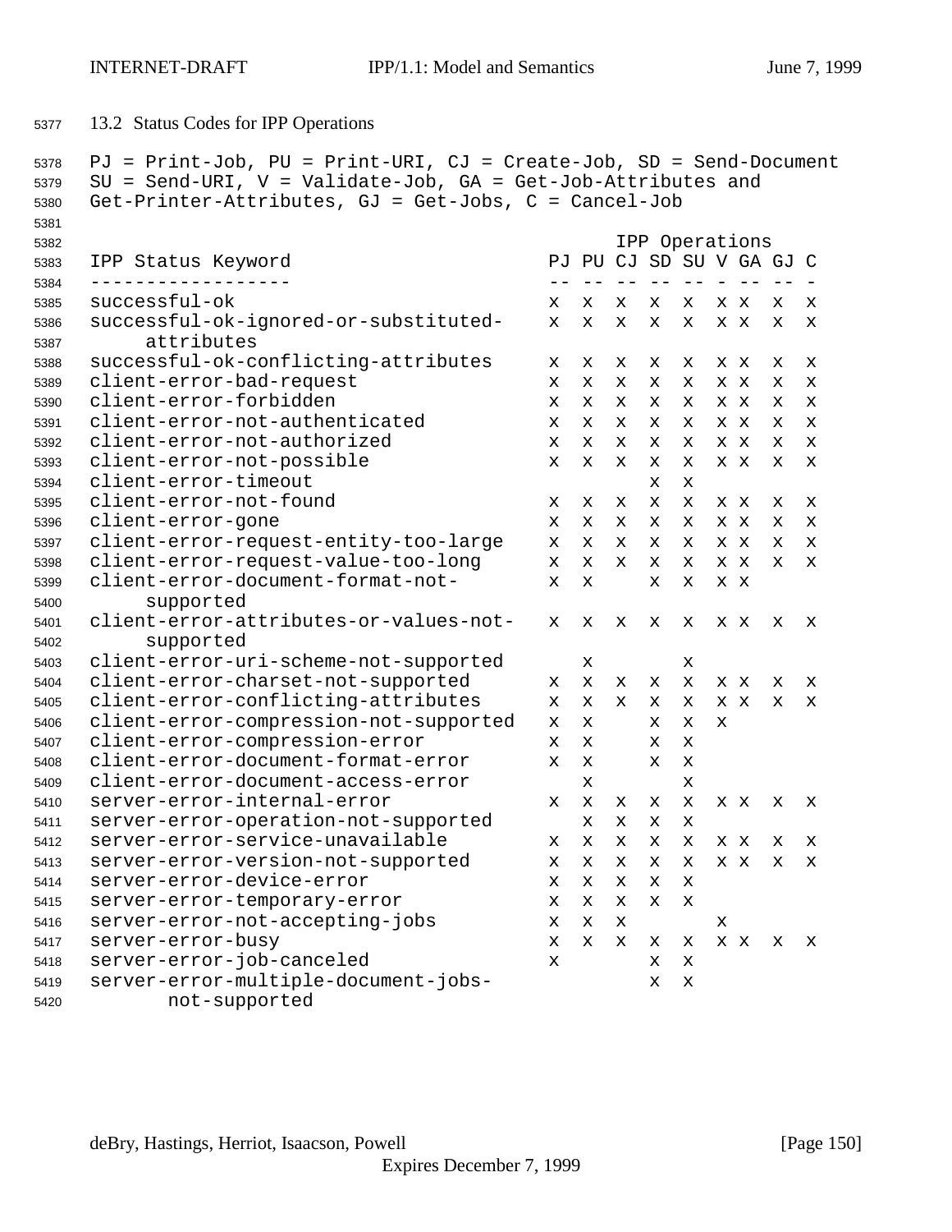## 13.2 Status Codes for IPP Operations

PJ = Print-Job, PU = Print-URI, CJ = Create-Job, SD = Send-Document
SU = Send-URI, V = Validate-Job, GA = Get-Job-Attributes and
Get-Printer-Attributes, GJ = Get-Jobs, C = Cancel-Job

| IPP Status Keyword | PJ | PU | CJ | SD | SU | V | GA | GJ | C |
|---|---|---|---|---|---|---|---|---|---|
| successful-ok | x | x | x | x | x | x | x | x | x |
| successful-ok-ignored-or-substituted-attributes | x | x | x | x | x | x | x | x | x |
| successful-ok-conflicting-attributes | x | x | x | x | x | x | x | x | x |
| client-error-bad-request | x | x | x | x | x | x | x | x | x |
| client-error-forbidden | x | x | x | x | x | x | x | x | x |
| client-error-not-authenticated | x | x | x | x | x | x | x | x | x |
| client-error-not-authorized | x | x | x | x | x | x | x | x | x |
| client-error-not-possible | x | x | x | x | x | x | x | x | x |
| client-error-timeout | | | | x | x | | | | |
| client-error-not-found | x | x | x | x | x | x | x | x | x |
| client-error-gone | x | x | x | x | x | x | x | x | x |
| client-error-request-entity-too-large | x | x | x | x | x | x | x | x | x |
| client-error-request-value-too-long | x | x | x | x | x | x | x | x | x |
| client-error-document-format-not-supported | x | x | | x | x | x | x | | |
| client-error-attributes-or-values-not-supported | x | x | x | x | x | x | x | x | x |
| client-error-uri-scheme-not-supported | | x | | | x | | | | |
| client-error-charset-not-supported | x | x | x | x | x | x | x | x | x |
| client-error-conflicting-attributes | x | x | x | x | x | x | x | x | x |
| client-error-compression-not-supported | x | x | | x | x | x | | | |
| client-error-compression-error | x | x | | x | x | | | | |
| client-error-document-format-error | x | x | | x | x | | | | |
| client-error-document-access-error | | x | | | x | | | | |
| server-error-internal-error | x | x | x | x | x | x | x | x | x |
| server-error-operation-not-supported | | x | x | x | x | | | | |
| server-error-service-unavailable | x | x | x | x | x | x | x | x | x |
| server-error-version-not-supported | x | x | x | x | x | x | x | x | x |
| server-error-device-error | x | x | x | x | x | | | | |
| server-error-temporary-error | x | x | x | x | x | | | | |
| server-error-not-accepting-jobs | x | x | x | | | x | | | |
| server-error-busy | x | x | x | x | x | x | x | x | x |
| server-error-job-canceled | x | | | x | x | | | | |
| server-error-multiple-document-jobs-not-supported | | | | x | x | | | | |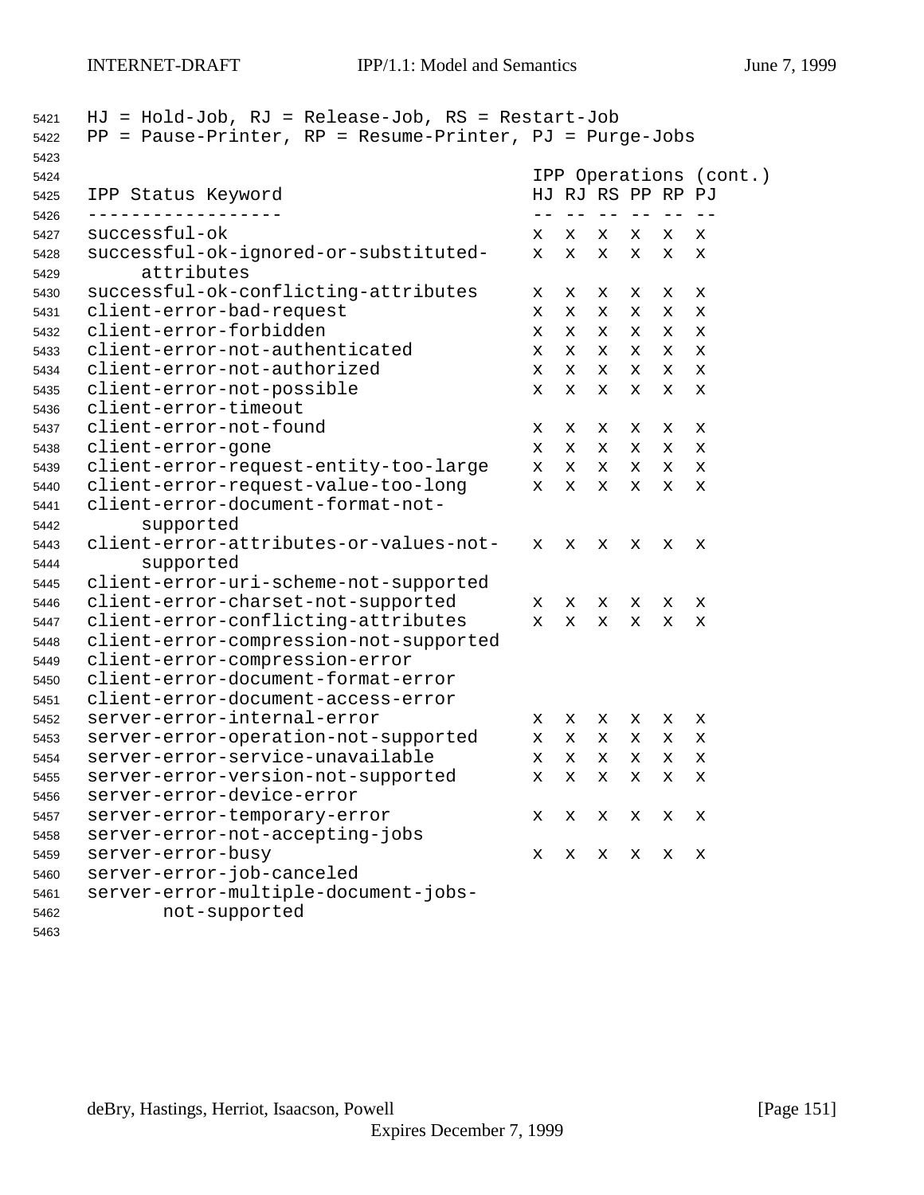HJ = Hold-Job, RJ = Release-Job, RS = Restart-Job
PP = Pause-Printer, RP = Resume-Printer, PJ = Purge-Jobs

| IPP Status Keyword | IPP Operations (cont.) | | | | | |
|---|---|---|---|---|---|---|
| | HJ | RJ | RS | PP | RP | PJ |
| successful-ok | x | x | x | x | x | x |
| successful-ok-ignored-or-substituted-attributes | x | x | x | x | x | x |
| successful-ok-conflicting-attributes | x | x | x | x | x | x |
| client-error-bad-request | x | x | x | x | x | x |
| client-error-forbidden | x | x | x | x | x | x |
| client-error-not-authenticated | x | x | x | x | x | x |
| client-error-not-authorized | x | x | x | x | x | x |
| client-error-not-possible | x | x | x | x | x | x |
| client-error-timeout | | | | | | |
| client-error-not-found | x | x | x | x | x | x |
| client-error-gone | x | x | x | x | x | x |
| client-error-request-entity-too-large | x | x | x | x | x | x |
| client-error-request-value-too-long | x | x | x | x | x | x |
| client-error-document-format-not-supported | | | | | | |
| client-error-attributes-or-values-not-supported | x | x | x | x | x | x |
| client-error-uri-scheme-not-supported | | | | | | |
| client-error-charset-not-supported | x | x | x | x | x | x |
| client-error-conflicting-attributes | x | x | x | x | x | x |
| client-error-compression-not-supported | | | | | | |
| client-error-compression-error | | | | | | |
| client-error-document-format-error | | | | | | |
| client-error-document-access-error | | | | | | |
| server-error-internal-error | x | x | x | x | x | x |
| server-error-operation-not-supported | x | x | x | x | x | x |
| server-error-service-unavailable | x | x | x | x | x | x |
| server-error-version-not-supported | x | x | x | x | x | x |
| server-error-device-error | | | | | | |
| server-error-temporary-error | x | x | x | x | x | x |
| server-error-not-accepting-jobs | | | | | | |
| server-error-busy | x | x | x | x | x | x |
| server-error-job-canceled | | | | | | |
| server-error-multiple-document-jobs-not-supported | | | | | | |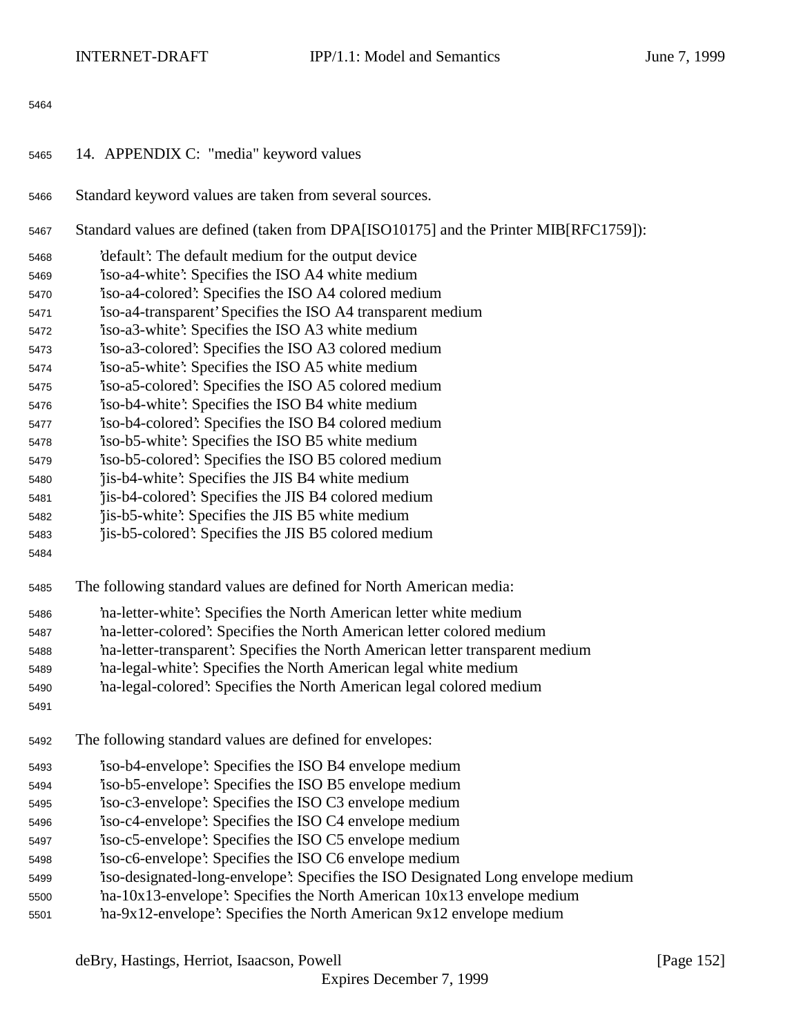# 14. APPENDIX C: "media" keyword values

Standard keyword values are taken from several sources.

Standard values are defined (taken from DPA[ISO10175] and the Printer MIB[RFC1759]):

'default': The default medium for the output device
'iso-a4-white': Specifies the ISO A4 white medium
'iso-a4-colored': Specifies the ISO A4 colored medium
'iso-a4-transparent' Specifies the ISO A4 transparent medium
'iso-a3-white': Specifies the ISO A3 white medium
'iso-a3-colored': Specifies the ISO A3 colored medium
'iso-a5-white': Specifies the ISO A5 white medium
'iso-a5-colored': Specifies the ISO A5 colored medium
'iso-b4-white': Specifies the ISO B4 white medium
'iso-b4-colored': Specifies the ISO B4 colored medium
'iso-b5-white': Specifies the ISO B5 white medium
'iso-b5-colored': Specifies the ISO B5 colored medium
'jis-b4-white': Specifies the JIS B4 white medium
'jis-b4-colored': Specifies the JIS B4 colored medium
'jis-b5-white': Specifies the JIS B5 white medium
'jis-b5-colored': Specifies the JIS B5 colored medium

The following standard values are defined for North American media:

'na-letter-white': Specifies the North American letter white medium
'na-letter-colored': Specifies the North American letter colored medium
'na-letter-transparent': Specifies the North American letter transparent medium
'na-legal-white': Specifies the North American legal white medium
'na-legal-colored': Specifies the North American legal colored medium

The following standard values are defined for envelopes:

'iso-b4-envelope': Specifies the ISO B4 envelope medium
'iso-b5-envelope': Specifies the ISO B5 envelope medium
'iso-c3-envelope': Specifies the ISO C3 envelope medium
'iso-c4-envelope': Specifies the ISO C4 envelope medium
'iso-c5-envelope': Specifies the ISO C5 envelope medium
'iso-c6-envelope': Specifies the ISO C6 envelope medium
'iso-designated-long-envelope': Specifies the ISO Designated Long envelope medium
'na-10x13-envelope': Specifies the North American 10x13 envelope medium
'na-9x12-envelope': Specifies the North American 9x12 envelope medium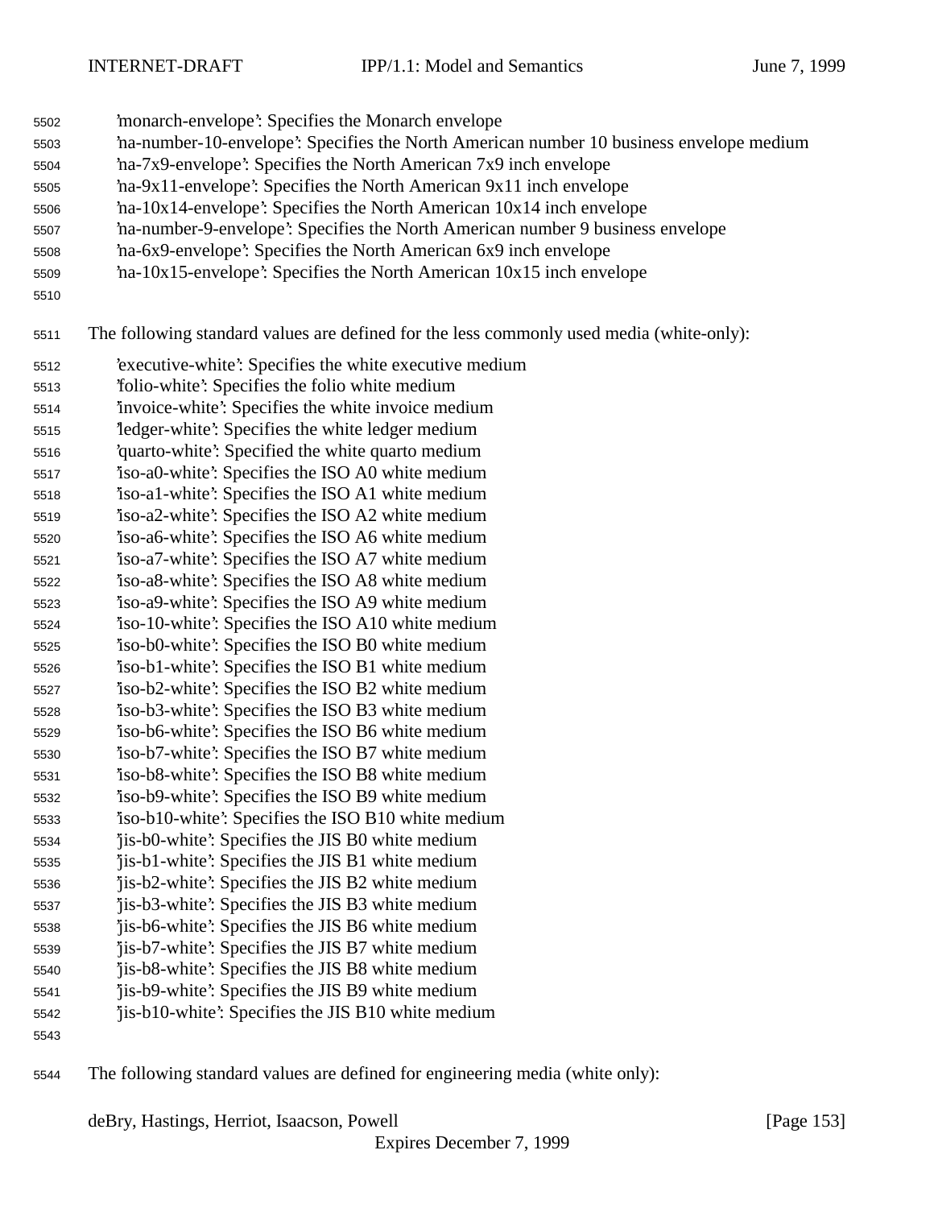'monarch-envelope': Specifies the Monarch envelope
'na-number-10-envelope': Specifies the North American number 10 business envelope medium
'na-7x9-envelope': Specifies the North American 7x9 inch envelope
'na-9x11-envelope': Specifies the North American 9x11 inch envelope
'na-10x14-envelope': Specifies the North American 10x14 inch envelope
'na-number-9-envelope': Specifies the North American number 9 business envelope
'na-6x9-envelope': Specifies the North American 6x9 inch envelope
'na-10x15-envelope': Specifies the North American 10x15 inch envelope

The following standard values are defined for the less commonly used media (white-only):

'executive-white': Specifies the white executive medium
'folio-white': Specifies the folio white medium
'invoice-white': Specifies the white invoice medium
'ledger-white': Specifies the white ledger medium
'quarto-white': Specified the white quarto medium
'iso-a0-white': Specifies the ISO A0 white medium
'iso-a1-white': Specifies the ISO A1 white medium
'iso-a2-white': Specifies the ISO A2 white medium
'iso-a6-white': Specifies the ISO A6 white medium
'iso-a7-white': Specifies the ISO A7 white medium
'iso-a8-white': Specifies the ISO A8 white medium
'iso-a9-white': Specifies the ISO A9 white medium
'iso-10-white': Specifies the ISO A10 white medium
'iso-b0-white': Specifies the ISO B0 white medium
'iso-b1-white': Specifies the ISO B1 white medium
'iso-b2-white': Specifies the ISO B2 white medium
'iso-b3-white': Specifies the ISO B3 white medium
'iso-b6-white': Specifies the ISO B6 white medium
'iso-b7-white': Specifies the ISO B7 white medium
'iso-b8-white': Specifies the ISO B8 white medium
'iso-b9-white': Specifies the ISO B9 white medium
'iso-b10-white': Specifies the ISO B10 white medium
'jis-b0-white': Specifies the JIS B0 white medium
'jis-b1-white': Specifies the JIS B1 white medium
'jis-b2-white': Specifies the JIS B2 white medium
'jis-b3-white': Specifies the JIS B3 white medium
'jis-b6-white': Specifies the JIS B6 white medium
'jis-b7-white': Specifies the JIS B7 white medium
'jis-b8-white': Specifies the JIS B8 white medium
'jis-b9-white': Specifies the JIS B9 white medium
'jis-b10-white': Specifies the JIS B10 white medium

The following standard values are defined for engineering media (white only):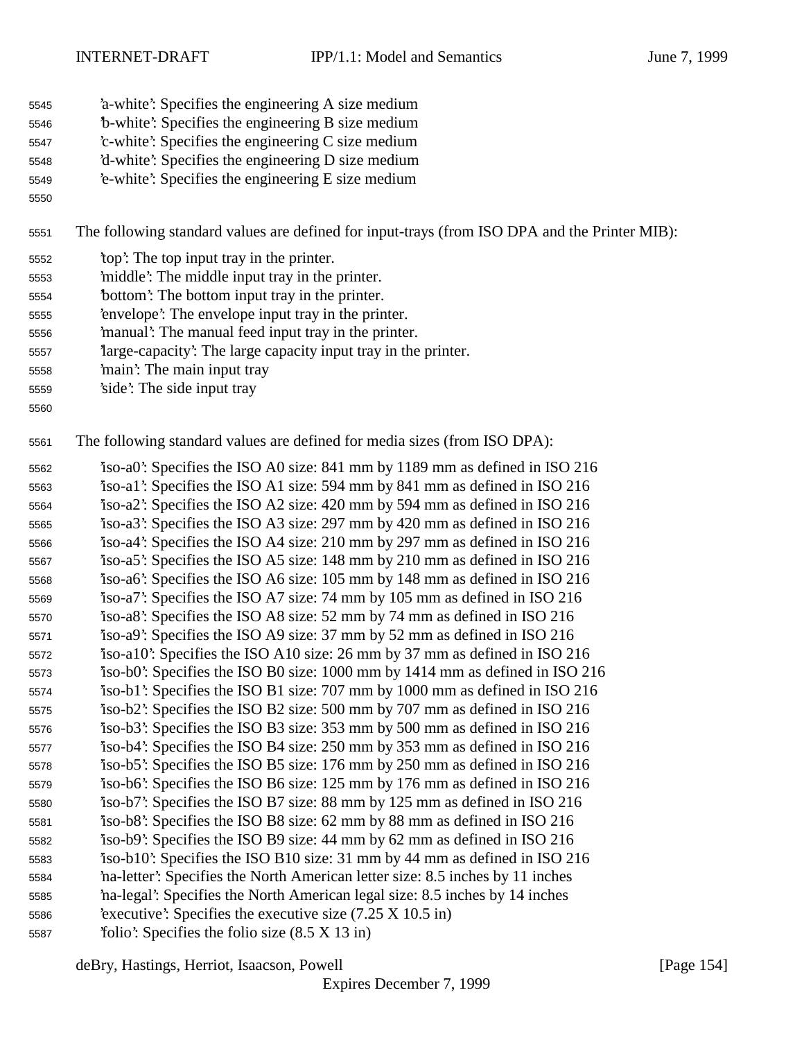'a-white': Specifies the engineering A size medium
'b-white': Specifies the engineering B size medium
'c-white': Specifies the engineering C size medium
'd-white': Specifies the engineering D size medium
'e-white': Specifies the engineering E size medium

The following standard values are defined for input-trays (from ISO DPA and the Printer MIB):

'top': The top input tray in the printer.
'middle': The middle input tray in the printer.
'bottom': The bottom input tray in the printer.
'envelope': The envelope input tray in the printer.
'manual': The manual feed input tray in the printer.
'large-capacity': The large capacity input tray in the printer.
'main': The main input tray
'side': The side input tray

The following standard values are defined for media sizes (from ISO DPA):

'iso-a0': Specifies the ISO A0 size: 841 mm by 1189 mm as defined in ISO 216
'iso-a1': Specifies the ISO A1 size: 594 mm by 841 mm as defined in ISO 216
'iso-a2': Specifies the ISO A2 size: 420 mm by 594 mm as defined in ISO 216
'iso-a3': Specifies the ISO A3 size: 297 mm by 420 mm as defined in ISO 216
'iso-a4': Specifies the ISO A4 size: 210 mm by 297 mm as defined in ISO 216
'iso-a5': Specifies the ISO A5 size: 148 mm by 210 mm as defined in ISO 216
'iso-a6': Specifies the ISO A6 size: 105 mm by 148 mm as defined in ISO 216
'iso-a7': Specifies the ISO A7 size: 74 mm by 105 mm as defined in ISO 216
'iso-a8': Specifies the ISO A8 size: 52 mm by 74 mm as defined in ISO 216
'iso-a9': Specifies the ISO A9 size: 37 mm by 52 mm as defined in ISO 216
'iso-a10': Specifies the ISO A10 size: 26 mm by 37 mm as defined in ISO 216
'iso-b0': Specifies the ISO B0 size: 1000 mm by 1414 mm as defined in ISO 216
'iso-b1': Specifies the ISO B1 size: 707 mm by 1000 mm as defined in ISO 216
'iso-b2': Specifies the ISO B2 size: 500 mm by 707 mm as defined in ISO 216
'iso-b3': Specifies the ISO B3 size: 353 mm by 500 mm as defined in ISO 216
'iso-b4': Specifies the ISO B4 size: 250 mm by 353 mm as defined in ISO 216
'iso-b5': Specifies the ISO B5 size: 176 mm by 250 mm as defined in ISO 216
'iso-b6': Specifies the ISO B6 size: 125 mm by 176 mm as defined in ISO 216
'iso-b7': Specifies the ISO B7 size: 88 mm by 125 mm as defined in ISO 216
'iso-b8': Specifies the ISO B8 size: 62 mm by 88 mm as defined in ISO 216
'iso-b9': Specifies the ISO B9 size: 44 mm by 62 mm as defined in ISO 216
'iso-b10': Specifies the ISO B10 size: 31 mm by 44 mm as defined in ISO 216
'na-letter': Specifies the North American letter size: 8.5 inches by 11 inches
'na-legal': Specifies the North American legal size: 8.5 inches by 14 inches
'executive': Specifies the executive size (7.25 X 10.5 in)
'folio': Specifies the folio size (8.5 X 13 in)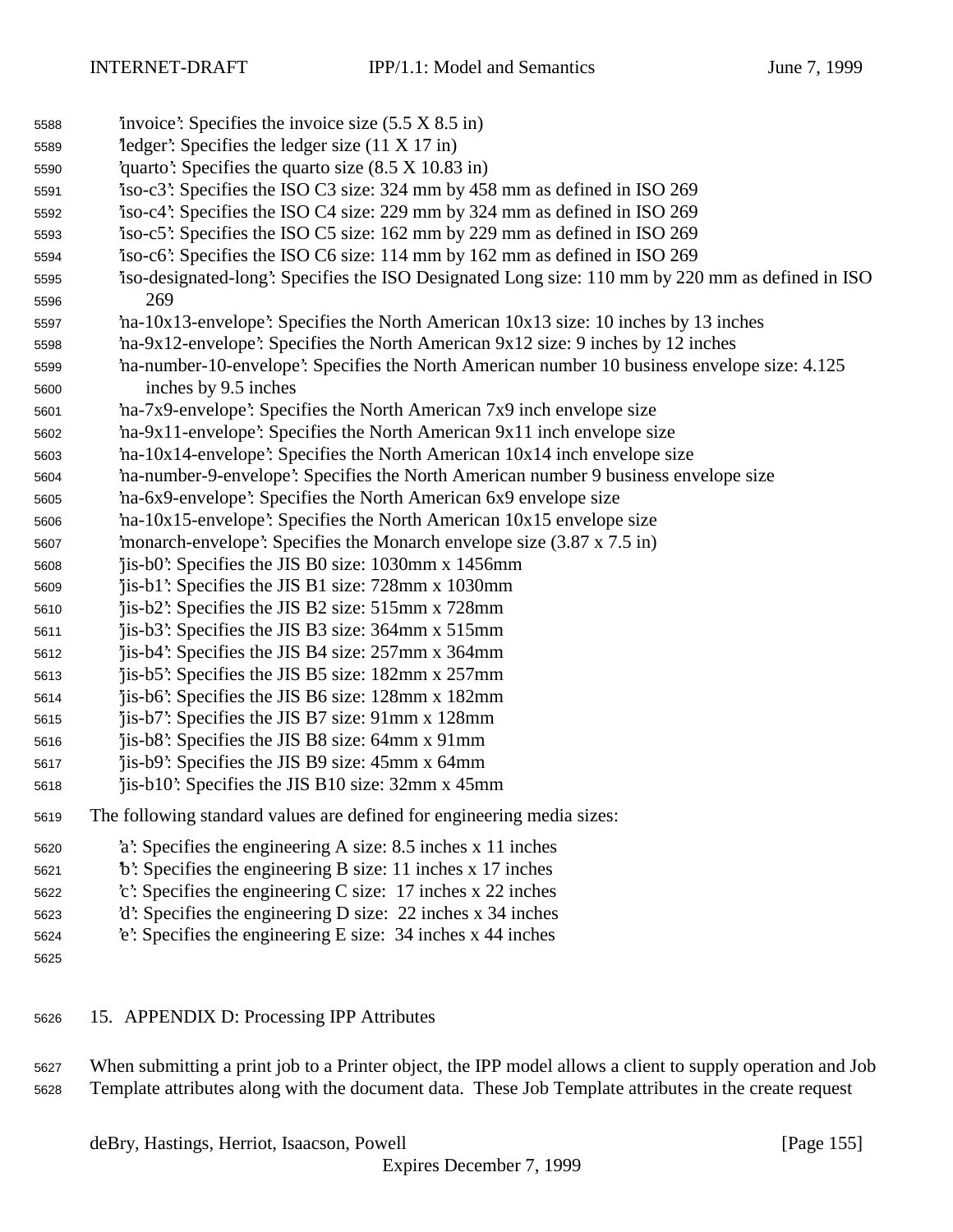'invoice': Specifies the invoice size (5.5 X 8.5 in)
'ledger': Specifies the ledger size (11 X 17 in)
'quarto': Specifies the quarto size (8.5 X 10.83 in)
'iso-c3': Specifies the ISO C3 size: 324 mm by 458 mm as defined in ISO 269
'iso-c4': Specifies the ISO C4 size: 229 mm by 324 mm as defined in ISO 269
'iso-c5': Specifies the ISO C5 size: 162 mm by 229 mm as defined in ISO 269
'iso-c6': Specifies the ISO C6 size: 114 mm by 162 mm as defined in ISO 269
'iso-designated-long': Specifies the ISO Designated Long size: 110 mm by 220 mm as defined in ISO 269
'na-10x13-envelope': Specifies the North American 10x13 size: 10 inches by 13 inches
'na-9x12-envelope': Specifies the North American 9x12 size: 9 inches by 12 inches
'na-number-10-envelope': Specifies the North American number 10 business envelope size: 4.125 inches by 9.5 inches
'na-7x9-envelope': Specifies the North American 7x9 inch envelope size
'na-9x11-envelope': Specifies the North American 9x11 inch envelope size
'na-10x14-envelope': Specifies the North American 10x14 inch envelope size
'na-number-9-envelope': Specifies the North American number 9 business envelope size
'na-6x9-envelope': Specifies the North American 6x9 envelope size
'na-10x15-envelope': Specifies the North American 10x15 envelope size
'monarch-envelope': Specifies the Monarch envelope size (3.87 x 7.5 in)
'jis-b0': Specifies the JIS B0 size: 1030mm x 1456mm
'jis-b1': Specifies the JIS B1 size: 728mm x 1030mm
'jis-b2': Specifies the JIS B2 size: 515mm x 728mm
'jis-b3': Specifies the JIS B3 size: 364mm x 515mm
'jis-b4': Specifies the JIS B4 size: 257mm x 364mm
'jis-b5': Specifies the JIS B5 size: 182mm x 257mm
'jis-b6': Specifies the JIS B6 size: 128mm x 182mm
'jis-b7': Specifies the JIS B7 size: 91mm x 128mm
'jis-b8': Specifies the JIS B8 size: 64mm x 91mm
'jis-b9': Specifies the JIS B9 size: 45mm x 64mm
'jis-b10': Specifies the JIS B10 size: 32mm x 45mm

The following standard values are defined for engineering media sizes:

'a': Specifies the engineering A size: 8.5 inches x 11 inches
'b': Specifies the engineering B size: 11 inches x 17 inches
'c': Specifies the engineering C size: 17 inches x 22 inches
'd': Specifies the engineering D size: 22 inches x 34 inches
'e': Specifies the engineering E size: 34 inches x 44 inches

# 15. APPENDIX D: Processing IPP Attributes

When submitting a print job to a Printer object, the IPP model allows a client to supply operation and Job Template attributes along with the document data. These Job Template attributes in the create request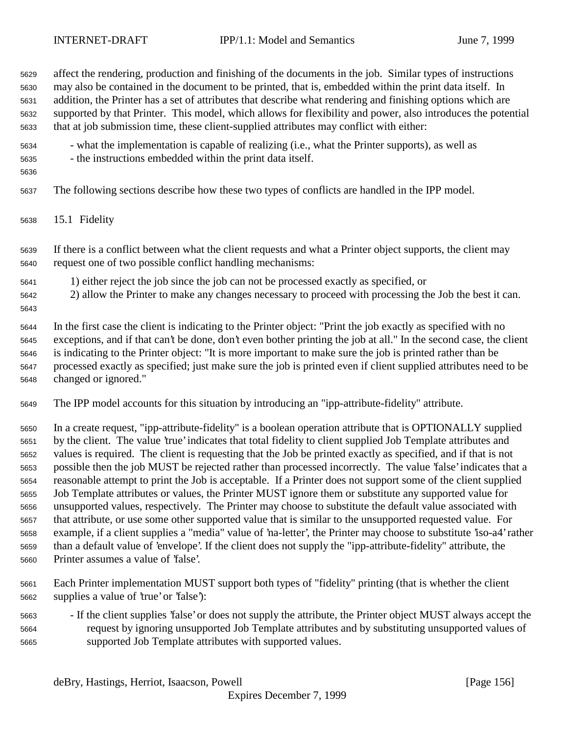affect the rendering, production and finishing of the documents in the job. Similar types of instructions may also be contained in the document to be printed, that is, embedded within the print data itself. In addition, the Printer has a set of attributes that describe what rendering and finishing options which are supported by that Printer. This model, which allows for flexibility and power, also introduces the potential that at job submission time, these client-supplied attributes may conflict with either:

- what the implementation is capable of realizing (i.e., what the Printer supports), as well as
- the instructions embedded within the print data itself.

The following sections describe how these two types of conflicts are handled in the IPP model.

## 15.1 Fidelity

If there is a conflict between what the client requests and what a Printer object supports, the client may request one of two possible conflict handling mechanisms:

1) either reject the job since the job can not be processed exactly as specified, or
2) allow the Printer to make any changes necessary to proceed with processing the Job the best it can.

In the first case the client is indicating to the Printer object: "Print the job exactly as specified with no exceptions, and if that can't be done, don't even bother printing the job at all." In the second case, the client is indicating to the Printer object: "It is more important to make sure the job is printed rather than be processed exactly as specified; just make sure the job is printed even if client supplied attributes need to be changed or ignored."

The IPP model accounts for this situation by introducing an "ipp-attribute-fidelity" attribute.

In a create request, "ipp-attribute-fidelity" is a boolean operation attribute that is OPTIONALLY supplied by the client. The value 'true' indicates that total fidelity to client supplied Job Template attributes and values is required. The client is requesting that the Job be printed exactly as specified, and if that is not possible then the job MUST be rejected rather than processed incorrectly. The value 'false' indicates that a reasonable attempt to print the Job is acceptable. If a Printer does not support some of the client supplied Job Template attributes or values, the Printer MUST ignore them or substitute any supported value for unsupported values, respectively. The Printer may choose to substitute the default value associated with that attribute, or use some other supported value that is similar to the unsupported requested value. For example, if a client supplies a "media" value of 'na-letter', the Printer may choose to substitute 'iso-a4' rather than a default value of 'envelope'. If the client does not supply the "ipp-attribute-fidelity" attribute, the Printer assumes a value of 'false'.

Each Printer implementation MUST support both types of "fidelity" printing (that is whether the client supplies a value of 'true' or 'false'):

- If the client supplies 'false' or does not supply the attribute, the Printer object MUST always accept the request by ignoring unsupported Job Template attributes and by substituting unsupported values of supported Job Template attributes with supported values.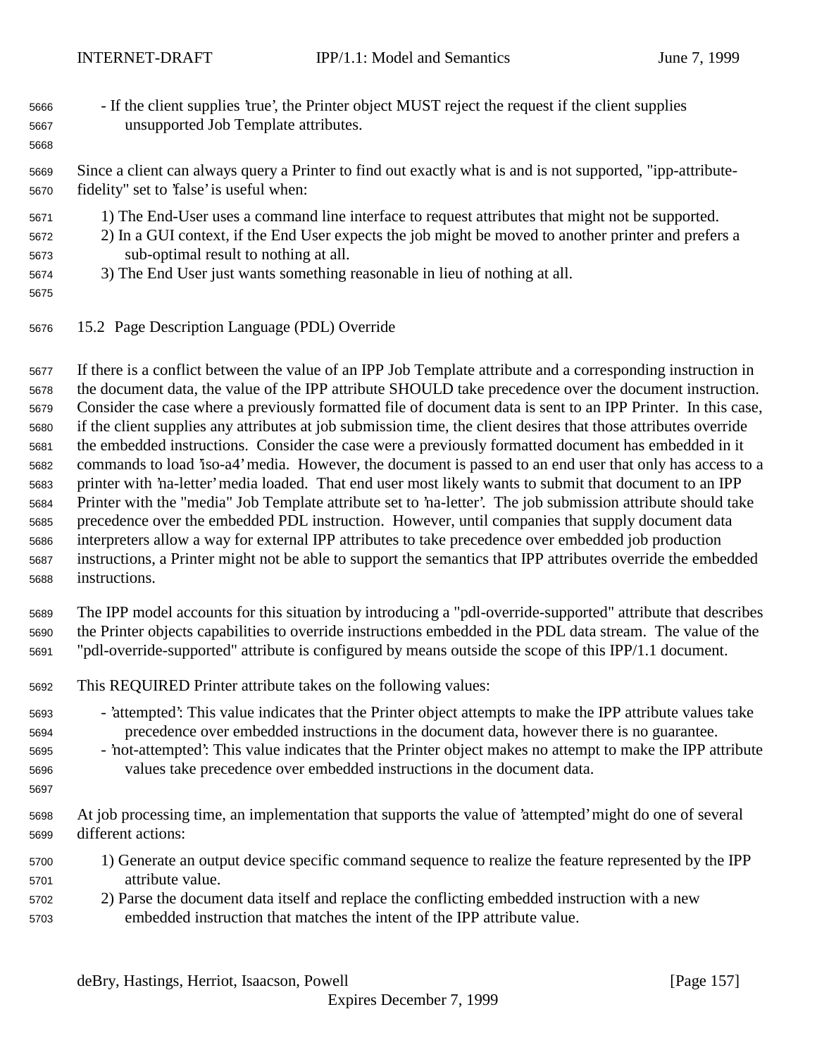- If the client supplies 'true', the Printer object MUST reject the request if the client supplies unsupported Job Template attributes.

Since a client can always query a Printer to find out exactly what is and is not supported, "ipp-attribute-fidelity" set to 'false' is useful when:

1) The End-User uses a command line interface to request attributes that might not be supported.
2) In a GUI context, if the End User expects the job might be moved to another printer and prefers a sub-optimal result to nothing at all.
3) The End User just wants something reasonable in lieu of nothing at all.

## 15.2 Page Description Language (PDL) Override

If there is a conflict between the value of an IPP Job Template attribute and a corresponding instruction in the document data, the value of the IPP attribute SHOULD take precedence over the document instruction. Consider the case where a previously formatted file of document data is sent to an IPP Printer. In this case, if the client supplies any attributes at job submission time, the client desires that those attributes override the embedded instructions. Consider the case were a previously formatted document has embedded in it commands to load 'iso-a4' media. However, the document is passed to an end user that only has access to a printer with 'na-letter' media loaded. That end user most likely wants to submit that document to an IPP Printer with the "media" Job Template attribute set to 'na-letter'. The job submission attribute should take precedence over the embedded PDL instruction. However, until companies that supply document data interpreters allow a way for external IPP attributes to take precedence over embedded job production instructions, a Printer might not be able to support the semantics that IPP attributes override the embedded instructions.

The IPP model accounts for this situation by introducing a "pdl-override-supported" attribute that describes the Printer objects capabilities to override instructions embedded in the PDL data stream. The value of the "pdl-override-supported" attribute is configured by means outside the scope of this IPP/1.1 document.

This REQUIRED Printer attribute takes on the following values:

- 'attempted': This value indicates that the Printer object attempts to make the IPP attribute values take precedence over embedded instructions in the document data, however there is no guarantee.
- 'not-attempted': This value indicates that the Printer object makes no attempt to make the IPP attribute values take precedence over embedded instructions in the document data.

At job processing time, an implementation that supports the value of 'attempted' might do one of several different actions:

1) Generate an output device specific command sequence to realize the feature represented by the IPP attribute value.
2) Parse the document data itself and replace the conflicting embedded instruction with a new embedded instruction that matches the intent of the IPP attribute value.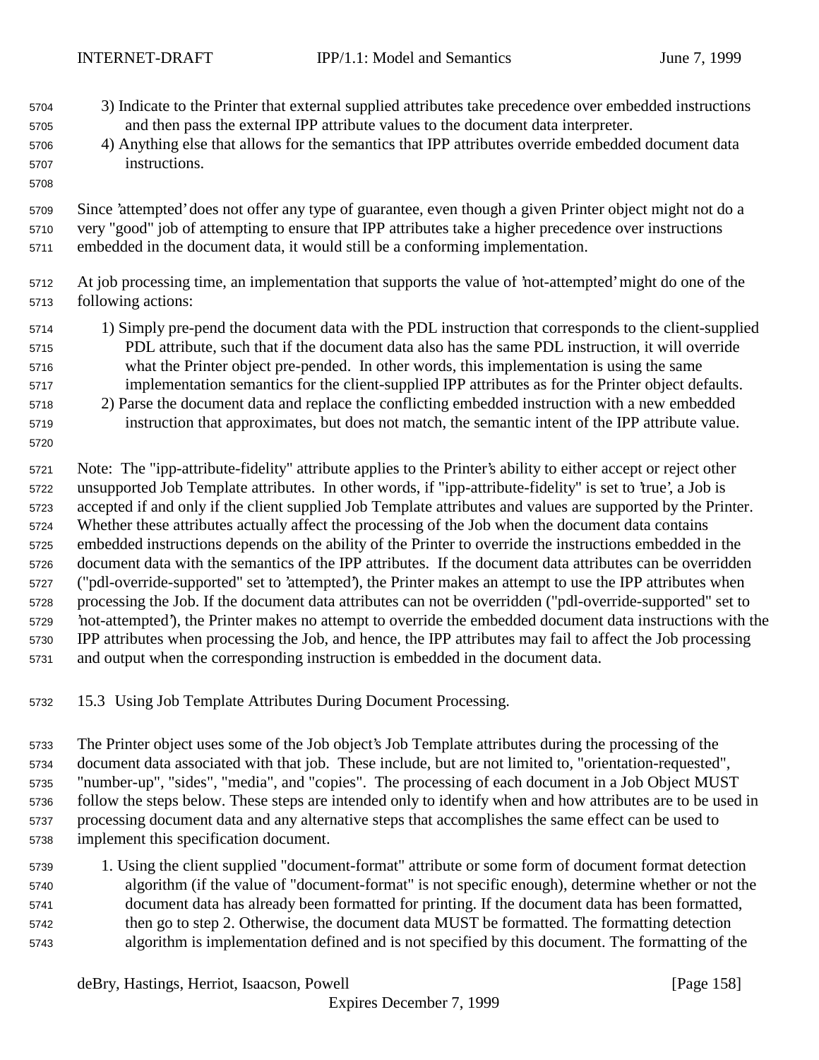3) Indicate to the Printer that external supplied attributes take precedence over embedded instructions and then pass the external IPP attribute values to the document data interpreter.
4) Anything else that allows for the semantics that IPP attributes override embedded document data instructions.

Since 'attempted' does not offer any type of guarantee, even though a given Printer object might not do a very "good" job of attempting to ensure that IPP attributes take a higher precedence over instructions embedded in the document data, it would still be a conforming implementation.

At job processing time, an implementation that supports the value of 'not-attempted' might do one of the following actions:

1) Simply pre-pend the document data with the PDL instruction that corresponds to the client-supplied PDL attribute, such that if the document data also has the same PDL instruction, it will override what the Printer object pre-pended. In other words, this implementation is using the same implementation semantics for the client-supplied IPP attributes as for the Printer object defaults.
2) Parse the document data and replace the conflicting embedded instruction with a new embedded instruction that approximates, but does not match, the semantic intent of the IPP attribute value.

Note: The "ipp-attribute-fidelity" attribute applies to the Printer's ability to either accept or reject other unsupported Job Template attributes. In other words, if "ipp-attribute-fidelity" is set to 'true', a Job is accepted if and only if the client supplied Job Template attributes and values are supported by the Printer. Whether these attributes actually affect the processing of the Job when the document data contains embedded instructions depends on the ability of the Printer to override the instructions embedded in the document data with the semantics of the IPP attributes. If the document data attributes can be overridden ("pdl-override-supported" set to 'attempted'), the Printer makes an attempt to use the IPP attributes when processing the Job. If the document data attributes can not be overridden ("pdl-override-supported" set to 'not-attempted'), the Printer makes no attempt to override the embedded document data instructions with the IPP attributes when processing the Job, and hence, the IPP attributes may fail to affect the Job processing and output when the corresponding instruction is embedded in the document data.

## 15.3 Using Job Template Attributes During Document Processing.

The Printer object uses some of the Job object's Job Template attributes during the processing of the document data associated with that job. These include, but are not limited to, "orientation-requested", "number-up", "sides", "media", and "copies". The processing of each document in a Job Object MUST follow the steps below. These steps are intended only to identify when and how attributes are to be used in processing document data and any alternative steps that accomplishes the same effect can be used to implement this specification document.

1. Using the client supplied "document-format" attribute or some form of document format detection algorithm (if the value of "document-format" is not specific enough), determine whether or not the document data has already been formatted for printing. If the document data has been formatted, then go to step 2. Otherwise, the document data MUST be formatted. The formatting detection algorithm is implementation defined and is not specified by this document. The formatting of the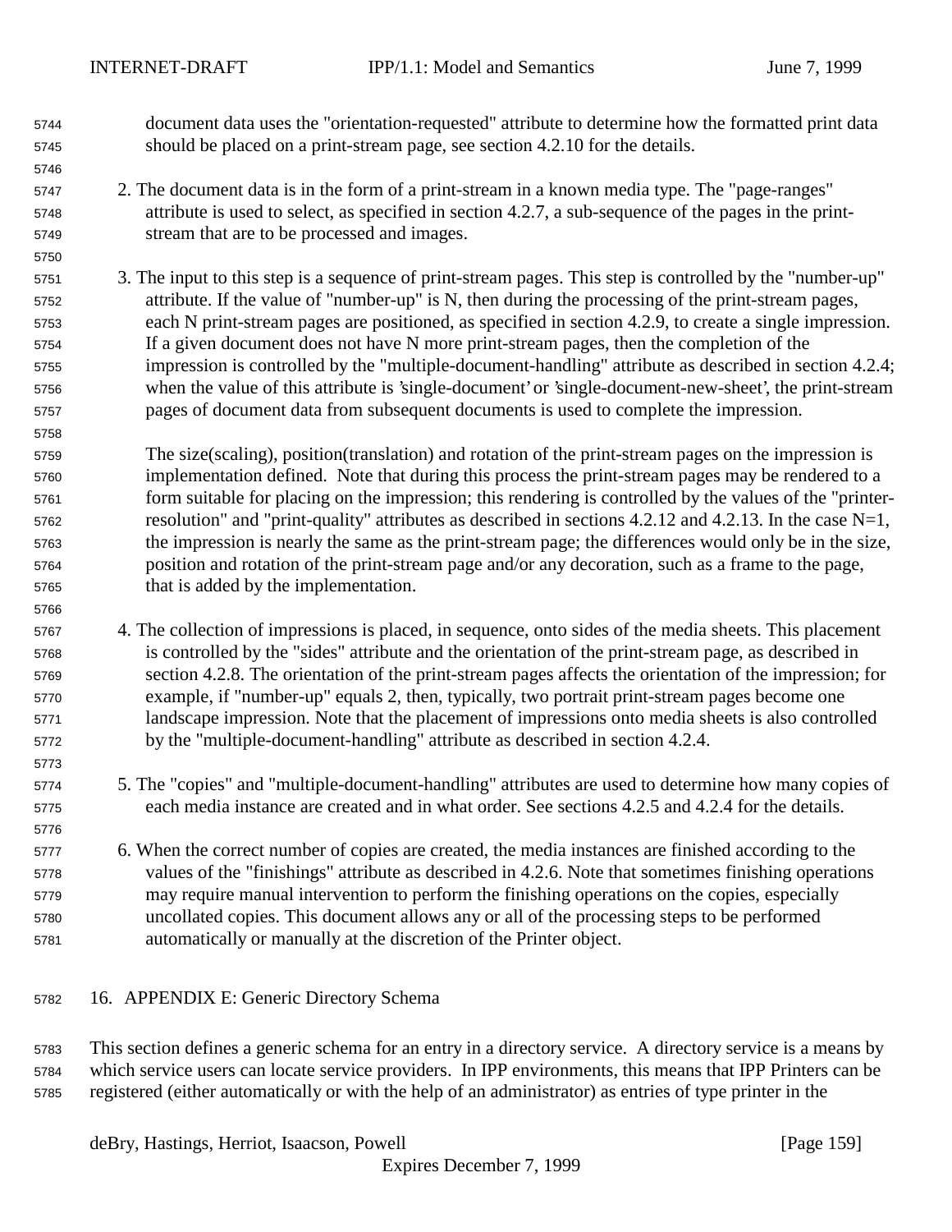document data uses the "orientation-requested" attribute to determine how the formatted print data should be placed on a print-stream page, see section 4.2.10 for the details.

2. The document data is in the form of a print-stream in a known media type. The "page-ranges" attribute is used to select, as specified in section 4.2.7, a sub-sequence of the pages in the print-stream that are to be processed and images.

3. The input to this step is a sequence of print-stream pages. This step is controlled by the "number-up" attribute. If the value of "number-up" is N, then during the processing of the print-stream pages, each N print-stream pages are positioned, as specified in section 4.2.9, to create a single impression. If a given document does not have N more print-stream pages, then the completion of the impression is controlled by the "multiple-document-handling" attribute as described in section 4.2.4; when the value of this attribute is 'single-document' or 'single-document-new-sheet', the print-stream pages of document data from subsequent documents is used to complete the impression.

   The size(scaling), position(translation) and rotation of the print-stream pages on the impression is implementation defined. Note that during this process the print-stream pages may be rendered to a form suitable for placing on the impression; this rendering is controlled by the values of the "printer-resolution" and "print-quality" attributes as described in sections 4.2.12 and 4.2.13. In the case N=1, the impression is nearly the same as the print-stream page; the differences would only be in the size, position and rotation of the print-stream page and/or any decoration, such as a frame to the page, that is added by the implementation.

4. The collection of impressions is placed, in sequence, onto sides of the media sheets. This placement is controlled by the "sides" attribute and the orientation of the print-stream page, as described in section 4.2.8. The orientation of the print-stream pages affects the orientation of the impression; for example, if "number-up" equals 2, then, typically, two portrait print-stream pages become one landscape impression. Note that the placement of impressions onto media sheets is also controlled by the "multiple-document-handling" attribute as described in section 4.2.4.

5. The "copies" and "multiple-document-handling" attributes are used to determine how many copies of each media instance are created and in what order. See sections 4.2.5 and 4.2.4 for the details.

6. When the correct number of copies are created, the media instances are finished according to the values of the "finishings" attribute as described in 4.2.6. Note that sometimes finishing operations may require manual intervention to perform the finishing operations on the copies, especially uncollated copies. This document allows any or all of the processing steps to be performed automatically or manually at the discretion of the Printer object.

# 16. APPENDIX E: Generic Directory Schema

This section defines a generic schema for an entry in a directory service. A directory service is a means by which service users can locate service providers. In IPP environments, this means that IPP Printers can be registered (either automatically or with the help of an administrator) as entries of type printer in the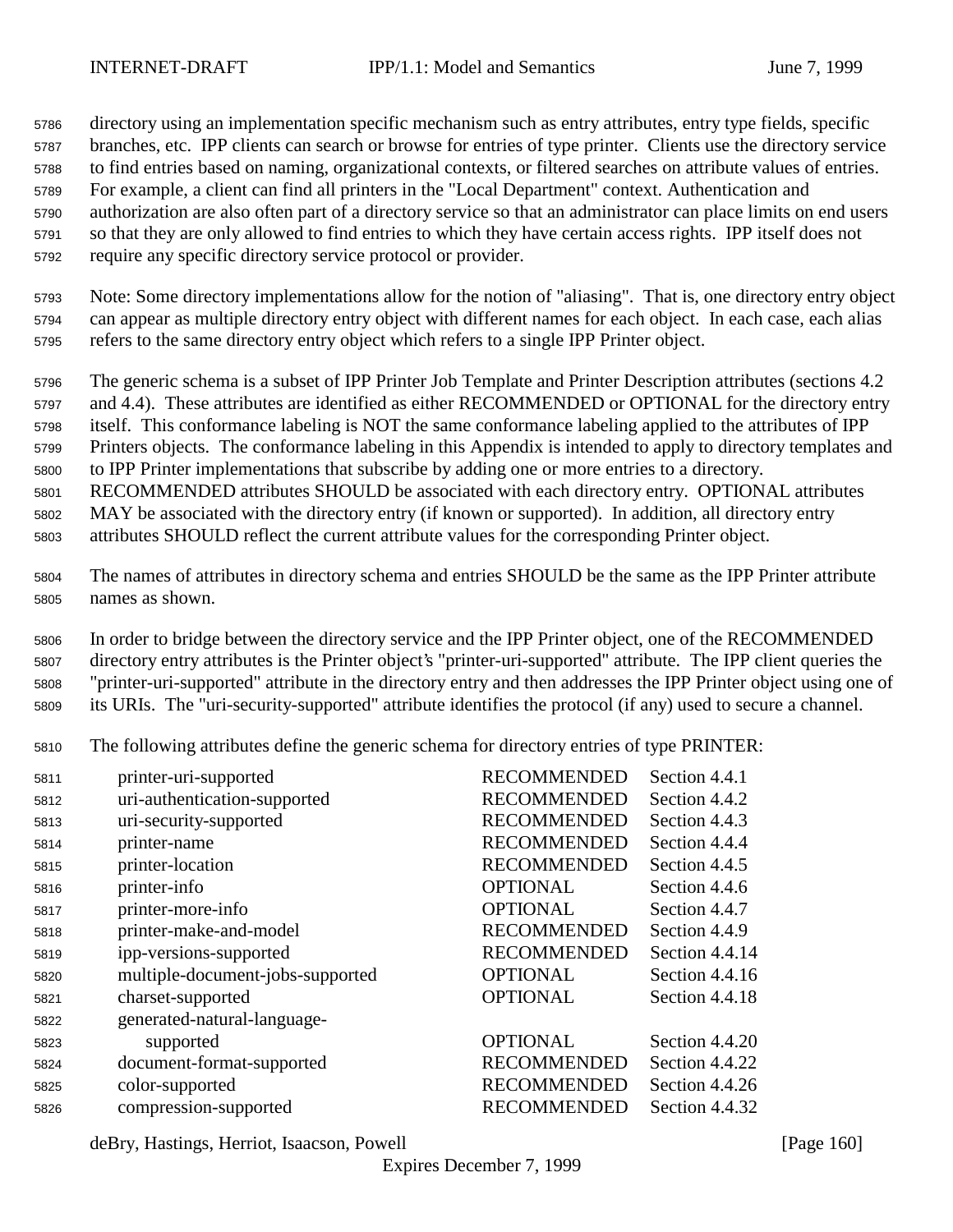directory using an implementation specific mechanism such as entry attributes, entry type fields, specific branches, etc. IPP clients can search or browse for entries of type printer. Clients use the directory service to find entries based on naming, organizational contexts, or filtered searches on attribute values of entries. For example, a client can find all printers in the "Local Department" context. Authentication and authorization are also often part of a directory service so that an administrator can place limits on end users so that they are only allowed to find entries to which they have certain access rights. IPP itself does not require any specific directory service protocol or provider.

Note: Some directory implementations allow for the notion of "aliasing". That is, one directory entry object can appear as multiple directory entry object with different names for each object. In each case, each alias refers to the same directory entry object which refers to a single IPP Printer object.

The generic schema is a subset of IPP Printer Job Template and Printer Description attributes (sections 4.2 and 4.4). These attributes are identified as either RECOMMENDED or OPTIONAL for the directory entry itself. This conformance labeling is NOT the same conformance labeling applied to the attributes of IPP Printers objects. The conformance labeling in this Appendix is intended to apply to directory templates and to IPP Printer implementations that subscribe by adding one or more entries to a directory. RECOMMENDED attributes SHOULD be associated with each directory entry. OPTIONAL attributes MAY be associated with the directory entry (if known or supported). In addition, all directory entry attributes SHOULD reflect the current attribute values for the corresponding Printer object.

The names of attributes in directory schema and entries SHOULD be the same as the IPP Printer attribute names as shown.

In order to bridge between the directory service and the IPP Printer object, one of the RECOMMENDED directory entry attributes is the Printer object's "printer-uri-supported" attribute. The IPP client queries the "printer-uri-supported" attribute in the directory entry and then addresses the IPP Printer object using one of its URIs. The "uri-security-supported" attribute identifies the protocol (if any) used to secure a channel.

The following attributes define the generic schema for directory entries of type PRINTER:

| Attribute | Conformance | Reference |
|---|---|---|
| printer-uri-supported | RECOMMENDED | Section 4.4.1 |
| uri-authentication-supported | RECOMMENDED | Section 4.4.2 |
| uri-security-supported | RECOMMENDED | Section 4.4.3 |
| printer-name | RECOMMENDED | Section 4.4.4 |
| printer-location | RECOMMENDED | Section 4.4.5 |
| printer-info | OPTIONAL | Section 4.4.6 |
| printer-more-info | OPTIONAL | Section 4.4.7 |
| printer-make-and-model | RECOMMENDED | Section 4.4.9 |
| ipp-versions-supported | RECOMMENDED | Section 4.4.14 |
| multiple-document-jobs-supported | OPTIONAL | Section 4.4.16 |
| charset-supported | OPTIONAL | Section 4.4.18 |
| generated-natural-language-supported | OPTIONAL | Section 4.4.20 |
| document-format-supported | RECOMMENDED | Section 4.4.22 |
| color-supported | RECOMMENDED | Section 4.4.26 |
| compression-supported | RECOMMENDED | Section 4.4.32 |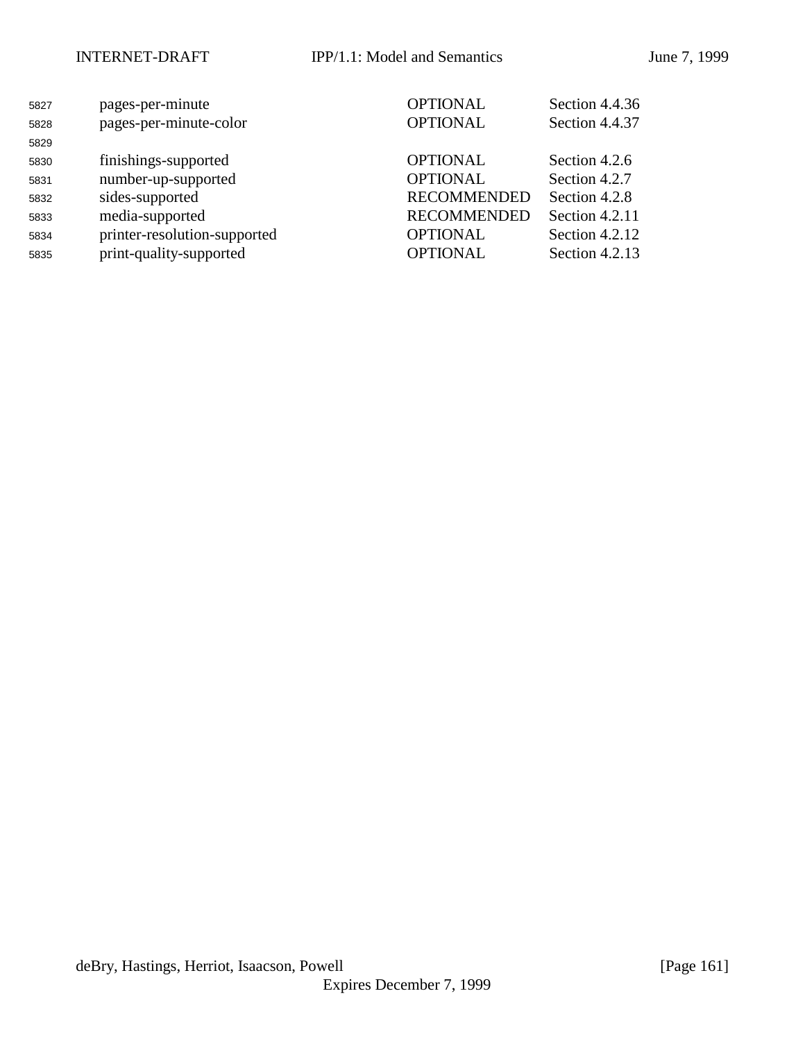| | | |
|---|---|---|
| pages-per-minute | OPTIONAL | Section 4.4.36 |
| pages-per-minute-color | OPTIONAL | Section 4.4.37 |
| | | |
| finishings-supported | OPTIONAL | Section 4.2.6 |
| number-up-supported | OPTIONAL | Section 4.2.7 |
| sides-supported | RECOMMENDED | Section 4.2.8 |
| media-supported | RECOMMENDED | Section 4.2.11 |
| printer-resolution-supported | OPTIONAL | Section 4.2.12 |
| print-quality-supported | OPTIONAL | Section 4.2.13 |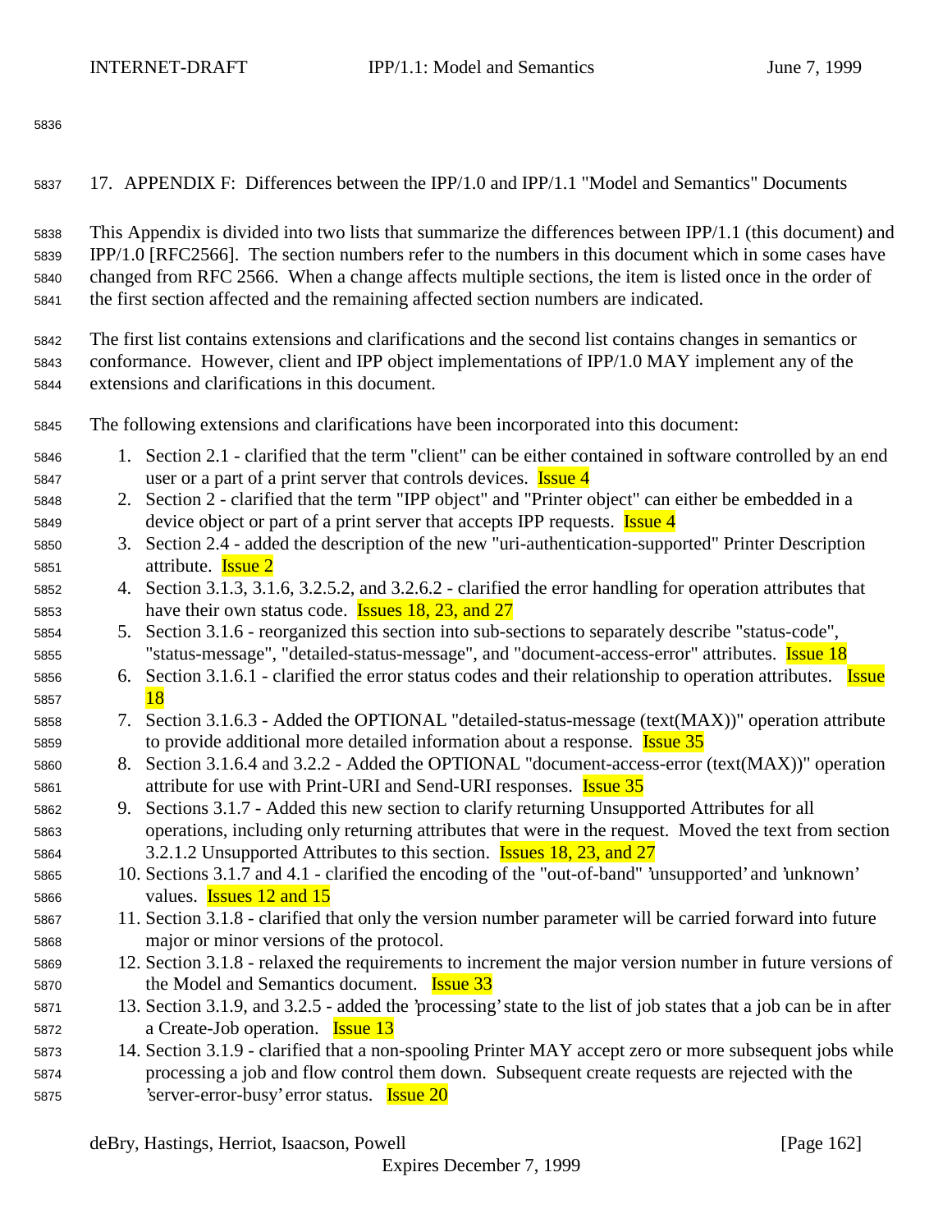## 17. APPENDIX F: Differences between the IPP/1.0 and IPP/1.1 "Model and Semantics" Documents

This Appendix is divided into two lists that summarize the differences between IPP/1.1 (this document) and IPP/1.0 [RFC2566]. The section numbers refer to the numbers in this document which in some cases have changed from RFC 2566. When a change affects multiple sections, the item is listed once in the order of the first section affected and the remaining affected section numbers are indicated.

The first list contains extensions and clarifications and the second list contains changes in semantics or conformance. However, client and IPP object implementations of IPP/1.0 MAY implement any of the extensions and clarifications in this document.

The following extensions and clarifications have been incorporated into this document:

1. Section 2.1 - clarified that the term "client" can be either contained in software controlled by an end user or a part of a print server that controls devices. Issue 4
2. Section 2 - clarified that the term "IPP object" and "Printer object" can either be embedded in a device object or part of a print server that accepts IPP requests. Issue 4
3. Section 2.4 - added the description of the new "uri-authentication-supported" Printer Description attribute. Issue 2
4. Section 3.1.3, 3.1.6, 3.2.5.2, and 3.2.6.2 - clarified the error handling for operation attributes that have their own status code. Issues 18, 23, and 27
5. Section 3.1.6 - reorganized this section into sub-sections to separately describe "status-code", "status-message", "detailed-status-message", and "document-access-error" attributes. Issue 18
6. Section 3.1.6.1 - clarified the error status codes and their relationship to operation attributes. Issue 18
7. Section 3.1.6.3 - Added the OPTIONAL "detailed-status-message (text(MAX))" operation attribute to provide additional more detailed information about a response. Issue 35
8. Section 3.1.6.4 and 3.2.2 - Added the OPTIONAL "document-access-error (text(MAX))" operation attribute for use with Print-URI and Send-URI responses. Issue 35
9. Sections 3.1.7 - Added this new section to clarify returning Unsupported Attributes for all operations, including only returning attributes that were in the request. Moved the text from section 3.2.1.2 Unsupported Attributes to this section. Issues 18, 23, and 27
10. Sections 3.1.7 and 4.1 - clarified the encoding of the "out-of-band" 'unsupported' and 'unknown' values. Issues 12 and 15
11. Section 3.1.8 - clarified that only the version number parameter will be carried forward into future major or minor versions of the protocol.
12. Section 3.1.8 - relaxed the requirements to increment the major version number in future versions of the Model and Semantics document. Issue 33
13. Section 3.1.9, and 3.2.5 - added the 'processing' state to the list of job states that a job can be in after a Create-Job operation. Issue 13
14. Section 3.1.9 - clarified that a non-spooling Printer MAY accept zero or more subsequent jobs while processing a job and flow control them down. Subsequent create requests are rejected with the 'server-error-busy' error status. Issue 20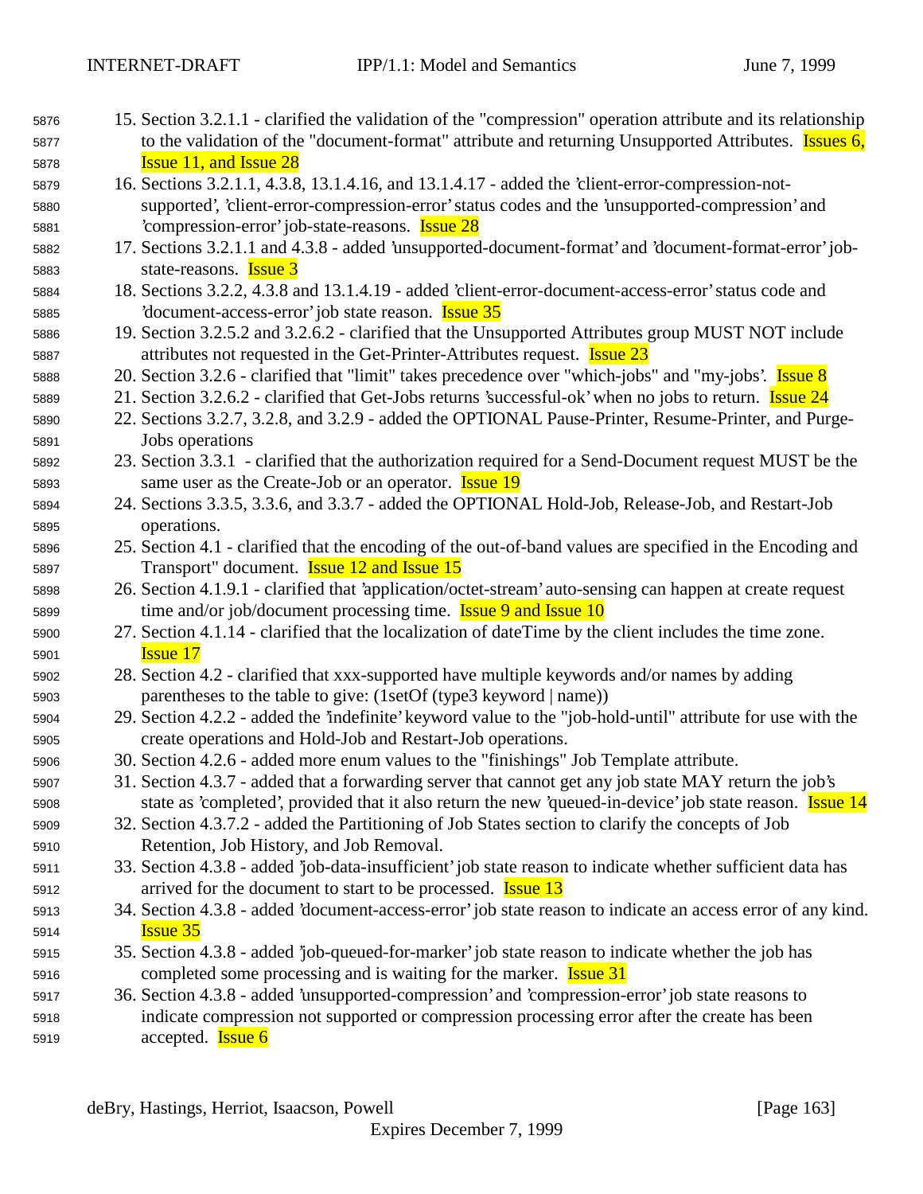15. Section 3.2.1.1 - clarified the validation of the "compression" operation attribute and its relationship to the validation of the "document-format" attribute and returning Unsupported Attributes. Issues 6, Issue 11, and Issue 28
16. Sections 3.2.1.1, 4.3.8, 13.1.4.16, and 13.1.4.17 - added the 'client-error-compression-not-supported', 'client-error-compression-error' status codes and the 'unsupported-compression' and 'compression-error' job-state-reasons. Issue 28
17. Sections 3.2.1.1 and 4.3.8 - added 'unsupported-document-format' and 'document-format-error' job-state-reasons. Issue 3
18. Sections 3.2.2, 4.3.8 and 13.1.4.19 - added 'client-error-document-access-error' status code and 'document-access-error' job state reason. Issue 35
19. Section 3.2.5.2 and 3.2.6.2 - clarified that the Unsupported Attributes group MUST NOT include attributes not requested in the Get-Printer-Attributes request. Issue 23
20. Section 3.2.6 - clarified that "limit" takes precedence over "which-jobs" and "my-jobs'. Issue 8
21. Section 3.2.6.2 - clarified that Get-Jobs returns 'successful-ok' when no jobs to return. Issue 24
22. Sections 3.2.7, 3.2.8, and 3.2.9 - added the OPTIONAL Pause-Printer, Resume-Printer, and Purge-Jobs operations
23. Section 3.3.1 - clarified that the authorization required for a Send-Document request MUST be the same user as the Create-Job or an operator. Issue 19
24. Sections 3.3.5, 3.3.6, and 3.3.7 - added the OPTIONAL Hold-Job, Release-Job, and Restart-Job operations.
25. Section 4.1 - clarified that the encoding of the out-of-band values are specified in the Encoding and Transport" document. Issue 12 and Issue 15
26. Section 4.1.9.1 - clarified that 'application/octet-stream' auto-sensing can happen at create request time and/or job/document processing time. Issue 9 and Issue 10
27. Section 4.1.14 - clarified that the localization of dateTime by the client includes the time zone. Issue 17
28. Section 4.2 - clarified that xxx-supported have multiple keywords and/or names by adding parentheses to the table to give: (1setOf (type3 keyword | name))
29. Section 4.2.2 - added the 'indefinite' keyword value to the "job-hold-until" attribute for use with the create operations and Hold-Job and Restart-Job operations.
30. Section 4.2.6 - added more enum values to the "finishings" Job Template attribute.
31. Section 4.3.7 - added that a forwarding server that cannot get any job state MAY return the job's state as 'completed', provided that it also return the new 'queued-in-device' job state reason. Issue 14
32. Section 4.3.7.2 - added the Partitioning of Job States section to clarify the concepts of Job Retention, Job History, and Job Removal.
33. Section 4.3.8 - added 'job-data-insufficient' job state reason to indicate whether sufficient data has arrived for the document to start to be processed. Issue 13
34. Section 4.3.8 - added 'document-access-error' job state reason to indicate an access error of any kind. Issue 35
35. Section 4.3.8 - added 'job-queued-for-marker' job state reason to indicate whether the job has completed some processing and is waiting for the marker. Issue 31
36. Section 4.3.8 - added 'unsupported-compression' and 'compression-error' job state reasons to indicate compression not supported or compression processing error after the create has been accepted. Issue 6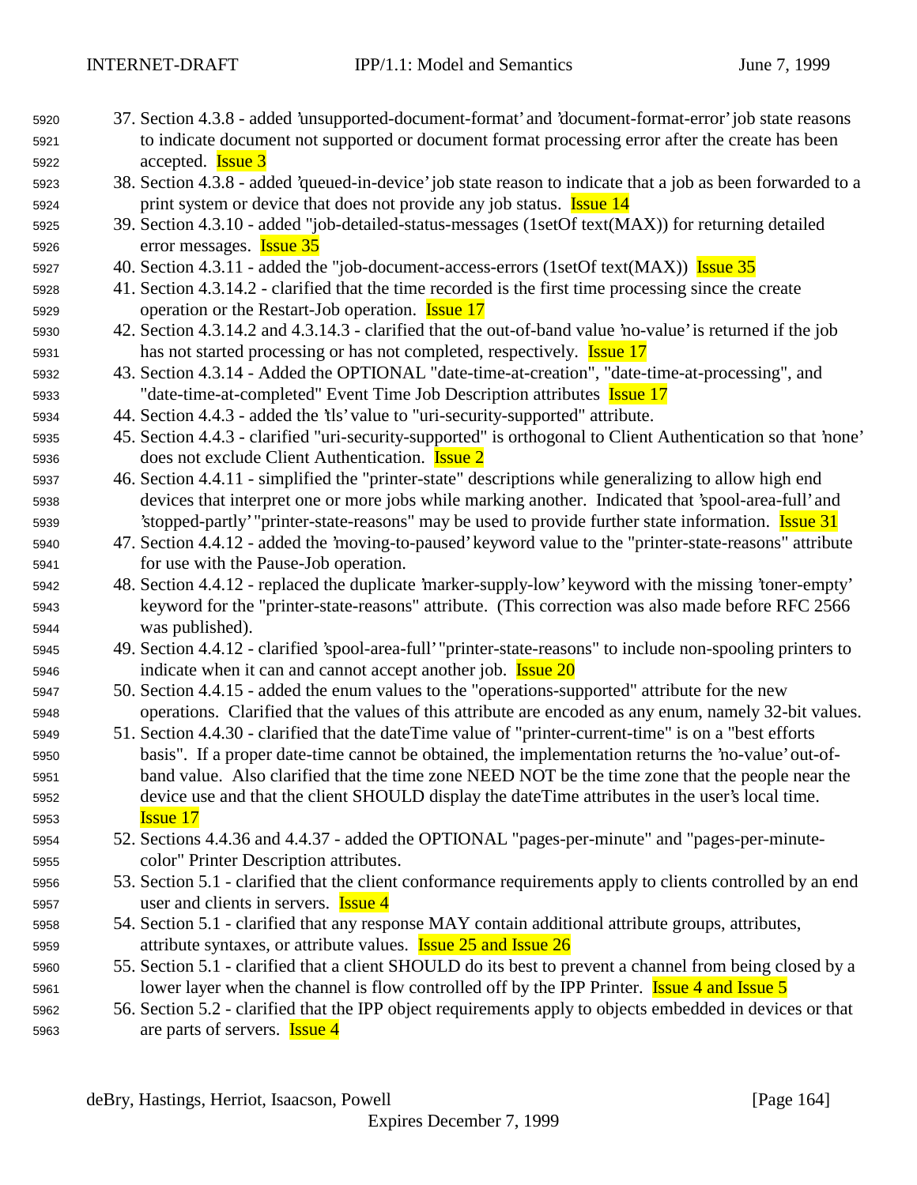37. Section 4.3.8 - added 'unsupported-document-format' and 'document-format-error' job state reasons to indicate document not supported or document format processing error after the create has been accepted. Issue 3
38. Section 4.3.8 - added 'queued-in-device' job state reason to indicate that a job as been forwarded to a print system or device that does not provide any job status. Issue 14
39. Section 4.3.10 - added "job-detailed-status-messages (1setOf text(MAX)) for returning detailed error messages. Issue 35
40. Section 4.3.11 - added the "job-document-access-errors (1setOf text(MAX)) Issue 35
41. Section 4.3.14.2 - clarified that the time recorded is the first time processing since the create operation or the Restart-Job operation. Issue 17
42. Section 4.3.14.2 and 4.3.14.3 - clarified that the out-of-band value 'no-value' is returned if the job has not started processing or has not completed, respectively. Issue 17
43. Section 4.3.14 - Added the OPTIONAL "date-time-at-creation", "date-time-at-processing", and "date-time-at-completed" Event Time Job Description attributes Issue 17
44. Section 4.4.3 - added the 'tls' value to "uri-security-supported" attribute.
45. Section 4.4.3 - clarified "uri-security-supported" is orthogonal to Client Authentication so that 'none' does not exclude Client Authentication. Issue 2
46. Section 4.4.11 - simplified the "printer-state" descriptions while generalizing to allow high end devices that interpret one or more jobs while marking another. Indicated that 'spool-area-full' and 'stopped-partly' "printer-state-reasons" may be used to provide further state information. Issue 31
47. Section 4.4.12 - added the 'moving-to-paused' keyword value to the "printer-state-reasons" attribute for use with the Pause-Job operation.
48. Section 4.4.12 - replaced the duplicate 'marker-supply-low' keyword with the missing 'toner-empty' keyword for the "printer-state-reasons" attribute. (This correction was also made before RFC 2566 was published).
49. Section 4.4.12 - clarified 'spool-area-full' "printer-state-reasons" to include non-spooling printers to indicate when it can and cannot accept another job. Issue 20
50. Section 4.4.15 - added the enum values to the "operations-supported" attribute for the new operations. Clarified that the values of this attribute are encoded as any enum, namely 32-bit values.
51. Section 4.4.30 - clarified that the dateTime value of "printer-current-time" is on a "best efforts basis". If a proper date-time cannot be obtained, the implementation returns the 'no-value' out-of-band value. Also clarified that the time zone NEED NOT be the time zone that the people near the device use and that the client SHOULD display the dateTime attributes in the user's local time. Issue 17
52. Sections 4.4.36 and 4.4.37 - added the OPTIONAL "pages-per-minute" and "pages-per-minute-color" Printer Description attributes.
53. Section 5.1 - clarified that the client conformance requirements apply to clients controlled by an end user and clients in servers. Issue 4
54. Section 5.1 - clarified that any response MAY contain additional attribute groups, attributes, attribute syntaxes, or attribute values. Issue 25 and Issue 26
55. Section 5.1 - clarified that a client SHOULD do its best to prevent a channel from being closed by a lower layer when the channel is flow controlled off by the IPP Printer. Issue 4 and Issue 5
56. Section 5.2 - clarified that the IPP object requirements apply to objects embedded in devices or that are parts of servers. Issue 4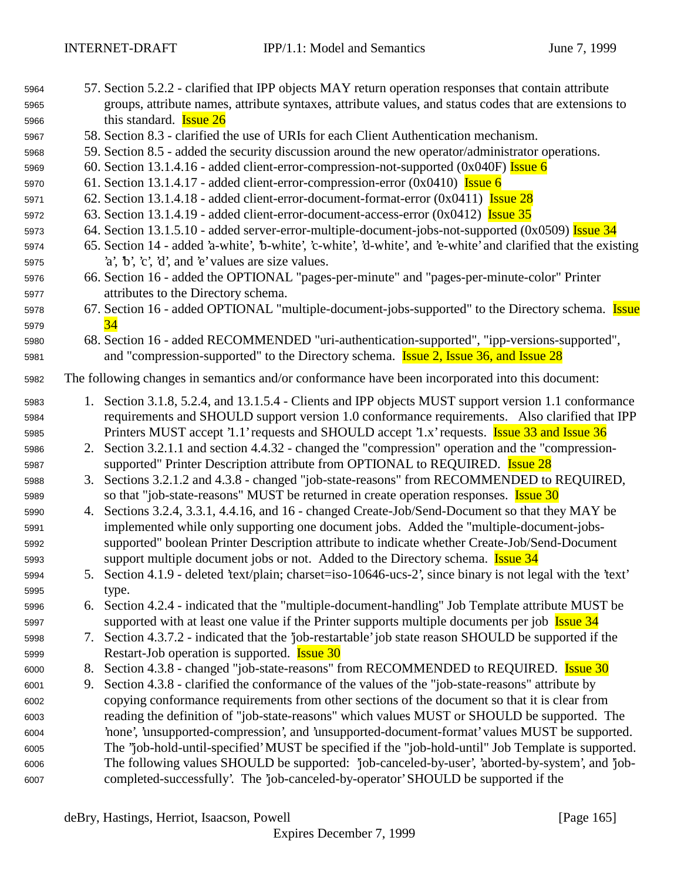57. Section 5.2.2 - clarified that IPP objects MAY return operation responses that contain attribute groups, attribute names, attribute syntaxes, attribute values, and status codes that are extensions to this standard. Issue 26
58. Section 8.3 - clarified the use of URIs for each Client Authentication mechanism.
59. Section 8.5 - added the security discussion around the new operator/administrator operations.
60. Section 13.1.4.16 - added client-error-compression-not-supported (0x040F) Issue 6
61. Section 13.1.4.17 - added client-error-compression-error (0x0410) Issue 6
62. Section 13.1.4.18 - added client-error-document-format-error (0x0411) Issue 28
63. Section 13.1.4.19 - added client-error-document-access-error (0x0412) Issue 35
64. Section 13.1.5.10 - added server-error-multiple-document-jobs-not-supported (0x0509) Issue 34
65. Section 14 - added 'a-white', 'b-white', 'c-white', 'd-white', and 'e-white' and clarified that the existing 'a', 'b', 'c', 'd', and 'e' values are size values.
66. Section 16 - added the OPTIONAL "pages-per-minute" and "pages-per-minute-color" Printer attributes to the Directory schema.
67. Section 16 - added OPTIONAL "multiple-document-jobs-supported" to the Directory schema. Issue 34
68. Section 16 - added RECOMMENDED "uri-authentication-supported", "ipp-versions-supported", and "compression-supported" to the Directory schema. Issue 2, Issue 36, and Issue 28

The following changes in semantics and/or conformance have been incorporated into this document:

1. Section 3.1.8, 5.2.4, and 13.1.5.4 - Clients and IPP objects MUST support version 1.1 conformance requirements and SHOULD support version 1.0 conformance requirements. Also clarified that IPP Printers MUST accept '1.1' requests and SHOULD accept '1.x' requests. Issue 33 and Issue 36
2. Section 3.2.1.1 and section 4.4.32 - changed the "compression" operation and the "compression-supported" Printer Description attribute from OPTIONAL to REQUIRED. Issue 28
3. Sections 3.2.1.2 and 4.3.8 - changed "job-state-reasons" from RECOMMENDED to REQUIRED, so that "job-state-reasons" MUST be returned in create operation responses. Issue 30
4. Sections 3.2.4, 3.3.1, 4.4.16, and 16 - changed Create-Job/Send-Document so that they MAY be implemented while only supporting one document jobs. Added the "multiple-document-jobs-supported" boolean Printer Description attribute to indicate whether Create-Job/Send-Document support multiple document jobs or not. Added to the Directory schema. Issue 34
5. Section 4.1.9 - deleted 'text/plain; charset=iso-10646-ucs-2', since binary is not legal with the 'text' type.
6. Section 4.2.4 - indicated that the "multiple-document-handling" Job Template attribute MUST be supported with at least one value if the Printer supports multiple documents per job Issue 34
7. Section 4.3.7.2 - indicated that the 'job-restartable' job state reason SHOULD be supported if the Restart-Job operation is supported. Issue 30
8. Section 4.3.8 - changed "job-state-reasons" from RECOMMENDED to REQUIRED. Issue 30
9. Section 4.3.8 - clarified the conformance of the values of the "job-state-reasons" attribute by copying conformance requirements from other sections of the document so that it is clear from reading the definition of "job-state-reasons" which values MUST or SHOULD be supported. The 'none', 'unsupported-compression', and 'unsupported-document-format' values MUST be supported. The "job-hold-until-specified' MUST be specified if the "job-hold-until" Job Template is supported. The following values SHOULD be supported: 'job-canceled-by-user', 'aborted-by-system', and 'job-completed-successfully'. The 'job-canceled-by-operator' SHOULD be supported if the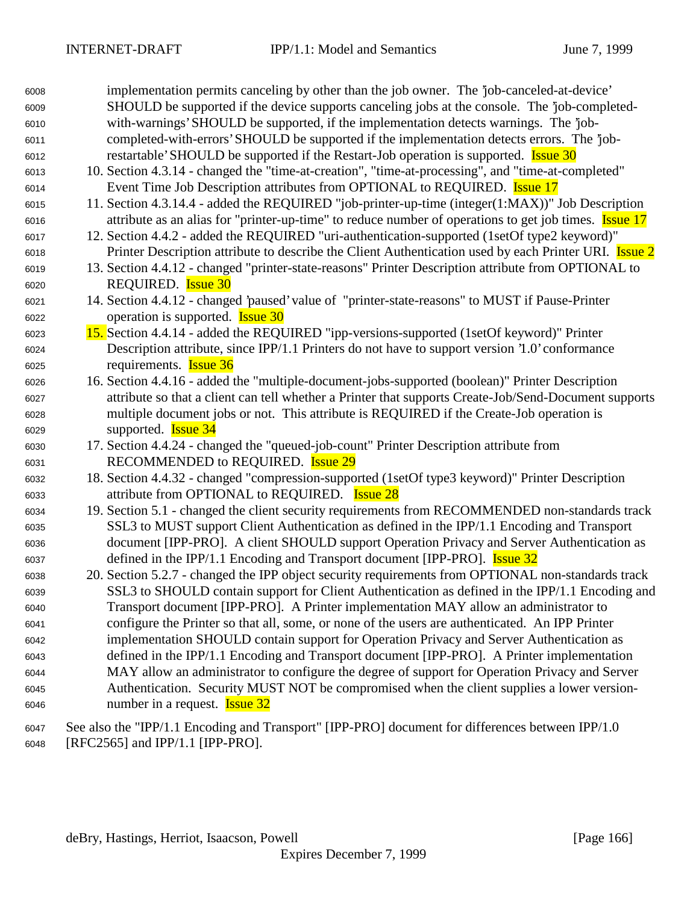implementation permits canceling by other than the job owner. The 'job-canceled-at-device' SHOULD be supported if the device supports canceling jobs at the console. The 'job-completed-with-warnings' SHOULD be supported, if the implementation detects warnings. The 'job-completed-with-errors' SHOULD be supported if the implementation detects errors. The 'job-restartable' SHOULD be supported if the Restart-Job operation is supported. Issue 30

10. Section 4.3.14 - changed the "time-at-creation", "time-at-processing", and "time-at-completed" Event Time Job Description attributes from OPTIONAL to REQUIRED. Issue 17
11. Section 4.3.14.4 - added the REQUIRED "job-printer-up-time (integer(1:MAX))" Job Description attribute as an alias for "printer-up-time" to reduce number of operations to get job times. Issue 17
12. Section 4.4.2 - added the REQUIRED "uri-authentication-supported (1setOf type2 keyword)" Printer Description attribute to describe the Client Authentication used by each Printer URI. Issue 2
13. Section 4.4.12 - changed "printer-state-reasons" Printer Description attribute from OPTIONAL to REQUIRED. Issue 30
14. Section 4.4.12 - changed 'paused' value of "printer-state-reasons" to MUST if Pause-Printer operation is supported. Issue 30
15. Section 4.4.14 - added the REQUIRED "ipp-versions-supported (1setOf keyword)" Printer Description attribute, since IPP/1.1 Printers do not have to support version '1.0' conformance requirements. Issue 36
16. Section 4.4.16 - added the "multiple-document-jobs-supported (boolean)" Printer Description attribute so that a client can tell whether a Printer that supports Create-Job/Send-Document supports multiple document jobs or not. This attribute is REQUIRED if the Create-Job operation is supported. Issue 34
17. Section 4.4.24 - changed the "queued-job-count" Printer Description attribute from RECOMMENDED to REQUIRED. Issue 29
18. Section 4.4.32 - changed "compression-supported (1setOf type3 keyword)" Printer Description attribute from OPTIONAL to REQUIRED. Issue 28
19. Section 5.1 - changed the client security requirements from RECOMMENDED non-standards track SSL3 to MUST support Client Authentication as defined in the IPP/1.1 Encoding and Transport document [IPP-PRO]. A client SHOULD support Operation Privacy and Server Authentication as defined in the IPP/1.1 Encoding and Transport document [IPP-PRO]. Issue 32
20. Section 5.2.7 - changed the IPP object security requirements from OPTIONAL non-standards track SSL3 to SHOULD contain support for Client Authentication as defined in the IPP/1.1 Encoding and Transport document [IPP-PRO]. A Printer implementation MAY allow an administrator to configure the Printer so that all, some, or none of the users are authenticated. An IPP Printer implementation SHOULD contain support for Operation Privacy and Server Authentication as defined in the IPP/1.1 Encoding and Transport document [IPP-PRO]. A Printer implementation MAY allow an administrator to configure the degree of support for Operation Privacy and Server Authentication. Security MUST NOT be compromised when the client supplies a lower version-number in a request. Issue 32

See also the "IPP/1.1 Encoding and Transport" [IPP-PRO] document for differences between IPP/1.0 [RFC2565] and IPP/1.1 [IPP-PRO].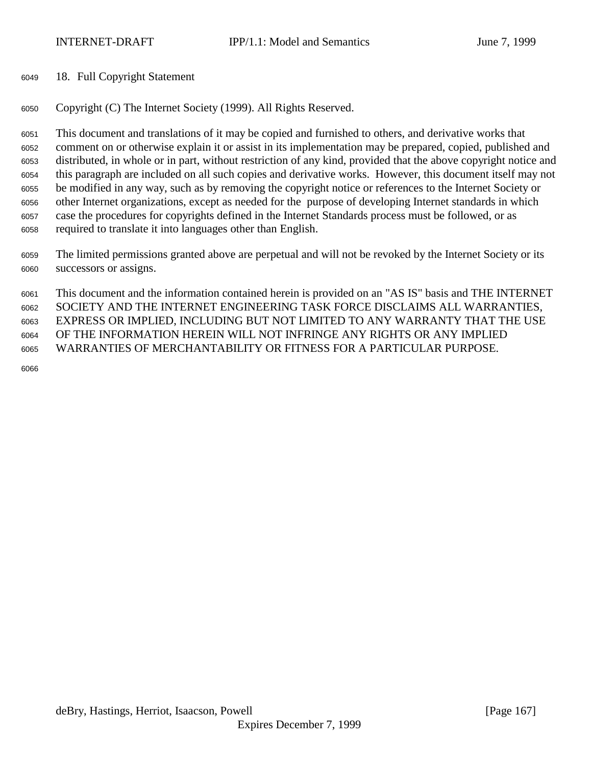## 18. Full Copyright Statement

Copyright (C) The Internet Society (1999). All Rights Reserved.

This document and translations of it may be copied and furnished to others, and derivative works that comment on or otherwise explain it or assist in its implementation may be prepared, copied, published and distributed, in whole or in part, without restriction of any kind, provided that the above copyright notice and this paragraph are included on all such copies and derivative works. However, this document itself may not be modified in any way, such as by removing the copyright notice or references to the Internet Society or other Internet organizations, except as needed for the purpose of developing Internet standards in which case the procedures for copyrights defined in the Internet Standards process must be followed, or as required to translate it into languages other than English.

The limited permissions granted above are perpetual and will not be revoked by the Internet Society or its successors or assigns.

This document and the information contained herein is provided on an "AS IS" basis and THE INTERNET SOCIETY AND THE INTERNET ENGINEERING TASK FORCE DISCLAIMS ALL WARRANTIES, EXPRESS OR IMPLIED, INCLUDING BUT NOT LIMITED TO ANY WARRANTY THAT THE USE OF THE INFORMATION HEREIN WILL NOT INFRINGE ANY RIGHTS OR ANY IMPLIED WARRANTIES OF MERCHANTABILITY OR FITNESS FOR A PARTICULAR PURPOSE.